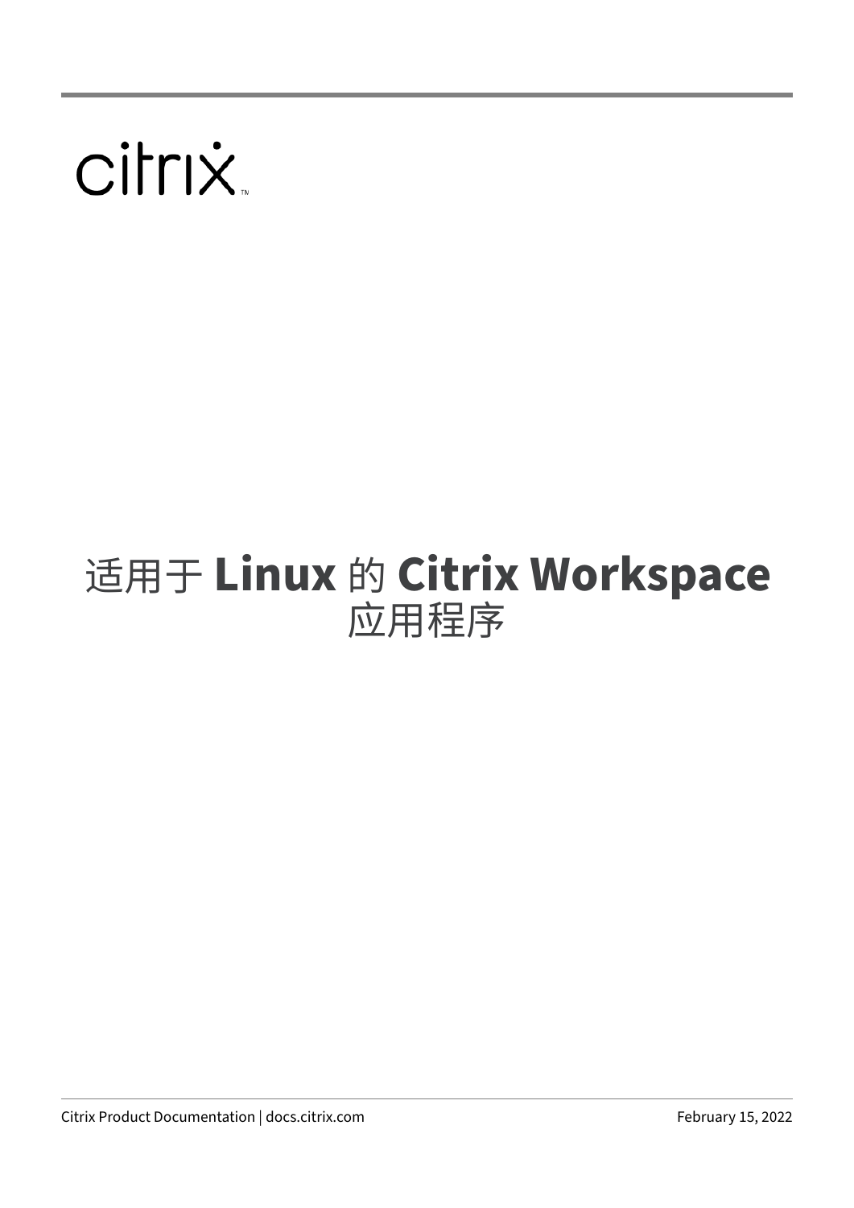# 适用于 Linux 的 Citrix Workspace 应用程序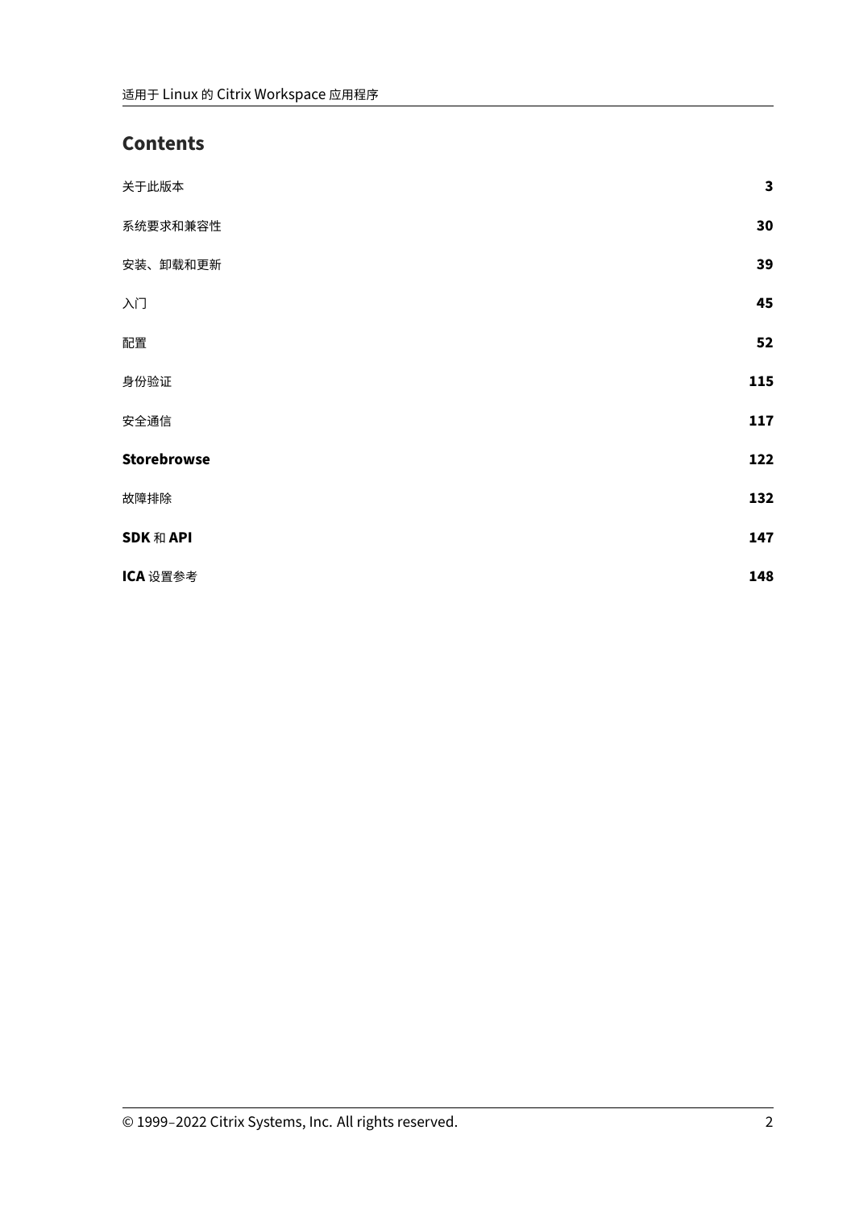## Contents

| | |
|---|---|
| 关于此版本 | **3** |
| 系统要求和兼容性 | **30** |
| 安装、卸载和更新 | **39** |
| 入门 | **45** |
| 配置 | **52** |
| 身份验证 | **115** |
| 安全通信 | **117** |
| **Storebrowse** | **122** |
| 故障排除 | **132** |
| **SDK** 和 **API** | **147** |
| **ICA** 设置参考 | **148** |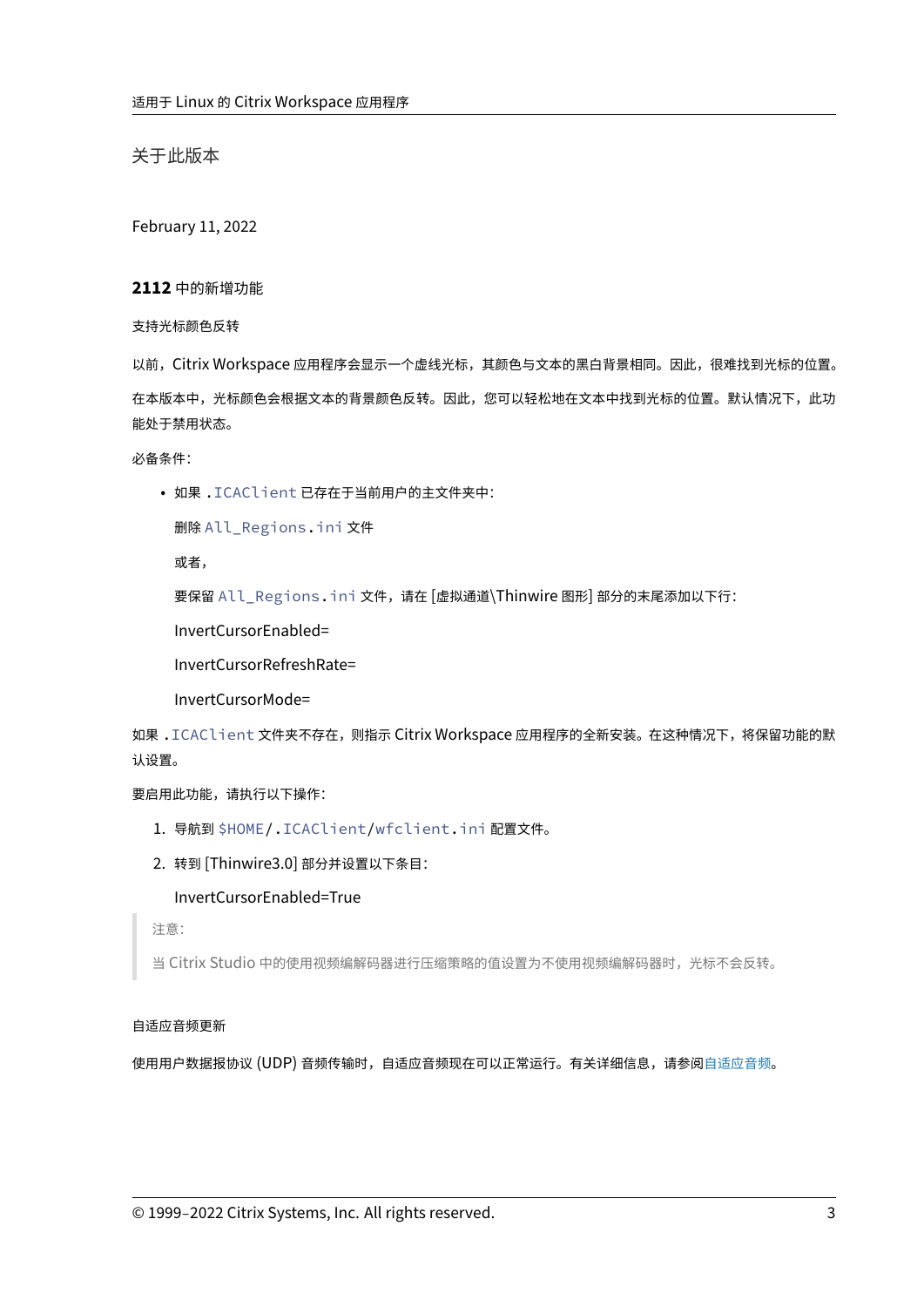# 关于此版本

February 11, 2022

## 2112 中的新增功能

### 支持光标颜色反转

以前，Citrix Workspace 应用程序会显示一个虚线光标，其颜色与文本的黑白背景相同。因此，很难找到光标的位置。

在本版本中，光标颜色会根据文本的背景颜色反转。因此，您可以轻松地在文本中找到光标的位置。默认情况下，此功能处于禁用状态。

必备条件：

- 如果 `.ICAClient` 已存在于当前用户的主文件夹中：

  删除 `All_Regions.ini` 文件

  或者，

  要保留 `All_Regions.ini` 文件，请在 [虚拟通道\Thinwire 图形] 部分的末尾添加以下行：

  InvertCursorEnabled=

  InvertCursorRefreshRate=

  InvertCursorMode=

如果 `.ICAClient` 文件夹不存在，则指示 Citrix Workspace 应用程序的全新安装。在这种情况下，将保留功能的默认设置。

要启用此功能，请执行以下操作：

1. 导航到 `$HOME/.ICAClient/wfclient.ini` 配置文件。
2. 转到 [Thinwire3.0] 部分并设置以下条目：

   InvertCursorEnabled=True

> 注意：
>
> 当 Citrix Studio 中的使用视频编解码器进行压缩策略的值设置为不使用视频编解码器时，光标不会反转。

### 自适应音频更新

使用用户数据报协议 (UDP) 音频传输时，自适应音频现在可以正常运行。有关详细信息，请参阅自适应音频。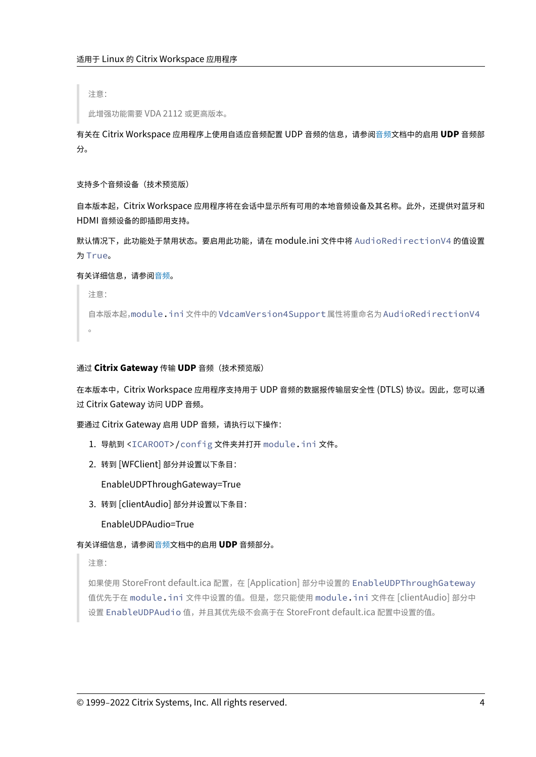> 注意：
>
> 此增强功能需要 VDA 2112 或更高版本。

有关在 Citrix Workspace 应用程序上使用自适应音频配置 UDP 音频的信息，请参阅音频文档中的启用 **UDP** 音频部分。

#### 支持多个音频设备（技术预览版）

自本版本起，Citrix Workspace 应用程序将在会话中显示所有可用的本地音频设备及其名称。此外，还提供对蓝牙和 HDMI 音频设备的即插即用支持。

默认情况下，此功能处于禁用状态。要启用此功能，请在 module.ini 文件中将 `AudioRedirectionV4` 的值设置为 `True`。

有关详细信息，请参阅音频。

> 注意：
>
> 自本版本起，`module.ini` 文件中的 `VdcamVersion4Support` 属性将重命名为 `AudioRedirectionV4`。

#### 通过 **Citrix Gateway** 传输 **UDP** 音频（技术预览版）

在本版本中，Citrix Workspace 应用程序支持用于 UDP 音频的数据报传输层安全性 (DTLS) 协议。因此，您可以通过 Citrix Gateway 访问 UDP 音频。

要通过 Citrix Gateway 启用 UDP 音频，请执行以下操作：

1. 导航到 `<ICAROOT>/config` 文件夹并打开 `module.ini` 文件。
2. 转到 [WFClient] 部分并设置以下条目：

   EnableUDPThroughGateway=True

3. 转到 [clientAudio] 部分并设置以下条目：

   EnableUDPAudio=True

有关详细信息，请参阅音频文档中的启用 **UDP** 音频部分。

> 注意：
>
> 如果使用 StoreFront default.ica 配置，在 [Application] 部分中设置的 `EnableUDPThroughGateway` 值优先于在 `module.ini` 文件中设置的值。但是，您只能使用 `module.ini` 文件在 [clientAudio] 部分中设置 `EnableUDPAudio` 值，并且其优先级不会高于在 StoreFront default.ica 配置中设置的值。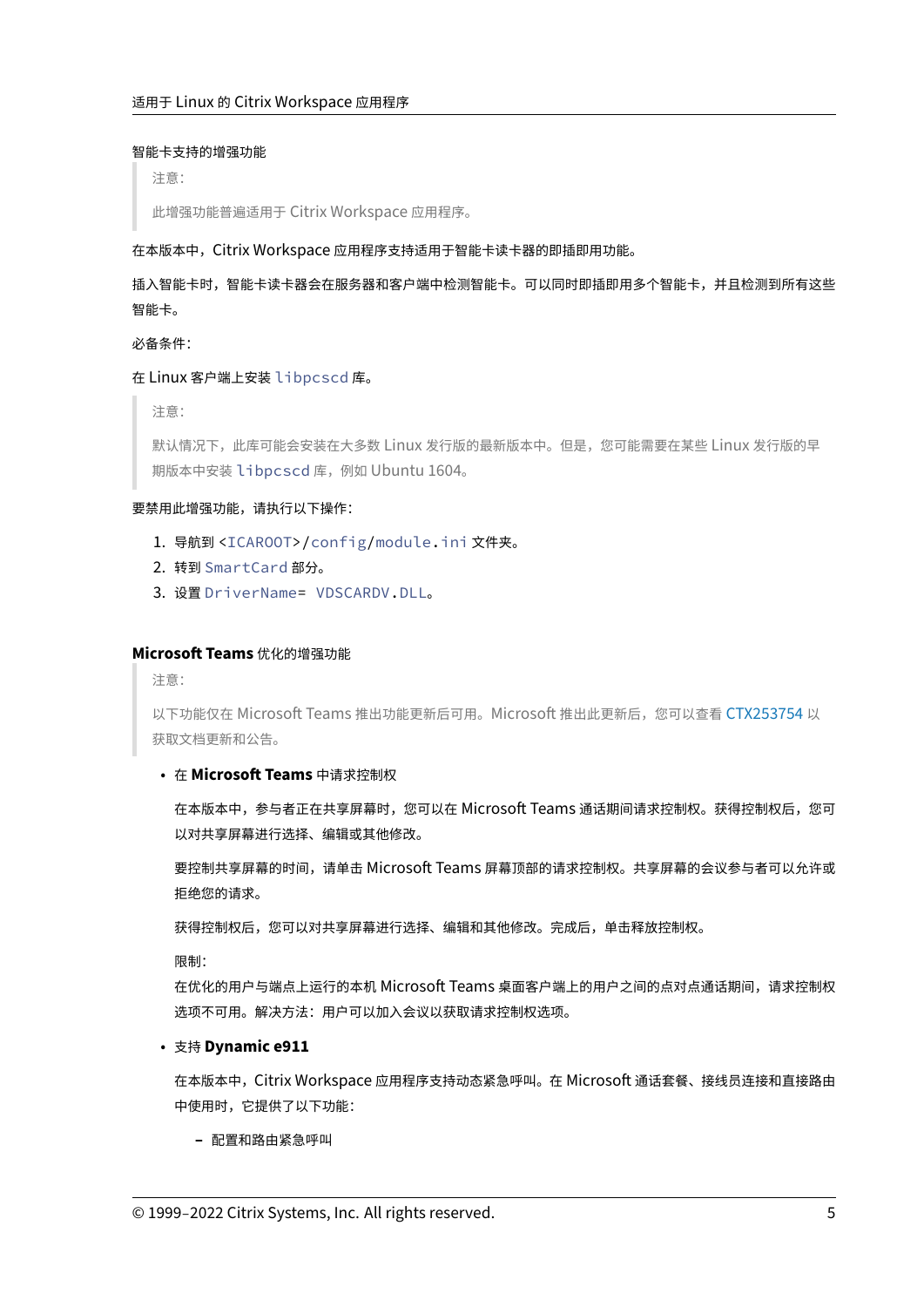智能卡支持的增强功能

> 注意：
>
> 此增强功能普遍适用于 Citrix Workspace 应用程序。

在本版本中，Citrix Workspace 应用程序支持适用于智能卡读卡器的即插即用功能。

插入智能卡时，智能卡读卡器会在服务器和客户端中检测智能卡。可以同时即插即用多个智能卡，并且检测到所有这些智能卡。

必备条件：

在 Linux 客户端上安装 `libpcscd` 库。

> 注意：
>
> 默认情况下，此库可能会安装在大多数 Linux 发行版的最新版本中。但是，您可能需要在某些 Linux 发行版的早期版本中安装 `libpcscd` 库，例如 Ubuntu 1604。

要禁用此增强功能，请执行以下操作：

1. 导航到 `<ICAROOT>/config/module.ini` 文件夹。
2. 转到 `SmartCard` 部分。
3. 设置 `DriverName= VDSCARDV.DLL`。

**Microsoft Teams** 优化的增强功能

> 注意：
>
> 以下功能仅在 Microsoft Teams 推出功能更新后可用。Microsoft 推出此更新后，您可以查看 CTX253754 以获取文档更新和公告。

- 在 **Microsoft Teams** 中请求控制权

  在本版本中，参与者正在共享屏幕时，您可以在 Microsoft Teams 通话期间请求控制权。获得控制权后，您可以对共享屏幕进行选择、编辑或其他修改。

  要控制共享屏幕的时间，请单击 Microsoft Teams 屏幕顶部的请求控制权。共享屏幕的会议参与者可以允许或拒绝您的请求。

  获得控制权后，您可以对共享屏幕进行选择、编辑和其他修改。完成后，单击释放控制权。

  限制：
  在优化的用户与端点上运行的本机 Microsoft Teams 桌面客户端上的用户之间的点对点通话期间，请求控制权选项不可用。解决方法：用户可以加入会议以获取请求控制权选项。

- 支持 **Dynamic e911**

  在本版本中，Citrix Workspace 应用程序支持动态紧急呼叫。在 Microsoft 通话套餐、接线员连接和直接路由中使用时，它提供了以下功能：

  – 配置和路由紧急呼叫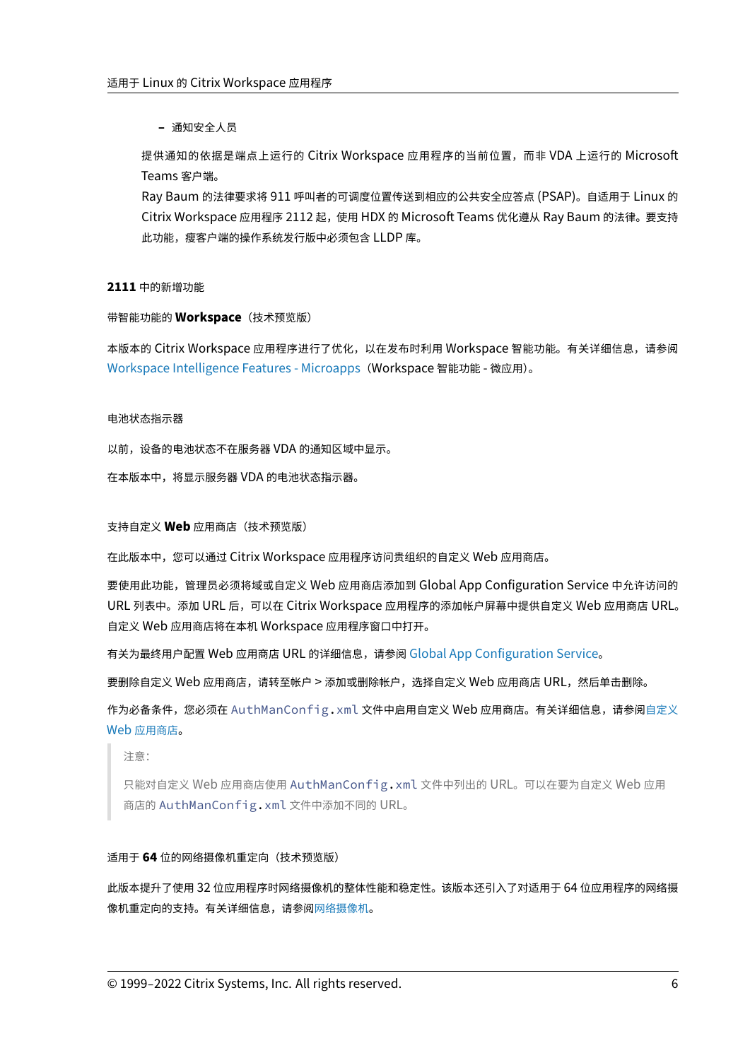- 通知安全人员

提供通知的依据是端点上运行的 Citrix Workspace 应用程序的当前位置，而非 VDA 上运行的 Microsoft Teams 客户端。

Ray Baum 的法律要求将 911 呼叫者的可调度位置传送到相应的公共安全应答点 (PSAP)。自适用于 Linux 的 Citrix Workspace 应用程序 2112 起，使用 HDX 的 Microsoft Teams 优化遵从 Ray Baum 的法律。要支持此功能，瘦客户端的操作系统发行版中必须包含 LLDP 库。

### 2111 中的新增功能

#### 带智能功能的 Workspace（技术预览版）

本版本的 Citrix Workspace 应用程序进行了优化，以在发布时利用 Workspace 智能功能。有关详细信息，请参阅 Workspace Intelligence Features - Microapps（Workspace 智能功能 - 微应用）。

#### 电池状态指示器

以前，设备的电池状态不在服务器 VDA 的通知区域中显示。

在本版本中，将显示服务器 VDA 的电池状态指示器。

#### 支持自定义 Web 应用商店（技术预览版）

在此版本中，您可以通过 Citrix Workspace 应用程序访问贵组织的自定义 Web 应用商店。

要使用此功能，管理员必须将域或自定义 Web 应用商店添加到 Global App Configuration Service 中允许访问的 URL 列表中。添加 URL 后，可以在 Citrix Workspace 应用程序的添加帐户屏幕中提供自定义 Web 应用商店 URL。自定义 Web 应用商店将在本机 Workspace 应用程序窗口中打开。

有关为最终用户配置 Web 应用商店 URL 的详细信息，请参阅 Global App Configuration Service。

要删除自定义 Web 应用商店，请转至帐户 > 添加或删除帐户，选择自定义 Web 应用商店 URL，然后单击删除。

作为必备条件，您必须在 `AuthManConfig.xml` 文件中启用自定义 Web 应用商店。有关详细信息，请参阅自定义 Web 应用商店。

> 注意：
>
> 只能对自定义 Web 应用商店使用 `AuthManConfig.xml` 文件中列出的 URL。可以在要为自定义 Web 应用商店的 `AuthManConfig.xml` 文件中添加不同的 URL。

#### 适用于 64 位的网络摄像机重定向（技术预览版）

此版本提升了使用 32 位应用程序时网络摄像机的整体性能和稳定性。该版本还引入了对适用于 64 位应用程序的网络摄像机重定向的支持。有关详细信息，请参阅网络摄像机。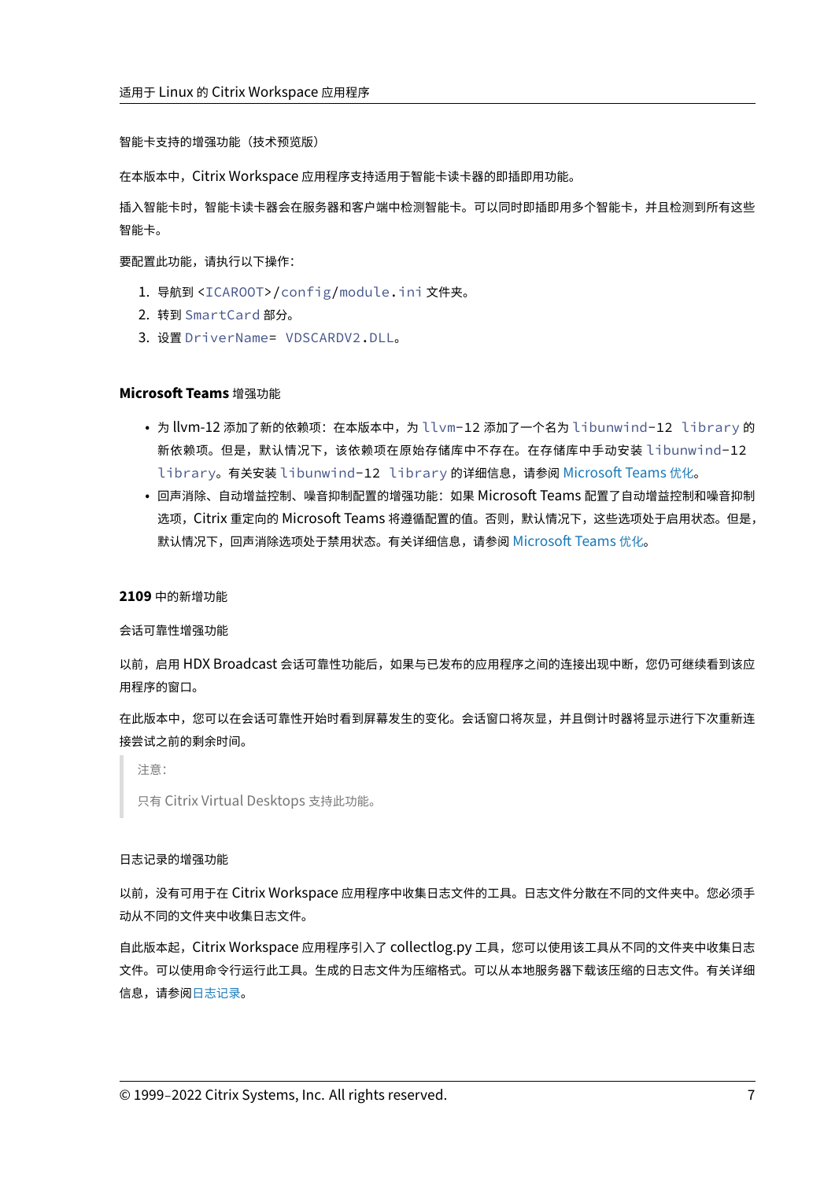智能卡支持的增强功能（技术预览版）

在本版本中，Citrix Workspace 应用程序支持适用于智能卡读卡器的即插即用功能。

插入智能卡时，智能卡读卡器会在服务器和客户端中检测智能卡。可以同时即插即用多个智能卡，并且检测到所有这些智能卡。

要配置此功能，请执行以下操作：

1. 导航到 `<ICAROOT>/config/module.ini` 文件夹。
2. 转到 `SmartCard` 部分。
3. 设置 `DriverName= VDSCARDV2.DLL`。

#### **Microsoft Teams** 增强功能

- 为 llvm-12 添加了新的依赖项：在本版本中，为 `llvm-12` 添加了一个名为 `libunwind-12 library` 的新依赖项。但是，默认情况下，该依赖项在原始存储库中不存在。在存储库中手动安装 `libunwind-12 library`。有关安装 `libunwind-12 library` 的详细信息，请参阅 Microsoft Teams 优化。
- 回声消除、自动增益控制、噪音抑制配置的增强功能：如果 Microsoft Teams 配置了自动增益控制和噪音抑制选项，Citrix 重定向的 Microsoft Teams 将遵循配置的值。否则，默认情况下，这些选项处于启用状态。但是，默认情况下，回声消除选项处于禁用状态。有关详细信息，请参阅 Microsoft Teams 优化。

### **2109** 中的新增功能

会话可靠性增强功能

以前，启用 HDX Broadcast 会话可靠性功能后，如果与已发布的应用程序之间的连接出现中断，您仍可继续看到该应用程序的窗口。

在此版本中，您可以在会话可靠性开始时看到屏幕发生的变化。会话窗口将灰显，并且倒计时器将显示进行下次重新连接尝试之前的剩余时间。

> 注意：
>
> 只有 Citrix Virtual Desktops 支持此功能。

日志记录的增强功能

以前，没有可用于在 Citrix Workspace 应用程序中收集日志文件的工具。日志文件分散在不同的文件夹中。您必须手动从不同的文件夹中收集日志文件。

自此版本起，Citrix Workspace 应用程序引入了 collectlog.py 工具，您可以使用该工具从不同的文件夹中收集日志文件。可以使用命令行运行此工具。生成的日志文件为压缩格式。可以从本地服务器下载该压缩的日志文件。有关详细信息，请参阅日志记录。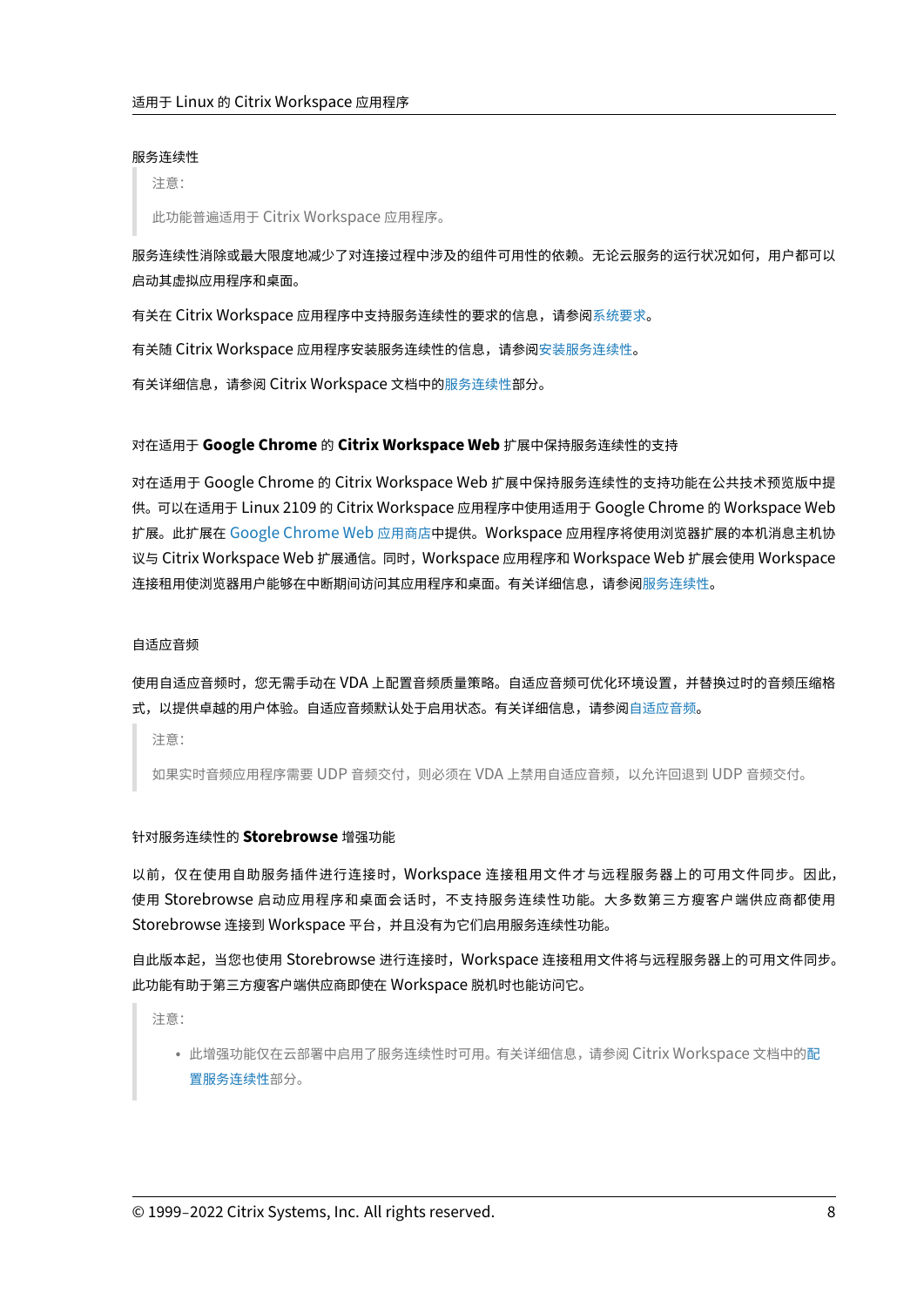#### 服务连续性

> 注意：
>
> 此功能普遍适用于 Citrix Workspace 应用程序。

服务连续性消除或最大限度地减少了对连接过程中涉及的组件可用性的依赖。无论云服务的运行状况如何，用户都可以启动其虚拟应用程序和桌面。

有关在 Citrix Workspace 应用程序中支持服务连续性的要求的信息，请参阅系统要求。

有关随 Citrix Workspace 应用程序安装服务连续性的信息，请参阅安装服务连续性。

有关详细信息，请参阅 Citrix Workspace 文档中的服务连续性部分。

#### 对在适用于 **Google Chrome** 的 **Citrix Workspace Web** 扩展中保持服务连续性的支持

对在适用于 Google Chrome 的 Citrix Workspace Web 扩展中保持服务连续性的支持功能在公共技术预览版中提供。可以在适用于 Linux 2109 的 Citrix Workspace 应用程序中使用适用于 Google Chrome 的 Workspace Web 扩展。此扩展在 Google Chrome Web 应用商店中提供。Workspace 应用程序将使用浏览器扩展的本机消息主机协议与 Citrix Workspace Web 扩展通信。同时，Workspace 应用程序和 Workspace Web 扩展会使用 Workspace 连接租用使浏览器用户能够在中断期间访问其应用程序和桌面。有关详细信息，请参阅服务连续性。

#### 自适应音频

使用自适应音频时，您无需手动在 VDA 上配置音频质量策略。自适应音频可优化环境设置，并替换过时的音频压缩格式，以提供卓越的用户体验。自适应音频默认处于启用状态。有关详细信息，请参阅自适应音频。

> 注意：
>
> 如果实时音频应用程序需要 UDP 音频交付，则必须在 VDA 上禁用自适应音频，以允许回退到 UDP 音频交付。

#### 针对服务连续性的 **Storebrowse** 增强功能

以前，仅在使用自助服务插件进行连接时，Workspace 连接租用文件才与远程服务器上的可用文件同步。因此，使用 Storebrowse 启动应用程序和桌面会话时，不支持服务连续性功能。大多数第三方瘦客户端供应商都使用 Storebrowse 连接到 Workspace 平台，并且没有为它们启用服务连续性功能。

自此版本起，当您也使用 Storebrowse 进行连接时，Workspace 连接租用文件将与远程服务器上的可用文件同步。此功能有助于第三方瘦客户端供应商即使在 Workspace 脱机时也能访问它。

> 注意：
>
> - 此增强功能仅在云部署中启用了服务连续性时可用。有关详细信息，请参阅 Citrix Workspace 文档中的配置服务连续性部分。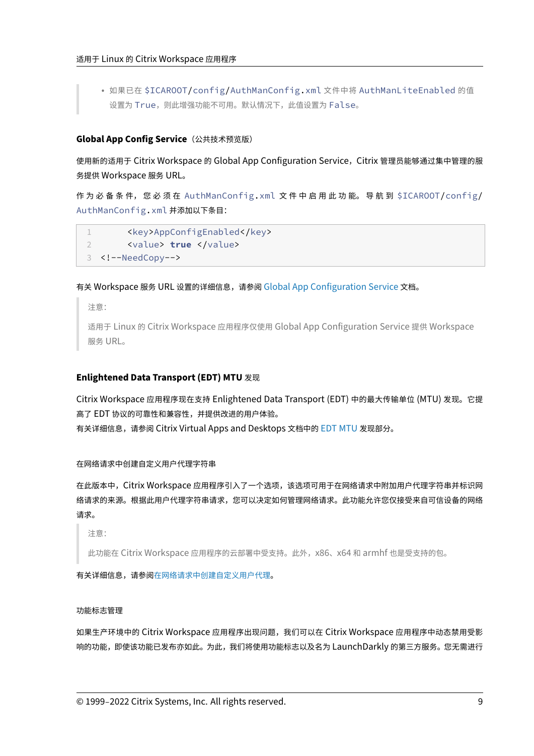> - 如果已在 `$ICAROOT/config/AuthManConfig.xml` 文件中将 `AuthManLiteEnabled` 的值设置为 `True`，则此增强功能不可用。默认情况下，此值设置为 `False`。

### Global App Config Service（公共技术预览版）

使用新的适用于 Citrix Workspace 的 Global App Configuration Service，Citrix 管理员能够通过集中管理的服务提供 Workspace 服务 URL。

作为必备条件，您必须在 `AuthManConfig.xml` 文件中启用此功能。导航到 `$ICAROOT/config/AuthManConfig.xml` 并添加以下条目：

```
1       <key>AppConfigEnabled</key>
2       <value> true </value>
3   <!--NeedCopy-->
```

有关 Workspace 服务 URL 设置的详细信息，请参阅 Global App Configuration Service 文档。

> 注意：
>
> 适用于 Linux 的 Citrix Workspace 应用程序仅使用 Global App Configuration Service 提供 Workspace 服务 URL。

### Enlightened Data Transport (EDT) MTU 发现

Citrix Workspace 应用程序现在支持 Enlightened Data Transport (EDT) 中的最大传输单位 (MTU) 发现。它提高了 EDT 协议的可靠性和兼容性，并提供改进的用户体验。
有关详细信息，请参阅 Citrix Virtual Apps and Desktops 文档中的 EDT MTU 发现部分。

#### 在网络请求中创建自定义用户代理字符串

在此版本中，Citrix Workspace 应用程序引入了一个选项，该选项可用于在网络请求中附加用户代理字符串并标识网络请求的来源。根据此用户代理字符串请求，您可以决定如何管理网络请求。此功能允许您仅接受来自可信设备的网络请求。

> 注意：
>
> 此功能在 Citrix Workspace 应用程序的云部署中受支持。此外，x86、x64 和 armhf 也是受支持的包。

有关详细信息，请参阅在网络请求中创建自定义用户代理。

#### 功能标志管理

如果生产环境中的 Citrix Workspace 应用程序出现问题，我们可以在 Citrix Workspace 应用程序中动态禁用受影响的功能，即使该功能已发布亦如此。为此，我们将使用功能标志以及名为 LaunchDarkly 的第三方服务。您无需进行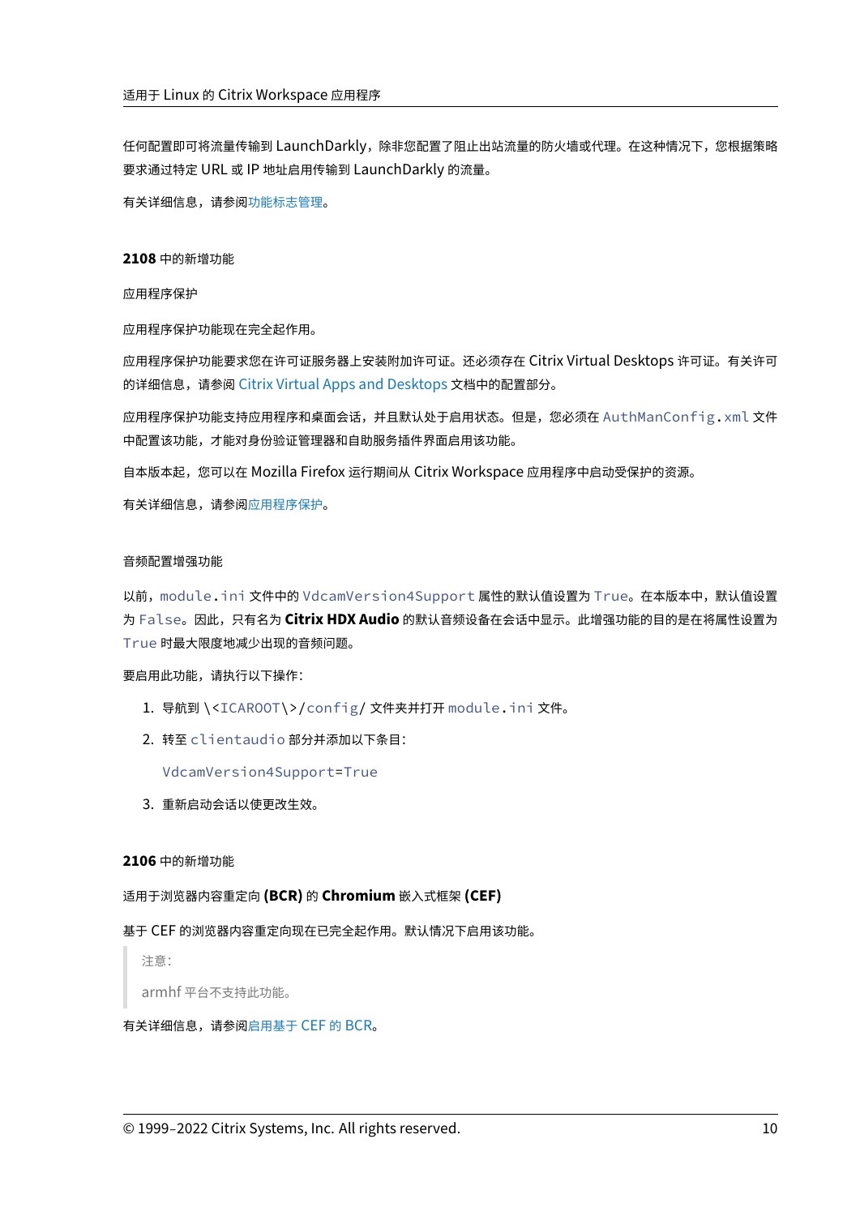任何配置即可将流量传输到 LaunchDarkly，除非您配置了阻止出站流量的防火墙或代理。在这种情况下，您根据策略要求通过特定 URL 或 IP 地址启用传输到 LaunchDarkly 的流量。

有关详细信息，请参阅功能标志管理。

### 2108 中的新增功能

#### 应用程序保护

应用程序保护功能现在完全起作用。

应用程序保护功能要求您在许可证服务器上安装附加许可证。还必须存在 Citrix Virtual Desktops 许可证。有关许可的详细信息，请参阅 Citrix Virtual Apps and Desktops 文档中的配置部分。

应用程序保护功能支持应用程序和桌面会话，并且默认处于启用状态。但是，您必须在 `AuthManConfig.xml` 文件中配置该功能，才能对身份验证管理器和自助服务插件界面启用该功能。

自本版本起，您可以在 Mozilla Firefox 运行期间从 Citrix Workspace 应用程序中启动受保护的资源。

有关详细信息，请参阅应用程序保护。

#### 音频配置增强功能

以前，`module.ini` 文件中的 `VdcamVersion4Support` 属性的默认值设置为 `True`。在本版本中，默认值设置为 `False`。因此，只有名为 **Citrix HDX Audio** 的默认音频设备在会话中显示。此增强功能的目的是在将属性设置为 `True` 时最大限度地减少出现的音频问题。

要启用此功能，请执行以下操作：

1. 导航到 `\<ICAROOT\>/config/` 文件夹并打开 `module.ini` 文件。
2. 转至 `clientaudio` 部分并添加以下条目：

   ```
   VdcamVersion4Support=True
   ```

3. 重新启动会话以使更改生效。

### 2106 中的新增功能

#### 适用于浏览器内容重定向 (BCR) 的 Chromium 嵌入式框架 (CEF)

基于 CEF 的浏览器内容重定向现在已完全起作用。默认情况下启用该功能。

> 注意：
>
> armhf 平台不支持此功能。

有关详细信息，请参阅启用基于 CEF 的 BCR。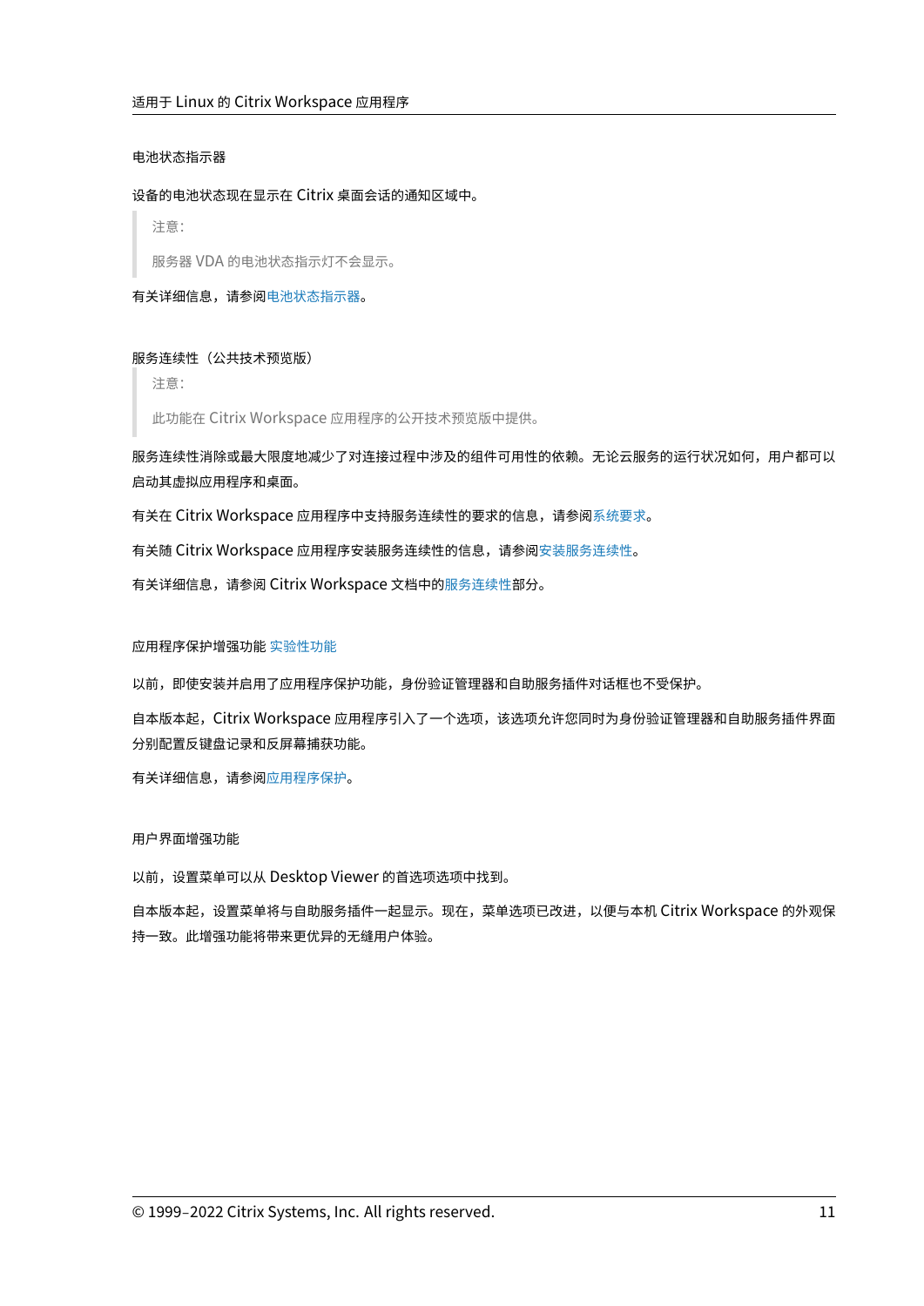#### 电池状态指示器

设备的电池状态现在显示在 Citrix 桌面会话的通知区域中。

> 注意：
>
> 服务器 VDA 的电池状态指示灯不会显示。

有关详细信息，请参阅电池状态指示器。

#### 服务连续性（公共技术预览版）

> 注意：
>
> 此功能在 Citrix Workspace 应用程序的公开技术预览版中提供。

服务连续性消除或最大限度地减少了对连接过程中涉及的组件可用性的依赖。无论云服务的运行状况如何，用户都可以启动其虚拟应用程序和桌面。

有关在 Citrix Workspace 应用程序中支持服务连续性的要求的信息，请参阅系统要求。

有关随 Citrix Workspace 应用程序安装服务连续性的信息，请参阅安装服务连续性。

有关详细信息，请参阅 Citrix Workspace 文档中的服务连续性部分。

#### 应用程序保护增强功能 实验性功能

以前，即使安装并启用了应用程序保护功能，身份验证管理器和自助服务插件对话框也不受保护。

自本版本起，Citrix Workspace 应用程序引入了一个选项，该选项允许您同时为身份验证管理器和自助服务插件界面分别配置反键盘记录和反屏幕捕获功能。

有关详细信息，请参阅应用程序保护。

#### 用户界面增强功能

以前，设置菜单可以从 Desktop Viewer 的首选项选项中找到。

自本版本起，设置菜单将与自助服务插件一起显示。现在，菜单选项已改进，以便与本机 Citrix Workspace 的外观保持一致。此增强功能将带来更优异的无缝用户体验。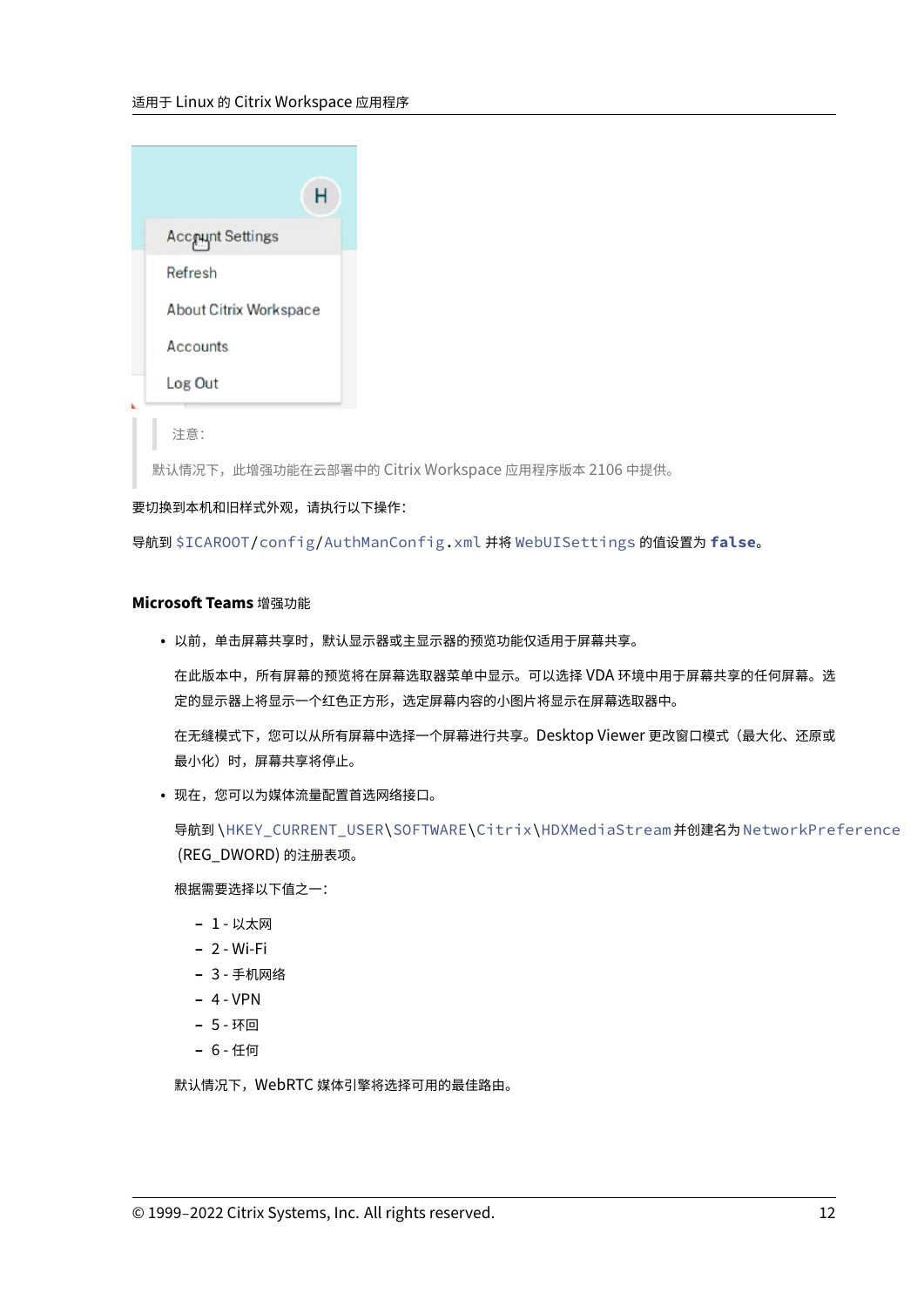> 注意：
>
> 默认情况下，此增强功能在云部署中的 Citrix Workspace 应用程序版本 2106 中提供。

要切换到本机和旧样式外观，请执行以下操作：

导航到 `$ICAROOT/config/AuthManConfig.xml` 并将 `WebUISettings` 的值设置为 **`false`**。

#### Microsoft Teams 增强功能

- 以前，单击屏幕共享时，默认显示器或主显示器的预览功能仅适用于屏幕共享。

  在此版本中，所有屏幕的预览将在屏幕选取器菜单中显示。可以选择 VDA 环境中用于屏幕共享的任何屏幕。选定的显示器上将显示一个红色正方形，选定屏幕内容的小图片将显示在屏幕选取器中。

  在无缝模式下，您可以从所有屏幕中选择一个屏幕进行共享。Desktop Viewer 更改窗口模式（最大化、还原或最小化）时，屏幕共享将停止。

- 现在，您可以为媒体流量配置首选网络接口。

  导航到 `\HKEY_CURRENT_USER\SOFTWARE\Citrix\HDXMediaStream` 并创建名为 `NetworkPreference` (REG_DWORD) 的注册表项。

  根据需要选择以下值之一：

  - 1 - 以太网
  - 2 - Wi-Fi
  - 3 - 手机网络
  - 4 - VPN
  - 5 - 环回
  - 6 - 任何

  默认情况下，WebRTC 媒体引擎将选择可用的最佳路由。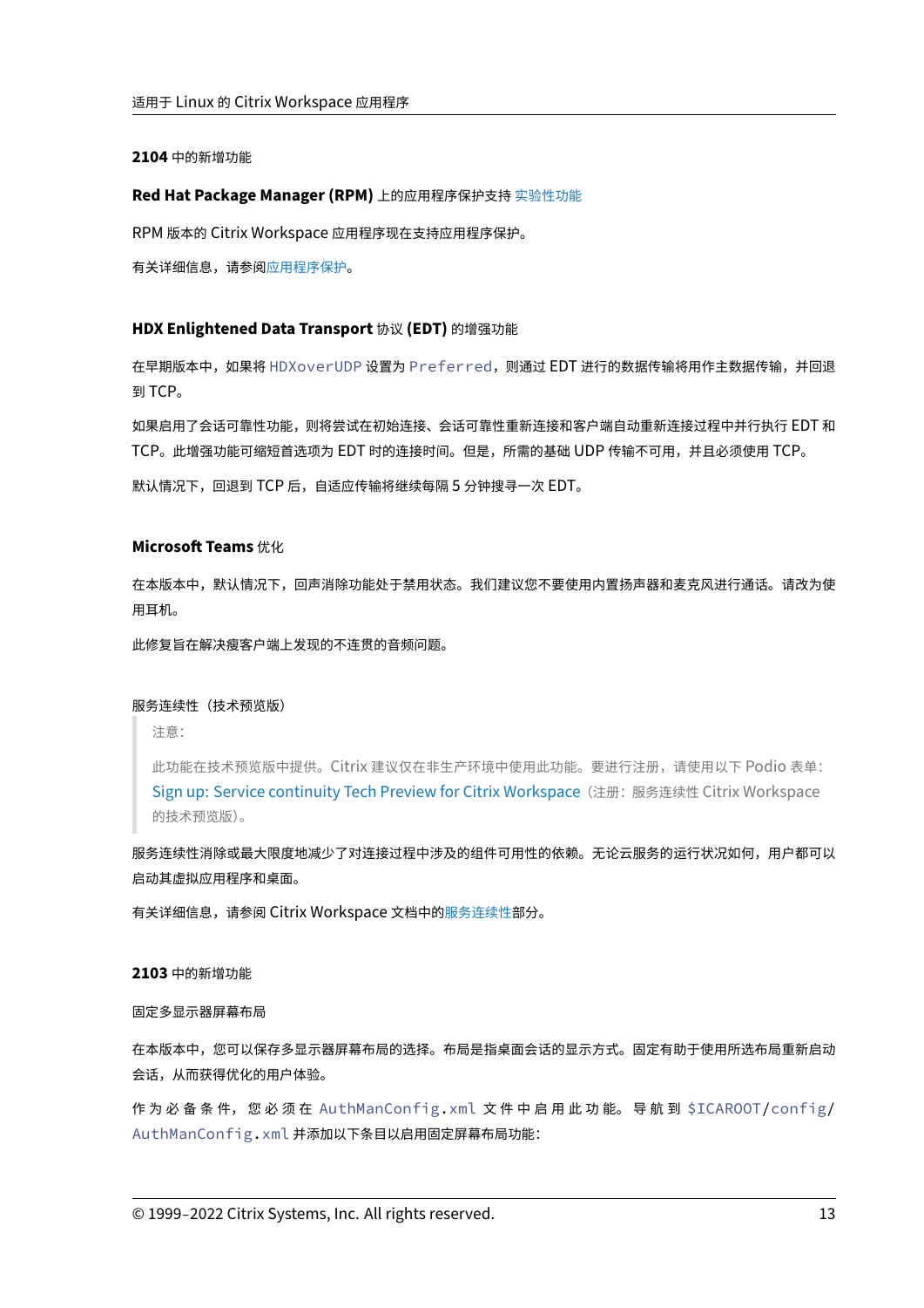### 2104 中的新增功能

#### Red Hat Package Manager (RPM) 上的应用程序保护支持 实验性功能

RPM 版本的 Citrix Workspace 应用程序现在支持应用程序保护。

有关详细信息，请参阅应用程序保护。

#### HDX Enlightened Data Transport 协议 (EDT) 的增强功能

在早期版本中，如果将 `HDXoverUDP` 设置为 `Preferred`，则通过 EDT 进行的数据传输将用作主数据传输，并回退到 TCP。

如果启用了会话可靠性功能，则将尝试在初始连接、会话可靠性重新连接和客户端自动重新连接过程中并行执行 EDT 和 TCP。此增强功能可缩短首选项为 EDT 时的连接时间。但是，所需的基础 UDP 传输不可用，并且必须使用 TCP。

默认情况下，回退到 TCP 后，自适应传输将继续每隔 5 分钟搜寻一次 EDT。

#### Microsoft Teams 优化

在本版本中，默认情况下，回声消除功能处于禁用状态。我们建议您不要使用内置扬声器和麦克风进行通话。请改为使用耳机。

此修复旨在解决瘦客户端上发现的不连贯的音频问题。

#### 服务连续性（技术预览版）

> 注意：
>
> 此功能在技术预览版中提供。Citrix 建议仅在非生产环境中使用此功能。要进行注册，请使用以下 Podio 表单：Sign up: Service continuity Tech Preview for Citrix Workspace（注册：服务连续性 Citrix Workspace 的技术预览版）。

服务连续性消除或最大限度地减少了对连接过程中涉及的组件可用性的依赖。无论云服务的运行状况如何，用户都可以启动其虚拟应用程序和桌面。

有关详细信息，请参阅 Citrix Workspace 文档中的服务连续性部分。

### 2103 中的新增功能

#### 固定多显示器屏幕布局

在本版本中，您可以保存多显示器屏幕布局的选择。布局是指桌面会话的显示方式。固定有助于使用所选布局重新启动会话，从而获得优化的用户体验。

作为必备条件，您必须在 `AuthManConfig.xml` 文件中启用此功能。导航到 `$ICAROOT/config/AuthManConfig.xml` 并添加以下条目以启用固定屏幕布局功能：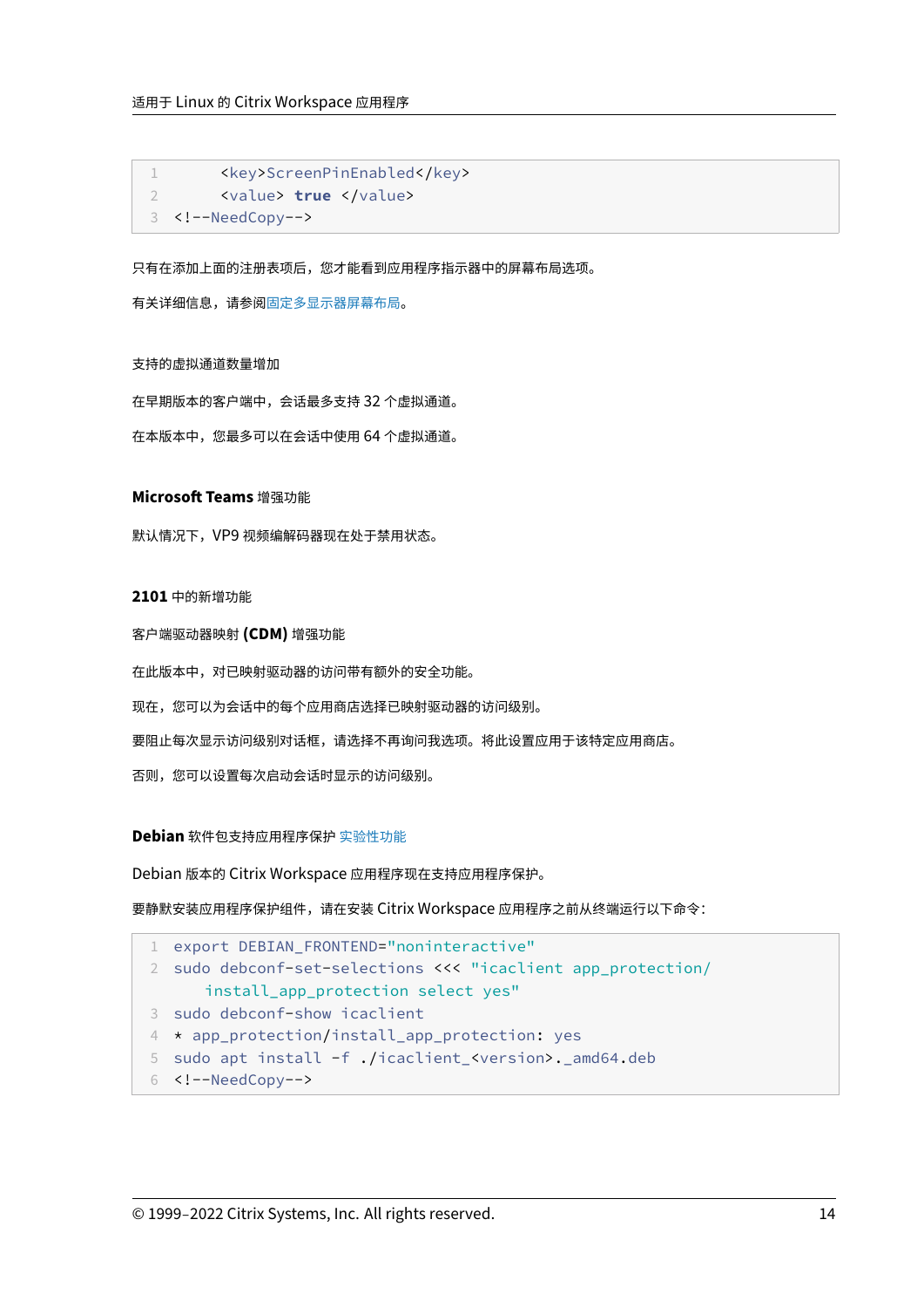```
<key>ScreenPinEnabled</key>
<value> true </value>
<!--NeedCopy-->
```

只有在添加上面的注册表项后，您才能看到应用程序指示器中的屏幕布局选项。

有关详细信息，请参阅固定多显示器屏幕布局。

支持的虚拟通道数量增加

在早期版本的客户端中，会话最多支持 32 个虚拟通道。

在本版本中，您最多可以在会话中使用 64 个虚拟通道。

### **Microsoft Teams** 增强功能

默认情况下，VP9 视频编解码器现在处于禁用状态。

### **2101** 中的新增功能

客户端驱动器映射 **(CDM)** 增强功能

在此版本中，对已映射驱动器的访问带有额外的安全功能。

现在，您可以为会话中的每个应用商店选择已映射驱动器的访问级别。

要阻止每次显示访问级别对话框，请选择不再询问我选项。将此设置应用于该特定应用商店。

否则，您可以设置每次启动会话时显示的访问级别。

### **Debian** 软件包支持应用程序保护 实验性功能

Debian 版本的 Citrix Workspace 应用程序现在支持应用程序保护。

要静默安装应用程序保护组件，请在安装 Citrix Workspace 应用程序之前从终端运行以下命令：

```
export DEBIAN_FRONTEND="noninteractive"
sudo debconf-set-selections <<< "icaclient app_protection/install_app_protection select yes"
sudo debconf-show icaclient
* app_protection/install_app_protection: yes
sudo apt install -f ./icaclient_<version>._amd64.deb
<!--NeedCopy-->
```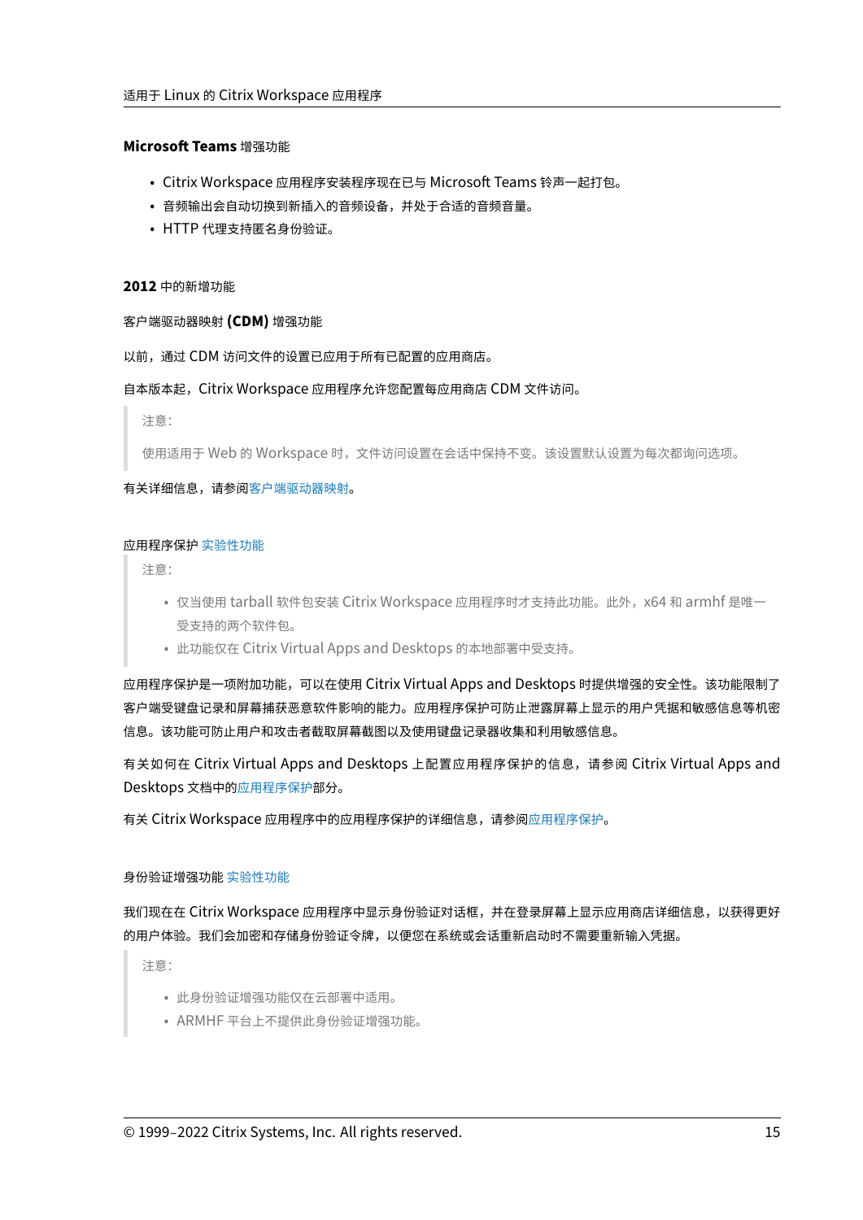#### **Microsoft Teams** 增强功能

- Citrix Workspace 应用程序安装程序现在已与 Microsoft Teams 铃声一起打包。
- 音频输出会自动切换到新插入的音频设备，并处于合适的音频音量。
- HTTP 代理支持匿名身份验证。

### **2012** 中的新增功能

#### 客户端驱动器映射 **(CDM)** 增强功能

以前，通过 CDM 访问文件的设置已应用于所有已配置的应用商店。

自本版本起，Citrix Workspace 应用程序允许您配置每应用商店 CDM 文件访问。

> 注意：
>
> 使用适用于 Web 的 Workspace 时，文件访问设置在会话中保持不变。该设置默认设置为每次都询问选项。

有关详细信息，请参阅客户端驱动器映射。

#### 应用程序保护 实验性功能

> 注意：
>
> - 仅当使用 tarball 软件包安装 Citrix Workspace 应用程序时才支持此功能。此外，x64 和 armhf 是唯一受支持的两个软件包。
> - 此功能仅在 Citrix Virtual Apps and Desktops 的本地部署中受支持。

应用程序保护是一项附加功能，可以在使用 Citrix Virtual Apps and Desktops 时提供增强的安全性。该功能限制了客户端受键盘记录和屏幕捕获恶意软件影响的能力。应用程序保护可防止泄露屏幕上显示的用户凭据和敏感信息等机密信息。该功能可防止用户和攻击者截取屏幕截图以及使用键盘记录器收集和利用敏感信息。

有关如何在 Citrix Virtual Apps and Desktops 上配置应用程序保护的信息，请参阅 Citrix Virtual Apps and Desktops 文档中的应用程序保护部分。

有关 Citrix Workspace 应用程序中的应用程序保护的详细信息，请参阅应用程序保护。

#### 身份验证增强功能 实验性功能

我们现在在 Citrix Workspace 应用程序中显示身份验证对话框，并在登录屏幕上显示应用商店详细信息，以获得更好的用户体验。我们会加密和存储身份验证令牌，以便您在系统或会话重新启动时不需要重新输入凭据。

> 注意：
>
> - 此身份验证增强功能仅在云部署中适用。
> - ARMHF 平台上不提供此身份验证增强功能。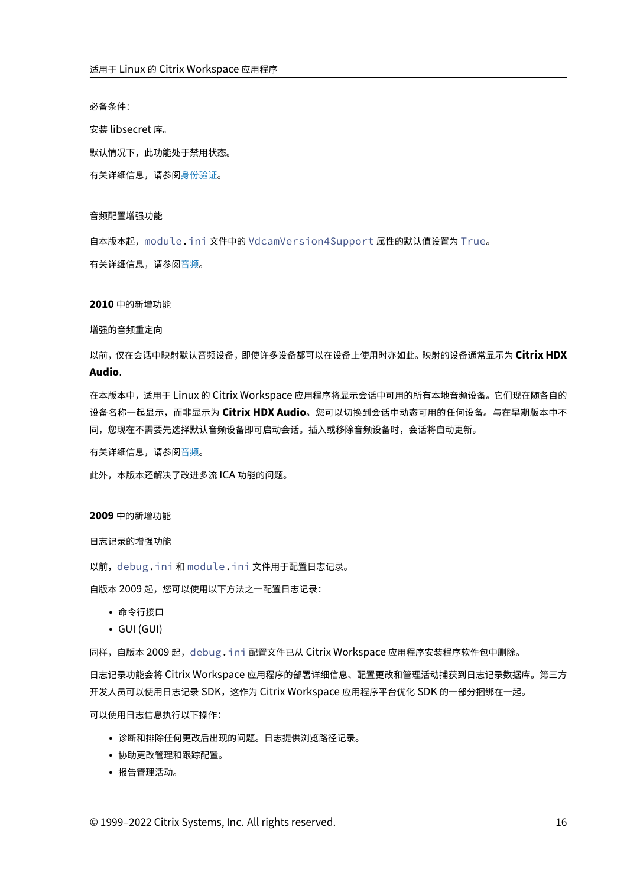必备条件：

安装 libsecret 库。

默认情况下，此功能处于禁用状态。

有关详细信息，请参阅身份验证。

#### 音频配置增强功能

自本版本起，`module.ini` 文件中的 `VdcamVersion4Support` 属性的默认值设置为 `True`。

有关详细信息，请参阅音频。

### 2010 中的新增功能

#### 增强的音频重定向

以前，仅在会话中映射默认音频设备，即使许多设备都可以在设备上使用时亦如此。映射的设备通常显示为 **Citrix HDX Audio**.

在本版本中，适用于 Linux 的 Citrix Workspace 应用程序将显示会话中可用的所有本地音频设备。它们现在随各自的设备名称一起显示，而非显示为 **Citrix HDX Audio**。您可以切换到会话中动态可用的任何设备。与在早期版本中不同，您现在不需要先选择默认音频设备即可启动会话。插入或移除音频设备时，会话将自动更新。

有关详细信息，请参阅音频。

此外，本版本还解决了改进多流 ICA 功能的问题。

### 2009 中的新增功能

#### 日志记录的增强功能

以前，`debug.ini` 和 `module.ini` 文件用于配置日志记录。

自版本 2009 起，您可以使用以下方法之一配置日志记录：

- 命令行接口
- GUI (GUI)

同样，自版本 2009 起，`debug.ini` 配置文件已从 Citrix Workspace 应用程序安装程序软件包中删除。

日志记录功能会将 Citrix Workspace 应用程序的部署详细信息、配置更改和管理活动捕获到日志记录数据库。第三方开发人员可以使用日志记录 SDK，这作为 Citrix Workspace 应用程序平台优化 SDK 的一部分捆绑在一起。

可以使用日志信息执行以下操作：

- 诊断和排除任何更改后出现的问题。日志提供浏览路径记录。
- 协助更改管理和跟踪配置。
- 报告管理活动。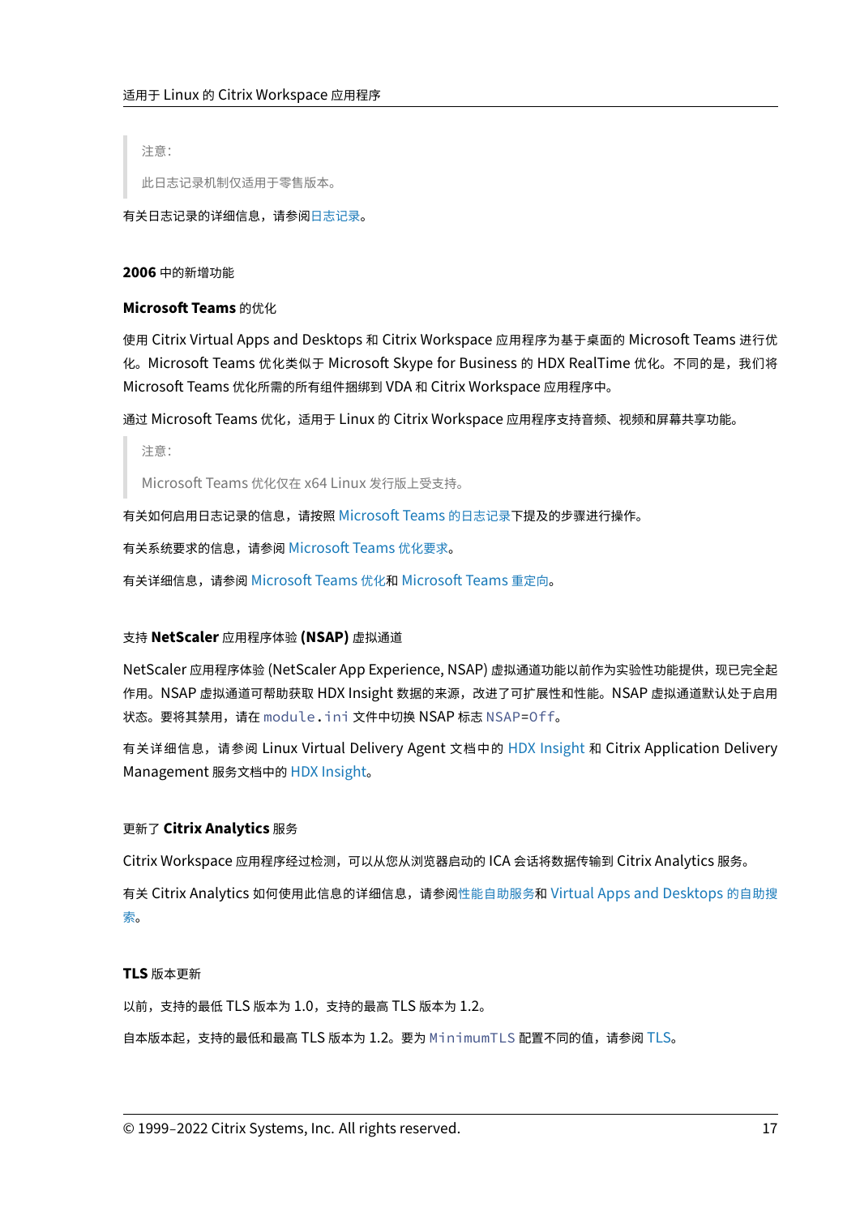> 注意:
>
> 此日志记录机制仅适用于零售版本。

有关日志记录的详细信息，请参阅日志记录。

### 2006 中的新增功能

#### Microsoft Teams 的优化

使用 Citrix Virtual Apps and Desktops 和 Citrix Workspace 应用程序为基于桌面的 Microsoft Teams 进行优化。Microsoft Teams 优化类似于 Microsoft Skype for Business 的 HDX RealTime 优化。不同的是，我们将 Microsoft Teams 优化所需的所有组件捆绑到 VDA 和 Citrix Workspace 应用程序中。

通过 Microsoft Teams 优化，适用于 Linux 的 Citrix Workspace 应用程序支持音频、视频和屏幕共享功能。

> 注意:
>
> Microsoft Teams 优化仅在 x64 Linux 发行版上受支持。

有关如何启用日志记录的信息，请按照 Microsoft Teams 的日志记录下提及的步骤进行操作。

有关系统要求的信息，请参阅 Microsoft Teams 优化要求。

有关详细信息，请参阅 Microsoft Teams 优化和 Microsoft Teams 重定向。

#### 支持 **NetScaler** 应用程序体验 **(NSAP)** 虚拟通道

NetScaler 应用程序体验 (NetScaler App Experience, NSAP) 虚拟通道功能以前作为实验性功能提供，现已完全起作用。NSAP 虚拟通道可帮助获取 HDX Insight 数据的来源，改进了可扩展性和性能。NSAP 虚拟通道默认处于启用状态。要将其禁用，请在 `module.ini` 文件中切换 NSAP 标志 `NSAP=Off`。

有关详细信息，请参阅 Linux Virtual Delivery Agent 文档中的 HDX Insight 和 Citrix Application Delivery Management 服务文档中的 HDX Insight。

#### 更新了 **Citrix Analytics** 服务

Citrix Workspace 应用程序经过检测，可以从您从浏览器启动的 ICA 会话将数据传输到 Citrix Analytics 服务。

有关 Citrix Analytics 如何使用此信息的详细信息，请参阅性能自助服务和 Virtual Apps and Desktops 的自助搜索。

#### **TLS** 版本更新

以前，支持的最低 TLS 版本为 1.0，支持的最高 TLS 版本为 1.2。

自本版本起，支持的最低和最高 TLS 版本为 1.2。要为 `MinimumTLS` 配置不同的值，请参阅 TLS。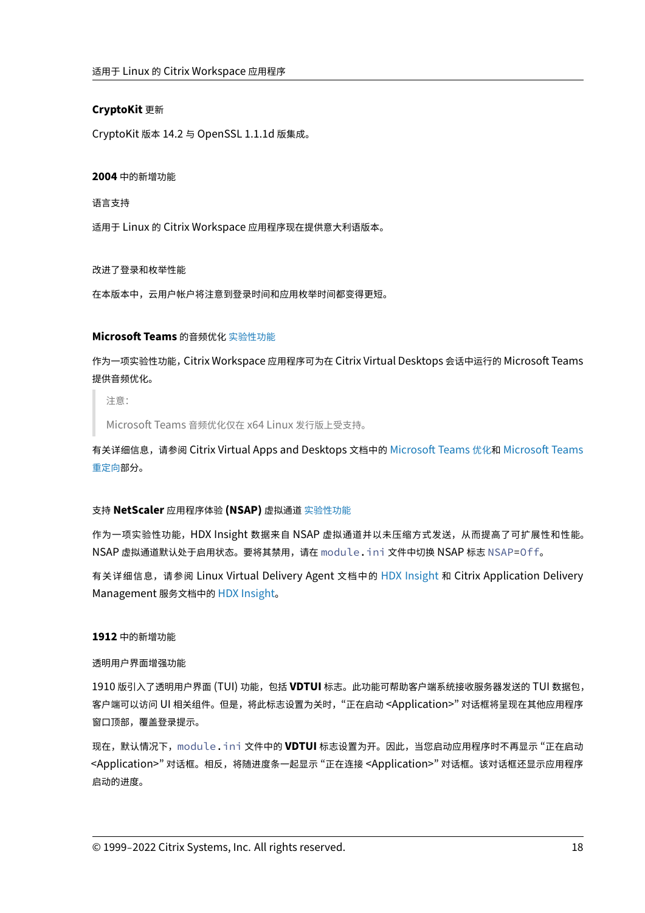**CryptoKit 更新**

CryptoKit 版本 14.2 与 OpenSSL 1.1.1d 版集成。

### 2004 中的新增功能

语言支持

适用于 Linux 的 Citrix Workspace 应用程序现在提供意大利语版本。

改进了登录和枚举性能

在本版本中，云用户帐户将注意到登录时间和应用枚举时间都变得更短。

**Microsoft Teams** 的音频优化 实验性功能

作为一项实验性功能，Citrix Workspace 应用程序可为在 Citrix Virtual Desktops 会话中运行的 Microsoft Teams 提供音频优化。

> 注意：
>
> Microsoft Teams 音频优化仅在 x64 Linux 发行版上受支持。

有关详细信息，请参阅 Citrix Virtual Apps and Desktops 文档中的 Microsoft Teams 优化和 Microsoft Teams 重定向部分。

支持 **NetScaler** 应用程序体验 **(NSAP)** 虚拟通道 实验性功能

作为一项实验性功能，HDX Insight 数据来自 NSAP 虚拟通道并以未压缩方式发送，从而提高了可扩展性和性能。NSAP 虚拟通道默认处于启用状态。要将其禁用，请在 `module.ini` 文件中切换 NSAP 标志 `NSAP=Off`。

有关详细信息，请参阅 Linux Virtual Delivery Agent 文档中的 HDX Insight 和 Citrix Application Delivery Management 服务文档中的 HDX Insight。

### 1912 中的新增功能

透明用户界面增强功能

1910 版引入了透明用户界面 (TUI) 功能，包括 **VDTUI** 标志。此功能可帮助客户端系统接收服务器发送的 TUI 数据包，客户端可以访问 UI 相关组件。但是，将此标志设置为关时，“正在启动 <Application>” 对话框将呈现在其他应用程序窗口顶部，覆盖登录提示。

现在，默认情况下，`module.ini` 文件中的 **VDTUI** 标志设置为开。因此，当您启动应用程序时不再显示 “正在启动 <Application>” 对话框。相反，将随进度条一起显示 “正在连接 <Application>” 对话框。该对话框还显示应用程序启动的进度。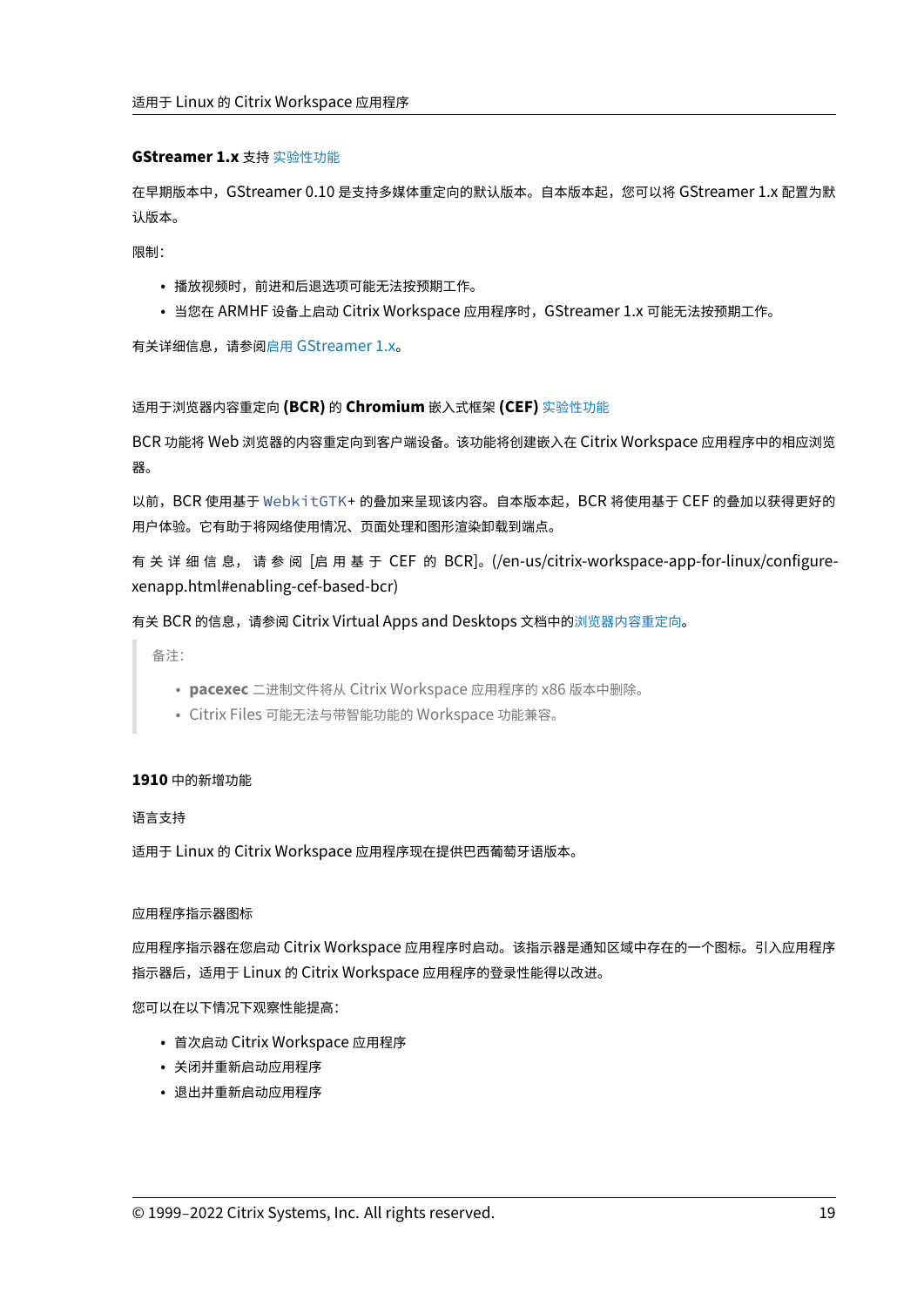### **GStreamer 1.x** 支持 实验性功能

在早期版本中，GStreamer 0.10 是支持多媒体重定向的默认版本。自本版本起，您可以将 GStreamer 1.x 配置为默认版本。

限制：

- 播放视频时，前进和后退选项可能无法按预期工作。
- 当您在 ARMHF 设备上启动 Citrix Workspace 应用程序时，GStreamer 1.x 可能无法按预期工作。

有关详细信息，请参阅启用 GStreamer 1.x。

### 适用于浏览器内容重定向 **(BCR)** 的 **Chromium** 嵌入式框架 **(CEF)** 实验性功能

BCR 功能将 Web 浏览器的内容重定向到客户端设备。该功能将创建嵌入在 Citrix Workspace 应用程序中的相应浏览器。

以前，BCR 使用基于 `WebkitGTK+` 的叠加来呈现该内容。自本版本起，BCR 将使用基于 CEF 的叠加以获得更好的用户体验。它有助于将网络使用情况、页面处理和图形渲染卸载到端点。

有关详细信息，请参阅 [启用基于 CEF 的 BCR]。(/en-us/citrix-workspace-app-for-linux/configure-xenapp.html#enabling-cef-based-bcr)

有关 BCR 的信息，请参阅 Citrix Virtual Apps and Desktops 文档中的浏览器内容重定向。

> 备注：
>
> - **pacexec** 二进制文件将从 Citrix Workspace 应用程序的 x86 版本中删除。
> - Citrix Files 可能无法与带智能功能的 Workspace 功能兼容。

## **1910** 中的新增功能

### 语言支持

适用于 Linux 的 Citrix Workspace 应用程序现在提供巴西葡萄牙语版本。

### 应用程序指示器图标

应用程序指示器在您启动 Citrix Workspace 应用程序时启动。该指示器是通知区域中存在的一个图标。引入应用程序指示器后，适用于 Linux 的 Citrix Workspace 应用程序的登录性能得以改进。

您可以在以下情况下观察性能提高：

- 首次启动 Citrix Workspace 应用程序
- 关闭并重新启动应用程序
- 退出并重新启动应用程序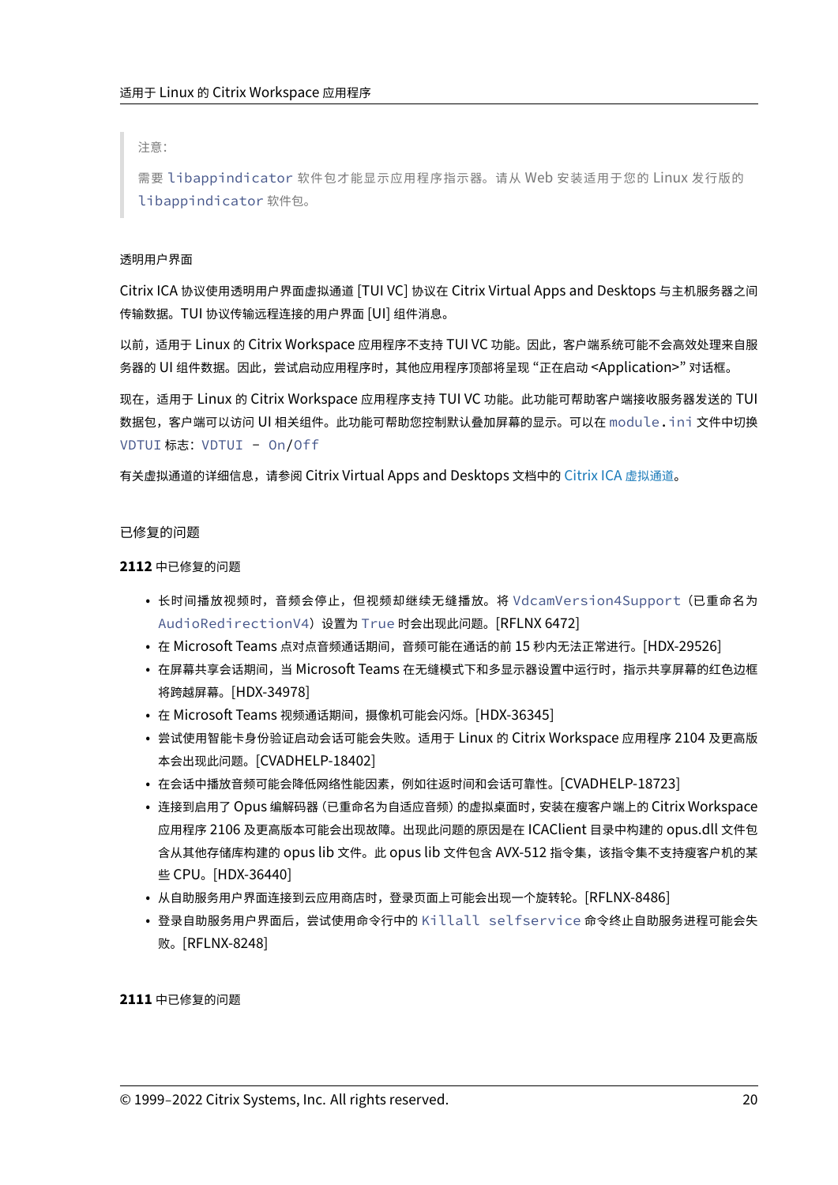> 注意：
>
> 需要 `libappindicator` 软件包才能显示应用程序指示器。请从 Web 安装适用于您的 Linux 发行版的 `libappindicator` 软件包。

#### 透明用户界面

Citrix ICA 协议使用透明用户界面虚拟通道 [TUI VC] 协议在 Citrix Virtual Apps and Desktops 与主机服务器之间传输数据。TUI 协议传输远程连接的用户界面 [UI] 组件消息。

以前，适用于 Linux 的 Citrix Workspace 应用程序不支持 TUI VC 功能。因此，客户端系统可能不会高效处理来自服务器的 UI 组件数据。因此，尝试启动应用程序时，其他应用程序顶部将呈现 "正在启动 <Application>" 对话框。

现在，适用于 Linux 的 Citrix Workspace 应用程序支持 TUI VC 功能。此功能可帮助客户端接收服务器发送的 TUI 数据包，客户端可以访问 UI 相关组件。此功能可帮助您控制默认叠加屏幕的显示。可以在 `module.ini` 文件中切换 `VDTUI` 标志：`VDTUI - On/Off`

有关虚拟通道的详细信息，请参阅 Citrix Virtual Apps and Desktops 文档中的 Citrix ICA 虚拟通道。

### 已修复的问题

**2112** 中已修复的问题

- 长时间播放视频时，音频会停止，但视频却继续无缝播放。将 `VdcamVersion4Support`（已重命名为 `AudioRedirectionV4`）设置为 `True` 时会出现此问题。[RFLNX 6472]
- 在 Microsoft Teams 点对点音频通话期间，音频可能在通话的前 15 秒内无法正常进行。[HDX-29526]
- 在屏幕共享会话期间，当 Microsoft Teams 在无缝模式下和多显示器设置中运行时，指示共享屏幕的红色边框将跨越屏幕。[HDX-34978]
- 在 Microsoft Teams 视频通话期间，摄像机可能会闪烁。[HDX-36345]
- 尝试使用智能卡身份验证启动会话可能会失败。适用于 Linux 的 Citrix Workspace 应用程序 2104 及更高版本会出现此问题。[CVADHELP-18402]
- 在会话中播放音频可能会降低网络性能因素，例如往返时间和会话可靠性。[CVADHELP-18723]
- 连接到启用了 Opus 编解码器（已重命名为自适应音频）的虚拟桌面时，安装在瘦客户端上的 Citrix Workspace 应用程序 2106 及更高版本可能会出现故障。出现此问题的原因是在 ICAClient 目录中构建的 opus.dll 文件包含从其他存储库构建的 opus lib 文件。此 opus lib 文件包含 AVX-512 指令集，该指令集不支持瘦客户机的某些 CPU。[HDX-36440]
- 从自助服务用户界面连接到云应用商店时，登录页面上可能会出现一个旋转轮。[RFLNX-8486]
- 登录自助服务用户界面后，尝试使用命令行中的 `Killall selfservice` 命令终止自助服务进程可能会失败。[RFLNX-8248]

**2111** 中已修复的问题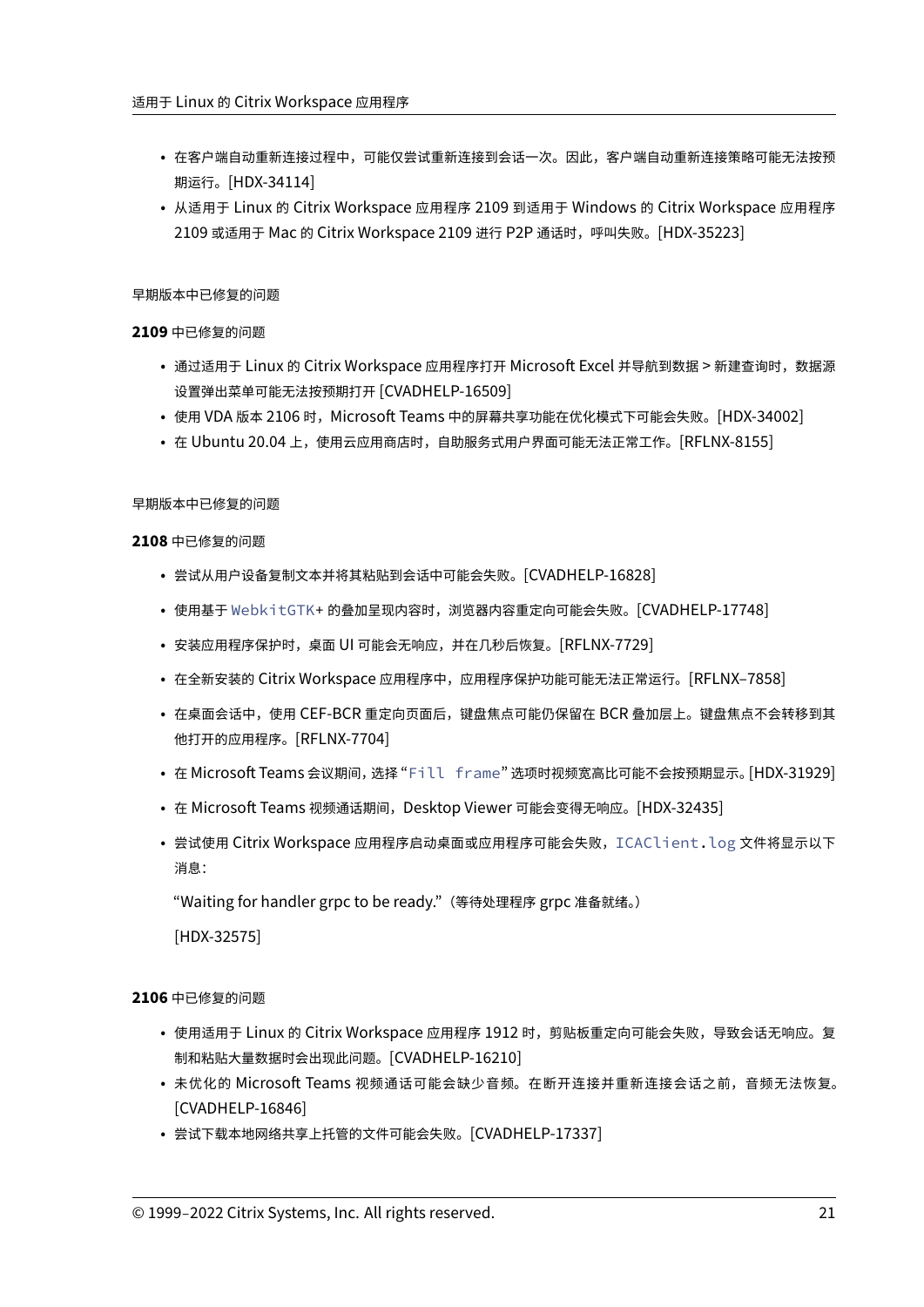- 在客户端自动重新连接过程中，可能仅尝试重新连接到会话一次。因此，客户端自动重新连接策略可能无法按预期运行。[HDX-34114]
- 从适用于 Linux 的 Citrix Workspace 应用程序 2109 到适用于 Windows 的 Citrix Workspace 应用程序 2109 或适用于 Mac 的 Citrix Workspace 2109 进行 P2P 通话时，呼叫失败。[HDX-35223]

早期版本中已修复的问题

**2109** 中已修复的问题

- 通过适用于 Linux 的 Citrix Workspace 应用程序打开 Microsoft Excel 并导航到数据 > 新建查询时，数据源设置弹出菜单可能无法按预期打开 [CVADHELP-16509]
- 使用 VDA 版本 2106 时，Microsoft Teams 中的屏幕共享功能在优化模式下可能会失败。[HDX-34002]
- 在 Ubuntu 20.04 上，使用云应用商店时，自助服务式用户界面可能无法正常工作。[RFLNX-8155]

早期版本中已修复的问题

**2108** 中已修复的问题

- 尝试从用户设备复制文本并将其粘贴到会话中可能会失败。[CVADHELP-16828]
- 使用基于 `WebkitGTK+` 的叠加呈现内容时，浏览器内容重定向可能会失败。[CVADHELP-17748]
- 安装应用程序保护时，桌面 UI 可能会无响应，并在几秒后恢复。[RFLNX-7729]
- 在全新安装的 Citrix Workspace 应用程序中，应用程序保护功能可能无法正常运行。[RFLNX–7858]
- 在桌面会话中，使用 CEF-BCR 重定向页面后，键盘焦点可能仍保留在 BCR 叠加层上。键盘焦点不会转移到其他打开的应用程序。[RFLNX-7704]
- 在 Microsoft Teams 会议期间，选择 “`Fill frame`” 选项时视频宽高比可能不会按预期显示。[HDX-31929]
- 在 Microsoft Teams 视频通话期间，Desktop Viewer 可能会变得无响应。[HDX-32435]
- 尝试使用 Citrix Workspace 应用程序启动桌面或应用程序可能会失败，`ICAClient.log` 文件将显示以下消息：

  “Waiting for handler grpc to be ready.”（等待处理程序 grpc 准备就绪。）

  [HDX-32575]

**2106** 中已修复的问题

- 使用适用于 Linux 的 Citrix Workspace 应用程序 1912 时，剪贴板重定向可能会失败，导致会话无响应。复制和粘贴大量数据时会出现此问题。[CVADHELP-16210]
- 未优化的 Microsoft Teams 视频通话可能会缺少音频。在断开连接并重新连接会话之前，音频无法恢复。[CVADHELP-16846]
- 尝试下载本地网络共享上托管的文件可能会失败。[CVADHELP-17337]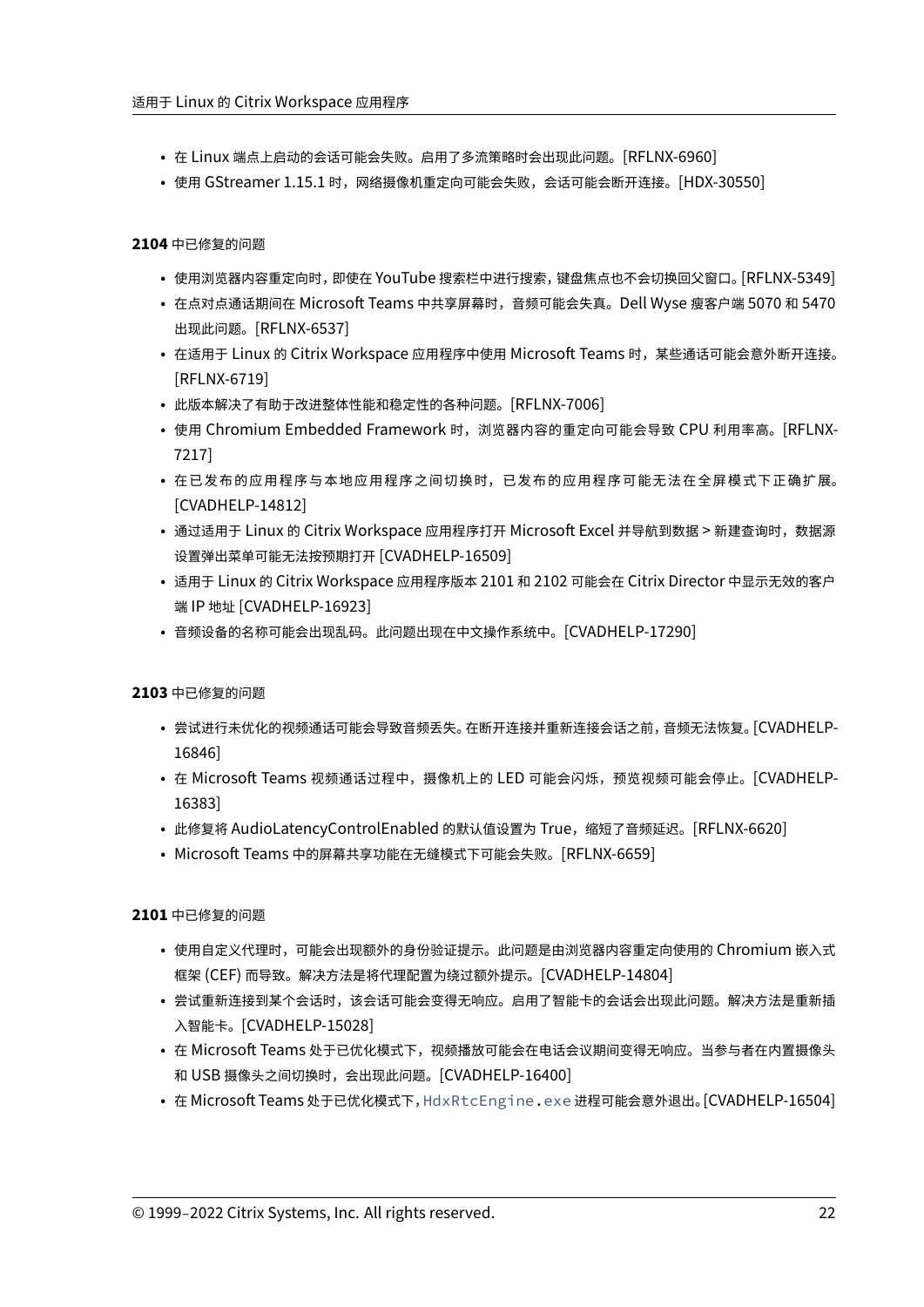- 在 Linux 端点上启动的会话可能会失败。启用了多流策略时会出现此问题。[RFLNX-6960]
- 使用 GStreamer 1.15.1 时，网络摄像机重定向可能会失败，会话可能会断开连接。[HDX-30550]

**2104** 中已修复的问题

- 使用浏览器内容重定向时，即使在 YouTube 搜索栏中进行搜索，键盘焦点也不会切换回父窗口。[RFLNX-5349]
- 在点对点通话期间在 Microsoft Teams 中共享屏幕时，音频可能会失真。Dell Wyse 瘦客户端 5070 和 5470 出现此问题。[RFLNX-6537]
- 在适用于 Linux 的 Citrix Workspace 应用程序中使用 Microsoft Teams 时，某些通话可能会意外断开连接。[RFLNX-6719]
- 此版本解决了有助于改进整体性能和稳定性的各种问题。[RFLNX-7006]
- 使用 Chromium Embedded Framework 时，浏览器内容的重定向可能会导致 CPU 利用率高。[RFLNX-7217]
- 在已发布的应用程序与本地应用程序之间切换时，已发布的应用程序可能无法在全屏模式下正确扩展。[CVADHELP-14812]
- 通过适用于 Linux 的 Citrix Workspace 应用程序打开 Microsoft Excel 并导航到数据 > 新建查询时，数据源设置弹出菜单可能无法按预期打开 [CVADHELP-16509]
- 适用于 Linux 的 Citrix Workspace 应用程序版本 2101 和 2102 可能会在 Citrix Director 中显示无效的客户端 IP 地址 [CVADHELP-16923]
- 音频设备的名称可能会出现乱码。此问题出现在中文操作系统中。[CVADHELP-17290]

**2103** 中已修复的问题

- 尝试进行未优化的视频通话可能会导致音频丢失。在断开连接并重新连接会话之前，音频无法恢复。[CVADHELP-16846]
- 在 Microsoft Teams 视频通话过程中，摄像机上的 LED 可能会闪烁，预览视频可能会停止。[CVADHELP-16383]
- 此修复将 AudioLatencyControlEnabled 的默认值设置为 True，缩短了音频延迟。[RFLNX-6620]
- Microsoft Teams 中的屏幕共享功能在无缝模式下可能会失败。[RFLNX-6659]

**2101** 中已修复的问题

- 使用自定义代理时，可能会出现额外的身份验证提示。此问题是由浏览器内容重定向使用的 Chromium 嵌入式框架 (CEF) 而导致。解决方法是将代理配置为绕过额外提示。[CVADHELP-14804]
- 尝试重新连接到某个会话时，该会话可能会变得无响应。启用了智能卡的会话会出现此问题。解决方法是重新插入智能卡。[CVADHELP-15028]
- 在 Microsoft Teams 处于已优化模式下，视频播放可能会在电话会议期间变得无响应。当参与者在内置摄像头和 USB 摄像头之间切换时，会出现此问题。[CVADHELP-16400]
- 在 Microsoft Teams 处于已优化模式下，`HdxRtcEngine.exe` 进程可能会意外退出。[CVADHELP-16504]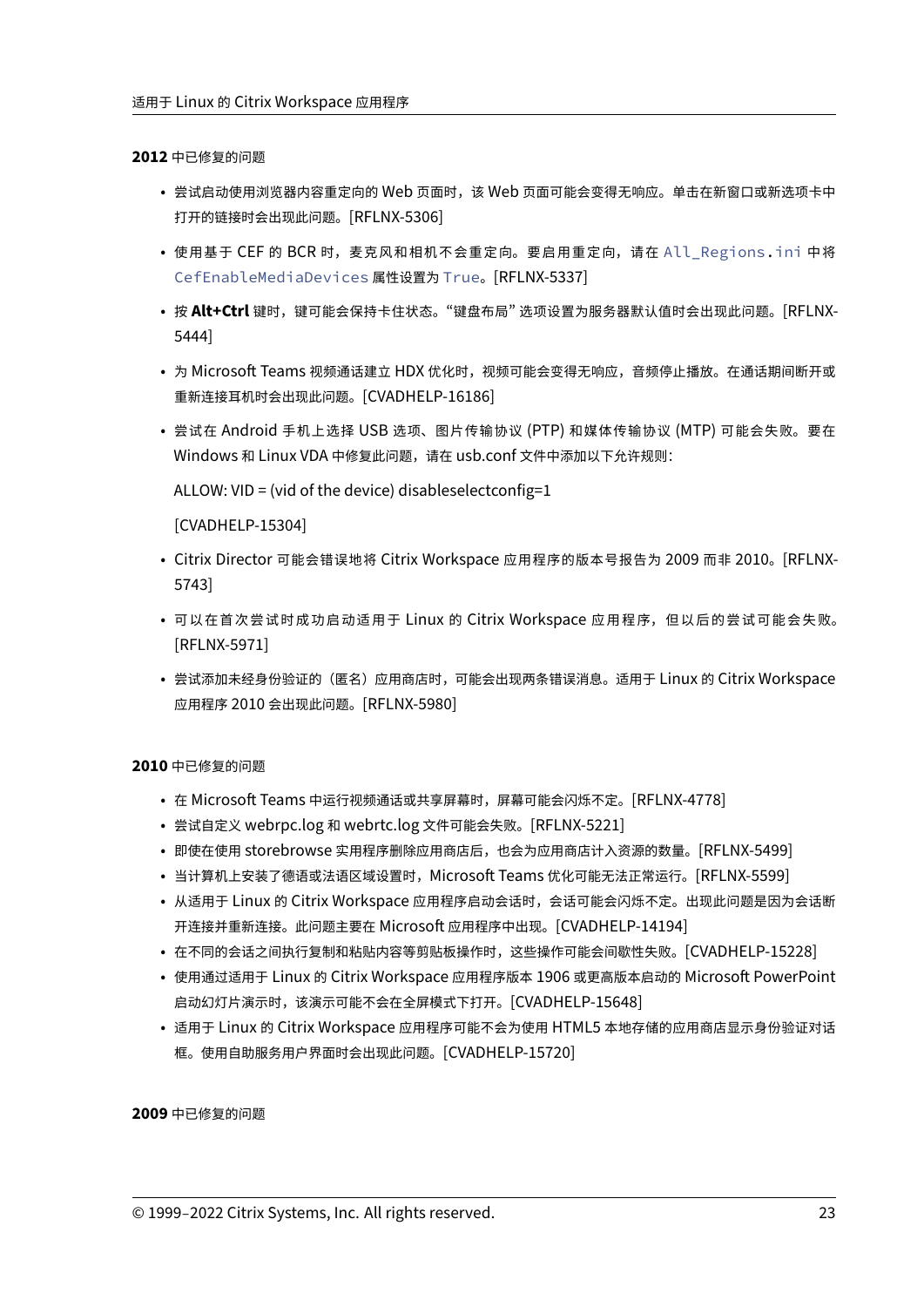**2012** 中已修复的问题

- 尝试启动使用浏览器内容重定向的 Web 页面时，该 Web 页面可能会变得无响应。单击在新窗口或新选项卡中打开的链接时会出现此问题。[RFLNX-5306]
- 使用基于 CEF 的 BCR 时，麦克风和相机不会重定向。要启用重定向，请在 `All_Regions.ini` 中将 `CefEnableMediaDevices` 属性设置为 `True`。[RFLNX-5337]
- 按 **Alt+Ctrl** 键时，键可能会保持卡住状态。"键盘布局" 选项设置为服务器默认值时会出现此问题。[RFLNX-5444]
- 为 Microsoft Teams 视频通话建立 HDX 优化时，视频可能会变得无响应，音频停止播放。在通话期间断开或重新连接耳机时会出现此问题。[CVADHELP-16186]
- 尝试在 Android 手机上选择 USB 选项、图片传输协议 (PTP) 和媒体传输协议 (MTP) 可能会失败。要在 Windows 和 Linux VDA 中修复此问题，请在 usb.conf 文件中添加以下允许规则：

  ALLOW: VID = (vid of the device) disableselectconfig=1

  [CVADHELP-15304]
- Citrix Director 可能会错误地将 Citrix Workspace 应用程序的版本号报告为 2009 而非 2010。[RFLNX-5743]
- 可以在首次尝试时成功启动适用于 Linux 的 Citrix Workspace 应用程序，但以后的尝试可能会失败。[RFLNX-5971]
- 尝试添加未经身份验证的（匿名）应用商店时，可能会出现两条错误消息。适用于 Linux 的 Citrix Workspace 应用程序 2010 会出现此问题。[RFLNX-5980]

**2010** 中已修复的问题

- 在 Microsoft Teams 中运行视频通话或共享屏幕时，屏幕可能会闪烁不定。[RFLNX-4778]
- 尝试自定义 webrpc.log 和 webrtc.log 文件可能会失败。[RFLNX-5221]
- 即使在使用 storebrowse 实用程序删除应用商店后，也会为应用商店计入资源的数量。[RFLNX-5499]
- 当计算机上安装了德语或法语区域设置时，Microsoft Teams 优化可能无法正常运行。[RFLNX-5599]
- 从适用于 Linux 的 Citrix Workspace 应用程序启动会话时，会话可能会闪烁不定。出现此问题是因为会话断开连接并重新连接。此问题主要在 Microsoft 应用程序中出现。[CVADHELP-14194]
- 在不同的会话之间执行复制和粘贴内容等剪贴板操作时，这些操作可能会间歇性失败。[CVADHELP-15228]
- 使用通过适用于 Linux 的 Citrix Workspace 应用程序版本 1906 或更高版本启动的 Microsoft PowerPoint 启动幻灯片演示时，该演示可能不会在全屏模式下打开。[CVADHELP-15648]
- 适用于 Linux 的 Citrix Workspace 应用程序可能不会为使用 HTML5 本地存储的应用商店显示身份验证对话框。使用自助服务用户界面时会出现此问题。[CVADHELP-15720]

**2009** 中已修复的问题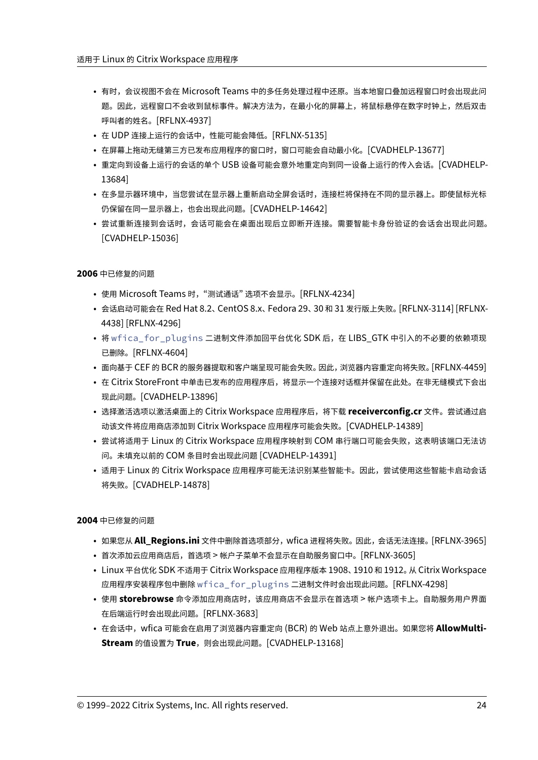- 有时，会议视图不会在 Microsoft Teams 中的多任务处理过程中还原。当本地窗口叠加远程窗口时会出现此问题。因此，远程窗口不会收到鼠标事件。解决方法为，在最小化的屏幕上，将鼠标悬停在数字时钟上，然后双击呼叫者的姓名。[RFLNX-4937]
- 在 UDP 连接上运行的会话中，性能可能会降低。[RFLNX-5135]
- 在屏幕上拖动无缝第三方已发布应用程序的窗口时，窗口可能会自动最小化。[CVADHELP-13677]
- 重定向到设备上运行的会话的单个 USB 设备可能会意外地重定向到同一设备上运行的传入会话。[CVADHELP-13684]
- 在多显示器环境中，当您尝试在显示器上重新启动全屏会话时，连接栏将保持在不同的显示器上。即使鼠标光标仍保留在同一显示器上，也会出现此问题。[CVADHELP-14642]
- 尝试重新连接到会话时，会话可能会在桌面出现后立即断开连接。需要智能卡身份验证的会话会出现此问题。[CVADHELP-15036]

**2006** 中已修复的问题

- 使用 Microsoft Teams 时，"测试通话" 选项不会显示。[RFLNX-4234]
- 会话启动可能会在 Red Hat 8.2、CentOS 8.x、Fedora 29、30 和 31 发行版上失败。[RFLNX-3114] [RFLNX-4438] [RFLNX-4296]
- 将 `wfica_for_plugins` 二进制文件添加回平台优化 SDK 后，在 LIBS_GTK 中引入的不必要的依赖项现已删除。[RFLNX-4604]
- 面向基于 CEF 的 BCR 的服务器提取和客户端呈现可能会失败。因此，浏览器内容重定向将失败。[RFLNX-4459]
- 在 Citrix StoreFront 中单击已发布的应用程序后，将显示一个连接对话框并保留在此处。在非无缝模式下会出现此问题。[CVADHELP-13896]
- 选择激活选项以激活桌面上的 Citrix Workspace 应用程序后，将下载 **receiverconfig.cr** 文件。尝试通过启动该文件将应用商店添加到 Citrix Workspace 应用程序可能会失败。[CVADHELP-14389]
- 尝试将适用于 Linux 的 Citrix Workspace 应用程序映射到 COM 串行端口可能会失败，这表明该端口无法访问。未填充以前的 COM 条目时会出现此问题 [CVADHELP-14391]
- 适用于 Linux 的 Citrix Workspace 应用程序可能无法识别某些智能卡。因此，尝试使用这些智能卡启动会话将失败。[CVADHELP-14878]

**2004** 中已修复的问题

- 如果您从 **All_Regions.ini** 文件中删除首选项部分，wfica 进程将失败。因此，会话无法连接。[RFLNX-3965]
- 首次添加云应用商店后，首选项 > 帐户子菜单不会显示在自助服务窗口中。[RFLNX-3605]
- Linux 平台优化 SDK 不适用于 Citrix Workspace 应用程序版本 1908、1910 和 1912。从 Citrix Workspace 应用程序安装程序包中删除 `wfica_for_plugins` 二进制文件时会出现此问题。[RFLNX-4298]
- 使用 **storebrowse** 命令添加应用商店时，该应用商店不会显示在首选项 > 帐户选项卡上。自助服务用户界面在后端运行时会出现此问题。[RFLNX-3683]
- 在会话中，wfica 可能会在启用了浏览器内容重定向 (BCR) 的 Web 站点上意外退出。如果您将 **AllowMultiStream** 的值设置为 **True**，则会出现此问题。[CVADHELP-13168]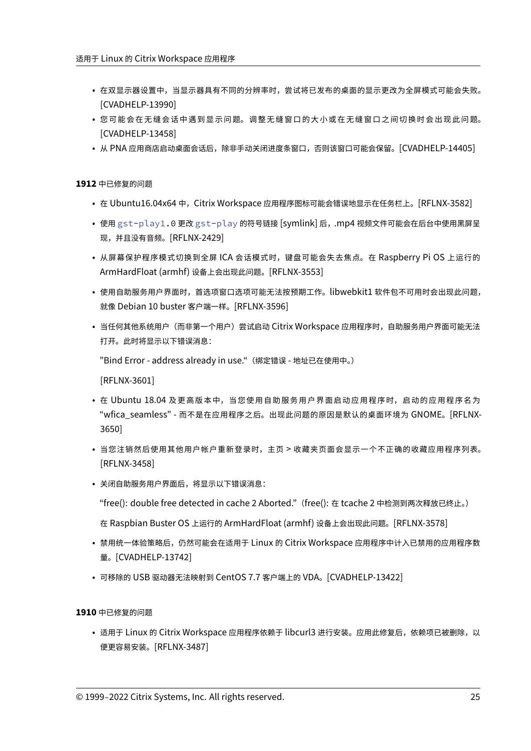- 在双显示器设置中，当显示器具有不同的分辨率时，尝试将已发布的桌面的显示更改为全屏模式可能会失败。[CVADHELP-13990]
- 您可能会在无缝会话中遇到显示问题。调整无缝窗口的大小或在无缝窗口之间切换时会出现此问题。[CVADHELP-13458]
- 从 PNA 应用商店启动桌面会话后，除非手动关闭进度条窗口，否则该窗口可能会保留。[CVADHELP-14405]

**1912** 中已修复的问题

- 在 Ubuntu16.04x64 中，Citrix Workspace 应用程序图标可能会错误地显示在任务栏上。[RFLNX-3582]
- 使用 `gst-play1.0` 更改 `gst-play` 的符号链接 [symlink] 后，.mp4 视频文件可能会在后台中使用黑屏呈现，并且没有音频。[RFLNX-2429]
- 从屏幕保护程序模式切换到全屏 ICA 会话模式时，键盘可能会失去焦点。在 Raspberry Pi OS 上运行的 ArmHardFloat (armhf) 设备上会出现此问题。[RFLNX-3553]
- 使用自助服务用户界面时，首选项窗口选项可能无法按预期工作。libwebkit1 软件包不可用时会出现此问题，就像 Debian 10 buster 客户端一样。[RFLNX-3596]
- 当任何其他系统用户（而非第一个用户）尝试启动 Citrix Workspace 应用程序时，自助服务用户界面可能无法打开。此时将显示以下错误消息：

  "Bind Error - address already in use."（绑定错误 - 地址已在使用中。）

  [RFLNX-3601]
- 在 Ubuntu 18.04 及更高版本中，当您使用自助服务用户界面启动应用程序时，启动的应用程序名为"wfica_seamless" - 而不是在应用程序之后。出现此问题的原因是默认的桌面环境为 GNOME。[RFLNX-3650]
- 当您注销然后使用其他用户帐户重新登录时，主页 > 收藏夹页面会显示一个不正确的收藏应用程序列表。[RFLNX-3458]
- 关闭自助服务用户界面后，将显示以下错误消息：

  "free(): double free detected in cache 2 Aborted."（free(): 在 tcache 2 中检测到两次释放已终止。）

  在 Raspbian Buster OS 上运行的 ArmHardFloat (armhf) 设备上会出现此问题。[RFLNX-3578]
- 禁用统一体验策略后，仍然可能会在适用于 Linux 的 Citrix Workspace 应用程序中计入已禁用的应用程序数量。[CVADHELP-13742]
- 可移除的 USB 驱动器无法映射到 CentOS 7.7 客户端上的 VDA。[CVADHELP-13422]

**1910** 中已修复的问题

- 适用于 Linux 的 Citrix Workspace 应用程序依赖于 libcurl3 进行安装。应用此修复后，依赖项已被删除，以便更容易安装。[RFLNX-3487]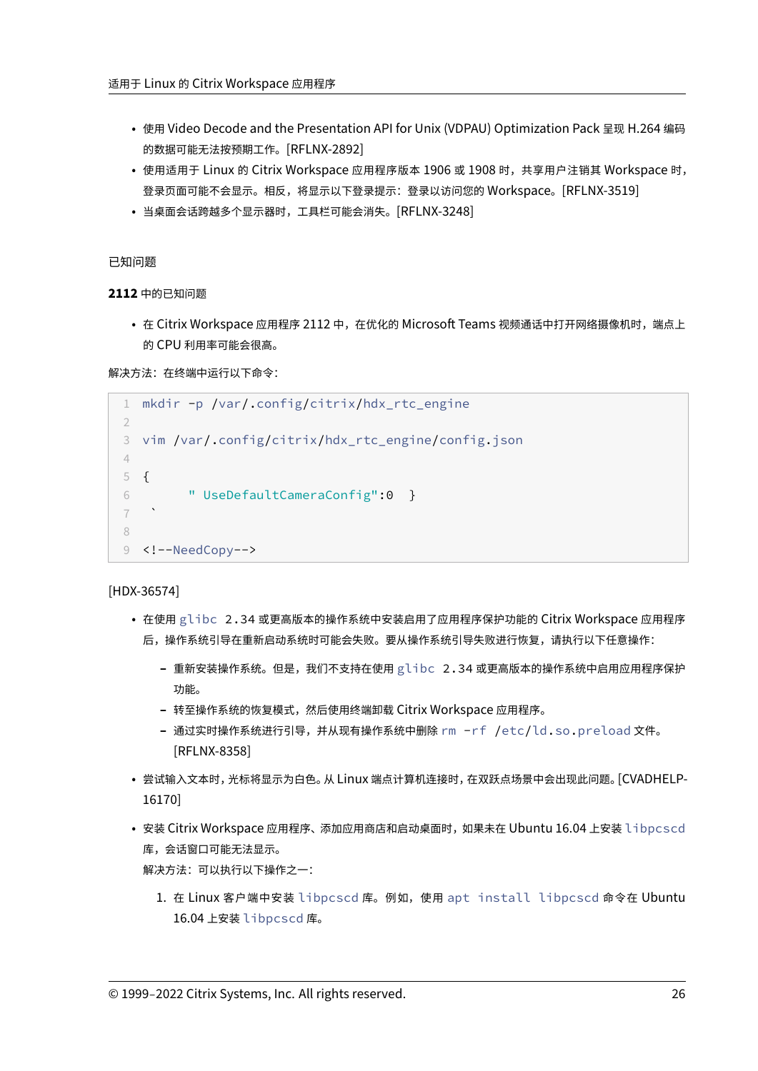- 使用 Video Decode and the Presentation API for Unix (VDPAU) Optimization Pack 呈现 H.264 编码的数据可能无法按预期工作。[RFLNX-2892]
- 使用适用于 Linux 的 Citrix Workspace 应用程序版本 1906 或 1908 时，共享用户注销其 Workspace 时，登录页面可能不会显示。相反，将显示以下登录提示：登录以访问您的 Workspace。[RFLNX-3519]
- 当桌面会话跨越多个显示器时，工具栏可能会消失。[RFLNX-3248]

## 已知问题

### 2112 中的已知问题

- 在 Citrix Workspace 应用程序 2112 中，在优化的 Microsoft Teams 视频通话中打开网络摄像机时，端点上的 CPU 利用率可能会很高。

解决方法：在终端中运行以下命令：

```
mkdir -p /var/.config/citrix/hdx_rtc_engine

vim /var/.config/citrix/hdx_rtc_engine/config.json

{
       " UseDefaultCameraConfig":0   }
 `

<!--NeedCopy-->
```

[HDX-36574]

- 在使用 `glibc 2.34` 或更高版本的操作系统中安装启用了应用程序保护功能的 Citrix Workspace 应用程序后，操作系统引导在重新启动系统时可能会失败。要从操作系统引导失败进行恢复，请执行以下任意操作：
  - 重新安装操作系统。但是，我们不支持在使用 `glibc 2.34` 或更高版本的操作系统中启用应用程序保护功能。
  - 转至操作系统的恢复模式，然后使用终端卸载 Citrix Workspace 应用程序。
  - 通过实时操作系统进行引导，并从现有操作系统中删除 `rm -rf /etc/ld.so.preload` 文件。[RFLNX-8358]
- 尝试输入文本时，光标将显示为白色。从 Linux 端点计算机连接时，在双跃点场景中会出现此问题。[CVADHELP-16170]
- 安装 Citrix Workspace 应用程序、添加应用商店和启动桌面时，如果未在 Ubuntu 16.04 上安装 `libpcscd` 库，会话窗口可能无法显示。

  解决方法：可以执行以下操作之一：

  1. 在 Linux 客户端中安装 `libpcscd` 库。例如，使用 `apt install libpcscd` 命令在 Ubuntu 16.04 上安装 `libpcscd` 库。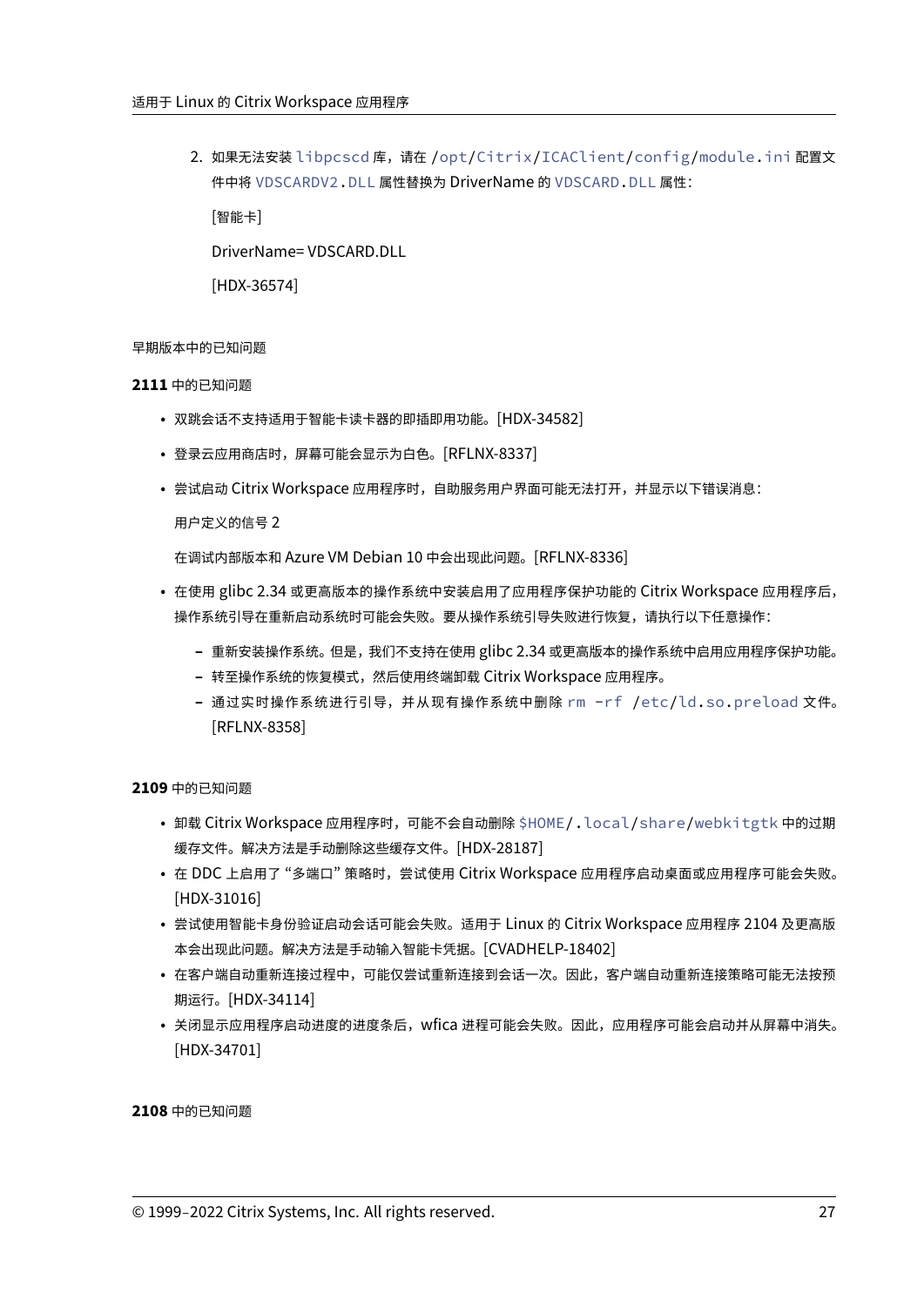2. 如果无法安装 `libpcscd` 库，请在 `/opt/Citrix/ICAClient/config/module.ini` 配置文件中将 `VDSCARDV2.DLL` 属性替换为 DriverName 的 `VDSCARD.DLL` 属性：

   [智能卡]

   DriverName= VDSCARD.DLL

   [HDX-36574]

早期版本中的已知问题

**2111** 中的已知问题

- 双跳会话不支持适用于智能卡读卡器的即插即用功能。[HDX-34582]
- 登录云应用商店时，屏幕可能会显示为白色。[RFLNX-8337]
- 尝试启动 Citrix Workspace 应用程序时，自助服务用户界面可能无法打开，并显示以下错误消息：

  用户定义的信号 2

  在调试内部版本和 Azure VM Debian 10 中会出现此问题。[RFLNX-8336]
- 在使用 glibc 2.34 或更高版本的操作系统中安装启用了应用程序保护功能的 Citrix Workspace 应用程序后，操作系统引导在重新启动系统时可能会失败。要从操作系统引导失败进行恢复，请执行以下任意操作：
  - 重新安装操作系统。但是，我们不支持在使用 glibc 2.34 或更高版本的操作系统中启用应用程序保护功能。
  - 转至操作系统的恢复模式，然后使用终端卸载 Citrix Workspace 应用程序。
  - 通过实时操作系统进行引导，并从现有操作系统中删除 `rm -rf /etc/ld.so.preload` 文件。[RFLNX-8358]

**2109** 中的已知问题

- 卸载 Citrix Workspace 应用程序时，可能不会自动删除 `$HOME/.local/share/webkitgtk` 中的过期缓存文件。解决方法是手动删除这些缓存文件。[HDX-28187]
- 在 DDC 上启用了 "多端口" 策略时，尝试使用 Citrix Workspace 应用程序启动桌面或应用程序可能会失败。[HDX-31016]
- 尝试使用智能卡身份验证启动会话可能会失败。适用于 Linux 的 Citrix Workspace 应用程序 2104 及更高版本会出现此问题。解决方法是手动输入智能卡凭据。[CVADHELP-18402]
- 在客户端自动重新连接过程中，可能仅尝试重新连接到会话一次。因此，客户端自动重新连接策略可能无法按预期运行。[HDX-34114]
- 关闭显示应用程序启动进度的进度条后，wfica 进程可能会失败。因此，应用程序可能会启动并从屏幕中消失。[HDX-34701]

**2108** 中的已知问题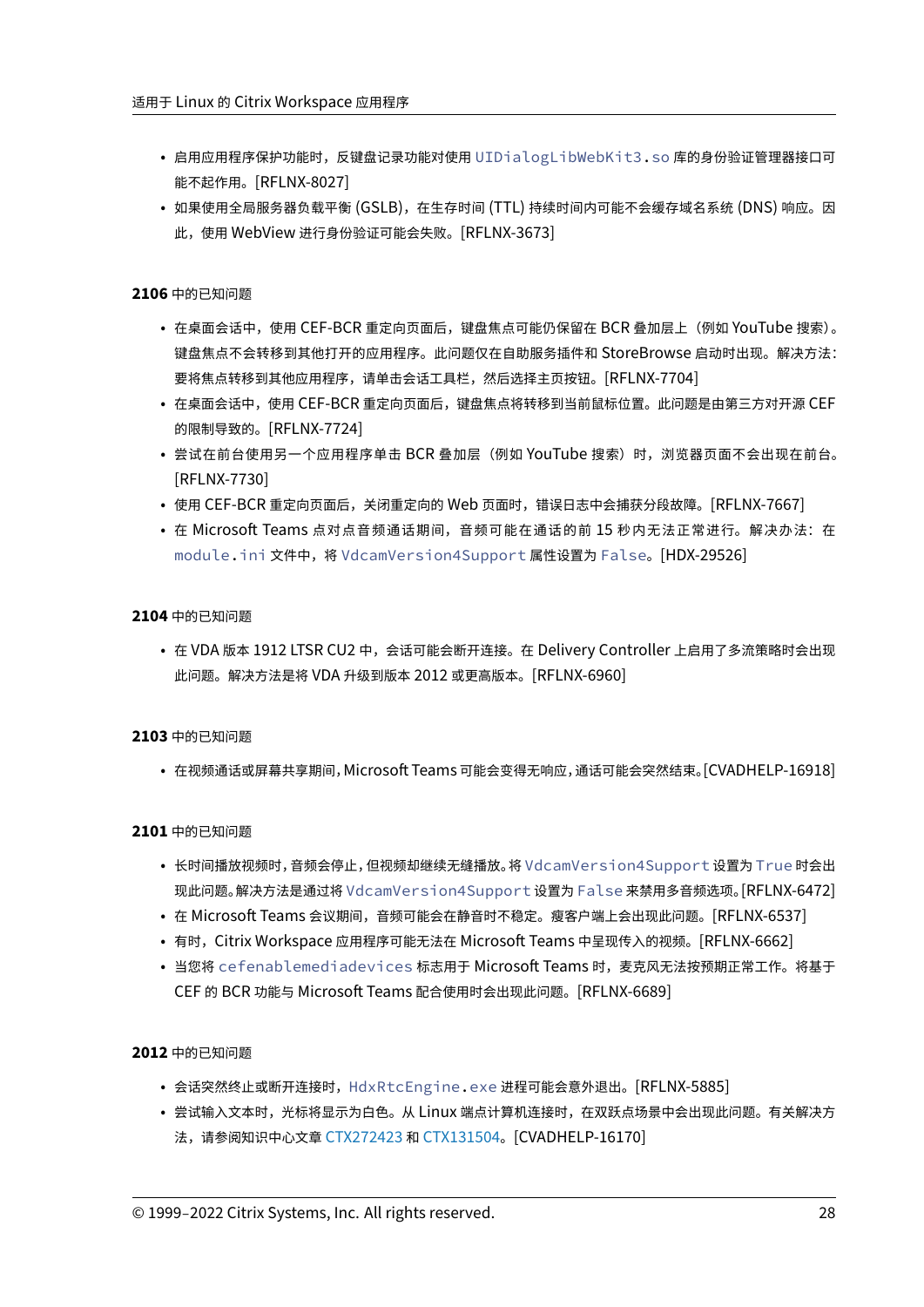- 启用应用程序保护功能时，反键盘记录功能对使用 `UIDialogLibWebKit3.so` 库的身份验证管理器接口可能不起作用。[RFLNX-8027]
- 如果使用全局服务器负载平衡 (GSLB)，在生存时间 (TTL) 持续时间内可能不会缓存域名系统 (DNS) 响应。因此，使用 WebView 进行身份验证可能会失败。[RFLNX-3673]

**2106** 中的已知问题

- 在桌面会话中，使用 CEF-BCR 重定向页面后，键盘焦点可能仍保留在 BCR 叠加层上（例如 YouTube 搜索）。键盘焦点不会转移到其他打开的应用程序。此问题仅在自助服务插件和 StoreBrowse 启动时出现。解决方法：要将焦点转移到其他应用程序，请单击会话工具栏，然后选择主页按钮。[RFLNX-7704]
- 在桌面会话中，使用 CEF-BCR 重定向页面后，键盘焦点将转移到当前鼠标位置。此问题是由第三方对开源 CEF 的限制导致的。[RFLNX-7724]
- 尝试在前台使用另一个应用程序单击 BCR 叠加层（例如 YouTube 搜索）时，浏览器页面不会出现在前台。[RFLNX-7730]
- 使用 CEF-BCR 重定向页面后，关闭重定向的 Web 页面时，错误日志中会捕获分段故障。[RFLNX-7667]
- 在 Microsoft Teams 点对点音频通话期间，音频可能在通话的前 15 秒内无法正常进行。解决办法：在 `module.ini` 文件中，将 `VdcamVersion4Support` 属性设置为 `False`。[HDX-29526]

**2104** 中的已知问题

- 在 VDA 版本 1912 LTSR CU2 中，会话可能会断开连接。在 Delivery Controller 上启用了多流策略时会出现此问题。解决方法是将 VDA 升级到版本 2012 或更高版本。[RFLNX-6960]

**2103** 中的已知问题

- 在视频通话或屏幕共享期间，Microsoft Teams 可能会变得无响应，通话可能会突然结束。[CVADHELP-16918]

**2101** 中的已知问题

- 长时间播放视频时，音频会停止，但视频却继续无缝播放。将 `VdcamVersion4Support` 设置为 `True` 时会出现此问题。解决方法是通过将 `VdcamVersion4Support` 设置为 `False` 来禁用多音频选项。[RFLNX-6472]
- 在 Microsoft Teams 会议期间，音频可能会在静音时不稳定。瘦客户端上会出现此问题。[RFLNX-6537]
- 有时，Citrix Workspace 应用程序可能无法在 Microsoft Teams 中呈现传入的视频。[RFLNX-6662]
- 当您将 `cefenablemediadevices` 标志用于 Microsoft Teams 时，麦克风无法按预期正常工作。将基于 CEF 的 BCR 功能与 Microsoft Teams 配合使用时会出现此问题。[RFLNX-6689]

**2012** 中的已知问题

- 会话突然终止或断开连接时，`HdxRtcEngine.exe` 进程可能会意外退出。[RFLNX-5885]
- 尝试输入文本时，光标将显示为白色。从 Linux 端点计算机连接时，在双跃点场景中会出现此问题。有关解决方法，请参阅知识中心文章 CTX272423 和 CTX131504。[CVADHELP-16170]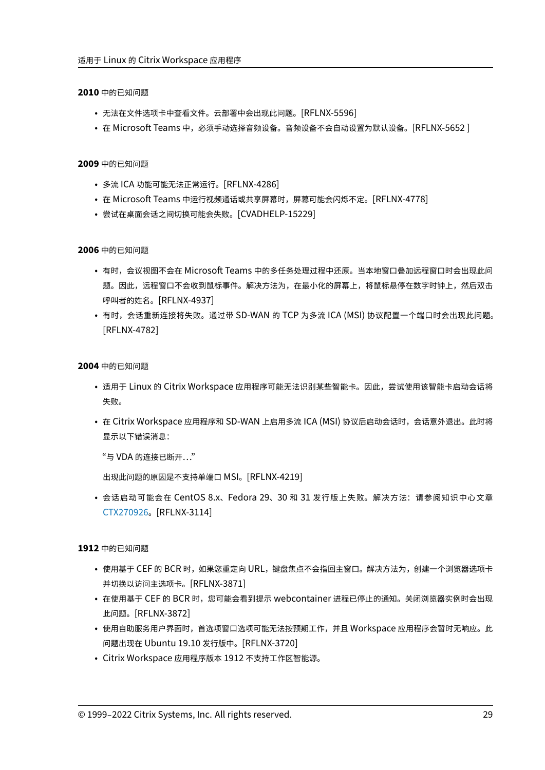#### 2010 中的已知问题

- 无法在文件选项卡中查看文件。云部署中会出现此问题。[RFLNX-5596]
- 在 Microsoft Teams 中，必须手动选择音频设备。音频设备不会自动设置为默认设备。[RFLNX-5652 ]

#### 2009 中的已知问题

- 多流 ICA 功能可能无法正常运行。[RFLNX-4286]
- 在 Microsoft Teams 中运行视频通话或共享屏幕时，屏幕可能会闪烁不定。[RFLNX-4778]
- 尝试在桌面会话之间切换可能会失败。[CVADHELP-15229]

#### 2006 中的已知问题

- 有时，会议视图不会在 Microsoft Teams 中的多任务处理过程中还原。当本地窗口叠加远程窗口时会出现此问题。因此，远程窗口不会收到鼠标事件。解决方法为，在最小化的屏幕上，将鼠标悬停在数字时钟上，然后双击呼叫者的姓名。[RFLNX-4937]
- 有时，会话重新连接将失败。通过带 SD-WAN 的 TCP 为多流 ICA (MSI) 协议配置一个端口时会出现此问题。[RFLNX-4782]

#### 2004 中的已知问题

- 适用于 Linux 的 Citrix Workspace 应用程序可能无法识别某些智能卡。因此，尝试使用该智能卡启动会话将失败。
- 在 Citrix Workspace 应用程序和 SD-WAN 上启用多流 ICA (MSI) 协议后启动会话时，会话意外退出。此时将显示以下错误消息：

  "与 VDA 的连接已断开…"

  出现此问题的原因是不支持单端口 MSI。[RFLNX-4219]

- 会话启动可能会在 CentOS 8.x、Fedora 29、30 和 31 发行版上失败。解决方法：请参阅知识中心文章 CTX270926。[RFLNX-3114]

#### 1912 中的已知问题

- 使用基于 CEF 的 BCR 时，如果您重定向 URL，键盘焦点不会指回主窗口。解决方法为，创建一个浏览器选项卡并切换以访问主选项卡。[RFLNX-3871]
- 在使用基于 CEF 的 BCR 时，您可能会看到提示 webcontainer 进程已停止的通知。关闭浏览器实例时会出现此问题。[RFLNX-3872]
- 使用自助服务用户界面时，首选项窗口选项可能无法按预期工作，并且 Workspace 应用程序会暂时无响应。此问题出现在 Ubuntu 19.10 发行版中。[RFLNX-3720]
- Citrix Workspace 应用程序版本 1912 不支持工作区智能源。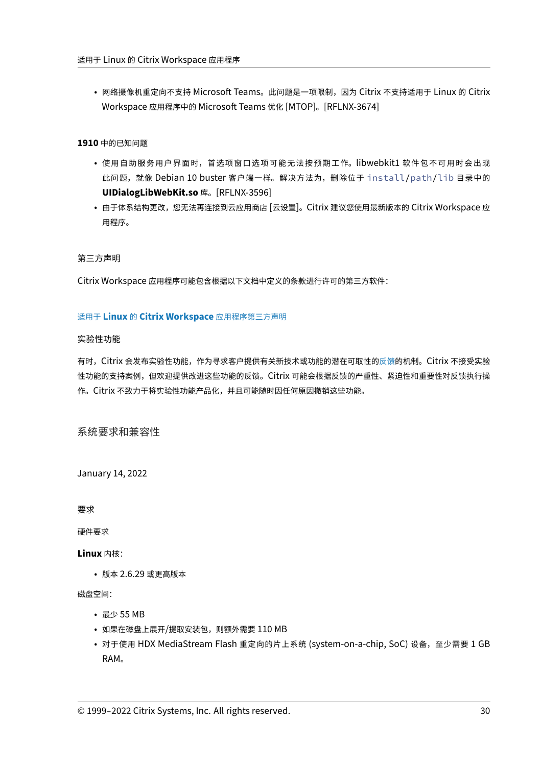- 网络摄像机重定向不支持 Microsoft Teams。此问题是一项限制，因为 Citrix 不支持适用于 Linux 的 Citrix Workspace 应用程序中的 Microsoft Teams 优化 [MTOP]。[RFLNX-3674]

**1910** 中的已知问题

- 使用自助服务用户界面时，首选项窗口选项可能无法按预期工作。libwebkit1 软件包不可用时会出现此问题，就像 Debian 10 buster 客户端一样。解决方法为，删除位于 `install/path/lib` 目录中的 **UIDialogLibWebKit.so** 库。[RFLNX-3596]
- 由于体系结构更改，您无法再连接到云应用商店 [云设置]。Citrix 建议您使用最新版本的 Citrix Workspace 应用程序。

### 第三方声明

Citrix Workspace 应用程序可能包含根据以下文档中定义的条款进行许可的第三方软件：

适用于 **Linux** 的 **Citrix Workspace** 应用程序第三方声明

### 实验性功能

有时，Citrix 会发布实验性功能，作为寻求客户提供有关新技术或功能的潜在可取性的反馈的机制。Citrix 不接受实验性功能的支持案例，但欢迎提供改进这些功能的反馈。Citrix 可能会根据反馈的严重性、紧迫性和重要性对反馈执行操作。Citrix 不致力于将实验性功能产品化，并且可能随时因任何原因撤销这些功能。

## 系统要求和兼容性

January 14, 2022

### 要求

#### 硬件要求

**Linux** 内核：

- 版本 2.6.29 或更高版本

磁盘空间：

- 最少 55 MB
- 如果在磁盘上展开/提取安装包，则额外需要 110 MB
- 对于使用 HDX MediaStream Flash 重定向的片上系统 (system-on-a-chip, SoC) 设备，至少需要 1 GB RAM。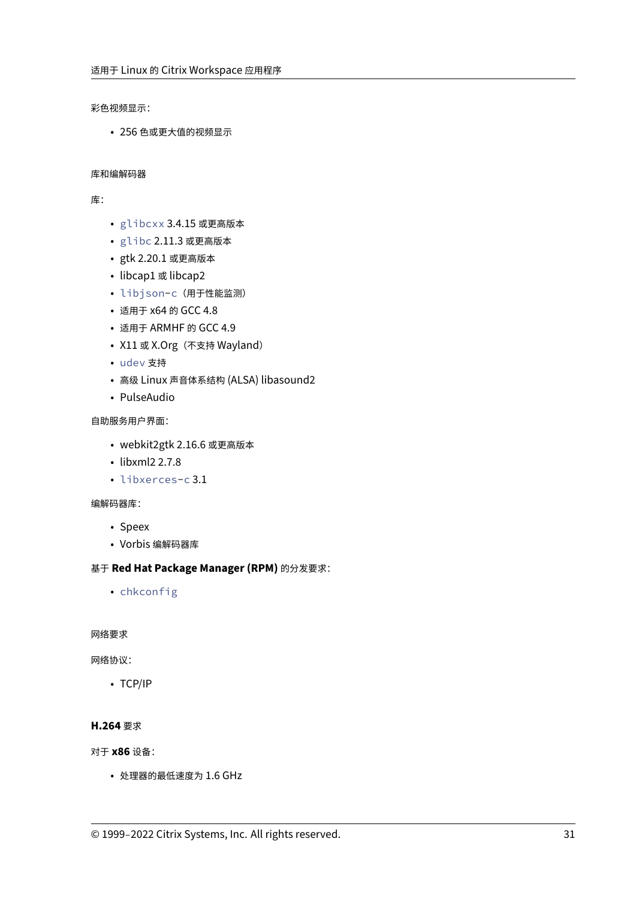彩色视频显示：

- 256 色或更大值的视频显示

#### 库和编解码器

库：

- `glibcxx` 3.4.15 或更高版本
- `glibc` 2.11.3 或更高版本
- gtk 2.20.1 或更高版本
- libcap1 或 libcap2
- `libjson-c`（用于性能监测）
- 适用于 x64 的 GCC 4.8
- 适用于 ARMHF 的 GCC 4.9
- X11 或 X.Org（不支持 Wayland）
- `udev` 支持
- 高级 Linux 声音体系结构 (ALSA) libasound2
- PulseAudio

自助服务用户界面：

- webkit2gtk 2.16.6 或更高版本
- libxml2 2.7.8
- `libxerces-c` 3.1

编解码器库：

- Speex
- Vorbis 编解码器库

基于 **Red Hat Package Manager (RPM)** 的分发要求：

- `chkconfig`

#### 网络要求

网络协议：

- TCP/IP

#### H.264 要求

对于 **x86** 设备：

- 处理器的最低速度为 1.6 GHz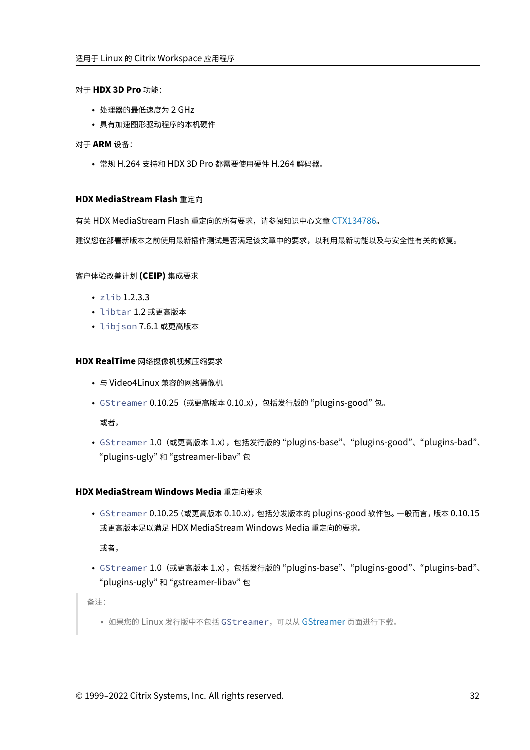对于 **HDX 3D Pro** 功能：

- 处理器的最低速度为 2 GHz
- 具有加速图形驱动程序的本机硬件

对于 **ARM** 设备：

- 常规 H.264 支持和 HDX 3D Pro 都需要使用硬件 H.264 解码器。

### **HDX MediaStream Flash** 重定向

有关 HDX MediaStream Flash 重定向的所有要求，请参阅知识中心文章 CTX134786。

建议您在部署新版本之前使用最新插件测试是否满足该文章中的要求，以利用最新功能以及与安全性有关的修复。

### 客户体验改善计划 **(CEIP)** 集成要求

- `zlib` 1.2.3.3
- `libtar` 1.2 或更高版本
- `libjson` 7.6.1 或更高版本

### **HDX RealTime** 网络摄像机视频压缩要求

- 与 Video4Linux 兼容的网络摄像机
- `GStreamer` 0.10.25（或更高版本 0.10.x），包括发行版的 “plugins-good” 包。

  或者，

- `GStreamer` 1.0（或更高版本 1.x），包括发行版的 “plugins-base”、“plugins-good”、“plugins-bad”、“plugins-ugly” 和 “gstreamer-libav” 包

### **HDX MediaStream Windows Media** 重定向要求

- `GStreamer` 0.10.25 (或更高版本 0.10.x)，包括分发版本的 plugins-good 软件包。一般而言，版本 0.10.15 或更高版本足以满足 HDX MediaStream Windows Media 重定向的要求。

  或者，

- `GStreamer` 1.0（或更高版本 1.x），包括发行版的 “plugins-base”、“plugins-good”、“plugins-bad”、“plugins-ugly” 和 “gstreamer-libav” 包

> 备注：
>
> - 如果您的 Linux 发行版中不包括 `GStreamer`，可以从 GStreamer 页面进行下载。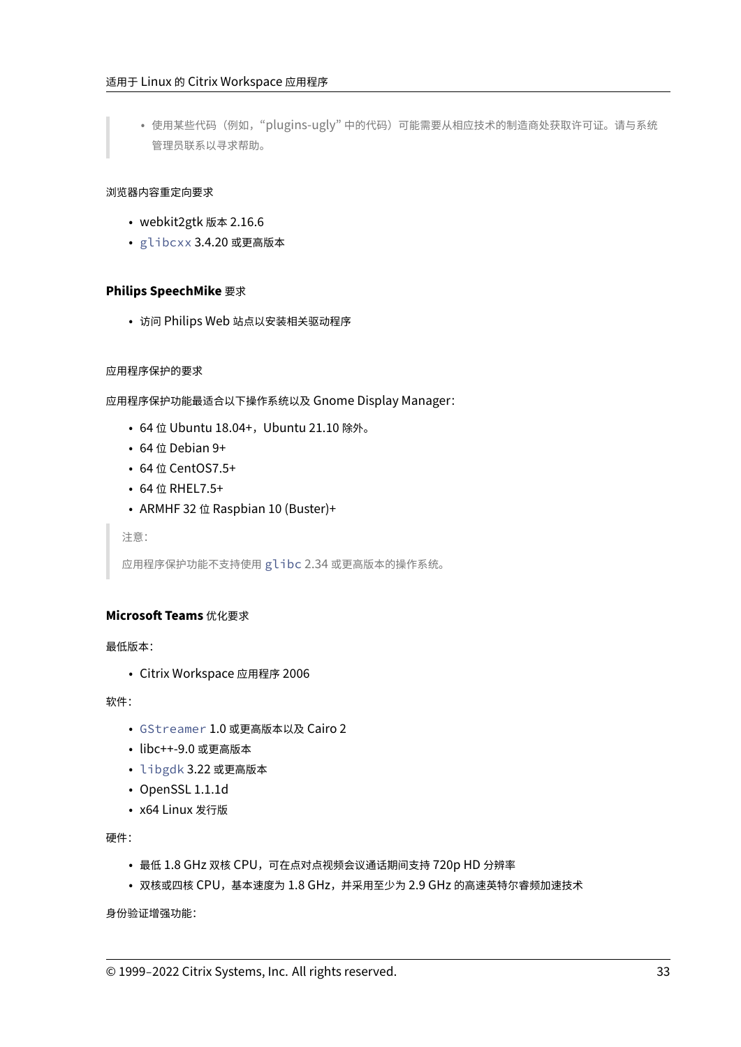> - 使用某些代码（例如，“plugins-ugly” 中的代码）可能需要从相应技术的制造商处获取许可证。请与系统管理员联系以寻求帮助。

浏览器内容重定向要求

- webkit2gtk 版本 2.16.6
- `glibcxx` 3.4.20 或更高版本

**Philips SpeechMike** 要求

- 访问 Philips Web 站点以安装相关驱动程序

应用程序保护的要求

应用程序保护功能最适合以下操作系统以及 Gnome Display Manager：

- 64 位 Ubuntu 18.04+，Ubuntu 21.10 除外。
- 64 位 Debian 9+
- 64 位 CentOS7.5+
- 64 位 RHEL7.5+
- ARMHF 32 位 Raspbian 10 (Buster)+

> 注意：
>
> 应用程序保护功能不支持使用 `glibc` 2.34 或更高版本的操作系统。

**Microsoft Teams** 优化要求

最低版本：

- Citrix Workspace 应用程序 2006

软件：

- `GStreamer` 1.0 或更高版本以及 Cairo 2
- libc++-9.0 或更高版本
- `libgdk` 3.22 或更高版本
- OpenSSL 1.1.1d
- x64 Linux 发行版

硬件：

- 最低 1.8 GHz 双核 CPU，可在点对点视频会议通话期间支持 720p HD 分辨率
- 双核或四核 CPU，基本速度为 1.8 GHz，并采用至少为 2.9 GHz 的高速英特尔睿频加速技术

身份验证增强功能：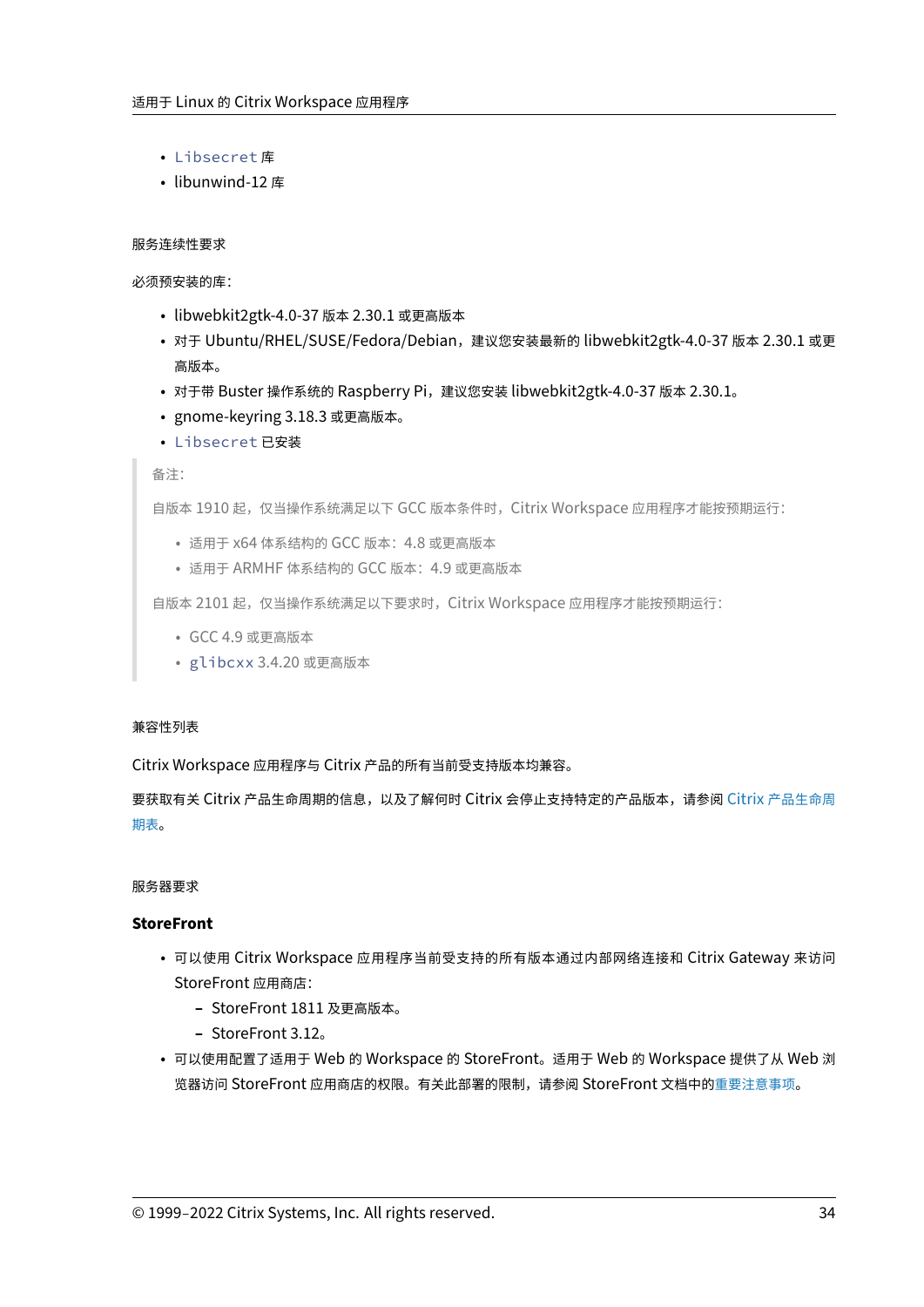- `Libsecret` 库
- libunwind-12 库

#### 服务连续性要求

必须预安装的库：

- libwebkit2gtk-4.0-37 版本 2.30.1 或更高版本
- 对于 Ubuntu/RHEL/SUSE/Fedora/Debian，建议您安装最新的 libwebkit2gtk-4.0-37 版本 2.30.1 或更高版本。
- 对于带 Buster 操作系统的 Raspberry Pi，建议您安装 libwebkit2gtk-4.0-37 版本 2.30.1。
- gnome-keyring 3.18.3 或更高版本。
- `Libsecret` 已安装

> 备注：
>
> 自版本 1910 起，仅当操作系统满足以下 GCC 版本条件时，Citrix Workspace 应用程序才能按预期运行：
>
> - 适用于 x64 体系结构的 GCC 版本：4.8 或更高版本
> - 适用于 ARMHF 体系结构的 GCC 版本：4.9 或更高版本
>
> 自版本 2101 起，仅当操作系统满足以下要求时，Citrix Workspace 应用程序才能按预期运行：
>
> - GCC 4.9 或更高版本
> - `glibcxx` 3.4.20 或更高版本

#### 兼容性列表

Citrix Workspace 应用程序与 Citrix 产品的所有当前受支持版本均兼容。

要获取有关 Citrix 产品生命周期的信息，以及了解何时 Citrix 会停止支持特定的产品版本，请参阅 Citrix 产品生命周期表。

#### 服务器要求

**StoreFront**

- 可以使用 Citrix Workspace 应用程序当前受支持的所有版本通过内部网络连接和 Citrix Gateway 来访问 StoreFront 应用商店：
  - StoreFront 1811 及更高版本。
  - StoreFront 3.12。
- 可以使用配置了适用于 Web 的 Workspace 的 StoreFront。适用于 Web 的 Workspace 提供了从 Web 浏览器访问 StoreFront 应用商店的权限。有关此部署的限制，请参阅 StoreFront 文档中的重要注意事项。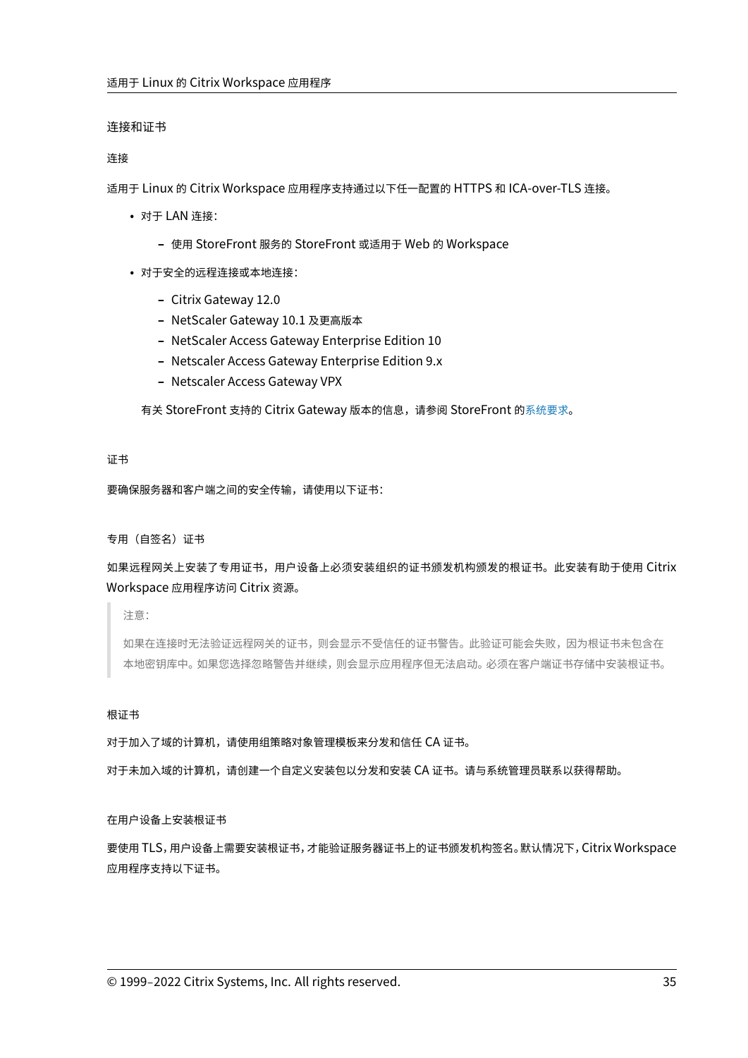### 连接和证书

#### 连接

适用于 Linux 的 Citrix Workspace 应用程序支持通过以下任一配置的 HTTPS 和 ICA-over-TLS 连接。

- 对于 LAN 连接：
  - 使用 StoreFront 服务的 StoreFront 或适用于 Web 的 Workspace
- 对于安全的远程连接或本地连接：
  - Citrix Gateway 12.0
  - NetScaler Gateway 10.1 及更高版本
  - NetScaler Access Gateway Enterprise Edition 10
  - Netscaler Access Gateway Enterprise Edition 9.x
  - Netscaler Access Gateway VPX

  有关 StoreFront 支持的 Citrix Gateway 版本的信息，请参阅 StoreFront 的系统要求。

#### 证书

要确保服务器和客户端之间的安全传输，请使用以下证书：

##### 专用（自签名）证书

如果远程网关上安装了专用证书，用户设备上必须安装组织的证书颁发机构颁发的根证书。此安装有助于使用 Citrix Workspace 应用程序访问 Citrix 资源。

> 注意：
>
> 如果在连接时无法验证远程网关的证书，则会显示不受信任的证书警告。此验证可能会失败，因为根证书未包含在本地密钥库中。如果您选择忽略警告并继续，则会显示应用程序但无法启动。必须在客户端证书存储中安装根证书。

##### 根证书

对于加入了域的计算机，请使用组策略对象管理模板来分发和信任 CA 证书。

对于未加入域的计算机，请创建一个自定义安装包以分发和安装 CA 证书。请与系统管理员联系以获得帮助。

##### 在用户设备上安装根证书

要使用 TLS，用户设备上需要安装根证书，才能验证服务器证书上的证书颁发机构签名。默认情况下，Citrix Workspace 应用程序支持以下证书。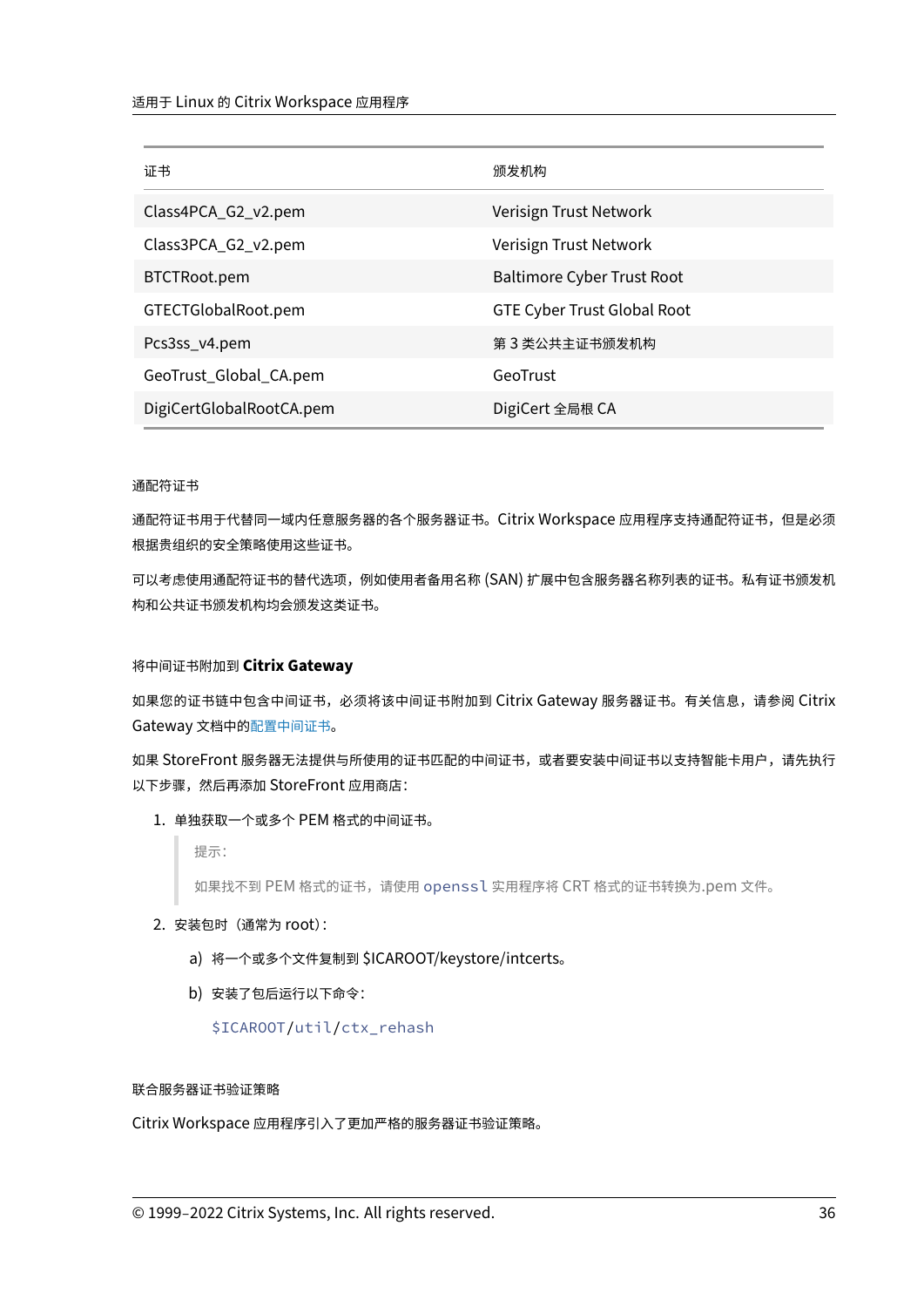| 证书 | 颁发机构 |
| --- | --- |
| Class4PCA_G2_v2.pem | Verisign Trust Network |
| Class3PCA_G2_v2.pem | Verisign Trust Network |
| BTCTRoot.pem | Baltimore Cyber Trust Root |
| GTECTGlobalRoot.pem | GTE Cyber Trust Global Root |
| Pcs3ss_v4.pem | 第 3 类公共主证书颁发机构 |
| GeoTrust_Global_CA.pem | GeoTrust |
| DigiCertGlobalRootCA.pem | DigiCert 全局根 CA |

#### 通配符证书

通配符证书用于代替同一域内任意服务器的各个服务器证书。Citrix Workspace 应用程序支持通配符证书，但是必须根据贵组织的安全策略使用这些证书。

可以考虑使用通配符证书的替代选项，例如使用者备用名称 (SAN) 扩展中包含服务器名称列表的证书。私有证书颁发机构和公共证书颁发机构均会颁发这类证书。

#### 将中间证书附加到 **Citrix Gateway**

如果您的证书链中包含中间证书，必须将该中间证书附加到 Citrix Gateway 服务器证书。有关信息，请参阅 Citrix Gateway 文档中的配置中间证书。

如果 StoreFront 服务器无法提供与所使用的证书匹配的中间证书，或者要安装中间证书以支持智能卡用户，请先执行以下步骤，然后再添加 StoreFront 应用商店：

1. 单独获取一个或多个 PEM 格式的中间证书。

   > 提示：
   >
   > 如果找不到 PEM 格式的证书，请使用 `openssl` 实用程序将 CRT 格式的证书转换为.pem 文件。

2. 安装包时（通常为 root）：

   a) 将一个或多个文件复制到 $ICAROOT/keystore/intcerts。

   b) 安装了包后运行以下命令：

   ```
   $ICAROOT/util/ctx_rehash
   ```

#### 联合服务器证书验证策略

Citrix Workspace 应用程序引入了更加严格的服务器证书验证策略。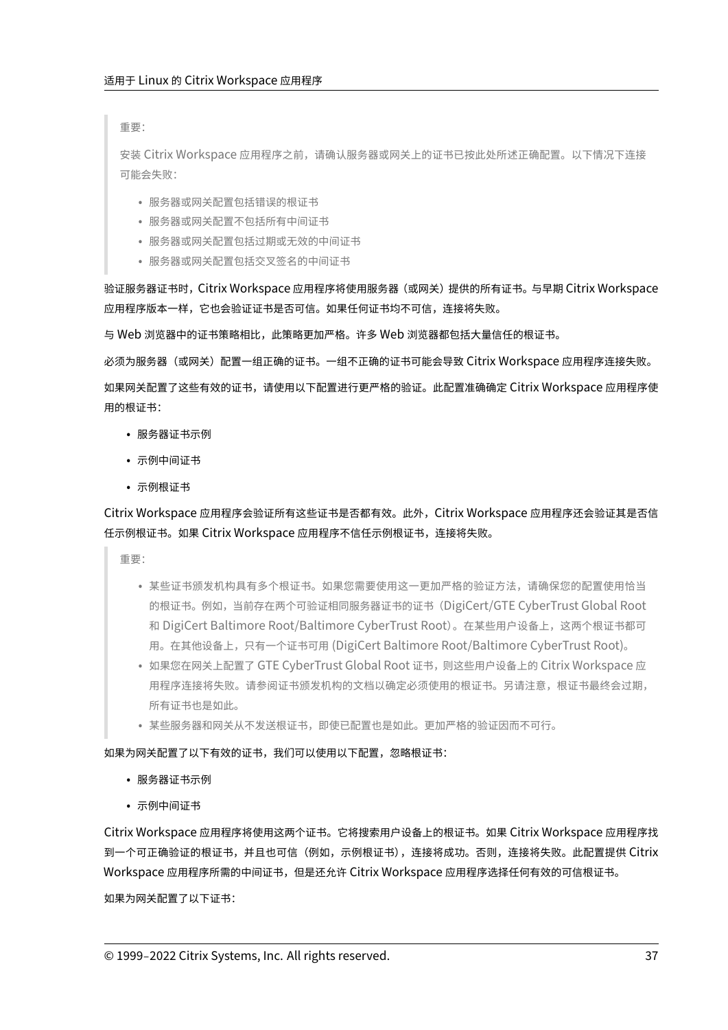> 重要：
>
> 安装 Citrix Workspace 应用程序之前，请确认服务器或网关上的证书已按此处所述正确配置。以下情况下连接可能会失败：
>
> - 服务器或网关配置包括错误的根证书
> - 服务器或网关配置不包括所有中间证书
> - 服务器或网关配置包括过期或无效的中间证书
> - 服务器或网关配置包括交叉签名的中间证书

验证服务器证书时，Citrix Workspace 应用程序将使用服务器（或网关）提供的所有证书。与早期 Citrix Workspace 应用程序版本一样，它也会验证证书是否可信。如果任何证书均不可信，连接将失败。

与 Web 浏览器中的证书策略相比，此策略更加严格。许多 Web 浏览器都包括大量信任的根证书。

必须为服务器（或网关）配置一组正确的证书。一组不正确的证书可能会导致 Citrix Workspace 应用程序连接失败。

如果网关配置了这些有效的证书，请使用以下配置进行更严格的验证。此配置准确确定 Citrix Workspace 应用程序使用的根证书：

- 服务器证书示例
- 示例中间证书
- 示例根证书

Citrix Workspace 应用程序会验证所有这些证书是否都有效。此外，Citrix Workspace 应用程序还会验证其是否信任示例根证书。如果 Citrix Workspace 应用程序不信任示例根证书，连接将失败。

> 重要：
>
> - 某些证书颁发机构具有多个根证书。如果您需要使用这一更加严格的验证方法，请确保您的配置使用恰当的根证书。例如，当前存在两个可验证相同服务器证书的证书（DigiCert/GTE CyberTrust Global Root 和 DigiCert Baltimore Root/Baltimore CyberTrust Root）。在某些用户设备上，这两个根证书都可用。在其他设备上，只有一个证书可用 (DigiCert Baltimore Root/Baltimore CyberTrust Root)。
> - 如果您在网关上配置了 GTE CyberTrust Global Root 证书，则这些用户设备上的 Citrix Workspace 应用程序连接将失败。请参阅证书颁发机构的文档以确定必须使用的根证书。另请注意，根证书最终会过期，所有证书也是如此。
> - 某些服务器和网关从不发送根证书，即使已配置也是如此。更加严格的验证因而不可行。

如果为网关配置了以下有效的证书，我们可以使用以下配置，忽略根证书：

- 服务器证书示例
- 示例中间证书

Citrix Workspace 应用程序将使用这两个证书。它将搜索用户设备上的根证书。如果 Citrix Workspace 应用程序找到一个可正确验证的根证书，并且也可信（例如，示例根证书），连接将成功。否则，连接将失败。此配置提供 Citrix Workspace 应用程序所需的中间证书，但是还允许 Citrix Workspace 应用程序选择任何有效的可信根证书。

如果为网关配置了以下证书：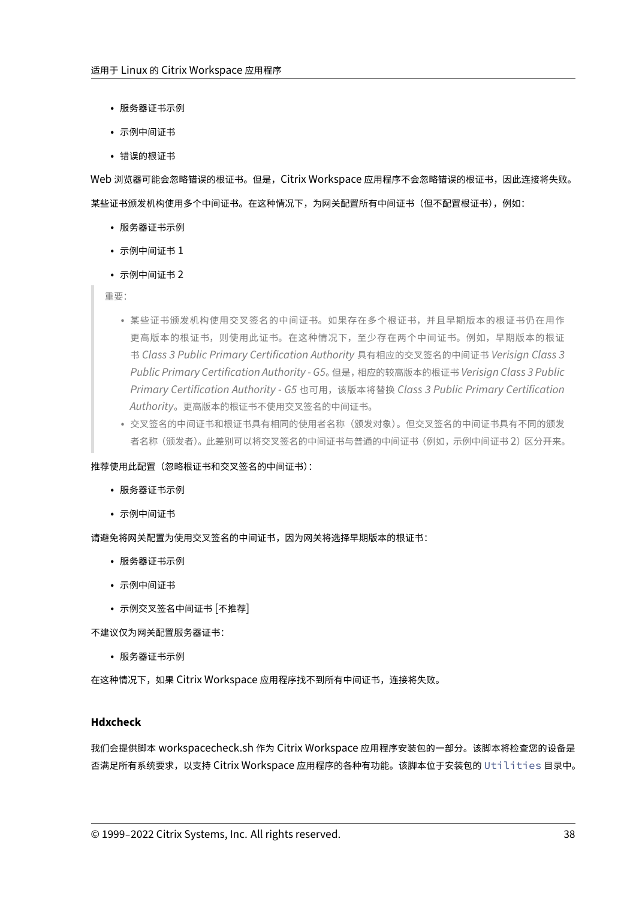- 服务器证书示例
- 示例中间证书
- 错误的根证书

Web 浏览器可能会忽略错误的根证书。但是，Citrix Workspace 应用程序不会忽略错误的根证书，因此连接将失败。

某些证书颁发机构使用多个中间证书。在这种情况下，为网关配置所有中间证书（但不配置根证书），例如：

- 服务器证书示例
- 示例中间证书 1
- 示例中间证书 2

> 重要：
>
> - 某些证书颁发机构使用交叉签名的中间证书。如果存在多个根证书，并且早期版本的根证书仍在用作更高版本的根证书，则使用此证书。在这种情况下，至少存在两个中间证书。例如，早期版本的根证书 *Class 3 Public Primary Certification Authority* 具有相应的交叉签名的中间证书 *Verisign Class 3 Public Primary Certification Authority - G5*。但是，相应的较高版本的根证书 *Verisign Class 3 Public Primary Certification Authority - G5* 也可用，该版本将替换 *Class 3 Public Primary Certification Authority*。更高版本的根证书不使用交叉签名的中间证书。
> - 交叉签名的中间证书和根证书具有相同的使用者名称（颁发对象）。但交叉签名的中间证书具有不同的颁发者名称（颁发者）。此差别可以将交叉签名的中间证书与普通的中间证书（例如，示例中间证书 2）区分开来。

推荐使用此配置（忽略根证书和交叉签名的中间证书）：

- 服务器证书示例
- 示例中间证书

请避免将网关配置为使用交叉签名的中间证书，因为网关将选择早期版本的根证书：

- 服务器证书示例
- 示例中间证书
- 示例交叉签名中间证书 [不推荐]

不建议仅为网关配置服务器证书：

- 服务器证书示例

在这种情况下，如果 Citrix Workspace 应用程序找不到所有中间证书，连接将失败。

### Hdxcheck

我们会提供脚本 workspacecheck.sh 作为 Citrix Workspace 应用程序安装包的一部分。该脚本将检查您的设备是否满足所有系统要求，以支持 Citrix Workspace 应用程序的各种有功能。该脚本位于安装包的 `Utilities` 目录中。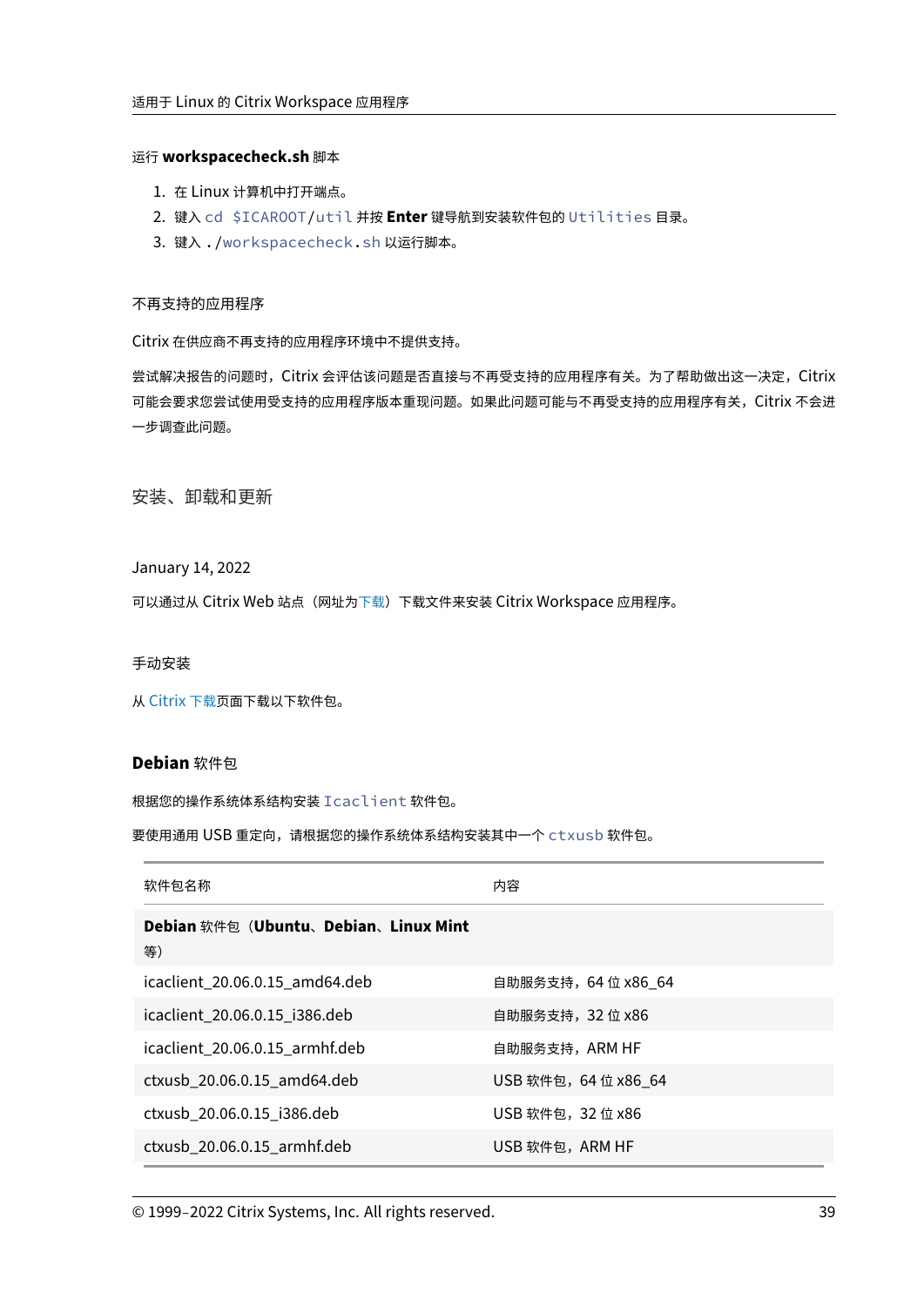运行 **workspacecheck.sh** 脚本

1. 在 Linux 计算机中打开端点。
2. 键入 `cd $ICAROOT/util` 并按 **Enter** 键导航到安装软件包的 `Utilities` 目录。
3. 键入 `./workspacecheck.sh` 以运行脚本。

不再支持的应用程序

Citrix 在供应商不再支持的应用程序环境中不提供支持。

尝试解决报告的问题时，Citrix 会评估该问题是否直接与不再受支持的应用程序有关。为了帮助做出这一决定，Citrix 可能会要求您尝试使用受支持的应用程序版本重现问题。如果此问题可能与不再受支持的应用程序有关，Citrix 不会进一步调查此问题。

## 安装、卸载和更新

January 14, 2022

可以通过从 Citrix Web 站点（网址为下载）下载文件来安装 Citrix Workspace 应用程序。

### 手动安装

从 Citrix 下载页面下载以下软件包。

### Debian 软件包

根据您的操作系统体系结构安装 `Icaclient` 软件包。

要使用通用 USB 重定向，请根据您的操作系统体系结构安装其中一个 `ctxusb` 软件包。

| 软件包名称 | 内容 |
| --- | --- |
| **Debian** 软件包（**Ubuntu**、**Debian**、**Linux Mint** 等） | |
| icaclient_20.06.0.15_amd64.deb | 自助服务支持，64 位 x86_64 |
| icaclient_20.06.0.15_i386.deb | 自助服务支持，32 位 x86 |
| icaclient_20.06.0.15_armhf.deb | 自助服务支持，ARM HF |
| ctxusb_20.06.0.15_amd64.deb | USB 软件包，64 位 x86_64 |
| ctxusb_20.06.0.15_i386.deb | USB 软件包，32 位 x86 |
| ctxusb_20.06.0.15_armhf.deb | USB 软件包，ARM HF |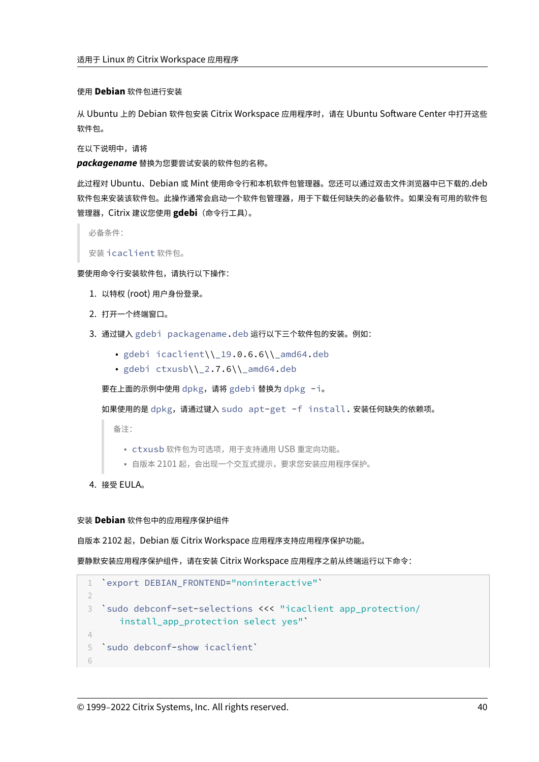#### 使用 **Debian** 软件包进行安装

从 Ubuntu 上的 Debian 软件包安装 Citrix Workspace 应用程序时，请在 Ubuntu Software Center 中打开这些软件包。

在以下说明中，请将
***packagename*** 替换为您要尝试安装的软件包的名称。

此过程对 Ubuntu、Debian 或 Mint 使用命令行和本机软件包管理器。您还可以通过双击文件浏览器中已下载的.deb 软件包来安装该软件包。此操作通常会启动一个软件包管理器，用于下载任何缺失的必备软件。如果没有可用的软件包管理器，Citrix 建议您使用 **gdebi**（命令行工具）。

> 必备条件：
>
> 安装 `icaclient` 软件包。

要使用命令行安装软件包，请执行以下操作：

1. 以特权 (root) 用户身份登录。
2. 打开一个终端窗口。
3. 通过键入 `gdebi packagename.deb` 运行以下三个软件包的安装。例如：

   - `gdebi icaclient\\_19.0.6.6\\_amd64.deb`
   - `gdebi ctxusb\\_2.7.6\\_amd64.deb`

   要在上面的示例中使用 `dpkg`，请将 `gdebi` 替换为 `dpkg -i`。

   如果使用的是 `dpkg`，请通过键入 `sudo apt-get -f install`. 安装任何缺失的依赖项。

   > 备注：
   >
   > - `ctxusb` 软件包为可选项，用于支持通用 USB 重定向功能。
   > - 自版本 2101 起，会出现一个交互式提示，要求您安装应用程序保护。

4. 接受 EULA。

#### 安装 **Debian** 软件包中的应用程序保护组件

自版本 2102 起，Debian 版 Citrix Workspace 应用程序支持应用程序保护功能。

要静默安装应用程序保护组件，请在安装 Citrix Workspace 应用程序之前从终端运行以下命令：

```
`export DEBIAN_FRONTEND="noninteractive"`

`sudo debconf-set-selections <<< "icaclient app_protection/
   install_app_protection select yes"`

`sudo debconf-show icaclient`

```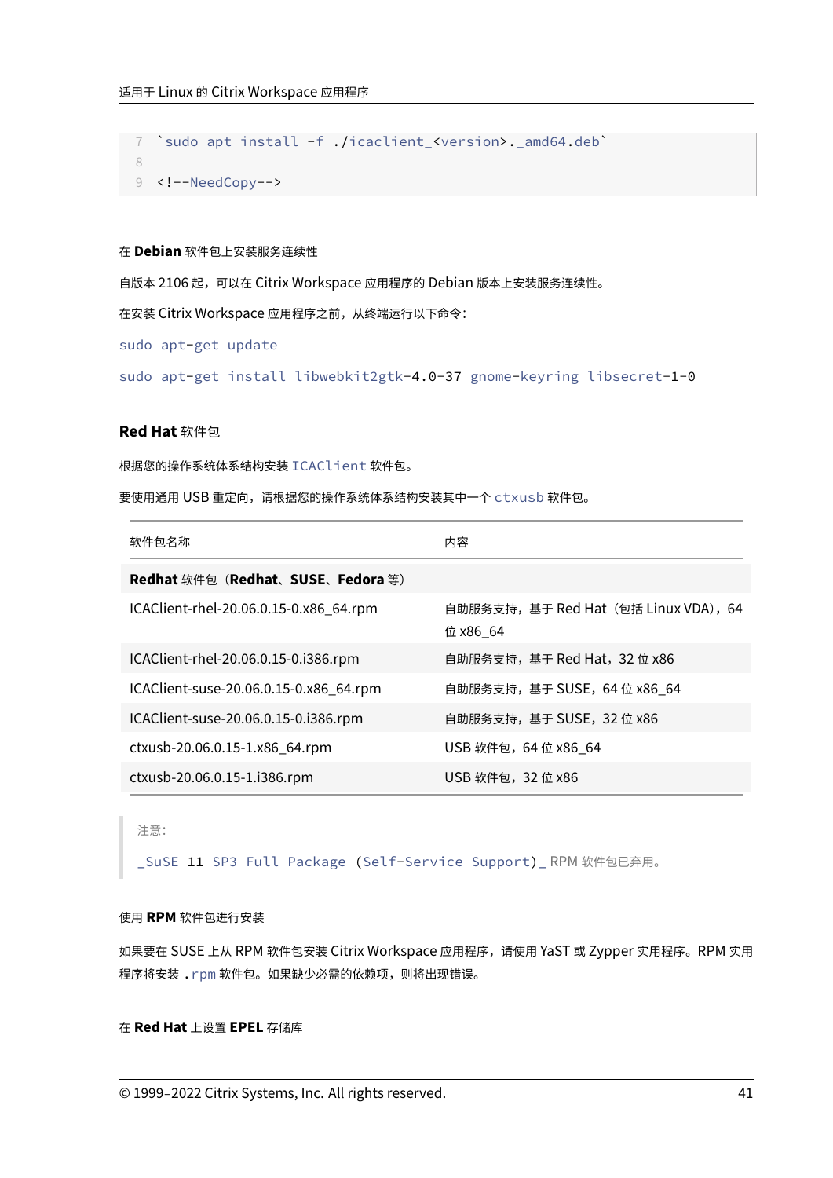```
7  `sudo apt install -f ./icaclient_<version>._amd64.deb`
8
9  <!--NeedCopy-->
```

在 **Debian** 软件包上安装服务连续性

自版本 2106 起，可以在 Citrix Workspace 应用程序的 Debian 版本上安装服务连续性。

在安装 Citrix Workspace 应用程序之前，从终端运行以下命令：

`sudo apt-get update`

`sudo apt-get install libwebkit2gtk-4.0-37 gnome-keyring libsecret-1-0`

### Red Hat 软件包

根据您的操作系统体系结构安装 `ICAClient` 软件包。

要使用通用 USB 重定向，请根据您的操作系统体系结构安装其中一个 `ctxusb` 软件包。

| 软件包名称 | 内容 |
| --- | --- |
| **Redhat** 软件包（**Redhat**、**SUSE**、**Fedora** 等） | |
| ICAClient-rhel-20.06.0.15-0.x86_64.rpm | 自助服务支持，基于 Red Hat（包括 Linux VDA），64 位 x86_64 |
| ICAClient-rhel-20.06.0.15-0.i386.rpm | 自助服务支持，基于 Red Hat，32 位 x86 |
| ICAClient-suse-20.06.0.15-0.x86_64.rpm | 自助服务支持，基于 SUSE，64 位 x86_64 |
| ICAClient-suse-20.06.0.15-0.i386.rpm | 自助服务支持，基于 SUSE，32 位 x86 |
| ctxusb-20.06.0.15-1.x86_64.rpm | USB 软件包，64 位 x86_64 |
| ctxusb-20.06.0.15-1.i386.rpm | USB 软件包，32 位 x86 |

> 注意：
>
> `_SuSE 11 SP3 Full Package (Self-Service Support)_` RPM 软件包已弃用。

使用 **RPM** 软件包进行安装

如果要在 SUSE 上从 RPM 软件包安装 Citrix Workspace 应用程序，请使用 YaST 或 Zypper 实用程序。RPM 实用程序将安装 `.rpm` 软件包。如果缺少必需的依赖项，则将出现错误。

在 **Red Hat** 上设置 **EPEL** 存储库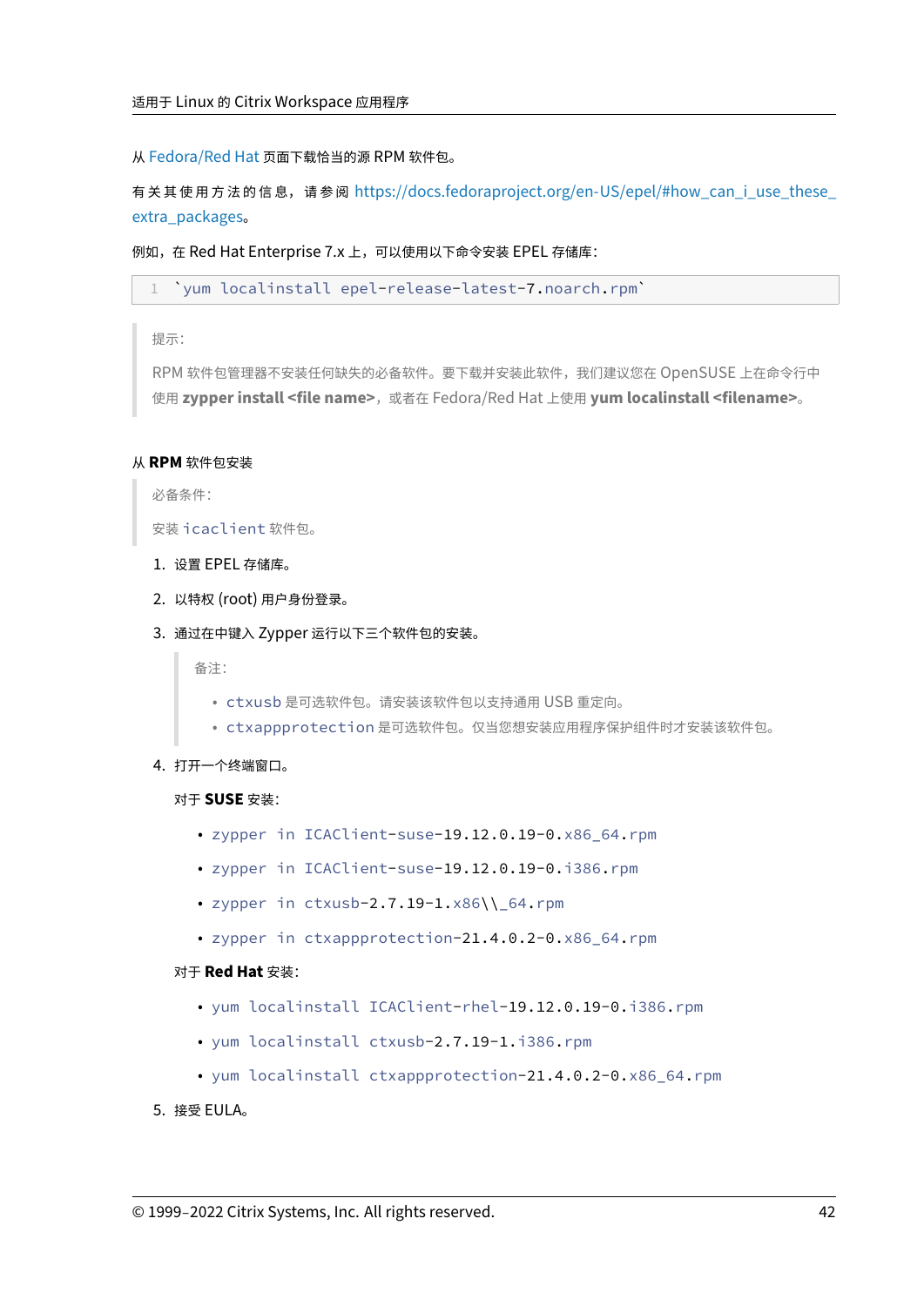从 Fedora/Red Hat 页面下载恰当的源 RPM 软件包。

有关其使用方法的信息，请参阅 https://docs.fedoraproject.org/en-US/epel/#how_can_i_use_these_extra_packages。

例如，在 Red Hat Enterprise 7.x 上，可以使用以下命令安装 EPEL 存储库：

```
`yum localinstall epel-release-latest-7.noarch.rpm`
```

> 提示：
>
> RPM 软件包管理器不安装任何缺失的必备软件。要下载并安装此软件，我们建议您在 OpenSUSE 上在命令行中使用 **zypper install <file name>**，或者在 Fedora/Red Hat 上使用 **yum localinstall <filename>**。

#### 从 **RPM** 软件包安装

> 必备条件：
>
> 安装 `icaclient` 软件包。

1. 设置 EPEL 存储库。
2. 以特权 (root) 用户身份登录。
3. 通过在中键入 Zypper 运行以下三个软件包的安装。

   > 备注：
   >
   > - `ctxusb` 是可选软件包。请安装该软件包以支持通用 USB 重定向。
   > - `ctxappprotection` 是可选软件包。仅当您想安装应用程序保护组件时才安装该软件包。

4. 打开一个终端窗口。

   对于 **SUSE** 安装：

   - `zypper in ICAClient-suse-19.12.0.19-0.x86_64.rpm`
   - `zypper in ICAClient-suse-19.12.0.19-0.i386.rpm`
   - `zypper in ctxusb-2.7.19-1.x86\\_64.rpm`
   - `zypper in ctxappprotection-21.4.0.2-0.x86_64.rpm`

   对于 **Red Hat** 安装：

   - `yum localinstall ICAClient-rhel-19.12.0.19-0.i386.rpm`
   - `yum localinstall ctxusb-2.7.19-1.i386.rpm`
   - `yum localinstall ctxappprotection-21.4.0.2-0.x86_64.rpm`

5. 接受 EULA。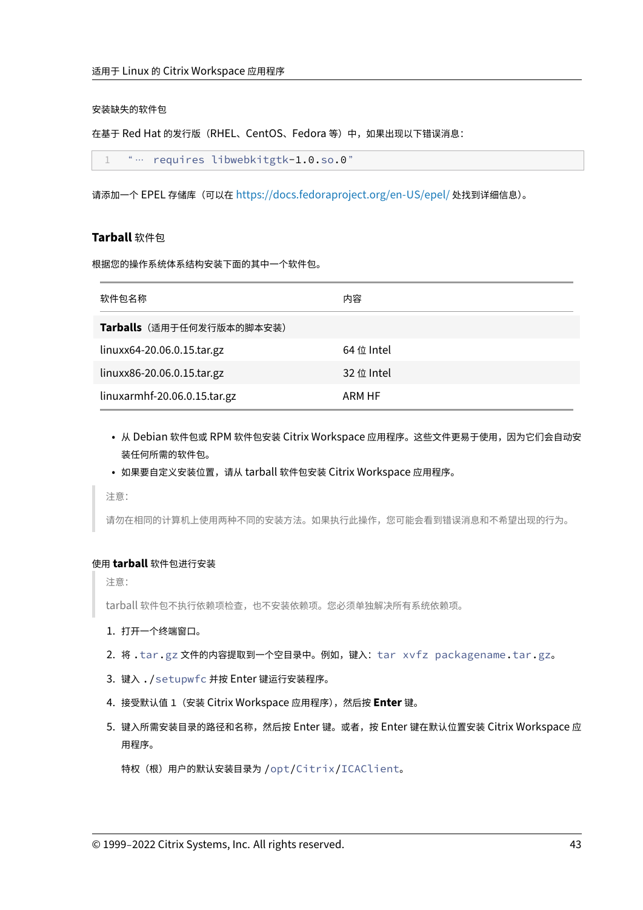安装缺失的软件包

在基于 Red Hat 的发行版（RHEL、CentOS、Fedora 等）中，如果出现以下错误消息：

```
“… requires libwebkitgtk-1.0.so.0”
```

请添加一个 EPEL 存储库（可以在 https://docs.fedoraproject.org/en-US/epel/ 处找到详细信息）。

### Tarball 软件包

根据您的操作系统体系结构安装下面的其中一个软件包。

| 软件包名称 | 内容 |
| --- | --- |
| **Tarballs**（适用于任何发行版本的脚本安装） | |
| linuxx64-20.06.0.15.tar.gz | 64 位 Intel |
| linuxx86-20.06.0.15.tar.gz | 32 位 Intel |
| linuxarmhf-20.06.0.15.tar.gz | ARM HF |

- 从 Debian 软件包或 RPM 软件包安装 Citrix Workspace 应用程序。这些文件更易于使用，因为它们会自动安装任何所需的软件包。
- 如果要自定义安装位置，请从 tarball 软件包安装 Citrix Workspace 应用程序。

> 注意：
>
> 请勿在相同的计算机上使用两种不同的安装方法。如果执行此操作，您可能会看到错误消息和不希望出现的行为。

#### 使用 **tarball** 软件包进行安装

> 注意：
>
> tarball 软件包不执行依赖项检查，也不安装依赖项。您必须单独解决所有系统依赖项。

1. 打开一个终端窗口。
2. 将 `.tar.gz` 文件的内容提取到一个空目录中。例如，键入：`tar xvfz packagename.tar.gz`。
3. 键入 `./setupwfc` 并按 Enter 键运行安装程序。
4. 接受默认值 1（安装 Citrix Workspace 应用程序），然后按 **Enter** 键。
5. 键入所需安装目录的路径和名称，然后按 Enter 键。或者，按 Enter 键在默认位置安装 Citrix Workspace 应用程序。

   特权（根）用户的默认安装目录为 `/opt/Citrix/ICAClient`。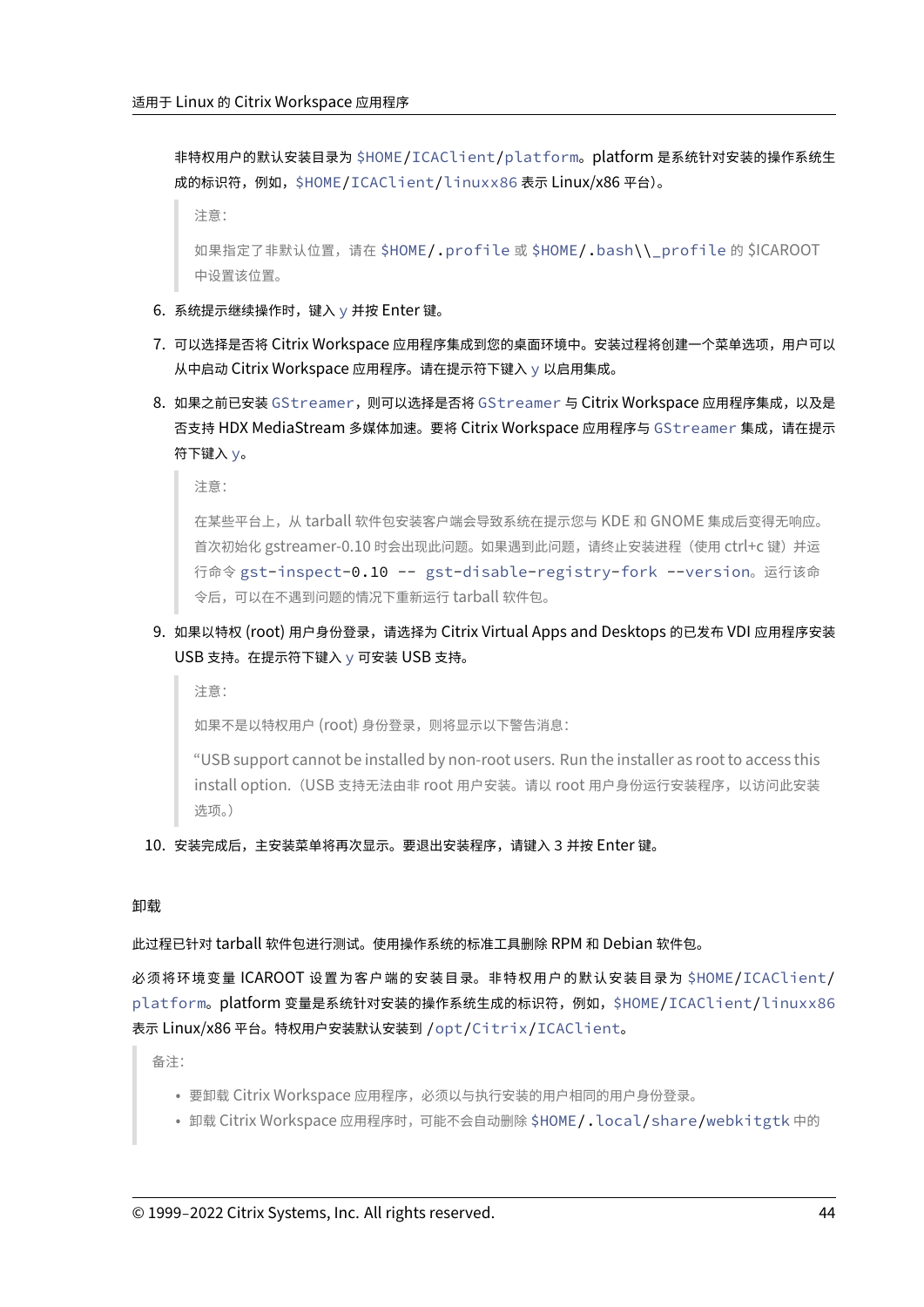非特权用户的默认安装目录为 `$HOME/ICAClient/platform`。platform 是系统针对安装的操作系统生成的标识符，例如，`$HOME/ICAClient/linuxx86` 表示 Linux/x86 平台)。

> 注意：
>
> 如果指定了非默认位置，请在 `$HOME/.profile` 或 `$HOME/.bash\\_profile` 的 $ICAROOT 中设置该位置。

6. 系统提示继续操作时，键入 `y` 并按 Enter 键。
7. 可以选择是否将 Citrix Workspace 应用程序集成到您的桌面环境中。安装过程将创建一个菜单选项，用户可以从中启动 Citrix Workspace 应用程序。请在提示符下键入 `y` 以启用集成。
8. 如果之前已安装 `GStreamer`，则可以选择是否将 `GStreamer` 与 Citrix Workspace 应用程序集成，以及是否支持 HDX MediaStream 多媒体加速。要将 Citrix Workspace 应用程序与 `GStreamer` 集成，请在提示符下键入 `y`。

   > 注意：
   >
   > 在某些平台上，从 tarball 软件包安装客户端会导致系统在提示您与 KDE 和 GNOME 集成后变得无响应。首次初始化 gstreamer-0.10 时会出现此问题。如果遇到此问题，请终止安装进程（使用 ctrl+c 键）并运行命令 `gst-inspect-0.10 -- gst-disable-registry-fork --version`。运行该命令后，可以在不遇到问题的情况下重新运行 tarball 软件包。

9. 如果以特权 (root) 用户身份登录，请选择为 Citrix Virtual Apps and Desktops 的已发布 VDI 应用程序安装 USB 支持。在提示符下键入 `y` 可安装 USB 支持。

   > 注意：
   >
   > 如果不是以特权用户 (root) 身份登录，则将显示以下警告消息：
   >
   > "USB support cannot be installed by non-root users. Run the installer as root to access this install option.（USB 支持无法由非 root 用户安装。请以 root 用户身份运行安装程序，以访问此安装选项。）

10. 安装完成后，主安装菜单将再次显示。要退出安装程序，请键入 3 并按 Enter 键。

#### 卸载

此过程已针对 tarball 软件包进行测试。使用操作系统的标准工具删除 RPM 和 Debian 软件包。

必须将环境变量 ICAROOT 设置为客户端的安装目录。非特权用户的默认安装目录为 `$HOME/ICAClient/platform`。platform 变量是系统针对安装的操作系统生成的标识符，例如，`$HOME/ICAClient/linuxx86` 表示 Linux/x86 平台。特权用户安装默认安装到 `/opt/Citrix/ICAClient`。

> 备注：
>
> - 要卸载 Citrix Workspace 应用程序，必须以与执行安装的用户相同的用户身份登录。
> - 卸载 Citrix Workspace 应用程序时，可能不会自动删除 `$HOME/.local/share/webkitgtk` 中的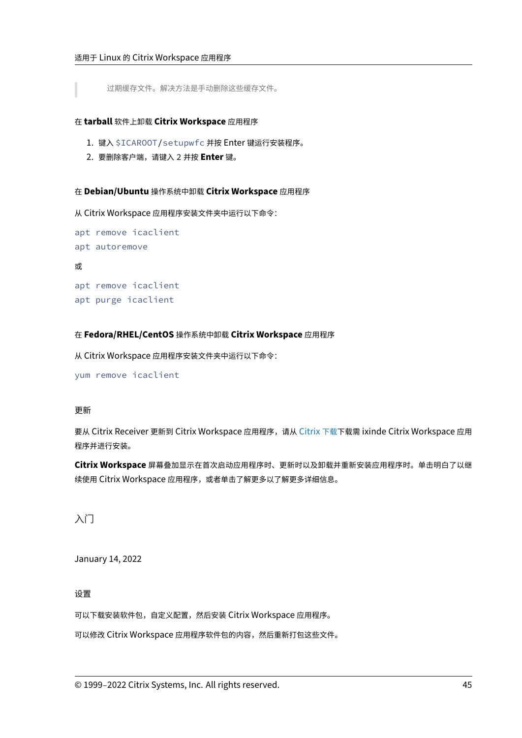> 过期缓存文件。解决方法是手动删除这些缓存文件。

#### 在 **tarball** 软件上卸载 **Citrix Workspace** 应用程序

1. 键入 `$ICAROOT/setupwfc` 并按 Enter 键运行安装程序。
2. 要删除客户端，请键入 2 并按 **Enter** 键。

#### 在 **Debian/Ubuntu** 操作系统中卸载 **Citrix Workspace** 应用程序

从 Citrix Workspace 应用程序安装文件夹中运行以下命令：

```
apt remove icaclient
apt autoremove
```

或

```
apt remove icaclient
apt purge icaclient
```

#### 在 **Fedora/RHEL/CentOS** 操作系统中卸载 **Citrix Workspace** 应用程序

从 Citrix Workspace 应用程序安装文件夹中运行以下命令：

```
yum remove icaclient
```

### 更新

要从 Citrix Receiver 更新到 Citrix Workspace 应用程序，请从 Citrix 下载下载需 ixinde Citrix Workspace 应用程序并进行安装。

**Citrix Workspace** 屏幕叠加显示在首次启动应用程序时、更新时以及卸载并重新安装应用程序时。单击明白了以继续使用 Citrix Workspace 应用程序，或者单击了解更多以了解更多详细信息。

## 入门

January 14, 2022

### 设置

可以下载安装软件包，自定义配置，然后安装 Citrix Workspace 应用程序。

可以修改 Citrix Workspace 应用程序软件包的内容，然后重新打包这些文件。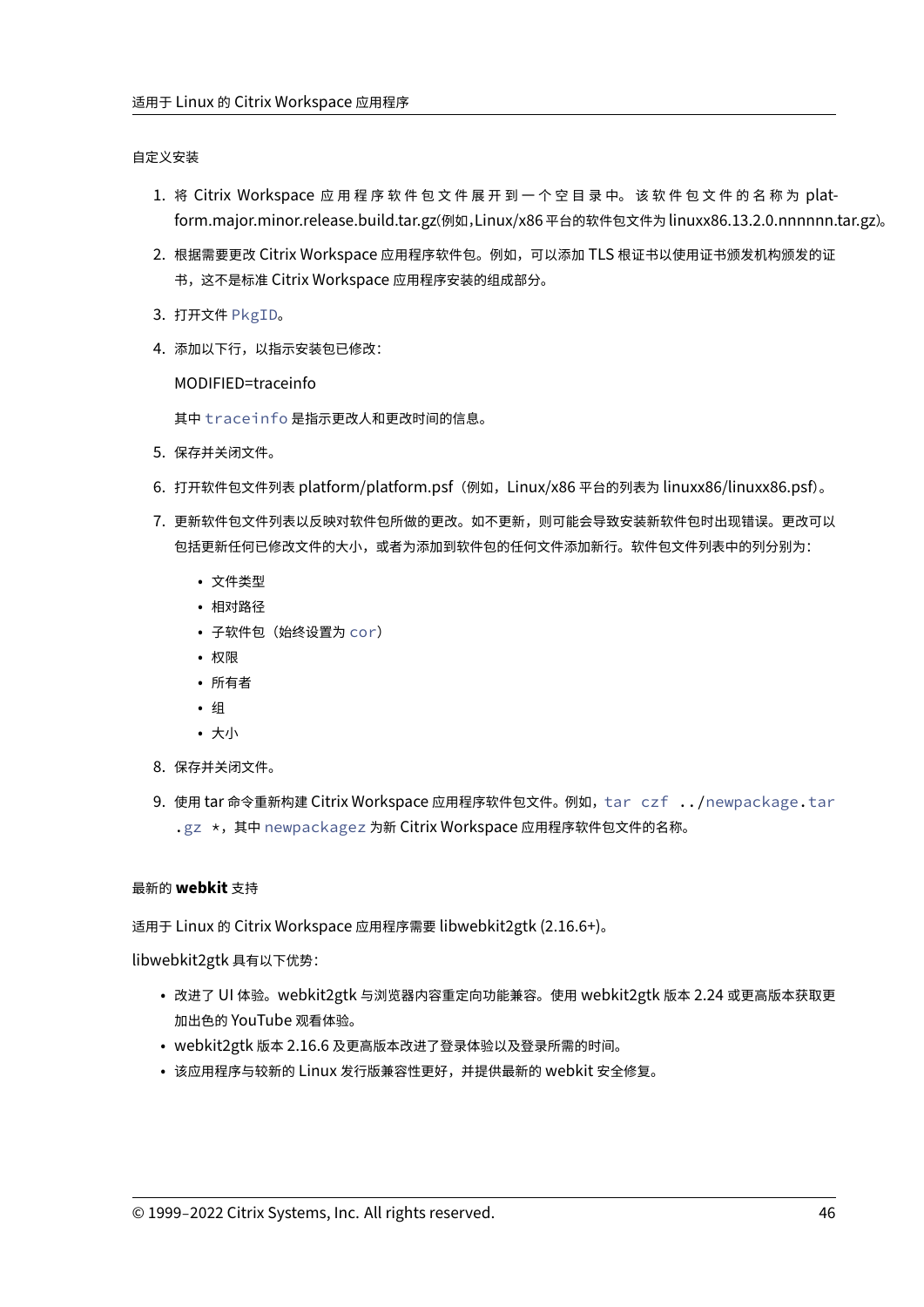自定义安装

1. 将 Citrix Workspace 应用程序软件包文件展开到一个空目录中。该软件包文件的名称为 platform.major.minor.release.build.tar.gz(例如，Linux/x86 平台的软件包文件为 linuxx86.13.2.0.nnnnnn.tar.gz)。
2. 根据需要更改 Citrix Workspace 应用程序软件包。例如，可以添加 TLS 根证书以使用证书颁发机构颁发的证书，这不是标准 Citrix Workspace 应用程序安装的组成部分。
3. 打开文件 `PkgID`。
4. 添加以下行，以指示安装包已修改：

   MODIFIED=traceinfo

   其中 `traceinfo` 是指示更改人和更改时间的信息。
5. 保存并关闭文件。
6. 打开软件包文件列表 platform/platform.psf（例如，Linux/x86 平台的列表为 linuxx86/linuxx86.psf）。
7. 更新软件包文件列表以反映对软件包所做的更改。如不更新，则可能会导致安装新软件包时出现错误。更改可以包括更新任何已修改文件的大小，或者为添加到软件包的任何文件添加新行。软件包文件列表中的列分别为：
   - 文件类型
   - 相对路径
   - 子软件包（始终设置为 `cor`）
   - 权限
   - 所有者
   - 组
   - 大小
8. 保存并关闭文件。
9. 使用 tar 命令重新构建 Citrix Workspace 应用程序软件包文件。例如，`tar czf ../newpackage.tar.gz *`，其中 `newpackagez` 为新 Citrix Workspace 应用程序软件包文件的名称。

最新的 **webkit** 支持

适用于 Linux 的 Citrix Workspace 应用程序需要 libwebkit2gtk (2.16.6+)。

libwebkit2gtk 具有以下优势：

- 改进了 UI 体验。webkit2gtk 与浏览器内容重定向功能兼容。使用 webkit2gtk 版本 2.24 或更高版本获取更加出色的 YouTube 观看体验。
- webkit2gtk 版本 2.16.6 及更高版本改进了登录体验以及登录所需的时间。
- 该应用程序与较新的 Linux 发行版兼容性更好，并提供最新的 webkit 安全修复。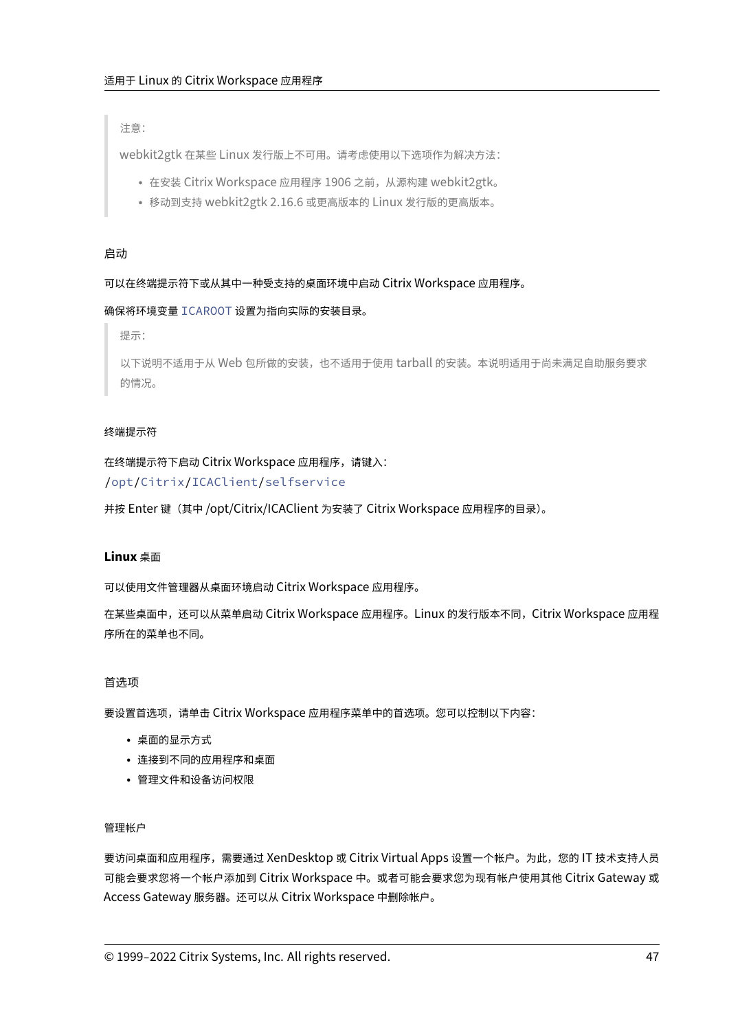> 注意：
>
> webkit2gtk 在某些 Linux 发行版上不可用。请考虑使用以下选项作为解决方法：
>
> - 在安装 Citrix Workspace 应用程序 1906 之前，从源构建 webkit2gtk。
> - 移动到支持 webkit2gtk 2.16.6 或更高版本的 Linux 发行版的更高版本。

### 启动

可以在终端提示符下或从其中一种受支持的桌面环境中启动 Citrix Workspace 应用程序。

确保将环境变量 `ICAROOT` 设置为指向实际的安装目录。

> 提示：
>
> 以下说明不适用于从 Web 包所做的安装，也不适用于使用 tarball 的安装。本说明适用于尚未满足自助服务要求的情况。

#### 终端提示符

在终端提示符下启动 Citrix Workspace 应用程序，请键入：

`/opt/Citrix/ICAClient/selfservice`

并按 Enter 键（其中 /opt/Citrix/ICAClient 为安装了 Citrix Workspace 应用程序的目录）。

#### **Linux** 桌面

可以使用文件管理器从桌面环境启动 Citrix Workspace 应用程序。

在某些桌面中，还可以从菜单启动 Citrix Workspace 应用程序。Linux 的发行版本不同，Citrix Workspace 应用程序所在的菜单也不同。

### 首选项

要设置首选项，请单击 Citrix Workspace 应用程序菜单中的首选项。您可以控制以下内容：

- 桌面的显示方式
- 连接到不同的应用程序和桌面
- 管理文件和设备访问权限

#### 管理帐户

要访问桌面和应用程序，需要通过 XenDesktop 或 Citrix Virtual Apps 设置一个帐户。为此，您的 IT 技术支持人员可能会要求您将一个帐户添加到 Citrix Workspace 中。或者可能会要求您为现有帐户使用其他 Citrix Gateway 或 Access Gateway 服务器。还可以从 Citrix Workspace 中删除帐户。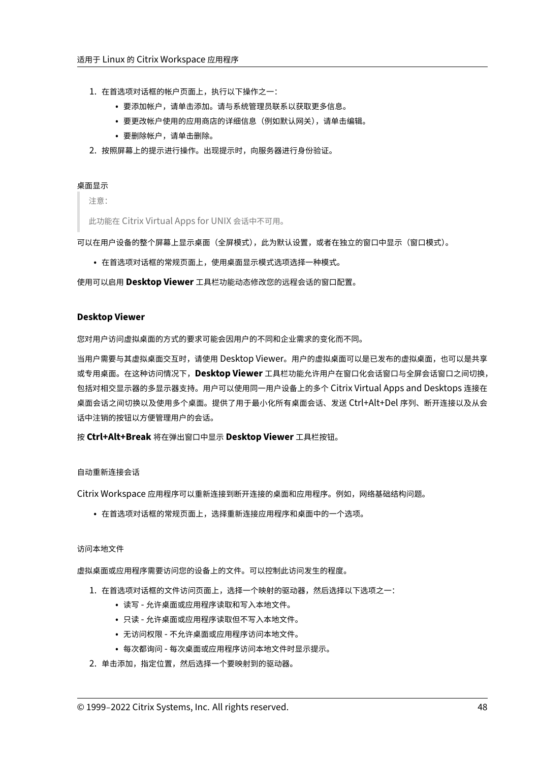1. 在首选项对话框的帐户页面上，执行以下操作之一：
   - 要添加帐户，请单击添加。请与系统管理员联系以获取更多信息。
   - 要更改帐户使用的应用商店的详细信息（例如默认网关），请单击编辑。
   - 要删除帐户，请单击删除。
2. 按照屏幕上的提示进行操作。出现提示时，向服务器进行身份验证。

#### 桌面显示

> 注意：
>
> 此功能在 Citrix Virtual Apps for UNIX 会话中不可用。

可以在用户设备的整个屏幕上显示桌面（全屏模式），此为默认设置，或者在独立的窗口中显示（窗口模式）。

- 在首选项对话框的常规页面上，使用桌面显示模式选项选择一种模式。

使用可以启用 **Desktop Viewer** 工具栏功能动态修改您的远程会话的窗口配置。

### Desktop Viewer

您对用户访问虚拟桌面的方式的要求可能会因用户的不同和企业需求的变化而不同。

当用户需要与其虚拟桌面交互时，请使用 Desktop Viewer。用户的虚拟桌面可以是已发布的虚拟桌面，也可以是共享或专用桌面。在这种访问情况下，**Desktop Viewer** 工具栏功能允许用户在窗口化会话窗口与全屏会话窗口之间切换，包括对相交显示器的多显示器支持。用户可以使用同一用户设备上的多个 Citrix Virtual Apps and Desktops 连接在桌面会话之间切换以及使用多个桌面。提供了用于最小化所有桌面会话、发送 Ctrl+Alt+Del 序列、断开连接以及从会话中注销的按钮以方便管理用户的会话。

按 **Ctrl+Alt+Break** 将在弹出窗口中显示 **Desktop Viewer** 工具栏按钮。

#### 自动重新连接会话

Citrix Workspace 应用程序可以重新连接到断开连接的桌面和应用程序。例如，网络基础结构问题。

- 在首选项对话框的常规页面上，选择重新连接应用程序和桌面中的一个选项。

#### 访问本地文件

虚拟桌面或应用程序需要访问您的设备上的文件。可以控制此访问发生的程度。

1. 在首选项对话框的文件访问页面上，选择一个映射的驱动器，然后选择以下选项之一：
   - 读写 - 允许桌面或应用程序读取和写入本地文件。
   - 只读 - 允许桌面或应用程序读取但不写入本地文件。
   - 无访问权限 - 不允许桌面或应用程序访问本地文件。
   - 每次都询问 - 每次桌面或应用程序访问本地文件时显示提示。
2. 单击添加，指定位置，然后选择一个要映射到的驱动器。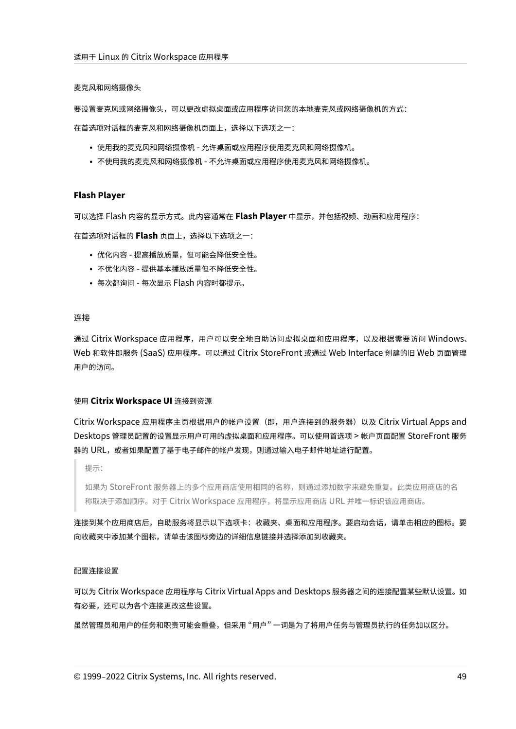#### 麦克风和网络摄像头

要设置麦克风或网络摄像头，可以更改虚拟桌面或应用程序访问您的本地麦克风或网络摄像机的方式：

在首选项对话框的麦克风和网络摄像机页面上，选择以下选项之一：

- 使用我的麦克风和网络摄像机 - 允许桌面或应用程序使用麦克风和网络摄像机。
- 不使用我的麦克风和网络摄像机 - 不允许桌面或应用程序使用麦克风和网络摄像机。

### Flash Player

可以选择 Flash 内容的显示方式。此内容通常在 **Flash Player** 中显示，并包括视频、动画和应用程序：

在首选项对话框的 **Flash** 页面上，选择以下选项之一：

- 优化内容 - 提高播放质量，但可能会降低安全性。
- 不优化内容 - 提供基本播放质量但不降低安全性。
- 每次都询问 - 每次显示 Flash 内容时都提示。

### 连接

通过 Citrix Workspace 应用程序，用户可以安全地自助访问虚拟桌面和应用程序，以及根据需要访问 Windows、Web 和软件即服务 (SaaS) 应用程序。可以通过 Citrix StoreFront 或通过 Web Interface 创建的旧 Web 页面管理用户的访问。

#### 使用 **Citrix Workspace UI** 连接到资源

Citrix Workspace 应用程序主页根据用户的帐户设置（即，用户连接到的服务器）以及 Citrix Virtual Apps and Desktops 管理员配置的设置显示用户可用的虚拟桌面和应用程序。可以使用首选项 > 帐户页面配置 StoreFront 服务器的 URL，或者如果配置了基于电子邮件的帐户发现，则通过输入电子邮件地址进行配置。

> 提示：
>
> 如果为 StoreFront 服务器上的多个应用商店使用相同的名称，则通过添加数字来避免重复。此类应用商店的名称取决于添加顺序。对于 Citrix Workspace 应用程序，将显示应用商店 URL 并唯一标识该应用商店。

连接到某个应用商店后，自助服务将显示以下选项卡：收藏夹、桌面和应用程序。要启动会话，请单击相应的图标。要向收藏夹中添加某个图标，请单击该图标旁边的详细信息链接并选择添加到收藏夹。

#### 配置连接设置

可以为 Citrix Workspace 应用程序与 Citrix Virtual Apps and Desktops 服务器之间的连接配置某些默认设置。如有必要，还可以为各个连接更改这些设置。

虽然管理员和用户的任务和职责可能会重叠，但采用 "用户" 一词是为了将用户任务与管理员执行的任务加以区分。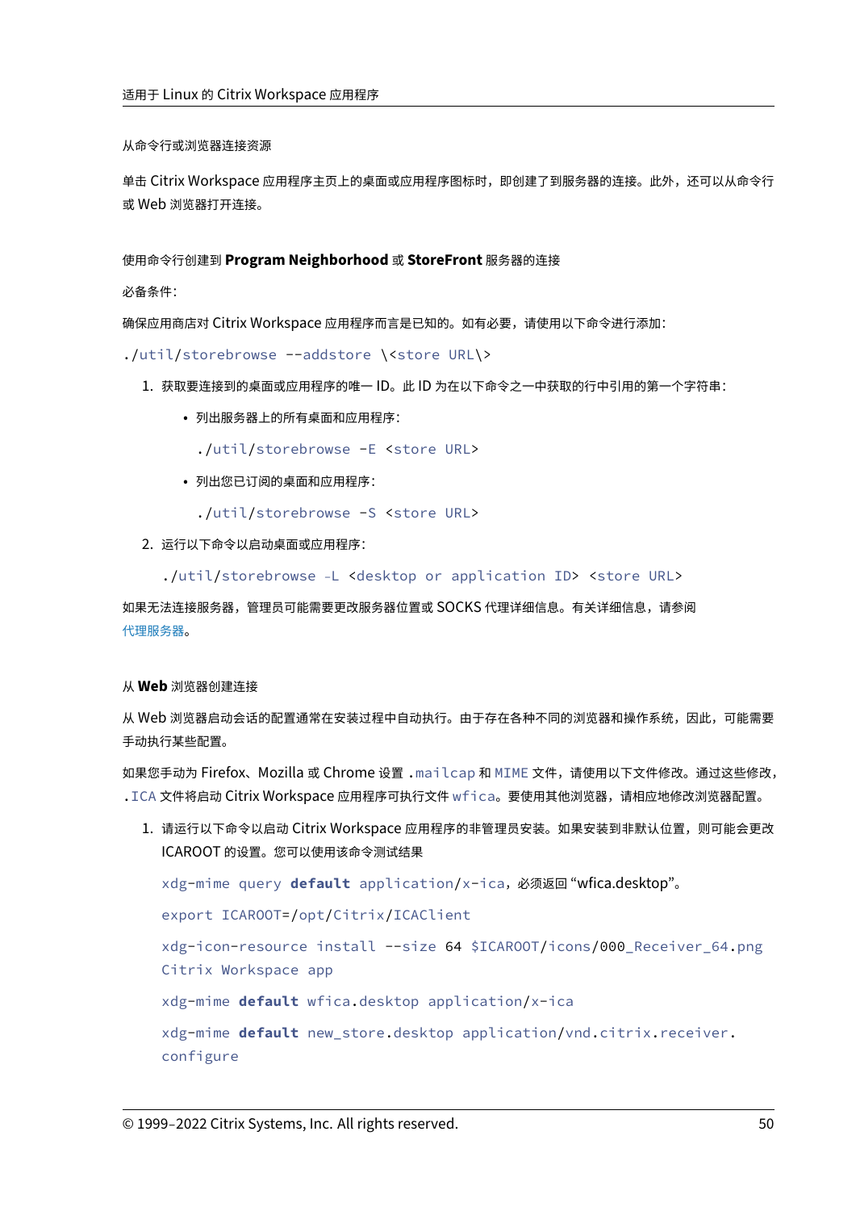#### 从命令行或浏览器连接资源

单击 Citrix Workspace 应用程序主页上的桌面或应用程序图标时，即创建了到服务器的连接。此外，还可以从命令行或 Web 浏览器打开连接。

##### 使用命令行创建到 **Program Neighborhood** 或 **StoreFront** 服务器的连接

必备条件：

确保应用商店对 Citrix Workspace 应用程序而言是已知的。如有必要，请使用以下命令进行添加：

```
./util/storebrowse --addstore \<store URL\>
```

1. 获取要连接到的桌面或应用程序的唯一 ID。此 ID 为在以下命令之一中获取的行中引用的第一个字符串：

   - 列出服务器上的所有桌面和应用程序：

     ```
     ./util/storebrowse -E <store URL>
     ```

   - 列出您已订阅的桌面和应用程序：

     ```
     ./util/storebrowse -S <store URL>
     ```

2. 运行以下命令以启动桌面或应用程序：

   ```
   ./util/storebrowse –L <desktop or application ID> <store URL>
   ```

如果无法连接服务器，管理员可能需要更改服务器位置或 SOCKS 代理详细信息。有关详细信息，请参阅代理服务器。

##### 从 **Web** 浏览器创建连接

从 Web 浏览器启动会话的配置通常在安装过程中自动执行。由于存在各种不同的浏览器和操作系统，因此，可能需要手动执行某些配置。

如果您手动为 Firefox、Mozilla 或 Chrome 设置 `.mailcap` 和 `MIME` 文件，请使用以下文件修改。通过这些修改，`.ICA` 文件将启动 Citrix Workspace 应用程序可执行文件 `wfica`。要使用其他浏览器，请相应地修改浏览器配置。

1. 请运行以下命令以启动 Citrix Workspace 应用程序的非管理员安装。如果安装到非默认位置，则可能会更改 ICAROOT 的设置。您可以使用该命令测试结果

   `xdg-mime query default application/x-ica`，必须返回 "wfica.desktop"。

   ```
   export ICAROOT=/opt/Citrix/ICAClient

   xdg-icon-resource install --size 64 $ICAROOT/icons/000_Receiver_64.png
   Citrix Workspace app

   xdg-mime default wfica.desktop application/x-ica

   xdg-mime default new_store.desktop application/vnd.citrix.receiver.
   configure
   ```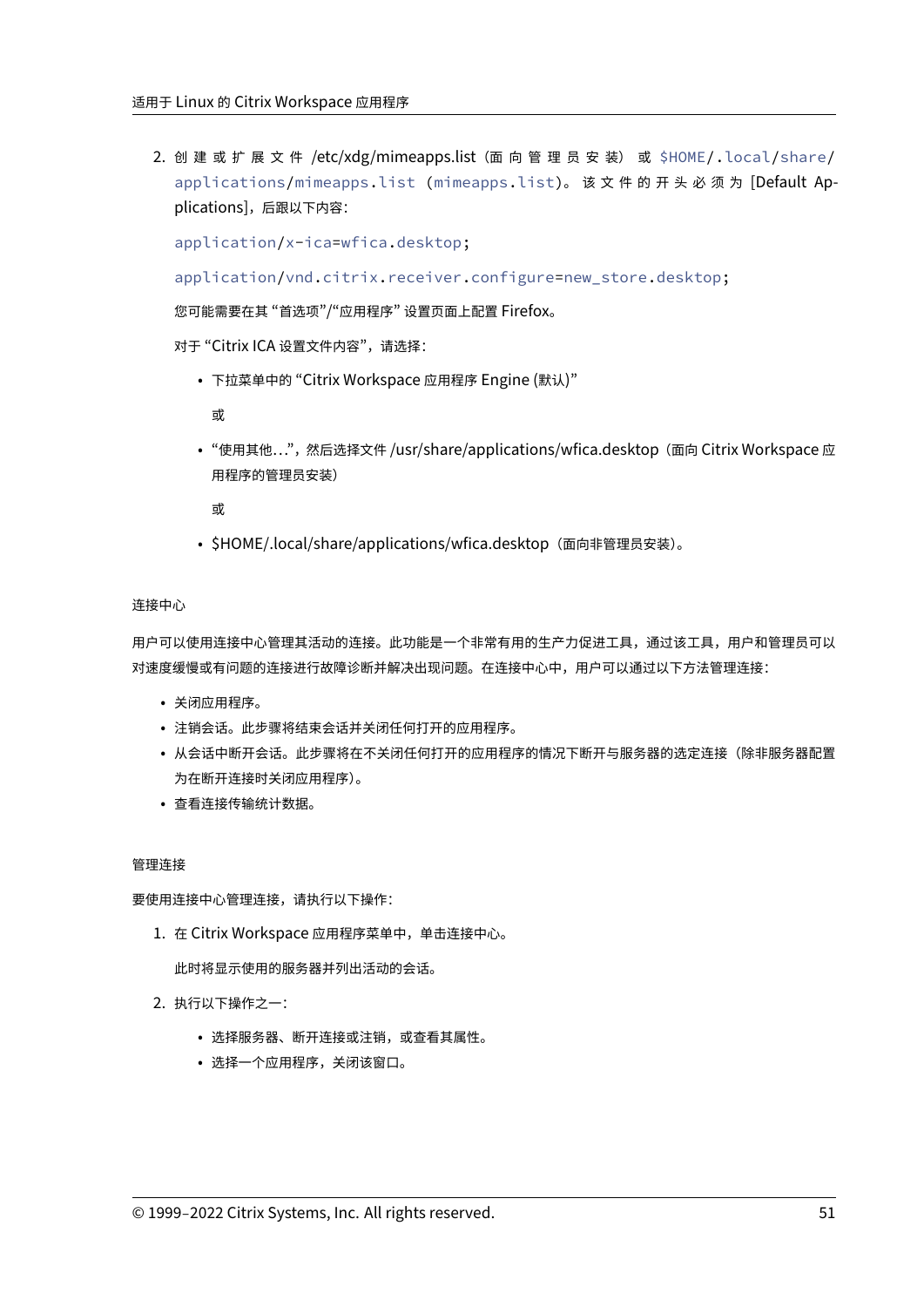2. 创建或扩展文件 /etc/xdg/mimeapps.list（面向管理员安装）或 `$HOME/.local/share/applications/mimeapps.list`（`mimeapps.list`）。该文件的开头必须为 [Default Applications]，后跟以下内容：

   `application/x-ica=wfica.desktop;`

   `application/vnd.citrix.receiver.configure=new_store.desktop;`

   您可能需要在其 "首选项"/"应用程序" 设置页面上配置 Firefox。

   对于 "Citrix ICA 设置文件内容"，请选择：

   - 下拉菜单中的 "Citrix Workspace 应用程序 Engine (默认)"

     或

   - "使用其他…"，然后选择文件 /usr/share/applications/wfica.desktop（面向 Citrix Workspace 应用程序的管理员安装）

     或

   - $HOME/.local/share/applications/wfica.desktop（面向非管理员安装）。

#### 连接中心

用户可以使用连接中心管理其活动的连接。此功能是一个非常有用的生产力促进工具，通过该工具，用户和管理员可以对速度缓慢或有问题的连接进行故障诊断并解决出现问题。在连接中心中，用户可以通过以下方法管理连接：

- 关闭应用程序。
- 注销会话。此步骤将结束会话并关闭任何打开的应用程序。
- 从会话中断开会话。此步骤将在不关闭任何打开的应用程序的情况下断开与服务器的选定连接（除非服务器配置为在断开连接时关闭应用程序）。
- 查看连接传输统计数据。

#### 管理连接

要使用连接中心管理连接，请执行以下操作：

1. 在 Citrix Workspace 应用程序菜单中，单击连接中心。

   此时将显示使用的服务器并列出活动的会话。

2. 执行以下操作之一：

   - 选择服务器、断开连接或注销，或查看其属性。
   - 选择一个应用程序，关闭该窗口。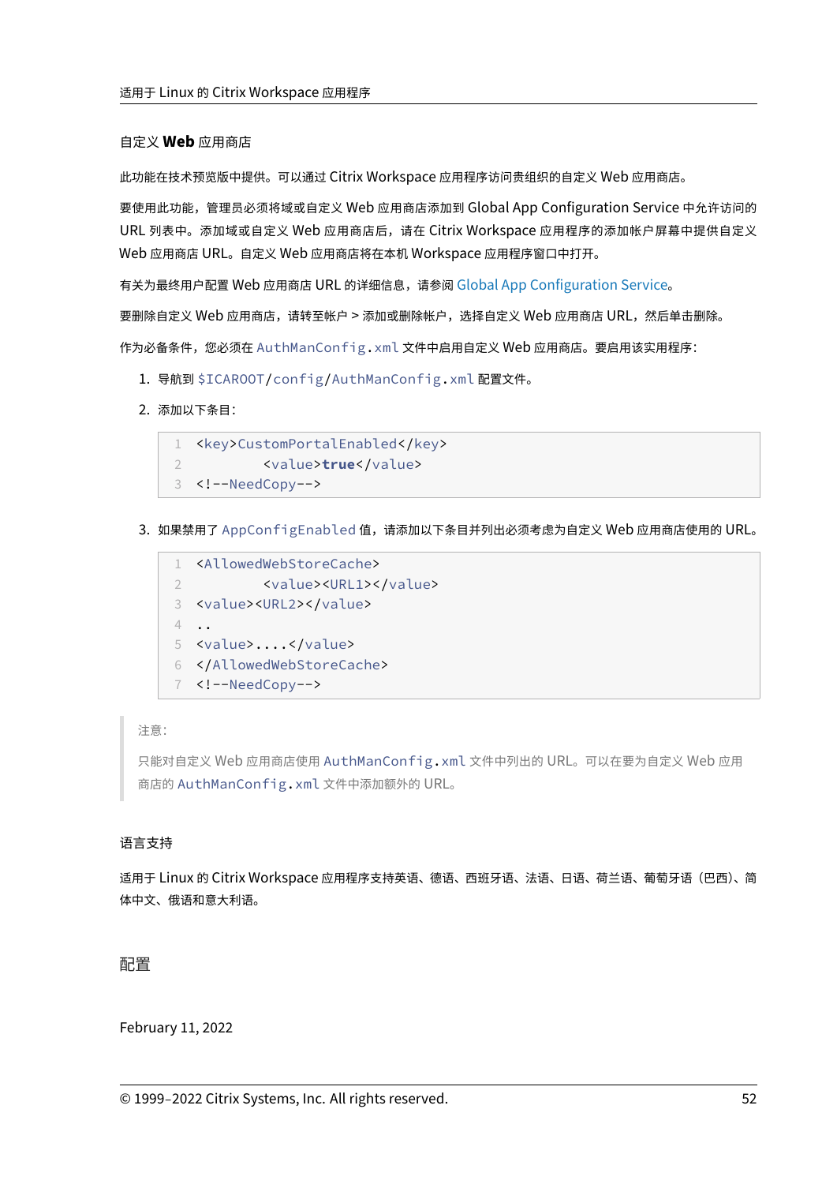### 自定义 **Web** 应用商店

此功能在技术预览版中提供。可以通过 Citrix Workspace 应用程序访问贵组织的自定义 Web 应用商店。

要使用此功能，管理员必须将域或自定义 Web 应用商店添加到 Global App Configuration Service 中允许访问的 URL 列表中。添加域或自定义 Web 应用商店后，请在 Citrix Workspace 应用程序的添加帐户屏幕中提供自定义 Web 应用商店 URL。自定义 Web 应用商店将在本机 Workspace 应用程序窗口中打开。

有关为最终用户配置 Web 应用商店 URL 的详细信息，请参阅 Global App Configuration Service。

要删除自定义 Web 应用商店，请转至帐户 > 添加或删除帐户，选择自定义 Web 应用商店 URL，然后单击删除。

作为必备条件，您必须在 `AuthManConfig.xml` 文件中启用自定义 Web 应用商店。要启用该实用程序：

1. 导航到 `$ICAROOT/config/AuthManConfig.xml` 配置文件。
2. 添加以下条目：

```
<key>CustomPortalEnabled</key>
        <value>true</value>
<!--NeedCopy-->
```

3. 如果禁用了 `AppConfigEnabled` 值，请添加以下条目并列出必须考虑为自定义 Web 应用商店使用的 URL。

```
<AllowedWebStoreCache>
        <value><URL1></value>
<value><URL2></value>
..
<value>....</value>
</AllowedWebStoreCache>
<!--NeedCopy-->
```

> 注意：
>
> 只能对自定义 Web 应用商店使用 `AuthManConfig.xml` 文件中列出的 URL。可以在要为自定义 Web 应用商店的 `AuthManConfig.xml` 文件中添加额外的 URL。

### 语言支持

适用于 Linux 的 Citrix Workspace 应用程序支持英语、德语、西班牙语、法语、日语、荷兰语、葡萄牙语（巴西）、简体中文、俄语和意大利语。

## 配置

February 11, 2022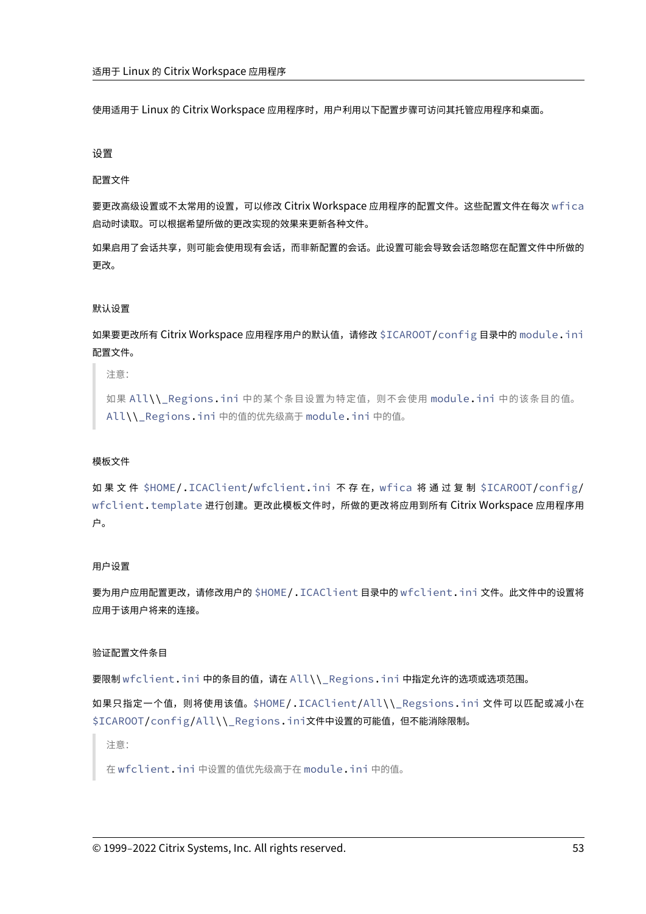使用适用于 Linux 的 Citrix Workspace 应用程序时，用户利用以下配置步骤可访问其托管应用程序和桌面。

## 设置

### 配置文件

要更改高级设置或不太常用的设置，可以修改 Citrix Workspace 应用程序的配置文件。这些配置文件在每次 `wfica` 启动时读取。可以根据希望所做的更改实现的效果来更新各种文件。

如果启用了会话共享，则可能会使用现有会话，而非新配置的会话。此设置可能会导致会话忽略您在配置文件中所做的更改。

#### 默认设置

如果要更改所有 Citrix Workspace 应用程序用户的默认值，请修改 `$ICAROOT/config` 目录中的 `module.ini` 配置文件。

> 注意：
>
> 如果 `All\\_Regions.ini` 中的某个条目设置为特定值，则不会使用 `module.ini` 中的该条目的值。`All\\_Regions.ini` 中的值的优先级高于 `module.ini` 中的值。

#### 模板文件

如果文件 `$HOME/.ICAClient/wfclient.ini` 不存在，`wfica` 将通过复制 `$ICAROOT/config/wfclient.template` 进行创建。更改此模板文件时，所做的更改将应用到所有 Citrix Workspace 应用程序用户。

#### 用户设置

要为用户应用配置更改，请修改用户的 `$HOME/.ICAClient` 目录中的 `wfclient.ini` 文件。此文件中的设置将应用于该用户将来的连接。

#### 验证配置文件条目

要限制 `wfclient.ini` 中的条目的值，请在 `All\\_Regions.ini` 中指定允许的选项或选项范围。

如果只指定一个值，则将使用该值。`$HOME/.ICAClient/All\\_Regsions.ini` 文件可以匹配或减小在 `$ICAROOT/config/All\\_Regions.ini`文件中设置的可能值，但不能消除限制。

> 注意：
>
> 在 `wfclient.ini` 中设置的值优先级高于在 `module.ini` 中的值。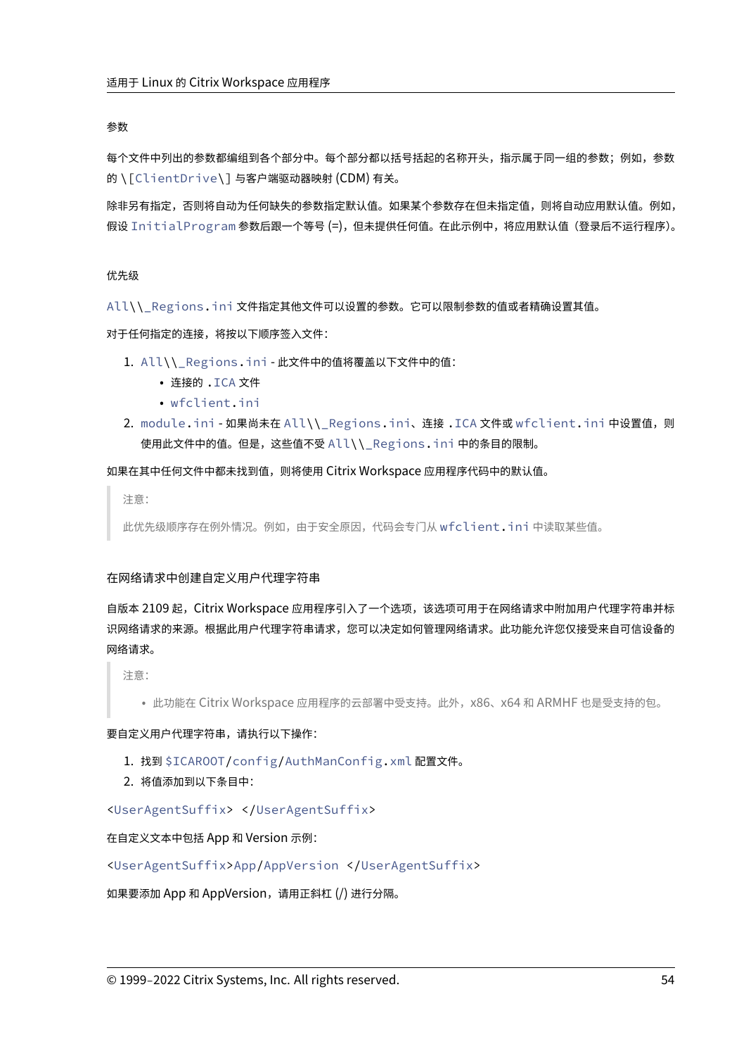### 参数

每个文件中列出的参数都编组到各个部分中。每个部分都以括号括起的名称开头，指示属于同一组的参数；例如，参数的 `\[ClientDrive\]` 与客户端驱动器映射 (CDM) 有关。

除非另有指定，否则将自动为任何缺失的参数指定默认值。如果某个参数存在但未指定值，则将自动应用默认值。例如，假设 `InitialProgram` 参数后跟一个等号 (=)，但未提供任何值。在此示例中，将应用默认值（登录后不运行程序）。

### 优先级

`All\\_Regions.ini` 文件指定其他文件可以设置的参数。它可以限制参数的值或者精确设置其值。

对于任何指定的连接，将按以下顺序签入文件：

1. `All\\_Regions.ini` - 此文件中的值将覆盖以下文件中的值：
   - 连接的 `.ICA` 文件
   - `wfclient.ini`
2. `module.ini` - 如果尚未在 `All\\_Regions.ini`、连接 `.ICA` 文件或 `wfclient.ini` 中设置值，则使用此文件中的值。但是，这些值不受 `All\\_Regions.ini` 中的条目的限制。

如果在其中任何文件中都未找到值，则将使用 Citrix Workspace 应用程序代码中的默认值。

> 注意：
>
> 此优先级顺序存在例外情况。例如，由于安全原因，代码会专门从 `wfclient.ini` 中读取某些值。

### 在网络请求中创建自定义用户代理字符串

自版本 2109 起，Citrix Workspace 应用程序引入了一个选项，该选项可用于在网络请求中附加用户代理字符串并标识网络请求的来源。根据此用户代理字符串请求，您可以决定如何管理网络请求。此功能允许您仅接受来自可信设备的网络请求。

> 注意：
>
> - 此功能在 Citrix Workspace 应用程序的云部署中受支持。此外，x86、x64 和 ARMHF 也是受支持的包。

要自定义用户代理字符串，请执行以下操作：

1. 找到 `$ICAROOT/config/AuthManConfig.xml` 配置文件。
2. 将值添加到以下条目中：

```
<UserAgentSuffix> </UserAgentSuffix>
```

在自定义文本中包括 App 和 Version 示例：

```
<UserAgentSuffix>App/AppVersion </UserAgentSuffix>
```

如果要添加 App 和 AppVersion，请用正斜杠 (/) 进行分隔。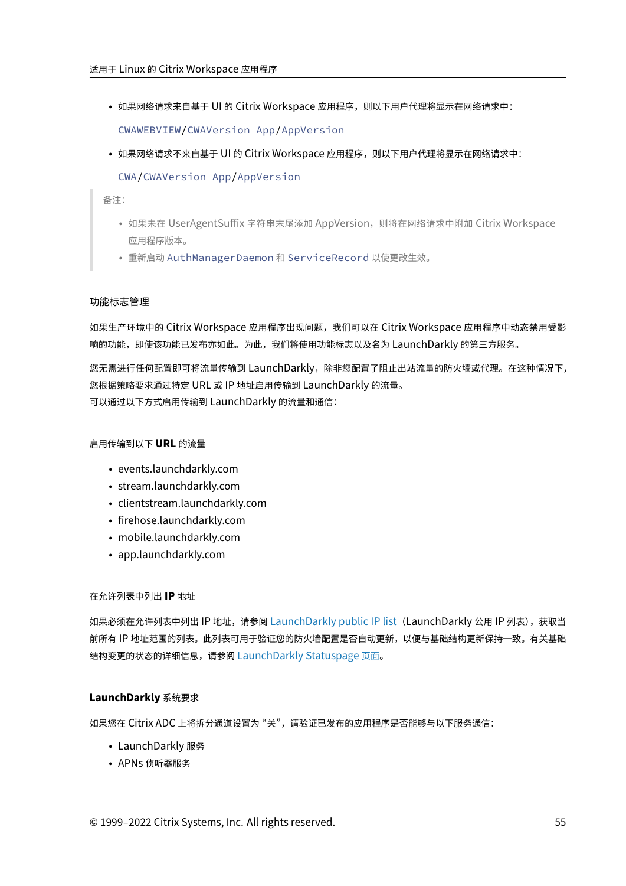- 如果网络请求来自基于 UI 的 Citrix Workspace 应用程序，则以下用户代理将显示在网络请求中：

  `CWAWEBVIEW/CWAVersion App/AppVersion`

- 如果网络请求不来自基于 UI 的 Citrix Workspace 应用程序，则以下用户代理将显示在网络请求中：

  `CWA/CWAVersion App/AppVersion`

> 备注：
>
> - 如果未在 UserAgentSuffix 字符串末尾添加 AppVersion，则将在网络请求中附加 Citrix Workspace 应用程序版本。
> - 重新启动 `AuthManagerDaemon` 和 `ServiceRecord` 以使更改生效。

#### 功能标志管理

如果生产环境中的 Citrix Workspace 应用程序出现问题，我们可以在 Citrix Workspace 应用程序中动态禁用受影响的功能，即使该功能已发布亦如此。为此，我们将使用功能标志以及名为 LaunchDarkly 的第三方服务。

您无需进行任何配置即可将流量传输到 LaunchDarkly，除非您配置了阻止出站流量的防火墙或代理。在这种情况下，您根据策略要求通过特定 URL 或 IP 地址启用传输到 LaunchDarkly 的流量。
可以通过以下方式启用传输到 LaunchDarkly 的流量和通信：

##### 启用传输到以下 **URL** 的流量

- events.launchdarkly.com
- stream.launchdarkly.com
- clientstream.launchdarkly.com
- firehose.launchdarkly.com
- mobile.launchdarkly.com
- app.launchdarkly.com

##### 在允许列表中列出 **IP** 地址

如果必须在允许列表中列出 IP 地址，请参阅 LaunchDarkly public IP list（LaunchDarkly 公用 IP 列表），获取当前所有 IP 地址范围的列表。此列表可用于验证您的防火墙配置是否自动更新，以便与基础结构更新保持一致。有关基础结构变更的状态的详细信息，请参阅 LaunchDarkly Statuspage 页面。

##### **LaunchDarkly** 系统要求

如果您在 Citrix ADC 上将拆分通道设置为 “关”，请验证已发布的应用程序是否能够与以下服务通信：

- LaunchDarkly 服务
- APNs 侦听器服务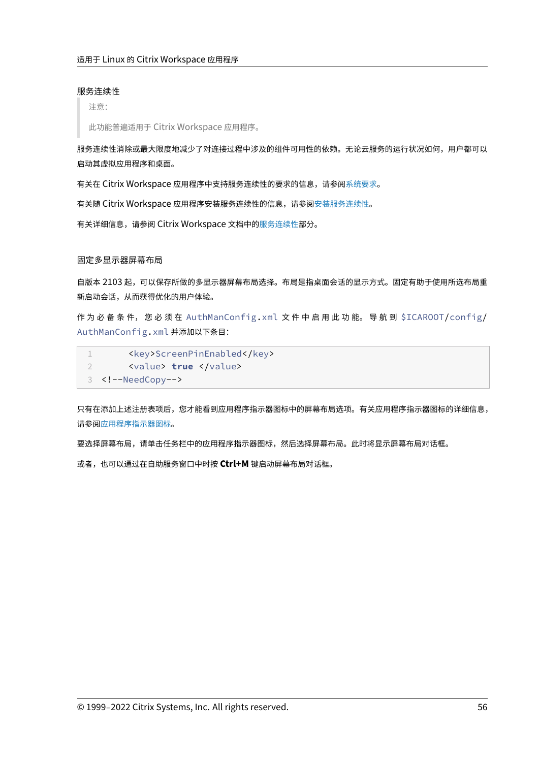### 服务连续性

> 注意：
>
> 此功能普遍适用于 Citrix Workspace 应用程序。

服务连续性消除或最大限度地减少了对连接过程中涉及的组件可用性的依赖。无论云服务的运行状况如何，用户都可以启动其虚拟应用程序和桌面。

有关在 Citrix Workspace 应用程序中支持服务连续性的要求的信息，请参阅系统要求。

有关随 Citrix Workspace 应用程序安装服务连续性的信息，请参阅安装服务连续性。

有关详细信息，请参阅 Citrix Workspace 文档中的服务连续性部分。

### 固定多显示器屏幕布局

自版本 2103 起，可以保存所做的多显示器屏幕布局选择。布局是指桌面会话的显示方式。固定有助于使用所选布局重新启动会话，从而获得优化的用户体验。

作为必备条件，您必须在 `AuthManConfig.xml` 文件中启用此功能。导航到 `$ICAROOT/config/AuthManConfig.xml` 并添加以下条目：

```
      <key>ScreenPinEnabled</key>
      <value> true </value>
<!--NeedCopy-->
```

只有在添加上述注册表项后，您才能看到应用程序指示器图标中的屏幕布局选项。有关应用程序指示器图标的详细信息，请参阅应用程序指示器图标。

要选择屏幕布局，请单击任务栏中的应用程序指示器图标，然后选择屏幕布局。此时将显示屏幕布局对话框。

或者，也可以通过在自助服务窗口中时按 **Ctrl+M** 键启动屏幕布局对话框。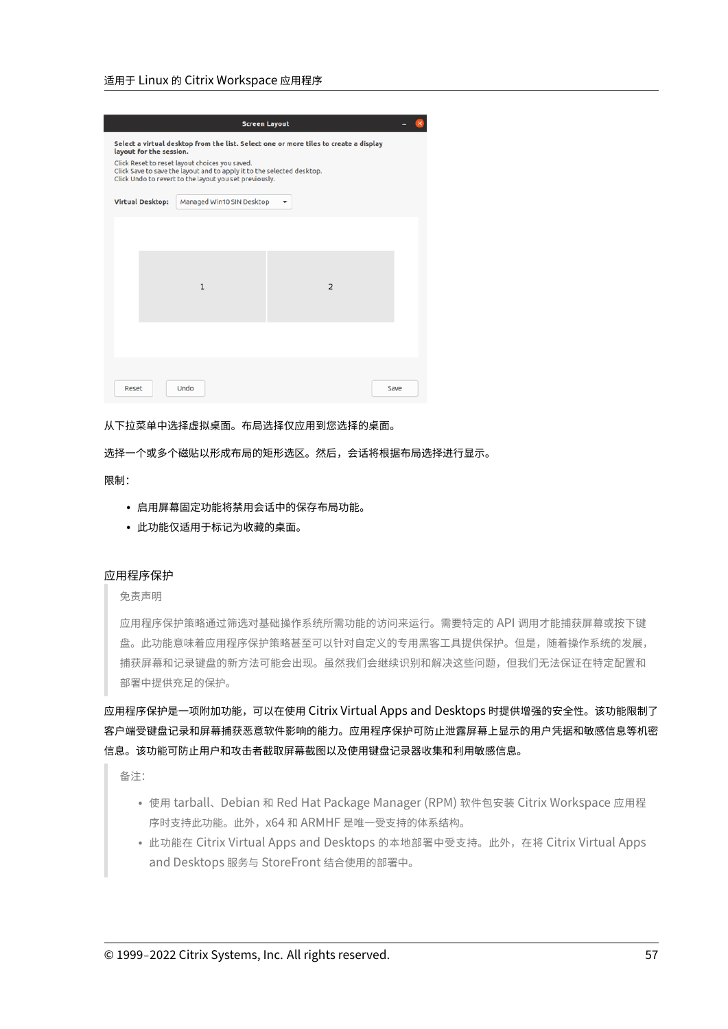从下拉菜单中选择虚拟桌面。布局选择仅应用到您选择的桌面。

选择一个或多个磁贴以形成布局的矩形选区。然后，会话将根据布局选择进行显示。

限制：

- 启用屏幕固定功能将禁用会话中的保存布局功能。
- 此功能仅适用于标记为收藏的桌面。

### 应用程序保护

> 免责声明
>
> 应用程序保护策略通过筛选对基础操作系统所需功能的访问来运行。需要特定的 API 调用才能捕获屏幕或按下键盘。此功能意味着应用程序保护策略甚至可以针对自定义的专用黑客工具提供保护。但是，随着操作系统的发展，捕获屏幕和记录键盘的新方法可能会出现。虽然我们会继续识别和解决这些问题，但我们无法保证在特定配置和部署中提供充足的保护。

应用程序保护是一项附加功能，可以在使用 Citrix Virtual Apps and Desktops 时提供增强的安全性。该功能限制了客户端接受键盘记录和屏幕捕获恶意软件影响的能力。应用程序保护可防止泄露屏幕上显示的用户凭据和敏感信息等机密信息。该功能可防止用户和攻击者截取屏幕截图以及使用键盘记录器收集和利用敏感信息。

> 备注：
>
> - 使用 tarball、Debian 和 Red Hat Package Manager (RPM) 软件包安装 Citrix Workspace 应用程序时支持此功能。此外，x64 和 ARMHF 是唯一受支持的体系结构。
> - 此功能在 Citrix Virtual Apps and Desktops 的本地部署中受支持。此外，在将 Citrix Virtual Apps and Desktops 服务与 StoreFront 结合使用的部署中。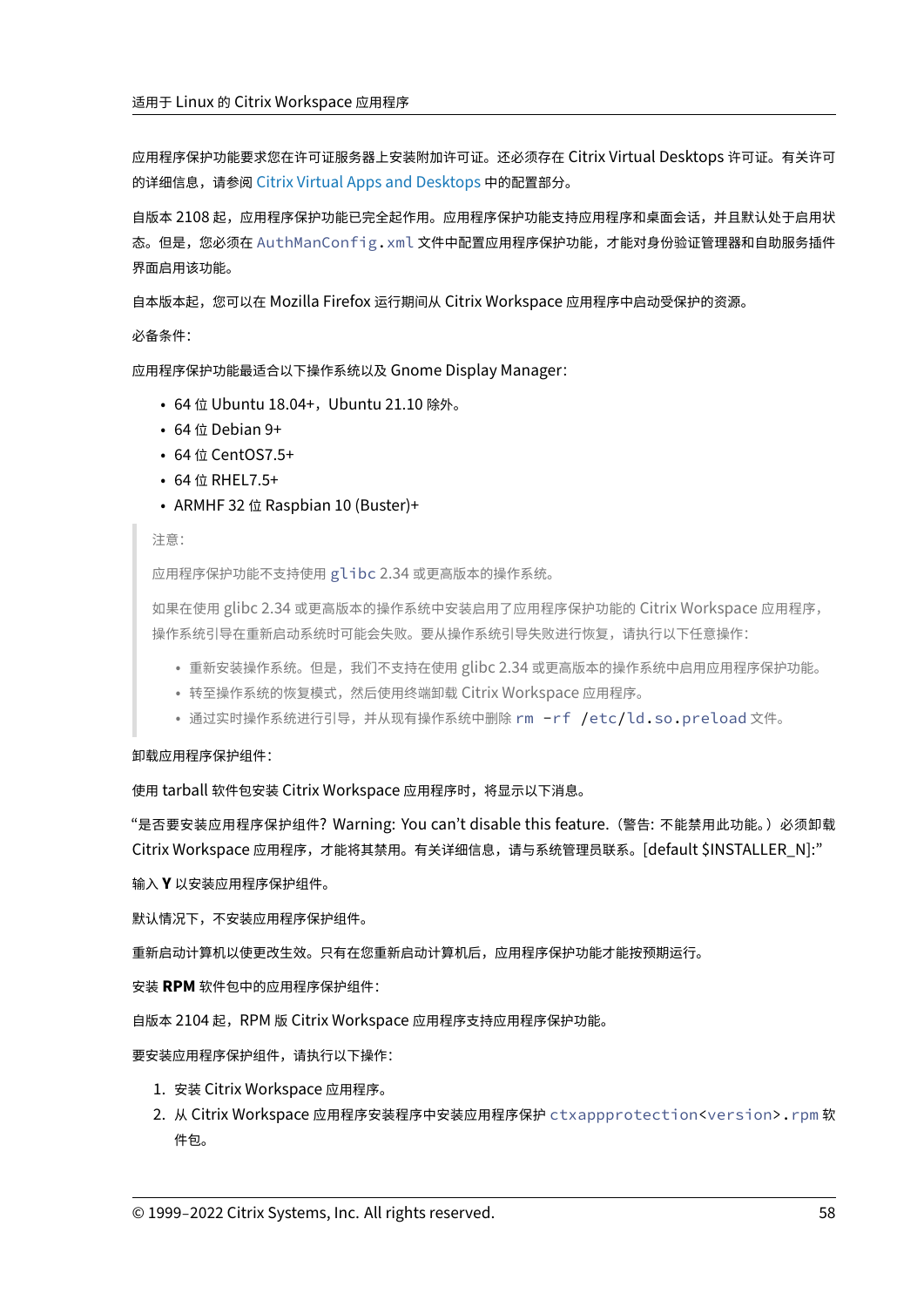应用程序保护功能要求您在许可证服务器上安装附加许可证。还必须存在 Citrix Virtual Desktops 许可证。有关许可的详细信息，请参阅 Citrix Virtual Apps and Desktops 中的配置部分。

自版本 2108 起，应用程序保护功能已完全起作用。应用程序保护功能支持应用程序和桌面会话，并且默认处于启用状态。但是，您必须在 `AuthManConfig.xml` 文件中配置应用程序保护功能，才能对身份验证管理器和自助服务插件界面启用该功能。

自本版本起，您可以在 Mozilla Firefox 运行期间从 Citrix Workspace 应用程序中启动受保护的资源。

必备条件：

应用程序保护功能最适合以下操作系统以及 Gnome Display Manager：

- 64 位 Ubuntu 18.04+，Ubuntu 21.10 除外。
- 64 位 Debian 9+
- 64 位 CentOS7.5+
- 64 位 RHEL7.5+
- ARMHF 32 位 Raspbian 10 (Buster)+

> 注意：
>
> 应用程序保护功能不支持使用 `glibc` 2.34 或更高版本的操作系统。
>
> 如果在使用 glibc 2.34 或更高版本的操作系统中安装启用了应用程序保护功能的 Citrix Workspace 应用程序，操作系统引导在重新启动系统时可能会失败。要从操作系统引导失败进行恢复，请执行以下任意操作：
>
> - 重新安装操作系统。但是，我们不支持在使用 glibc 2.34 或更高版本的操作系统中启用应用程序保护功能。
> - 转至操作系统的恢复模式，然后使用终端卸载 Citrix Workspace 应用程序。
> - 通过实时操作系统进行引导，并从现有操作系统中删除 `rm -rf /etc/ld.so.preload` 文件。

卸载应用程序保护组件：

使用 tarball 软件包安装 Citrix Workspace 应用程序时，将显示以下消息。

“是否要安装应用程序保护组件？Warning: You can't disable this feature.（警告：不能禁用此功能。）必须卸载 Citrix Workspace 应用程序，才能将其禁用。有关详细信息，请与系统管理员联系。[default $INSTALLER_N]:”

输入 **Y** 以安装应用程序保护组件。

默认情况下，不安装应用程序保护组件。

重新启动计算机以使更改生效。只有在您重新启动计算机后，应用程序保护功能才能按预期运行。

安装 **RPM** 软件包中的应用程序保护组件：

自版本 2104 起，RPM 版 Citrix Workspace 应用程序支持应用程序保护功能。

要安装应用程序保护组件，请执行以下操作：

1. 安装 Citrix Workspace 应用程序。
2. 从 Citrix Workspace 应用程序安装程序中安装应用程序保护 `ctxappprotection<version>.rpm` 软件包。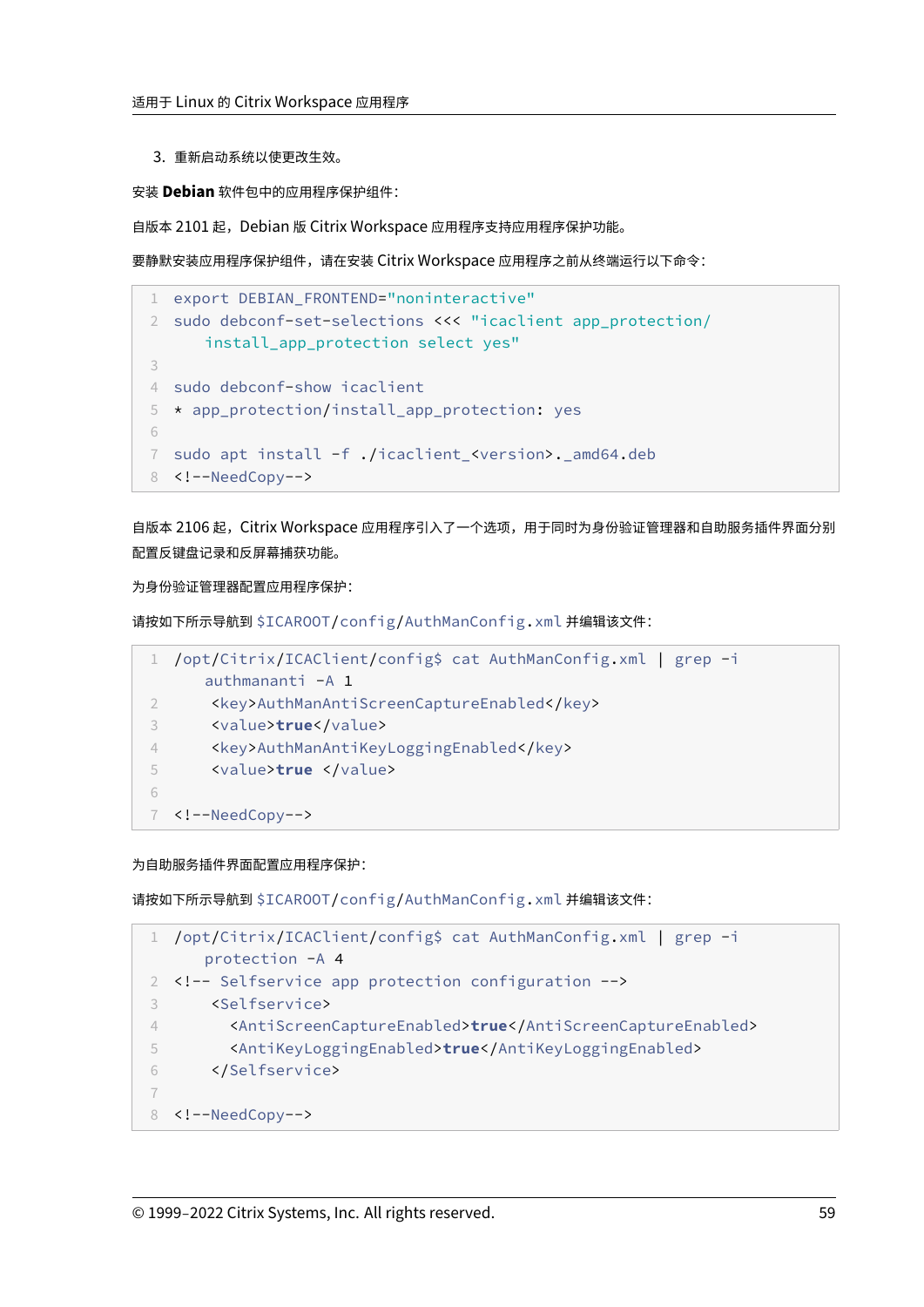3. 重新启动系统以使更改生效。

安装 **Debian** 软件包中的应用程序保护组件：

自版本 2101 起，Debian 版 Citrix Workspace 应用程序支持应用程序保护功能。

要静默安装应用程序保护组件，请在安装 Citrix Workspace 应用程序之前从终端运行以下命令：

```
export DEBIAN_FRONTEND="noninteractive"
sudo debconf-set-selections <<< "icaclient app_protection/
    install_app_protection select yes"

sudo debconf-show icaclient
* app_protection/install_app_protection: yes

sudo apt install -f ./icaclient_<version>._amd64.deb
<!--NeedCopy-->
```

自版本 2106 起，Citrix Workspace 应用程序引入了一个选项，用于同时为身份验证管理器和自助服务插件界面分别配置反键盘记录和反屏幕捕获功能。

为身份验证管理器配置应用程序保护：

请按如下所示导航到 `$ICAROOT/config/AuthManConfig.xml` 并编辑该文件：

```
/opt/Citrix/ICAClient/config$ cat AuthManConfig.xml | grep -i
    authmananti -A 1
     <key>AuthManAntiScreenCaptureEnabled</key>
     <value>true</value>
     <key>AuthManAntiKeyLoggingEnabled</key>
     <value>true </value>

<!--NeedCopy-->
```

为自助服务插件界面配置应用程序保护：

请按如下所示导航到 `$ICAROOT/config/AuthManConfig.xml` 并编辑该文件：

```
/opt/Citrix/ICAClient/config$ cat AuthManConfig.xml | grep -i
    protection -A 4
<!-- Selfservice app protection configuration -->
     <Selfservice>
       <AntiScreenCaptureEnabled>true</AntiScreenCaptureEnabled>
       <AntiKeyLoggingEnabled>true</AntiKeyLoggingEnabled>
     </Selfservice>

<!--NeedCopy-->
```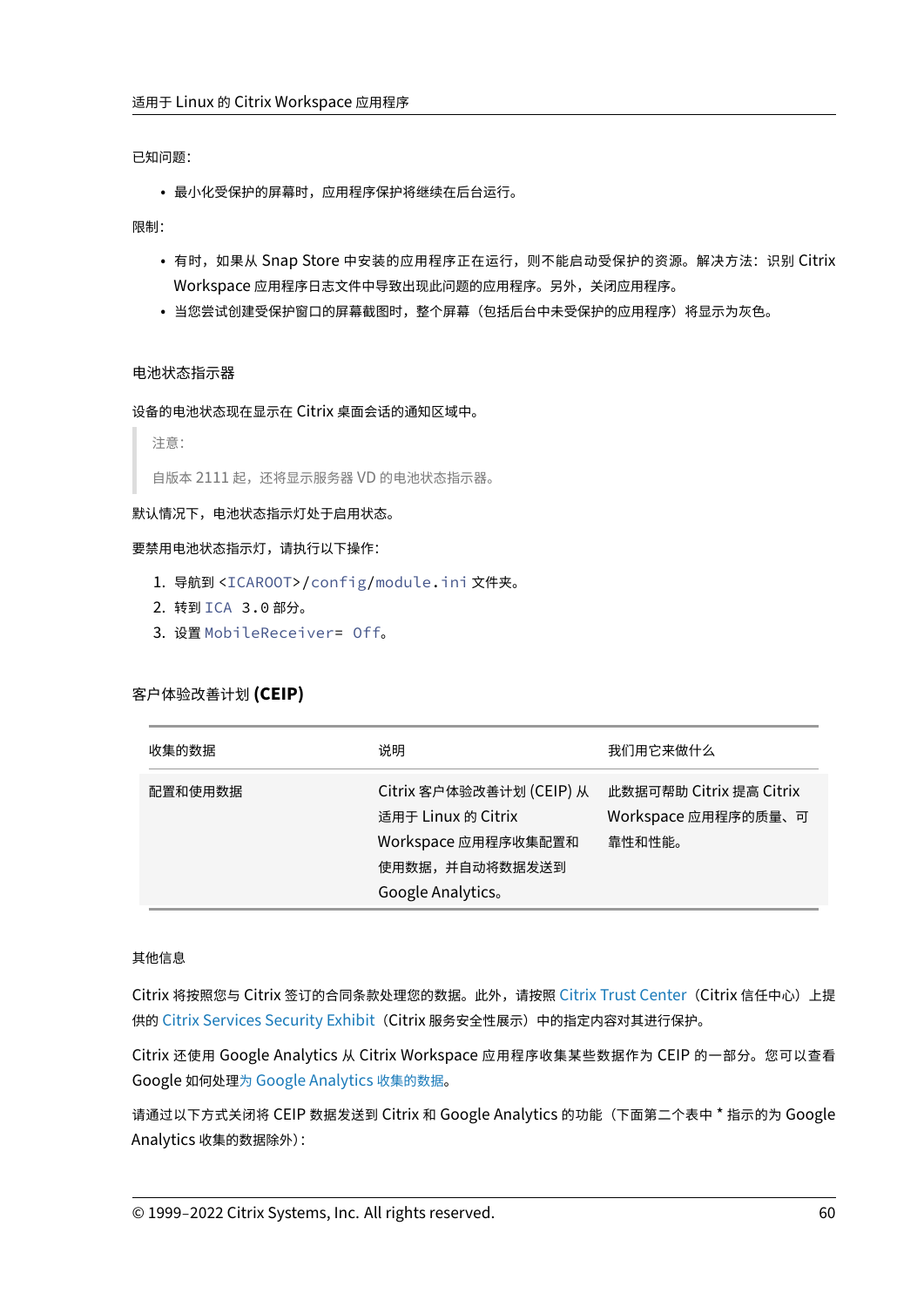已知问题：

- 最小化受保护的屏幕时，应用程序保护将继续在后台运行。

限制：

- 有时，如果从 Snap Store 中安装的应用程序正在运行，则不能启动受保护的资源。解决方法：识别 Citrix Workspace 应用程序日志文件中导致出现此问题的应用程序。另外，关闭应用程序。
- 当您尝试创建受保护窗口的屏幕截图时，整个屏幕（包括后台中未受保护的应用程序）将显示为灰色。

### 电池状态指示器

设备的电池状态现在显示在 Citrix 桌面会话的通知区域中。

> 注意：
>
> 自版本 2111 起，还将显示服务器 VD 的电池状态指示器。

默认情况下，电池状态指示灯处于启用状态。

要禁用电池状态指示灯，请执行以下操作：

1. 导航到 `<ICAROOT>/config/module.ini` 文件夹。
2. 转到 `ICA 3.0` 部分。
3. 设置 `MobileReceiver= Off`。

### 客户体验改善计划 **(CEIP)**

| 收集的数据 | 说明 | 我们用它来做什么 |
| --- | --- | --- |
| 配置和使用数据 | Citrix 客户体验改善计划 (CEIP) 从适用于 Linux 的 Citrix Workspace 应用程序收集配置和使用数据，并自动将数据发送到 Google Analytics。 | 此数据可帮助 Citrix 提高 Citrix Workspace 应用程序的质量、可靠性和性能。 |

其他信息

Citrix 将按照您与 Citrix 签订的合同条款处理您的数据。此外，请按照 Citrix Trust Center（Citrix 信任中心）上提供的 Citrix Services Security Exhibit（Citrix 服务安全性展示）中的指定内容对其进行保护。

Citrix 还使用 Google Analytics 从 Citrix Workspace 应用程序收集某些数据作为 CEIP 的一部分。您可以查看 Google 如何处理为 Google Analytics 收集的数据。

请通过以下方式关闭将 CEIP 数据发送到 Citrix 和 Google Analytics 的功能（下面第二个表中 * 指示的为 Google Analytics 收集的数据除外）：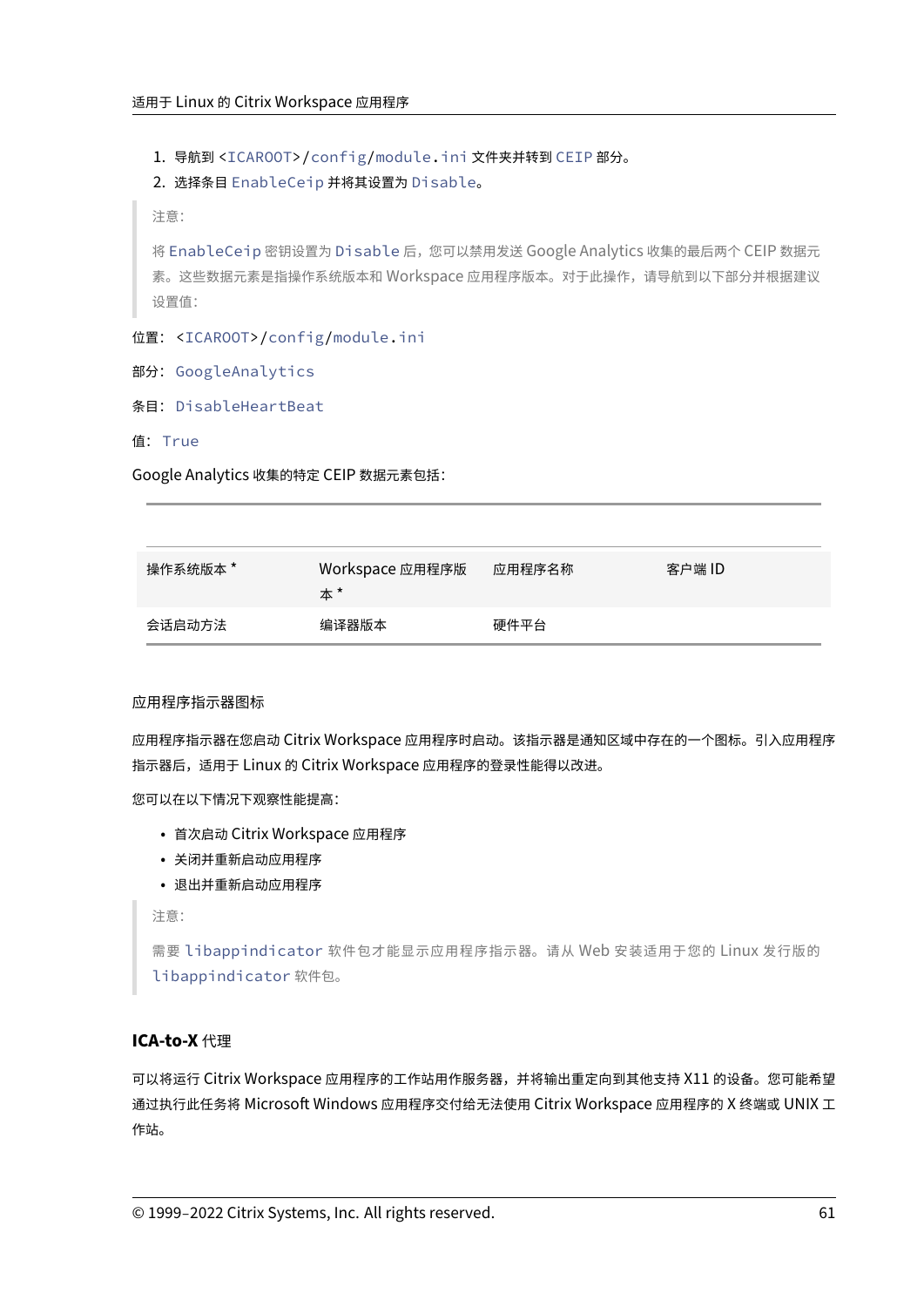1. 导航到 `<ICAROOT>/config/module.ini` 文件夹并转到 `CEIP` 部分。
2. 选择条目 `EnableCeip` 并将其设置为 `Disable`。

> 注意：
>
> 将 `EnableCeip` 密钥设置为 `Disable` 后，您可以禁用发送 Google Analytics 收集的最后两个 CEIP 数据元素。这些数据元素是指操作系统版本和 Workspace 应用程序版本。对于此操作，请导航到以下部分并根据建议设置值：

位置：`<ICAROOT>/config/module.ini`

部分：`GoogleAnalytics`

条目：`DisableHeartBeat`

值：`True`

Google Analytics 收集的特定 CEIP 数据元素包括：

| | | | |
|---|---|---|---|
| 操作系统版本 * | Workspace 应用程序版本 * | 应用程序名称 | 客户端 ID |
| 会话启动方法 | 编译器版本 | 硬件平台 | |

应用程序指示器图标

应用程序指示器在您启动 Citrix Workspace 应用程序时启动。该指示器是通知区域中存在的一个图标。引入应用程序指示器后，适用于 Linux 的 Citrix Workspace 应用程序的登录性能得以改进。

您可以在以下情况下观察性能提高：

- 首次启动 Citrix Workspace 应用程序
- 关闭并重新启动应用程序
- 退出并重新启动应用程序

> 注意：
>
> 需要 `libappindicator` 软件包才能显示应用程序指示器。请从 Web 安装适用于您的 Linux 发行版的 `libappindicator` 软件包。

### ICA-to-X 代理

可以将运行 Citrix Workspace 应用程序的工作站用作服务器，并将输出重定向到其他支持 X11 的设备。您可能希望通过执行此任务将 Microsoft Windows 应用程序交付给无法使用 Citrix Workspace 应用程序的 X 终端或 UNIX 工作站。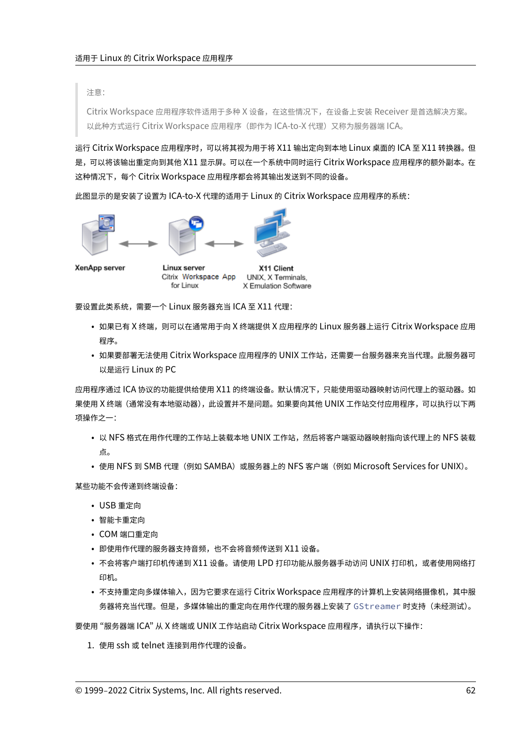> 注意：
>
> Citrix Workspace 应用程序软件适用于多种 X 设备，在这些情况下，在设备上安装 Receiver 是首选解决方案。以此种方式运行 Citrix Workspace 应用程序（即作为 ICA-to-X 代理）又称为服务器端 ICA。

运行 Citrix Workspace 应用程序时，可以将其视为用于将 X11 输出定向到本地 Linux 桌面的 ICA 至 X11 转换器。但是，可以将该输出重定向到其他 X11 显示屏。可以在一个系统中同时运行 Citrix Workspace 应用程序的额外副本。在这种情况下，每个 Citrix Workspace 应用程序都会将其输出发送到不同的设备。

此图显示的是安装了设置为 ICA-to-X 代理的适用于 Linux 的 Citrix Workspace 应用程序的系统：

XenApp server

Linux server
Citrix Workspace App for Linux

X11 Client
UNIX, X Terminals, X Emulation Software

要设置此类系统，需要一个 Linux 服务器充当 ICA 至 X11 代理：

- 如果已有 X 终端，则可以在通常用于向 X 终端提供 X 应用程序的 Linux 服务器上运行 Citrix Workspace 应用程序。
- 如果要部署无法使用 Citrix Workspace 应用程序的 UNIX 工作站，还需要一台服务器来充当代理。此服务器可以是运行 Linux 的 PC

应用程序通过 ICA 协议的功能提供给使用 X11 的终端设备。默认情况下，只能使用驱动器映射访问代理上的驱动器。如果使用 X 终端（通常没有本地驱动器），此设置并不是问题。如果要向其他 UNIX 工作站交付应用程序，可以执行以下两项操作之一：

- 以 NFS 格式在用作代理的工作站上装载本地 UNIX 工作站，然后将客户端驱动器映射指向该代理上的 NFS 装载点。
- 使用 NFS 到 SMB 代理（例如 SAMBA）或服务器上的 NFS 客户端（例如 Microsoft Services for UNIX）。

某些功能不会传递到终端设备：

- USB 重定向
- 智能卡重定向
- COM 端口重定向
- 即使用作代理的服务器支持音频，也不会将音频传送到 X11 设备。
- 不会将客户端打印机传递到 X11 设备。请使用 LPD 打印功能从服务器手动访问 UNIX 打印机，或者使用网络打印机。
- 不支持重定向多媒体输入，因为它要求在运行 Citrix Workspace 应用程序的计算机上安装网络摄像机，其中服务器将充当代理。但是，多媒体输出的重定向在用作代理的服务器上安装了 `GStreamer` 时支持（未经测试）。

要使用 “服务器端 ICA” 从 X 终端或 UNIX 工作站启动 Citrix Workspace 应用程序，请执行以下操作：

1. 使用 ssh 或 telnet 连接到用作代理的设备。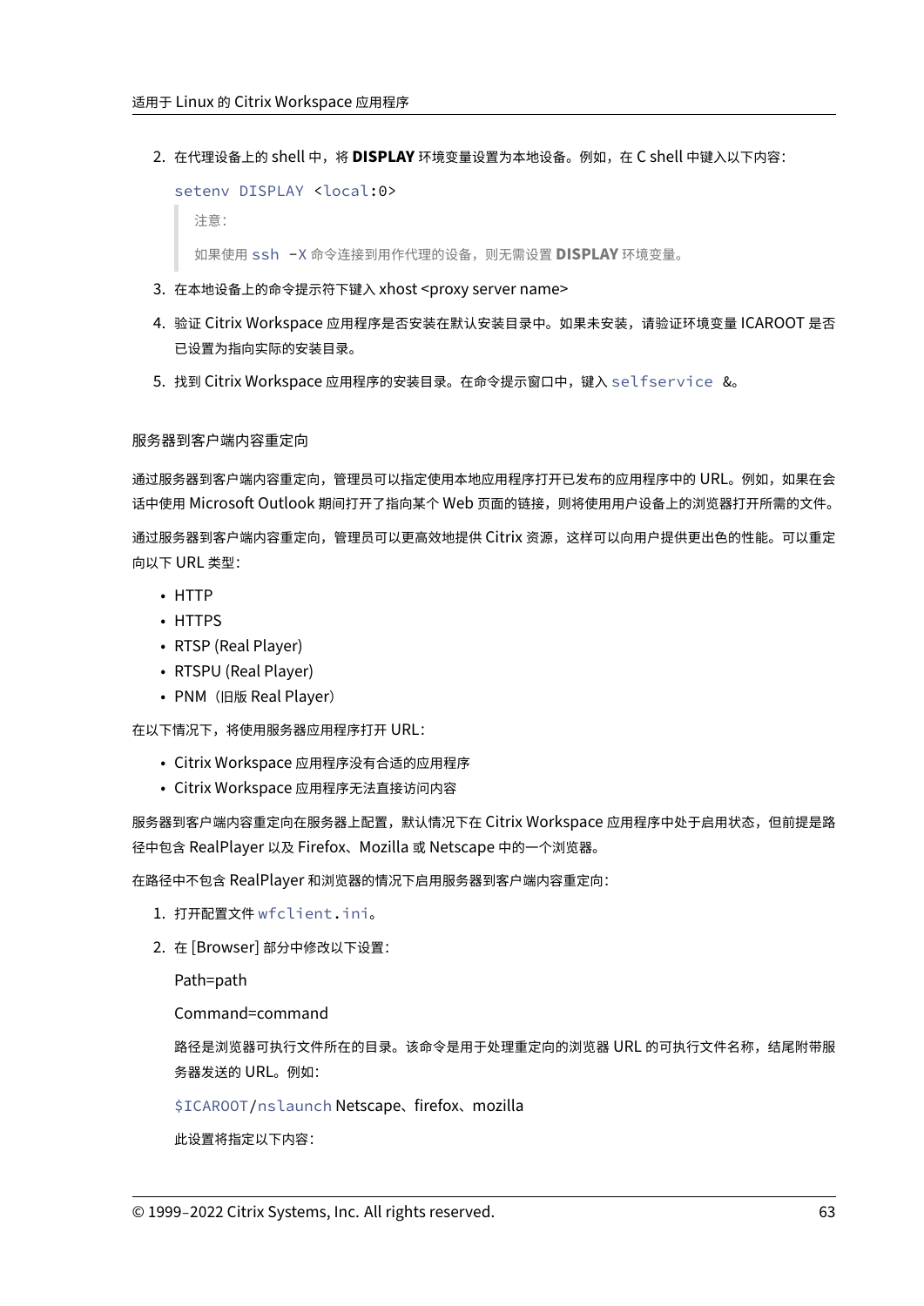2. 在代理设备上的 shell 中，将 **DISPLAY** 环境变量设置为本地设备。例如，在 C shell 中键入以下内容：

   ```
   setenv DISPLAY <local:0>
   ```

   > 注意：
   >
   > 如果使用 `ssh -X` 命令连接到用作代理的设备，则无需设置 **DISPLAY** 环境变量。

3. 在本地设备上的命令提示符下键入 xhost <proxy server name>
4. 验证 Citrix Workspace 应用程序是否安装在默认安装目录中。如果未安装，请验证环境变量 ICAROOT 是否已设置为指向实际的安装目录。
5. 找到 Citrix Workspace 应用程序的安装目录。在命令提示窗口中，键入 `selfservice &`。

#### 服务器到客户端内容重定向

通过服务器到客户端内容重定向，管理员可以指定使用本地应用程序打开已发布的应用程序中的 URL。例如，如果在会话中使用 Microsoft Outlook 期间打开了指向某个 Web 页面的链接，则将使用用户设备上的浏览器打开所需的文件。

通过服务器到客户端内容重定向，管理员可以更高效地提供 Citrix 资源，这样可以向用户提供更出色的性能。可以重定向以下 URL 类型：

- HTTP
- HTTPS
- RTSP (Real Player)
- RTSPU (Real Player)
- PNM（旧版 Real Player）

在以下情况下，将使用服务器应用程序打开 URL：

- Citrix Workspace 应用程序没有合适的应用程序
- Citrix Workspace 应用程序无法直接访问内容

服务器到客户端内容重定向在服务器上配置，默认情况下在 Citrix Workspace 应用程序中处于启用状态，但前提是路径中包含 RealPlayer 以及 Firefox、Mozilla 或 Netscape 中的一个浏览器。

在路径中不包含 RealPlayer 和浏览器的情况下启用服务器到客户端内容重定向：

1. 打开配置文件 `wfclient.ini`。
2. 在 [Browser] 部分中修改以下设置：

   Path=path

   Command=command

   路径是浏览器可执行文件所在的目录。该命令是用于处理重定向的浏览器 URL 的可执行文件名称，结尾附带服务器发送的 URL。例如：

   `$ICAROOT/nslaunch` Netscape、firefox、mozilla

   此设置将指定以下内容：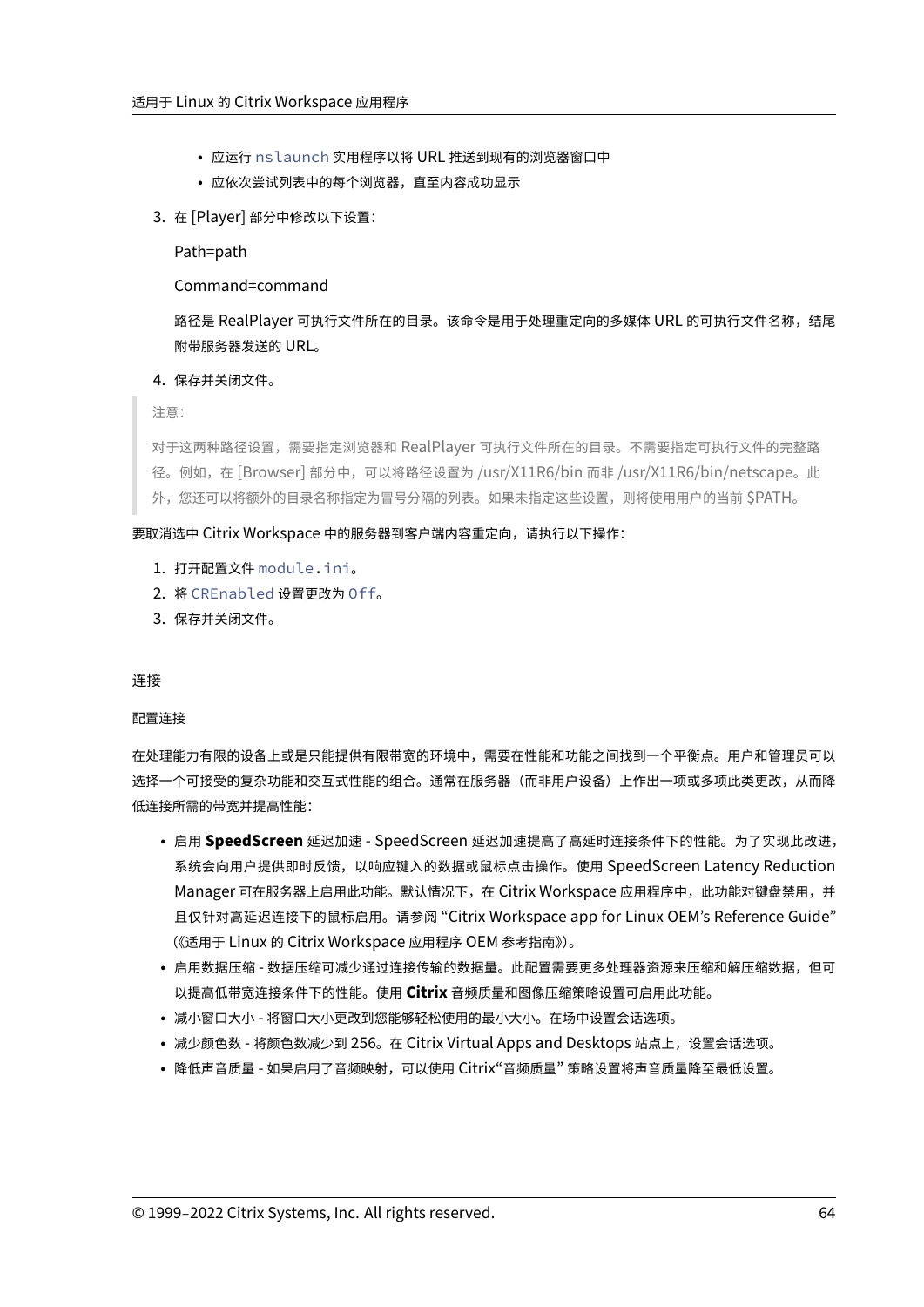- 应运行 `nslaunch` 实用程序以将 URL 推送到现有的浏览器窗口中
    - 应依次尝试列表中的每个浏览器，直至内容成功显示

3. 在 [Player] 部分中修改以下设置：

   Path=path

   Command=command

   路径是 RealPlayer 可执行文件所在的目录。该命令是用于处理重定向的多媒体 URL 的可执行文件名称，结尾附带服务器发送的 URL。

4. 保存并关闭文件。

> 注意：
>
> 对于这两种路径设置，需要指定浏览器和 RealPlayer 可执行文件所在的目录。不需要指定可执行文件的完整路径。例如，在 [Browser] 部分中，可以将路径设置为 /usr/X11R6/bin 而非 /usr/X11R6/bin/netscape。此外，您还可以将额外的目录名称指定为冒号分隔的列表。如果未指定这些设置，则将使用用户的当前 $PATH。

要取消选中 Citrix Workspace 中的服务器到客户端内容重定向，请执行以下操作：

1. 打开配置文件 `module.ini`。
2. 将 `CREnabled` 设置更改为 `Off`。
3. 保存并关闭文件。

## 连接

### 配置连接

在处理能力有限的设备上或是只能提供有限带宽的环境中，需要在性能和功能之间找到一个平衡点。用户和管理员可以选择一个可接受的复杂功能和交互式性能的组合。通常在服务器（而非用户设备）上作出一项或多项此类更改，从而降低连接所需的带宽并提高性能：

- 启用 **SpeedScreen** 延迟加速 - SpeedScreen 延迟加速提高了高延时连接条件下的性能。为了实现此改进，系统会向用户提供即时反馈，以响应键入的数据或鼠标点击操作。使用 SpeedScreen Latency Reduction Manager 可在服务器上启用此功能。默认情况下，在 Citrix Workspace 应用程序中，此功能对键盘禁用，并且仅针对高延迟连接下的鼠标启用。请参阅 "Citrix Workspace app for Linux OEM's Reference Guide"（《适用于 Linux 的 Citrix Workspace 应用程序 OEM 参考指南》）。
- 启用数据压缩 - 数据压缩可减少通过连接传输的数据量。此配置需要更多处理器资源来压缩和解压缩数据，但可以提高低带宽连接条件下的性能。使用 **Citrix** 音频质量和图像压缩策略设置可启用此功能。
- 减小窗口大小 - 将窗口大小更改到您能够轻松使用的最小大小。在场中设置会话选项。
- 减少颜色数 - 将颜色数减少到 256。在 Citrix Virtual Apps and Desktops 站点上，设置会话选项。
- 降低声音质量 - 如果启用了音频映射，可以使用 Citrix"音频质量" 策略设置将声音质量降至最低设置。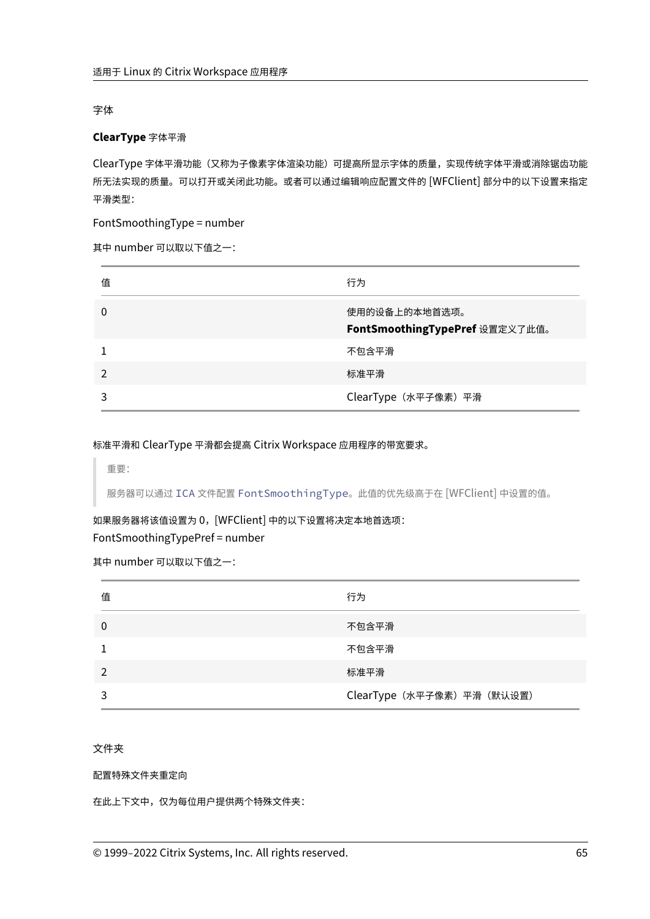## 字体

### ClearType 字体平滑

ClearType 字体平滑功能（又称为子像素字体渲染功能）可提高所显示字体的质量，实现传统字体平滑或消除锯齿功能所无法实现的质量。可以打开或关闭此功能。或者可以通过编辑响应配置文件的 [WFClient] 部分中的以下设置来指定平滑类型：

FontSmoothingType = number

其中 number 可以取以下值之一：

| 值 | 行为 |
| --- | --- |
| 0 | 使用的设备上的本地首选项。**FontSmoothingTypePref** 设置定义了此值。 |
| 1 | 不包含平滑 |
| 2 | 标准平滑 |
| 3 | ClearType（水平子像素）平滑 |

标准平滑和 ClearType 平滑都会提高 Citrix Workspace 应用程序的带宽要求。

> 重要：
>
> 服务器可以通过 `ICA` 文件配置 `FontSmoothingType`。此值的优先级高于在 [WFClient] 中设置的值。

如果服务器将该值设置为 0，[WFClient] 中的以下设置将决定本地首选项：
FontSmoothingTypePref = number

其中 number 可以取以下值之一：

| 值 | 行为 |
| --- | --- |
| 0 | 不包含平滑 |
| 1 | 不包含平滑 |
| 2 | 标准平滑 |
| 3 | ClearType（水平子像素）平滑（默认设置） |

## 文件夹

### 配置特殊文件夹重定向

在此上下文中，仅为每位用户提供两个特殊文件夹：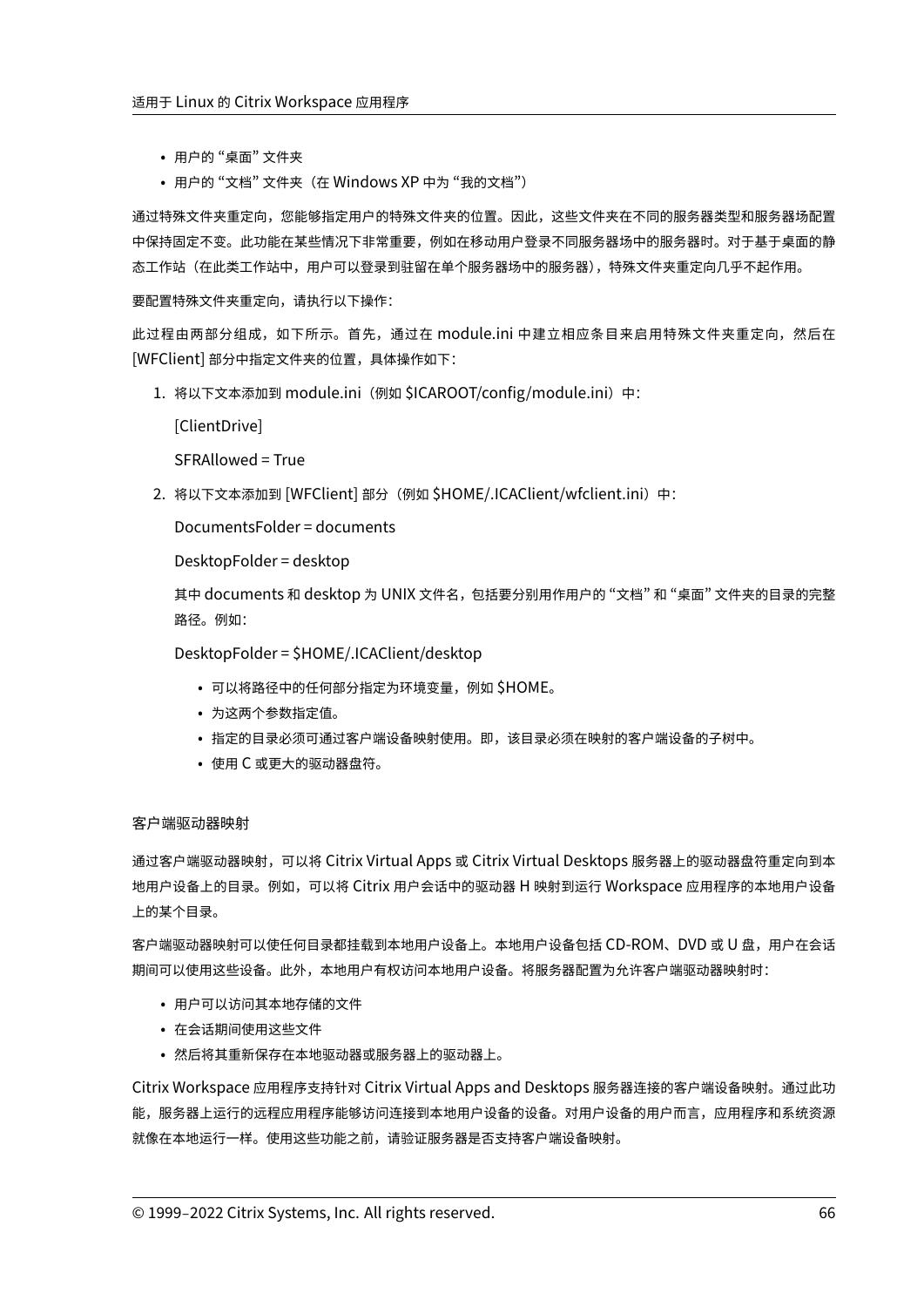- 用户的 "桌面" 文件夹
- 用户的 "文档" 文件夹（在 Windows XP 中为 "我的文档"）

通过特殊文件夹重定向，您能够指定用户的特殊文件夹的位置。因此，这些文件夹在不同的服务器类型和服务器场配置中保持固定不变。此功能在某些情况下非常重要，例如在移动用户登录不同服务器场中的服务器时。对于基于桌面的静态工作站（在此类工作站中，用户可以登录到驻留在单个服务器场中的服务器），特殊文件夹重定向几乎不起作用。

要配置特殊文件夹重定向，请执行以下操作：

此过程由两部分组成，如下所示。首先，通过在 module.ini 中建立相应条目来启用特殊文件夹重定向，然后在 [WFClient] 部分中指定文件夹的位置，具体操作如下：

1. 将以下文本添加到 module.ini（例如 $ICAROOT/config/module.ini）中：

   [ClientDrive]

   SFRAllowed = True

2. 将以下文本添加到 [WFClient] 部分（例如 $HOME/.ICAClient/wfclient.ini）中：

   DocumentsFolder = documents

   DesktopFolder = desktop

   其中 documents 和 desktop 为 UNIX 文件名，包括要分别用作用户的 "文档" 和 "桌面" 文件夹的目录的完整路径。例如：

   DesktopFolder = $HOME/.ICAClient/desktop

   - 可以将路径中的任何部分指定为环境变量，例如 $HOME。
   - 为这两个参数指定值。
   - 指定的目录必须可通过客户端设备映射使用。即，该目录必须在映射的客户端设备的子树中。
   - 使用 C 或更大的驱动器盘符。

### 客户端驱动器映射

通过客户端驱动器映射，可以将 Citrix Virtual Apps 或 Citrix Virtual Desktops 服务器上的驱动器盘符重定向到本地用户设备上的目录。例如，可以将 Citrix 用户会话中的驱动器 H 映射到运行 Workspace 应用程序的本地用户设备上的某个目录。

客户端驱动器映射可以使任何目录都挂载到本地用户设备上。本地用户设备包括 CD-ROM、DVD 或 U 盘，用户在会话期间可以使用这些设备。此外，本地用户有权访问本地用户设备。将服务器配置为允许客户端驱动器映射时：

- 用户可以访问其本地存储的文件
- 在会话期间使用这些文件
- 然后将其重新保存在本地驱动器或服务器上的驱动器上。

Citrix Workspace 应用程序支持针对 Citrix Virtual Apps and Desktops 服务器连接的客户端设备映射。通过此功能，服务器上运行的远程应用程序能够访问连接到本地用户设备的设备。对用户设备的用户而言，应用程序和系统资源就像在本地运行一样。使用这些功能之前，请验证服务器是否支持客户端设备映射。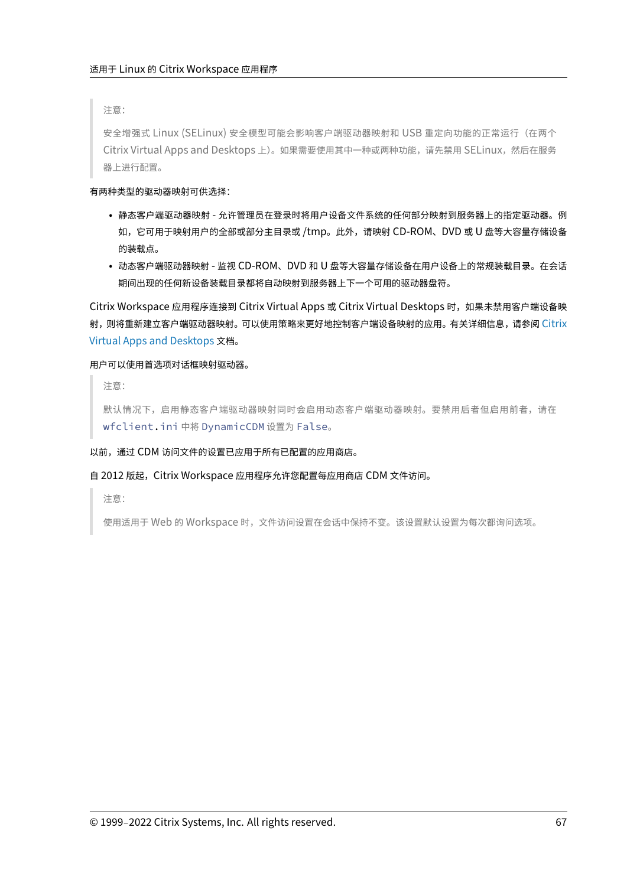> 注意：
>
> 安全增强式 Linux (SELinux) 安全模型可能会影响客户端驱动器映射和 USB 重定向功能的正常运行（在两个 Citrix Virtual Apps and Desktops 上）。如果需要使用其中一种或两种功能，请先禁用 SELinux，然后在服务器上进行配置。

有两种类型的驱动器映射可供选择：

- 静态客户端驱动器映射 - 允许管理员在登录时将用户设备文件系统的任何部分映射到服务器上的指定驱动器。例如，它可用于映射用户的全部或部分主目录或 /tmp。此外，请映射 CD-ROM、DVD 或 U 盘等大容量存储设备的装载点。
- 动态客户端驱动器映射 - 监视 CD-ROM、DVD 和 U 盘等大容量存储设备在用户设备上的常规装载目录。在会话期间出现的任何新设备装载目录都将自动映射到服务器上下一个可用的驱动器盘符。

Citrix Workspace 应用程序连接到 Citrix Virtual Apps 或 Citrix Virtual Desktops 时，如果未禁用客户端设备映射，则将重新建立客户端驱动器映射。可以使用策略来更好地控制客户端设备映射的应用。有关详细信息，请参阅 Citrix Virtual Apps and Desktops 文档。

用户可以使用首选项对话框映射驱动器。

> 注意：
>
> 默认情况下，启用静态客户端驱动器映射同时会启用动态客户端驱动器映射。要禁用后者但启用前者，请在 `wfclient.ini` 中将 `DynamicCDM` 设置为 `False`。

以前，通过 CDM 访问文件的设置已应用于所有已配置的应用商店。

自 2012 版起，Citrix Workspace 应用程序允许您配置每应用商店 CDM 文件访问。

> 注意：
>
> 使用适用于 Web 的 Workspace 时，文件访问设置在会话中保持不变。该设置默认设置为每次都询问选项。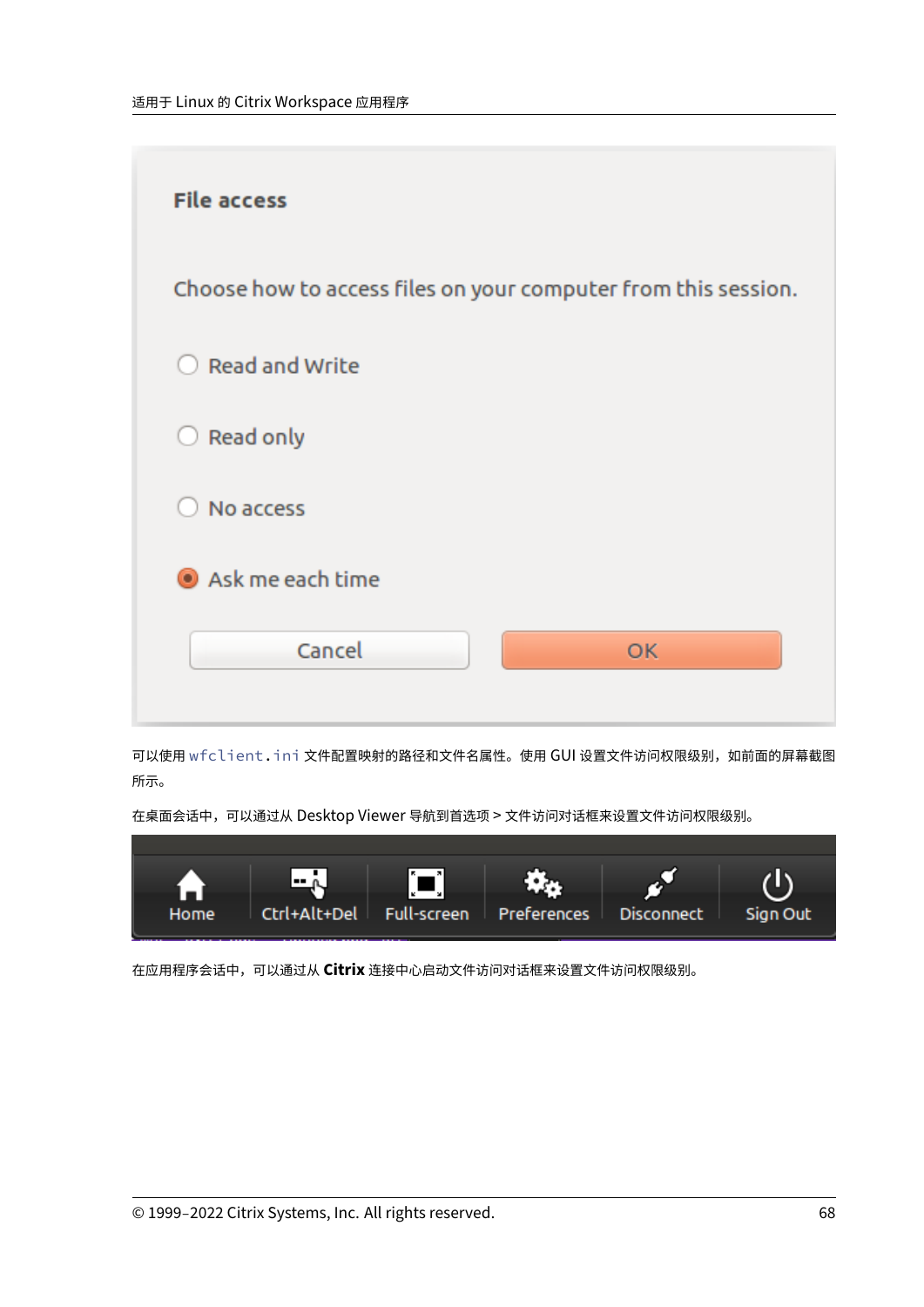File access

Choose how to access files on your computer from this session.

- Read and Write
- Read only
- No access
- Ask me each time

Cancel OK

可以使用 `wfclient.ini` 文件配置映射的路径和文件名属性。使用 GUI 设置文件访问权限级别，如前面的屏幕截图所示。

在桌面会话中，可以通过从 Desktop Viewer 导航到首选项 > 文件访问对话框来设置文件访问权限级别。

Home Ctrl+Alt+Del Full-screen Preferences Disconnect Sign Out

在应用程序会话中，可以通过从 **Citrix** 连接中心启动文件访问对话框来设置文件访问权限级别。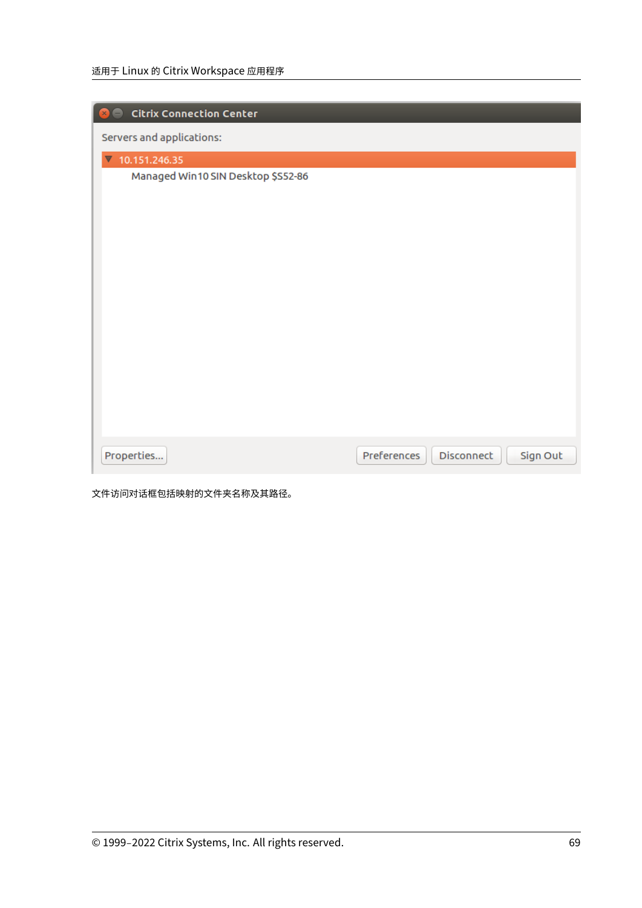文件访问对话框包括映射的文件夹名称及其路径。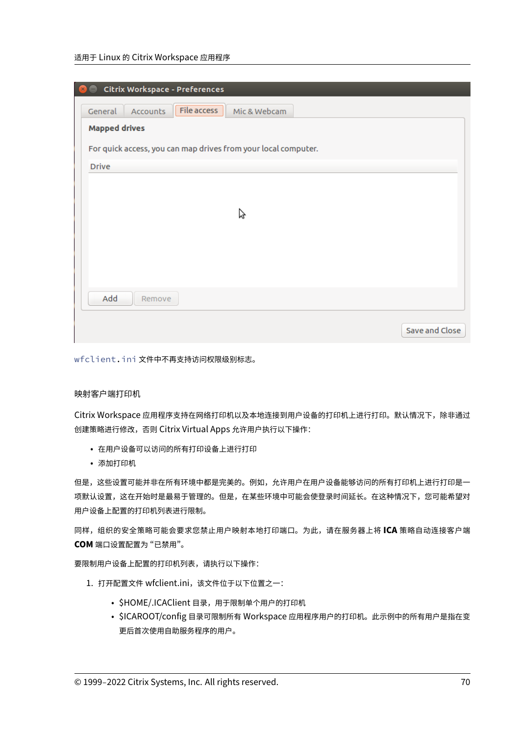`wfclient.ini` 文件中不再支持访问权限级别标志。

映射客户端打印机

Citrix Workspace 应用程序支持在网络打印机以及本地连接到用户设备的打印机上进行打印。默认情况下，除非通过创建策略进行修改，否则 Citrix Virtual Apps 允许用户执行以下操作：

- 在用户设备可以访问的所有打印设备上进行打印
- 添加打印机

但是，这些设置可能并非在所有环境中都是完美的。例如，允许用户在用户设备能够访问的所有打印机上进行打印是一项默认设置，这在开始时是最易于管理的。但是，在某些环境中可能会使登录时间延长。在这种情况下，您可能希望对用户设备上配置的打印机列表进行限制。

同样，组织的安全策略可能会要求您禁止用户映射本地打印端口。为此，请在服务器上将 **ICA** 策略自动连接客户端 **COM** 端口设置配置为“已禁用”。

要限制用户设备上配置的打印机列表，请执行以下操作：

1. 打开配置文件 wfclient.ini，该文件位于以下位置之一：

   - $HOME/.ICAClient 目录，用于限制单个用户的打印机
   - $ICAROOT/config 目录可限制所有 Workspace 应用程序用户的打印机。此示例中的所有用户是指在变更后首次使用自助服务程序的用户。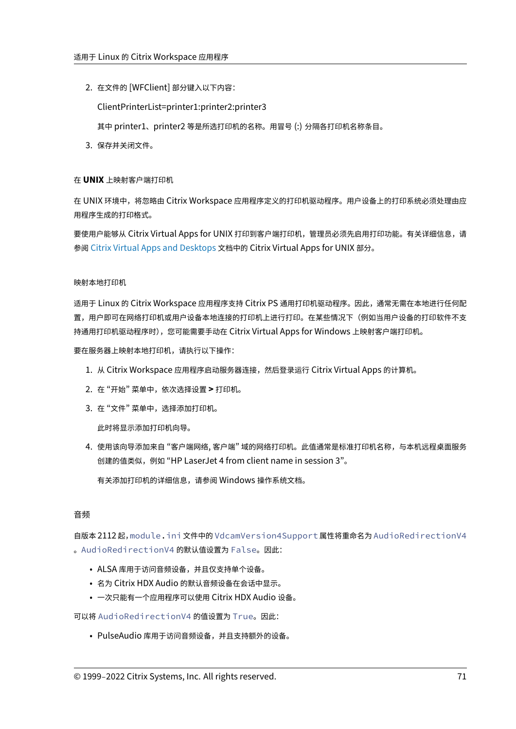2. 在文件的 [WFClient] 部分键入以下内容：

   ClientPrinterList=printer1:printer2:printer3

   其中 printer1、printer2 等是所选打印机的名称。用冒号 (:) 分隔各打印机名称条目。

3. 保存并关闭文件。

#### 在 **UNIX** 上映射客户端打印机

在 UNIX 环境中，将忽略由 Citrix Workspace 应用程序定义的打印机驱动程序。用户设备上的打印系统必须处理由应用程序生成的打印格式。

要使用户能够从 Citrix Virtual Apps for UNIX 打印到客户端打印机，管理员必须先启用打印功能。有关详细信息，请参阅 Citrix Virtual Apps and Desktops 文档中的 Citrix Virtual Apps for UNIX 部分。

#### 映射本地打印机

适用于 Linux 的 Citrix Workspace 应用程序支持 Citrix PS 通用打印机驱动程序。因此，通常无需在本地进行任何配置，用户即可在网络打印机或用户设备本地连接的打印机上进行打印。在某些情况下（例如当用户设备的打印软件不支持通用打印机驱动程序时），您可能需要手动在 Citrix Virtual Apps for Windows 上映射客户端打印机。

要在服务器上映射本地打印机，请执行以下操作：

1. 从 Citrix Workspace 应用程序启动服务器连接，然后登录运行 Citrix Virtual Apps 的计算机。
2. 在 "开始" 菜单中，依次选择设置 **>** 打印机。
3. 在 "文件" 菜单中，选择添加打印机。

   此时将显示添加打印机向导。

4. 使用该向导添加来自 "客户端网络, 客户端" 域的网络打印机。此值通常是标准打印机名称，与本机远程桌面服务创建的值类似，例如 "HP LaserJet 4 from client name in session 3"。

   有关添加打印机的详细信息，请参阅 Windows 操作系统文档。

### 音频

自版本 2112 起，`module.ini` 文件中的 `VdcamVersion4Support` 属性将重命名为 `AudioRedirectionV4`。`AudioRedirectionV4` 的默认值设置为 `False`。因此：

- ALSA 库用于访问音频设备，并且仅支持单个设备。
- 名为 Citrix HDX Audio 的默认音频设备在会话中显示。
- 一次只能有一个应用程序可以使用 Citrix HDX Audio 设备。

可以将 `AudioRedirectionV4` 的值设置为 `True`。因此：

- PulseAudio 库用于访问音频设备，并且支持额外的设备。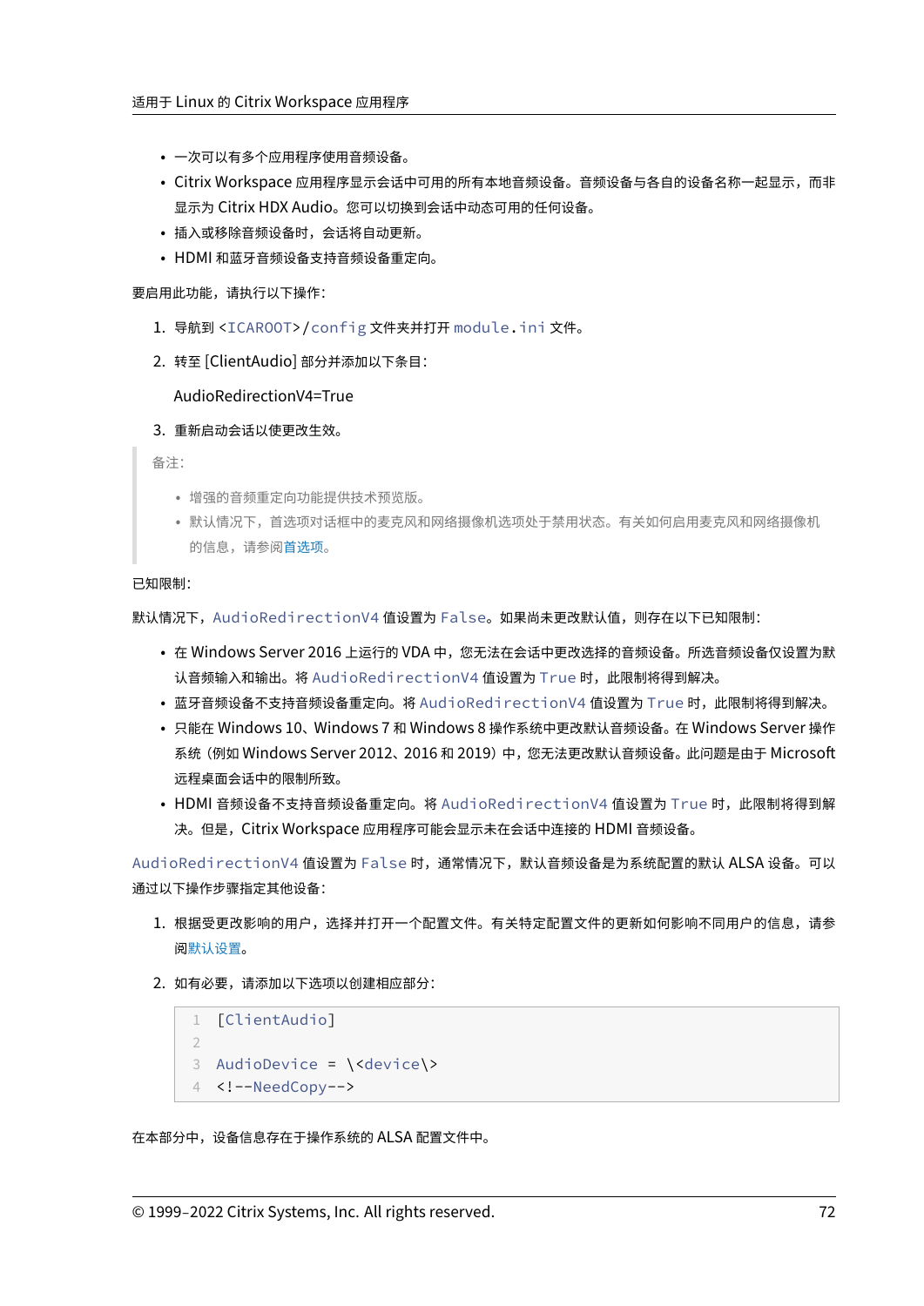- 一次可以有多个应用程序使用音频设备。
- Citrix Workspace 应用程序显示会话中可用的所有本地音频设备。音频设备与各自的设备名称一起显示，而非显示为 Citrix HDX Audio。您可以切换到会话中动态可用的任何设备。
- 插入或移除音频设备时，会话将自动更新。
- HDMI 和蓝牙音频设备支持音频设备重定向。

要启用此功能，请执行以下操作：

1. 导航到 `<ICAROOT>/config` 文件夹并打开 `module.ini` 文件。
2. 转至 [ClientAudio] 部分并添加以下条目：

   AudioRedirectionV4=True

3. 重新启动会话以使更改生效。

> 备注：
>
> - 增强的音频重定向功能提供技术预览版。
> - 默认情况下，首选项对话框中的麦克风和网络摄像机选项处于禁用状态。有关如何启用麦克风和网络摄像机的信息，请参阅首选项。

已知限制：

默认情况下，`AudioRedirectionV4` 值设置为 `False`。如果尚未更改默认值，则存在以下已知限制：

- 在 Windows Server 2016 上运行的 VDA 中，您无法在会话中更改选择的音频设备。所选音频设备仅设置为默认音频输入和输出。将 `AudioRedirectionV4` 值设置为 `True` 时，此限制将得到解决。
- 蓝牙音频设备不支持音频设备重定向。将 `AudioRedirectionV4` 值设置为 `True` 时，此限制将得到解决。
- 只能在 Windows 10、Windows 7 和 Windows 8 操作系统中更改默认音频设备。在 Windows Server 操作系统（例如 Windows Server 2012、2016 和 2019）中，您无法更改默认音频设备。此问题是由于 Microsoft 远程桌面会话中的限制所致。
- HDMI 音频设备不支持音频设备重定向。将 `AudioRedirectionV4` 值设置为 `True` 时，此限制将得到解决。但是，Citrix Workspace 应用程序可能会显示未在会话中连接的 HDMI 音频设备。

`AudioRedirectionV4` 值设置为 `False` 时，通常情况下，默认音频设备是为系统配置的默认 ALSA 设备。可以通过以下操作步骤指定其他设备：

1. 根据受更改影响的用户，选择并打开一个配置文件。有关特定配置文件的更新如何影响不同用户的信息，请参阅默认设置。
2. 如有必要，请添加以下选项以创建相应部分：

```
[ClientAudio]

AudioDevice = \<device\>
<!--NeedCopy-->
```

在本部分中，设备信息存在于操作系统的 ALSA 配置文件中。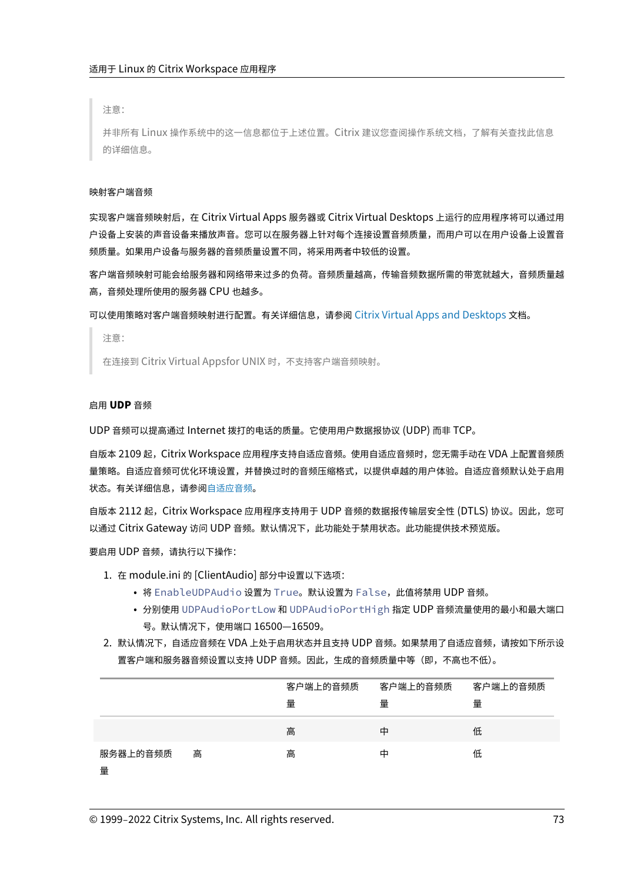> 注意：
>
> 并非所有 Linux 操作系统中的这一信息都位于上述位置。Citrix 建议您查阅操作系统文档，了解有关查找此信息的详细信息。

#### 映射客户端音频

实现客户端音频映射后，在 Citrix Virtual Apps 服务器或 Citrix Virtual Desktops 上运行的应用程序将可以通过用户设备上安装的声音设备来播放声音。您可以在服务器上针对每个连接设置音频质量，而用户可以在用户设备上设置音频质量。如果用户设备与服务器的音频质量设置不同，将采用两者中较低的设置。

客户端音频映射可能会给服务器和网络带来过多的负荷。音频质量越高，传输音频数据所需的带宽就越大，音频质量越高，音频处理所使用的服务器 CPU 也越多。

可以使用策略对客户端音频映射进行配置。有关详细信息，请参阅 Citrix Virtual Apps and Desktops 文档。

> 注意：
>
> 在连接到 Citrix Virtual Appsfor UNIX 时，不支持客户端音频映射。

#### 启用 **UDP** 音频

UDP 音频可以提高通过 Internet 拨打的电话的质量。它使用用户数据报协议 (UDP) 而非 TCP。

自版本 2109 起，Citrix Workspace 应用程序支持自适应音频。使用自适应音频时，您无需手动在 VDA 上配置音频质量策略。自适应音频可优化环境设置，并替换过时的音频压缩格式，以提供卓越的用户体验。自适应音频默认处于启用状态。有关详细信息，请参阅自适应音频。

自版本 2112 起，Citrix Workspace 应用程序支持用于 UDP 音频的数据报传输层安全性 (DTLS) 协议。因此，您可以通过 Citrix Gateway 访问 UDP 音频。默认情况下，此功能处于禁用状态。此功能提供技术预览版。

要启用 UDP 音频，请执行以下操作：

1. 在 module.ini 的 [ClientAudio] 部分中设置以下选项：
   - 将 `EnableUDPAudio` 设置为 `True`。默认设置为 `False`，此值将禁用 UDP 音频。
   - 分别使用 `UDPAudioPortLow` 和 `UDPAudioPortHigh` 指定 UDP 音频流量使用的最小和最大端口号。默认情况下，使用端口 16500—16509。
2. 默认情况下，自适应音频在 VDA 上处于启用状态并且支持 UDP 音频。如果禁用了自适应音频，请按如下所示设置客户端和服务器音频设置以支持 UDP 音频。因此，生成的音频质量中等（即，不高也不低）。

| | | 客户端上的音频质量 | 客户端上的音频质量 | 客户端上的音频质量 |
|---|---|---|---|---|
| | | 高 | 中 | 低 |
| 服务器上的音频质量 | 高 | 高 | 中 | 低 |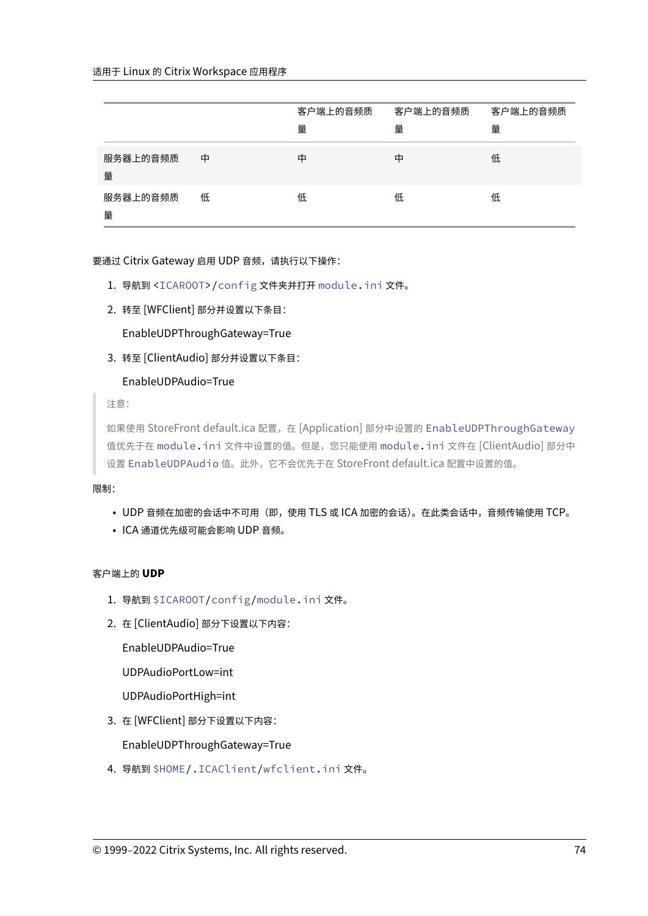| | | 客户端上的音频质量 | 客户端上的音频质量 | 客户端上的音频质量 |
|---|---|---|---|---|
| 服务器上的音频质量 | 中 | 中 | 中 | 低 |
| 服务器上的音频质量 | 低 | 低 | 低 | 低 |

要通过 Citrix Gateway 启用 UDP 音频，请执行以下操作：

1. 导航到 `<ICAROOT>/config` 文件夹并打开 `module.ini` 文件。
2. 转至 [WFClient] 部分并设置以下条目：

   EnableUDPThroughGateway=True

3. 转至 [ClientAudio] 部分并设置以下条目：

   EnableUDPAudio=True

> 注意：
>
> 如果使用 StoreFront default.ica 配置，在 [Application] 部分中设置的 `EnableUDPThroughGateway` 值优先于在 `module.ini` 文件中设置的值。但是，您只能使用 `module.ini` 文件在 [ClientAudio] 部分中设置 `EnableUDPAudio` 值。此外，它不会优先于在 StoreFront default.ica 配置中设置的值。

限制：

- UDP 音频在加密的会话中不可用（即，使用 TLS 或 ICA 加密的会话）。在此类会话中，音频传输使用 TCP。
- ICA 通道优先级可能会影响 UDP 音频。

客户端上的 **UDP**

1. 导航到 `$ICAROOT/config/module.ini` 文件。
2. 在 [ClientAudio] 部分下设置以下内容：

   EnableUDPAudio=True

   UDPAudioPortLow=int

   UDPAudioPortHigh=int

3. 在 [WFClient] 部分下设置以下内容：

   EnableUDPThroughGateway=True

4. 导航到 `$HOME/.ICAClient/wfclient.ini` 文件。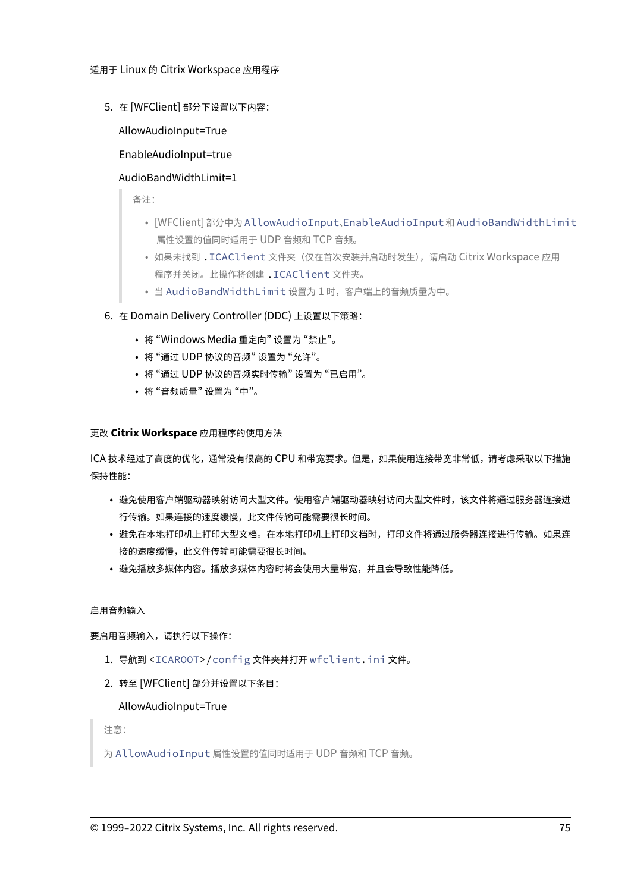5. 在 [WFClient] 部分下设置以下内容：

   AllowAudioInput=True

   EnableAudioInput=true

   AudioBandWidthLimit=1

   > 备注：
   >
   > - [WFClient] 部分中为 `AllowAudioInput`、`EnableAudioInput` 和 `AudioBandWidthLimit` 属性设置的值同时适用于 UDP 音频和 TCP 音频。
   > - 如果未找到 `.ICAClient` 文件夹（仅在首次安装并启动时发生），请启动 Citrix Workspace 应用程序并关闭。此操作将创建 `.ICAClient` 文件夹。
   > - 当 `AudioBandWidthLimit` 设置为 1 时，客户端上的音频质量为中。

6. 在 Domain Delivery Controller (DDC) 上设置以下策略：

   - 将 "Windows Media 重定向" 设置为 "禁止"。
   - 将 "通过 UDP 协议的音频" 设置为 "允许"。
   - 将 "通过 UDP 协议的音频实时传输" 设置为 "已启用"。
   - 将 "音频质量" 设置为 "中"。

#### 更改 **Citrix Workspace** 应用程序的使用方法

ICA 技术经过了高度的优化，通常没有很高的 CPU 和带宽要求。但是，如果使用连接带宽非常低，请考虑采取以下措施保持性能：

- 避免使用客户端驱动器映射访问大型文件。使用客户端驱动器映射访问大型文件时，该文件将通过服务器连接进行传输。如果连接的速度缓慢，此文件传输可能需要很长时间。
- 避免在本地打印机上打印大型文档。在本地打印机上打印文档时，打印文件将通过服务器连接进行传输。如果连接的速度缓慢，此文件传输可能需要很长时间。
- 避免播放多媒体内容。播放多媒体内容时将会使用大量带宽，并且会导致性能降低。

#### 启用音频输入

要启用音频输入，请执行以下操作：

1. 导航到 `<ICAROOT>/config` 文件夹并打开 `wfclient.ini` 文件。
2. 转至 [WFClient] 部分并设置以下条目：

   AllowAudioInput=True

> 注意：
>
> 为 `AllowAudioInput` 属性设置的值同时适用于 UDP 音频和 TCP 音频。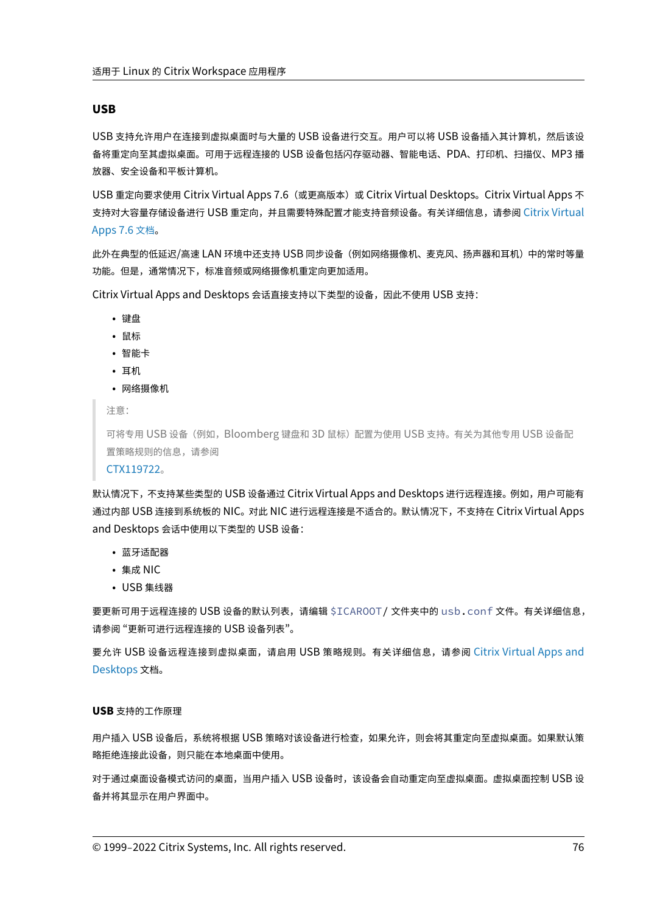## USB

USB 支持允许用户在连接到虚拟桌面时与大量的 USB 设备进行交互。用户可以将 USB 设备插入其计算机，然后该设备将重定向至其虚拟桌面。可用于远程连接的 USB 设备包括闪存驱动器、智能电话、PDA、打印机、扫描仪、MP3 播放器、安全设备和平板计算机。

USB 重定向要求使用 Citrix Virtual Apps 7.6（或更高版本）或 Citrix Virtual Desktops。Citrix Virtual Apps 不支持对大容量存储设备进行 USB 重定向，并且需要特殊配置才能支持音频设备。有关详细信息，请参阅 Citrix Virtual Apps 7.6 文档。

此外在典型的低延迟/高速 LAN 环境中还支持 USB 同步设备（例如网络摄像机、麦克风、扬声器和耳机）中的常时等量功能。但是，通常情况下，标准音频或网络摄像机重定向更加适用。

Citrix Virtual Apps and Desktops 会话直接支持以下类型的设备，因此不使用 USB 支持：

- 键盘
- 鼠标
- 智能卡
- 耳机
- 网络摄像机

> 注意：
>
> 可将专用 USB 设备（例如，Bloomberg 键盘和 3D 鼠标）配置为使用 USB 支持。有关为其他专用 USB 设备配置策略规则的信息，请参阅
>
> CTX119722。

默认情况下，不支持某些类型的 USB 设备通过 Citrix Virtual Apps and Desktops 进行远程连接。例如，用户可能有通过内部 USB 连接到系统板的 NIC。对此 NIC 进行远程连接是不适合的。默认情况下，不支持在 Citrix Virtual Apps and Desktops 会话中使用以下类型的 USB 设备：

- 蓝牙适配器
- 集成 NIC
- USB 集线器

要更新可用于远程连接的 USB 设备的默认列表，请编辑 `$ICAROOT/` 文件夹中的 `usb.conf` 文件。有关详细信息，请参阅"更新可进行远程连接的 USB 设备列表"。

要允许 USB 设备远程连接到虚拟桌面，请启用 USB 策略规则。有关详细信息，请参阅 Citrix Virtual Apps and Desktops 文档。

### USB 支持的工作原理

用户插入 USB 设备后，系统将根据 USB 策略对该设备进行检查，如果允许，则会将其重定向至虚拟桌面。如果默认策略拒绝连接此设备，则只能在本地桌面中使用。

对于通过桌面设备模式访问的桌面，当用户插入 USB 设备时，该设备会自动重定向至虚拟桌面。虚拟桌面控制 USB 设备并将其显示在用户界面中。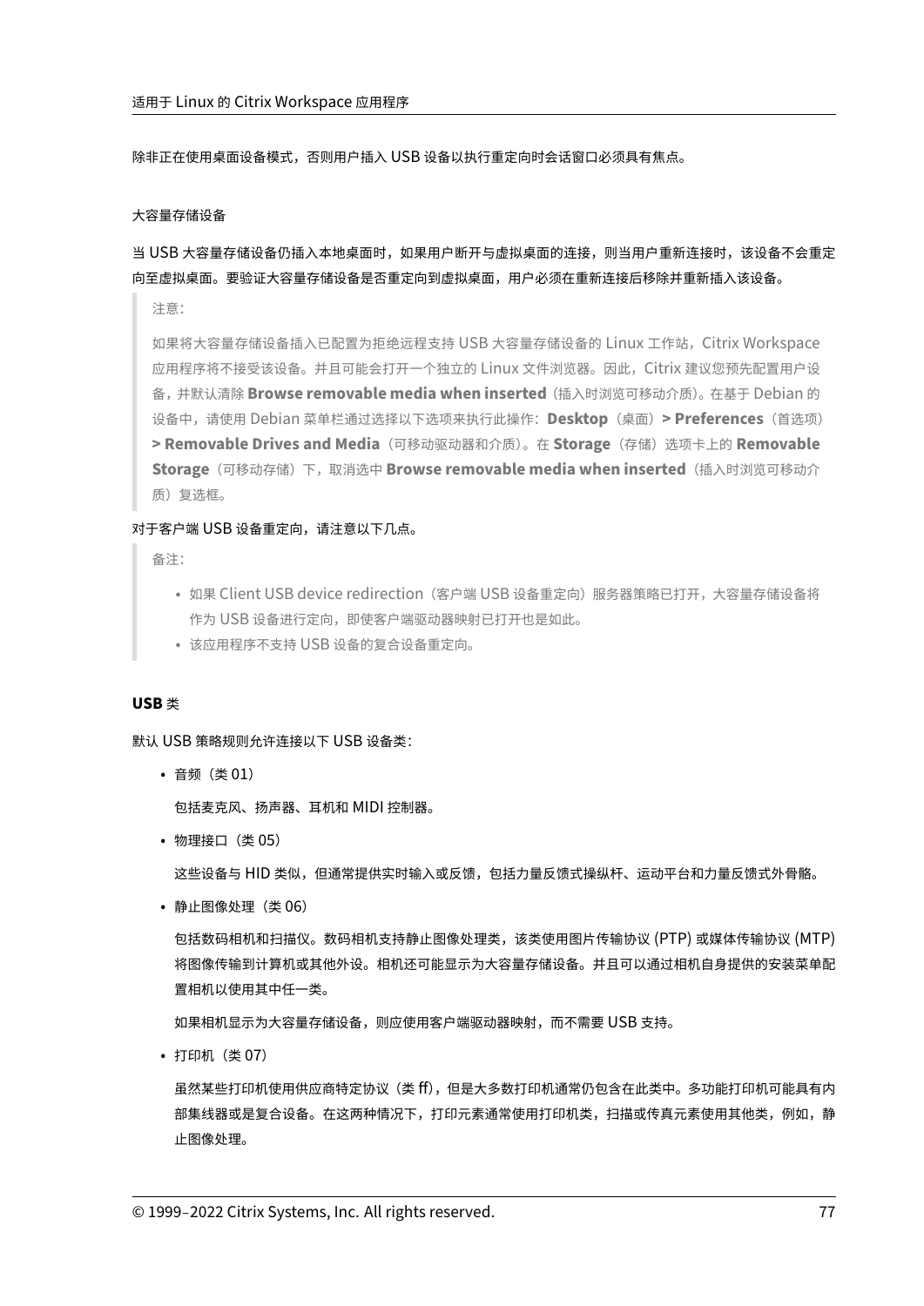除非正在使用桌面设备模式，否则用户插入 USB 设备以执行重定向时会话窗口必须具有焦点。

大容量存储设备

当 USB 大容量存储设备仍插入本地桌面时，如果用户断开与虚拟桌面的连接，则当用户重新连接时，该设备不会重定向至虚拟桌面。要验证大容量存储设备是否重定向到虚拟桌面，用户必须在重新连接后移除并重新插入该设备。

> 注意：
>
> 如果将大容量存储设备插入已配置为拒绝远程支持 USB 大容量存储设备的 Linux 工作站，Citrix Workspace 应用程序将不接受该设备。并且可能会打开一个独立的 Linux 文件浏览器。因此，Citrix 建议您预先配置用户设备，并默认清除 **Browse removable media when inserted**（插入时浏览可移动介质）。在基于 Debian 的设备中，请使用 Debian 菜单栏通过选择以下选项来执行此操作：**Desktop**（桌面）**> Preferences**（首选项）**> Removable Drives and Media**（可移动驱动器和介质）。在 **Storage**（存储）选项卡上的 **Removable Storage**（可移动存储）下，取消选中 **Browse removable media when inserted**（插入时浏览可移动介质）复选框。

对于客户端 USB 设备重定向，请注意以下几点。

> 备注：
>
> - 如果 Client USB device redirection（客户端 USB 设备重定向）服务器策略已打开，大容量存储设备将作为 USB 设备进行定向，即使客户端驱动器映射已打开也是如此。
> - 该应用程序不支持 USB 设备的复合设备重定向。

#### **USB** 类

默认 USB 策略规则允许连接以下 USB 设备类：

- 音频（类 01）

  包括麦克风、扬声器、耳机和 MIDI 控制器。

- 物理接口（类 05）

  这些设备与 HID 类似，但通常提供实时输入或反馈，包括力量反馈式操纵杆、运动平台和力量反馈式外骨骼。

- 静止图像处理（类 06）

  包括数码相机和扫描仪。数码相机支持静止图像处理类，该类使用图片传输协议 (PTP) 或媒体传输协议 (MTP) 将图像传输到计算机或其他外设。相机还可能显示为大容量存储设备。并且可以通过相机自身提供的安装菜单配置相机以使用其中任一类。

  如果相机显示为大容量存储设备，则应使用客户端驱动器映射，而不需要 USB 支持。

- 打印机（类 07）

  虽然某些打印机使用供应商特定协议（类 ff），但是大多数打印机通常仍包含在此类中。多功能打印机可能具有内部集线器或是复合设备。在这两种情况下，打印元素通常使用打印机类，扫描或传真元素使用其他类，例如，静止图像处理。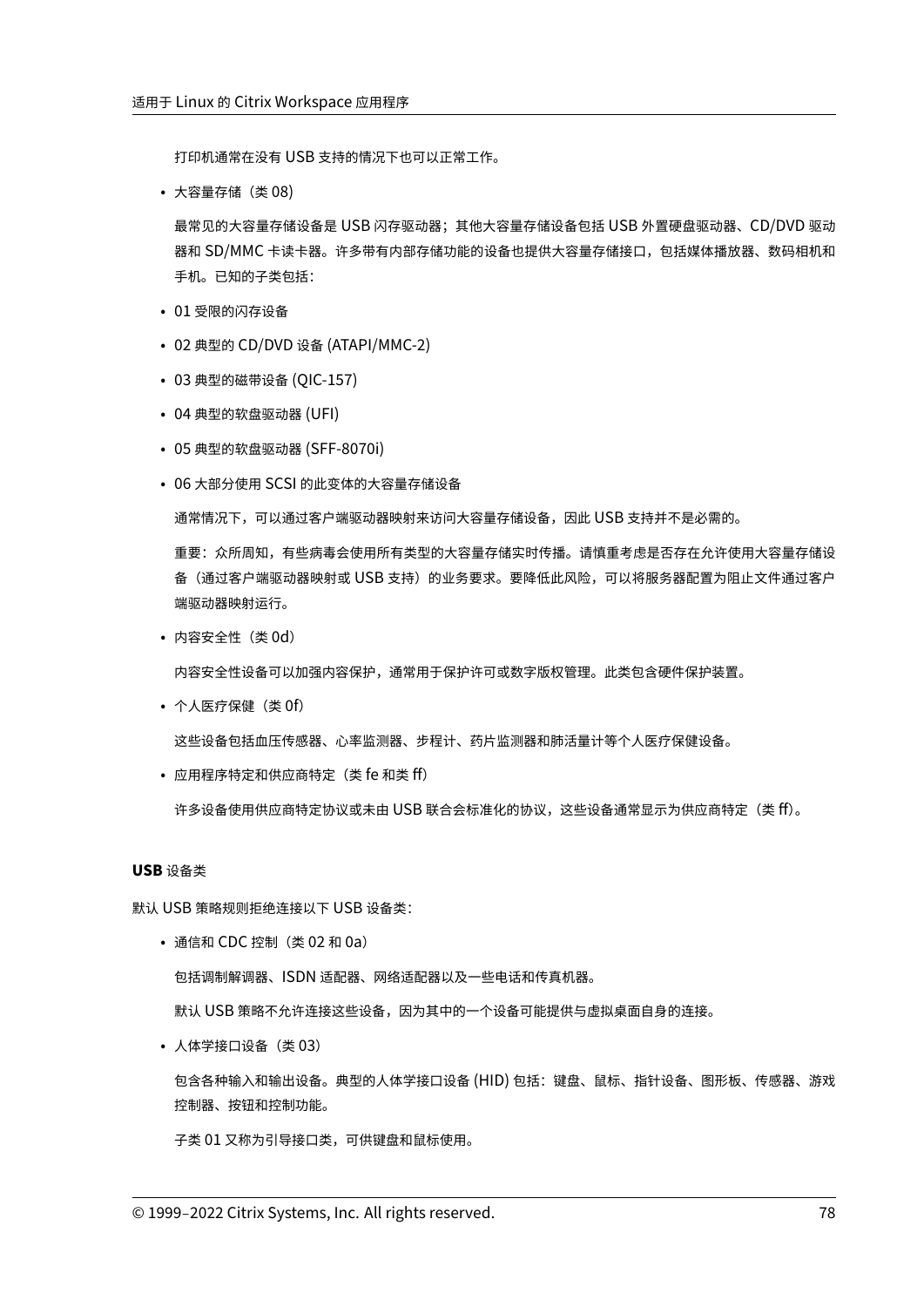打印机通常在没有 USB 支持的情况下也可以正常工作。

- 大容量存储（类 08)

  最常见的大容量存储设备是 USB 闪存驱动器；其他大容量存储设备包括 USB 外置硬盘驱动器、CD/DVD 驱动器和 SD/MMC 卡读卡器。许多带有内部存储功能的设备也提供大容量存储接口，包括媒体播放器、数码相机和手机。已知的子类包括：

- 01 受限的闪存设备
- 02 典型的 CD/DVD 设备 (ATAPI/MMC-2)
- 03 典型的磁带设备 (QIC-157)
- 04 典型的软盘驱动器 (UFI)
- 05 典型的软盘驱动器 (SFF-8070i)
- 06 大部分使用 SCSI 的此变体的大容量存储设备

  通常情况下，可以通过客户端驱动器映射来访问大容量存储设备，因此 USB 支持并不是必需的。

  重要：众所周知，有些病毒会使用所有类型的大容量存储实时传播。请慎重考虑是否存在允许使用大容量存储设备（通过客户端驱动器映射或 USB 支持）的业务要求。要降低此风险，可以将服务器配置为阻止文件通过客户端驱动器映射运行。

- 内容安全性（类 0d)

  内容安全性设备可以加强内容保护，通常用于保护许可或数字版权管理。此类包含硬件保护装置。

- 个人医疗保健（类 0f)

  这些设备包括血压传感器、心率监测器、步程计、药片监测器和肺活量计等个人医疗保健设备。

- 应用程序特定和供应商特定（类 fe 和类 ff)

  许多设备使用供应商特定协议或未由 USB 联合会标准化的协议，这些设备通常显示为供应商特定（类 ff)。

**USB** 设备类

默认 USB 策略规则拒绝连接以下 USB 设备类：

- 通信和 CDC 控制（类 02 和 0a)

  包括调制解调器、ISDN 适配器、网络适配器以及一些电话和传真机器。

  默认 USB 策略不允许连接这些设备，因为其中的一个设备可能提供与虚拟桌面自身的连接。

- 人体学接口设备（类 03)

  包含各种输入和输出设备。典型的人体学接口设备 (HID) 包括：键盘、鼠标、指针设备、图形板、传感器、游戏控制器、按钮和控制功能。

  子类 01 又称为引导接口类，可供键盘和鼠标使用。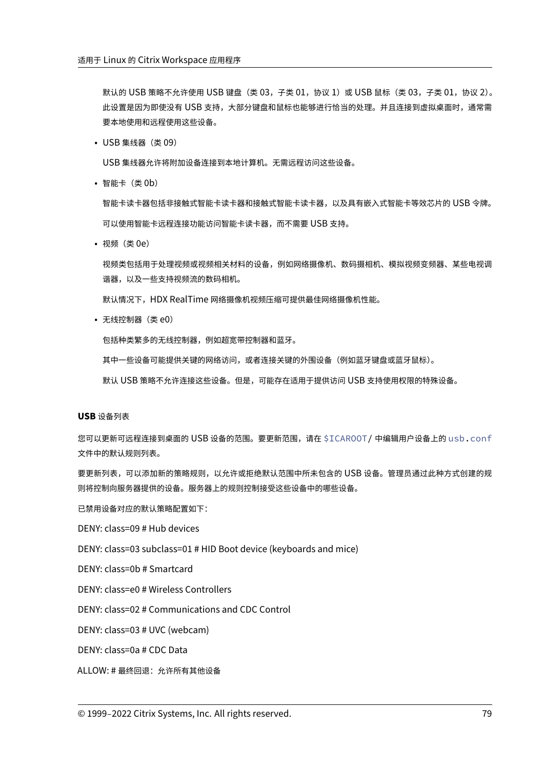默认的 USB 策略不允许使用 USB 键盘（类 03，子类 01，协议 1）或 USB 鼠标（类 03，子类 01，协议 2）。此设置是因为即使没有 USB 支持，大部分键盘和鼠标也能够进行恰当的处理。并且连接到虚拟桌面时，通常需要本地使用和远程使用这些设备。

- USB 集线器（类 09）

  USB 集线器允许将附加设备连接到本地计算机。无需远程访问这些设备。

- 智能卡（类 0b）

  智能卡读卡器包括非接触式智能卡读卡器和接触式智能卡读卡器，以及具有嵌入式智能卡等效芯片的 USB 令牌。

  可以使用智能卡远程连接功能访问智能卡读卡器，而不需要 USB 支持。

- 视频（类 0e）

  视频类包括用于处理视频或视频相关材料的设备，例如网络摄像机、数码摄相机、模拟视频变频器、某些电视调谐器，以及一些支持视频流的数码相机。

  默认情况下，HDX RealTime 网络摄像机视频压缩可提供最佳网络摄像机性能。

- 无线控制器（类 e0）

  包括种类繁多的无线控制器，例如超宽带控制器和蓝牙。

  其中一些设备可能提供关键的网络访问，或者连接关键的外围设备（例如蓝牙键盘或蓝牙鼠标）。

  默认 USB 策略不允许连接这些设备。但是，可能存在适用于提供访问 USB 支持使用权限的特殊设备。

#### **USB** 设备列表

您可以更新可远程连接到桌面的 USB 设备的范围。要更新范围，请在 `$ICAROOT/` 中编辑用户设备上的 `usb.conf` 文件中的默认规则列表。

要更新列表，可以添加新的策略规则，以允许或拒绝默认范围中所未包含的 USB 设备。管理员通过此种方式创建的规则将控制向服务器提供的设备。服务器上的规则控制接受这些设备中的哪些设备。

已禁用设备对应的默认策略配置如下：

DENY: class=09 # Hub devices

DENY: class=03 subclass=01 # HID Boot device (keyboards and mice)

DENY: class=0b # Smartcard

DENY: class=e0 # Wireless Controllers

DENY: class=02 # Communications and CDC Control

DENY: class=03 # UVC (webcam)

DENY: class=0a # CDC Data

ALLOW: # 最终回退：允许所有其他设备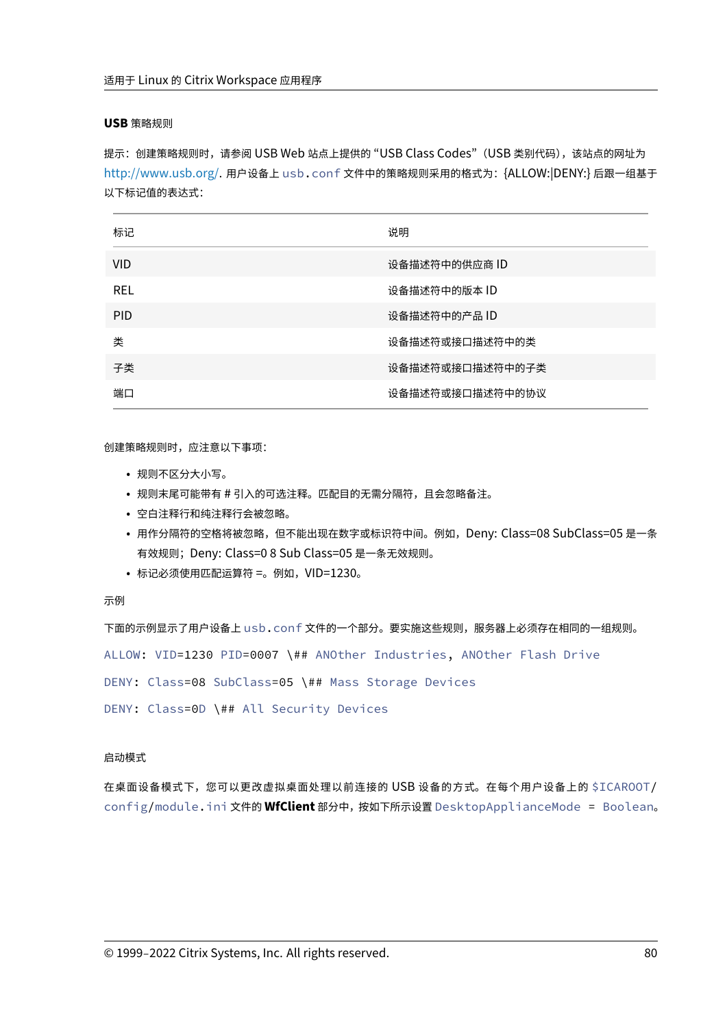**USB** 策略规则

提示：创建策略规则时，请参阅 USB Web 站点上提供的 “USB Class Codes”（USB 类别代码），该站点的网址为 http://www.usb.org/. 用户设备上 `usb.conf` 文件中的策略规则采用的格式为：{ALLOW:|DENY:} 后跟一组基于以下标记值的表达式：

| 标记 | 说明 |
| --- | --- |
| VID | 设备描述符中的供应商 ID |
| REL | 设备描述符中的版本 ID |
| PID | 设备描述符中的产品 ID |
| 类 | 设备描述符或接口描述符中的类 |
| 子类 | 设备描述符或接口描述符中的子类 |
| 端口 | 设备描述符或接口描述符中的协议 |

创建策略规则时，应注意以下事项：

- 规则不区分大小写。
- 规则末尾可能带有 # 引入的可选注释。匹配目的无需分隔符，且会忽略备注。
- 空白注释行和纯注释行会被忽略。
- 用作分隔符的空格将被忽略，但不能出现在数字或标识符中间。例如，Deny: Class=08 SubClass=05 是一条有效规则；Deny: Class=0 8 Sub Class=05 是一条无效规则。
- 标记必须使用匹配运算符 =。例如，VID=1230。

示例

下面的示例显示了用户设备上 `usb.conf` 文件的一个部分。要实施这些规则，服务器上必须存在相同的一组规则。

```
ALLOW: VID=1230 PID=0007 \## ANOther Industries, ANOther Flash Drive

DENY: Class=08 SubClass=05 \## Mass Storage Devices

DENY: Class=0D \## All Security Devices
```

启动模式

在桌面设备模式下，您可以更改虚拟桌面处理以前连接的 USB 设备的方式。在每个用户设备上的 `$ICAROOT/config/module.ini` 文件的 **WfClient** 部分中，按如下所示设置 `DesktopApplianceMode = Boolean`。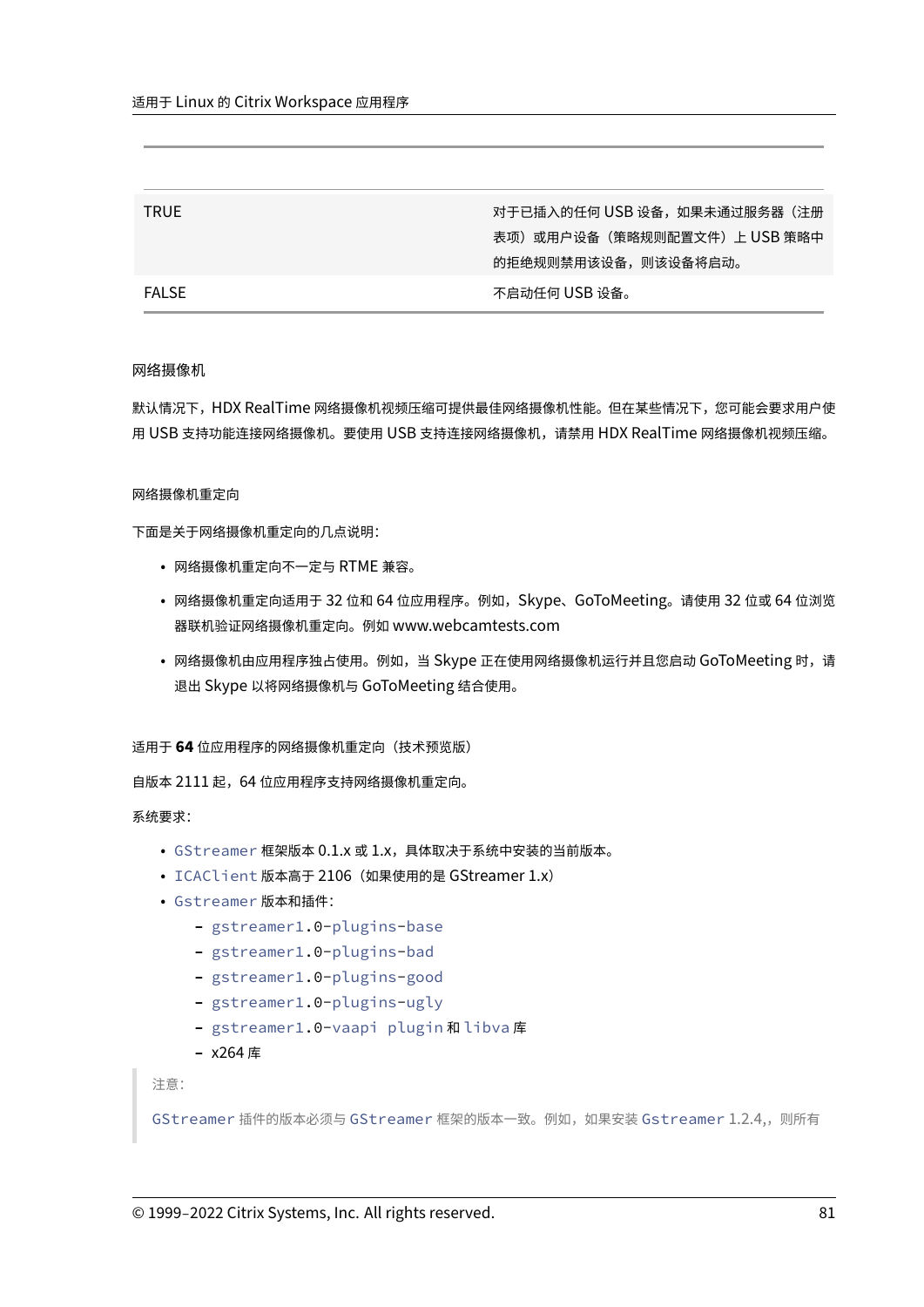| | |
|---|---|
| TRUE | 对于已插入的任何 USB 设备，如果未通过服务器（注册表项）或用户设备（策略规则配置文件）上 USB 策略中的拒绝规则禁用该设备，则该设备将启动。 |
| FALSE | 不启动任何 USB 设备。 |

#### 网络摄像机

默认情况下，HDX RealTime 网络摄像机视频压缩可提供最佳网络摄像机性能。但在某些情况下，您可能会要求用户使用 USB 支持功能连接网络摄像机。要使用 USB 支持连接网络摄像机，请禁用 HDX RealTime 网络摄像机视频压缩。

##### 网络摄像机重定向

下面是关于网络摄像机重定向的几点说明：

- 网络摄像机重定向不一定与 RTME 兼容。
- 网络摄像机重定向适用于 32 位和 64 位应用程序。例如，Skype、GoToMeeting。请使用 32 位或 64 位浏览器联机验证网络摄像机重定向。例如 www.webcamtests.com
- 网络摄像机由应用程序独占使用。例如，当 Skype 正在使用网络摄像机运行并且您启动 GoToMeeting 时，请退出 Skype 以将网络摄像机与 GoToMeeting 结合使用。

##### 适用于 **64** 位应用程序的网络摄像机重定向（技术预览版）

自版本 2111 起，64 位应用程序支持网络摄像机重定向。

系统要求：

- `GStreamer` 框架版本 0.1.x 或 1.x，具体取决于系统中安装的当前版本。
- `ICAClient` 版本高于 2106（如果使用的是 GStreamer 1.x）
- `Gstreamer` 版本和插件：
  - `gstreamer1.0-plugins-base`
  - `gstreamer1.0-plugins-bad`
  - `gstreamer1.0-plugins-good`
  - `gstreamer1.0-plugins-ugly`
  - `gstreamer1.0-vaapi plugin` 和 `libva` 库
  - x264 库

> 注意：
>
> `GStreamer` 插件的版本必须与 `GStreamer` 框架的版本一致。例如，如果安装 `Gstreamer` 1.2.4,，则所有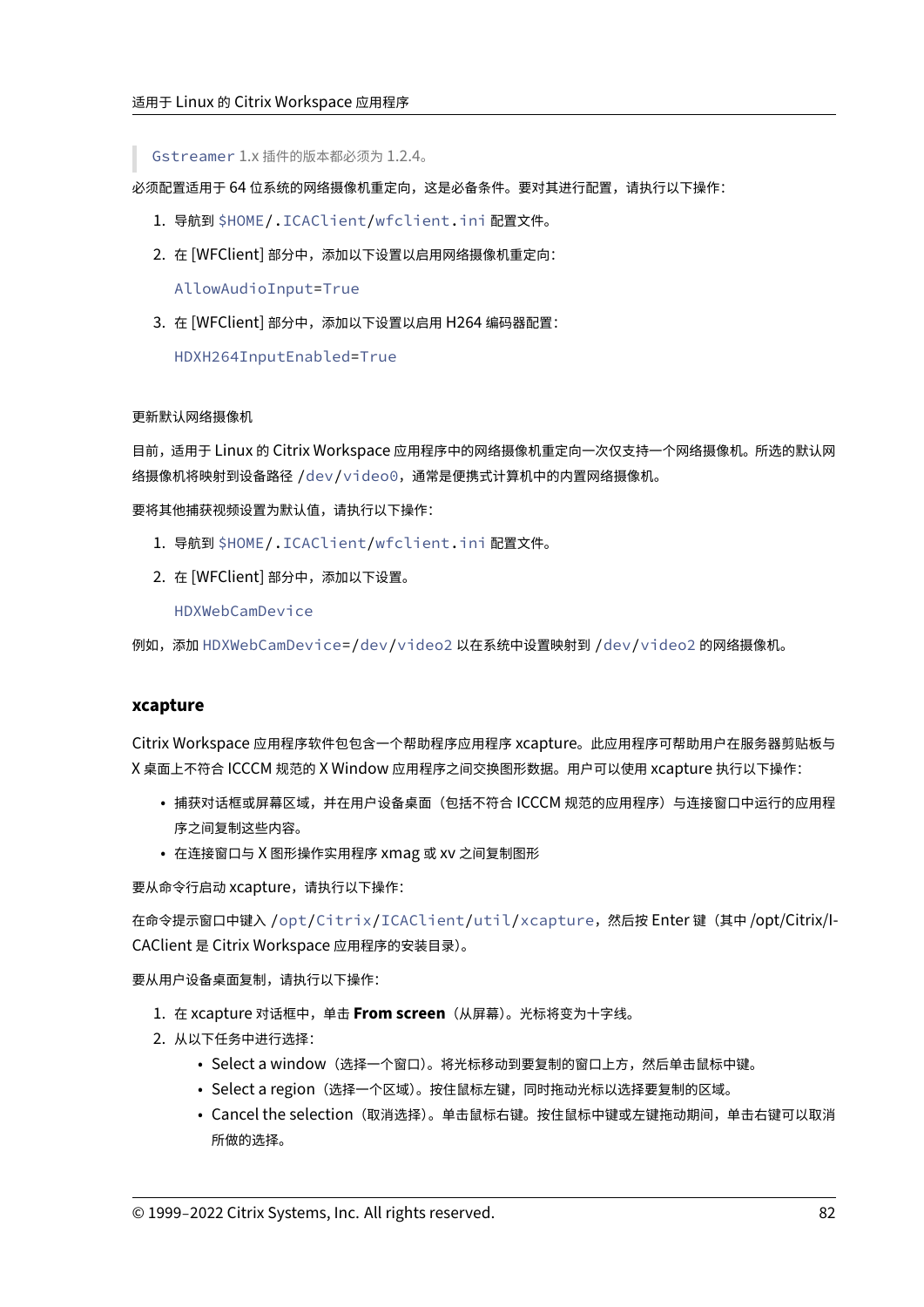> Gstreamer 1.x 插件的版本都必须为 1.2.4。

必须配置适用于 64 位系统的网络摄像机重定向，这是必备条件。要对其进行配置，请执行以下操作：

1. 导航到 `$HOME/.ICAClient/wfclient.ini` 配置文件。
2. 在 [WFClient] 部分中，添加以下设置以启用网络摄像机重定向：

   `AllowAudioInput=True`

3. 在 [WFClient] 部分中，添加以下设置以启用 H264 编码器配置：

   `HDXH264InputEnabled=True`

更新默认网络摄像机

目前，适用于 Linux 的 Citrix Workspace 应用程序中的网络摄像机重定向一次仅支持一个网络摄像机。所选的默认网络摄像机将映射到设备路径 `/dev/video0`，通常是便携式计算机中的内置网络摄像机。

要将其他捕获视频设置为默认值，请执行以下操作：

1. 导航到 `$HOME/.ICAClient/wfclient.ini` 配置文件。
2. 在 [WFClient] 部分中，添加以下设置。

   `HDXWebCamDevice`

例如，添加 `HDXWebCamDevice=/dev/video2` 以在系统中设置映射到 `/dev/video2` 的网络摄像机。

### xcapture

Citrix Workspace 应用程序软件包包含一个帮助程序应用程序 xcapture。此应用程序可帮助用户在服务器剪贴板与 X 桌面上不符合 ICCCM 规范的 X Window 应用程序之间交换图形数据。用户可以使用 xcapture 执行以下操作：

- 捕获对话框或屏幕区域，并在用户设备桌面（包括不符合 ICCCM 规范的应用程序）与连接窗口中运行的应用程序之间复制这些内容。
- 在连接窗口与 X 图形操作实用程序 xmag 或 xv 之间复制图形

要从命令行启动 xcapture，请执行以下操作：

在命令提示窗口中键入 `/opt/Citrix/ICAClient/util/xcapture`，然后按 Enter 键（其中 /opt/Citrix/ICAClient 是 Citrix Workspace 应用程序的安装目录）。

要从用户设备桌面复制，请执行以下操作：

1. 在 xcapture 对话框中，单击 **From screen**（从屏幕）。光标将变为十字线。
2. 从以下任务中进行选择：
   - Select a window（选择一个窗口）。将光标移动到要复制的窗口上方，然后单击鼠标中键。
   - Select a region（选择一个区域）。按住鼠标左键，同时拖动光标以选择要复制的区域。
   - Cancel the selection（取消选择）。单击鼠标右键。按住鼠标中键或左键拖动期间，单击右键可以取消所做的选择。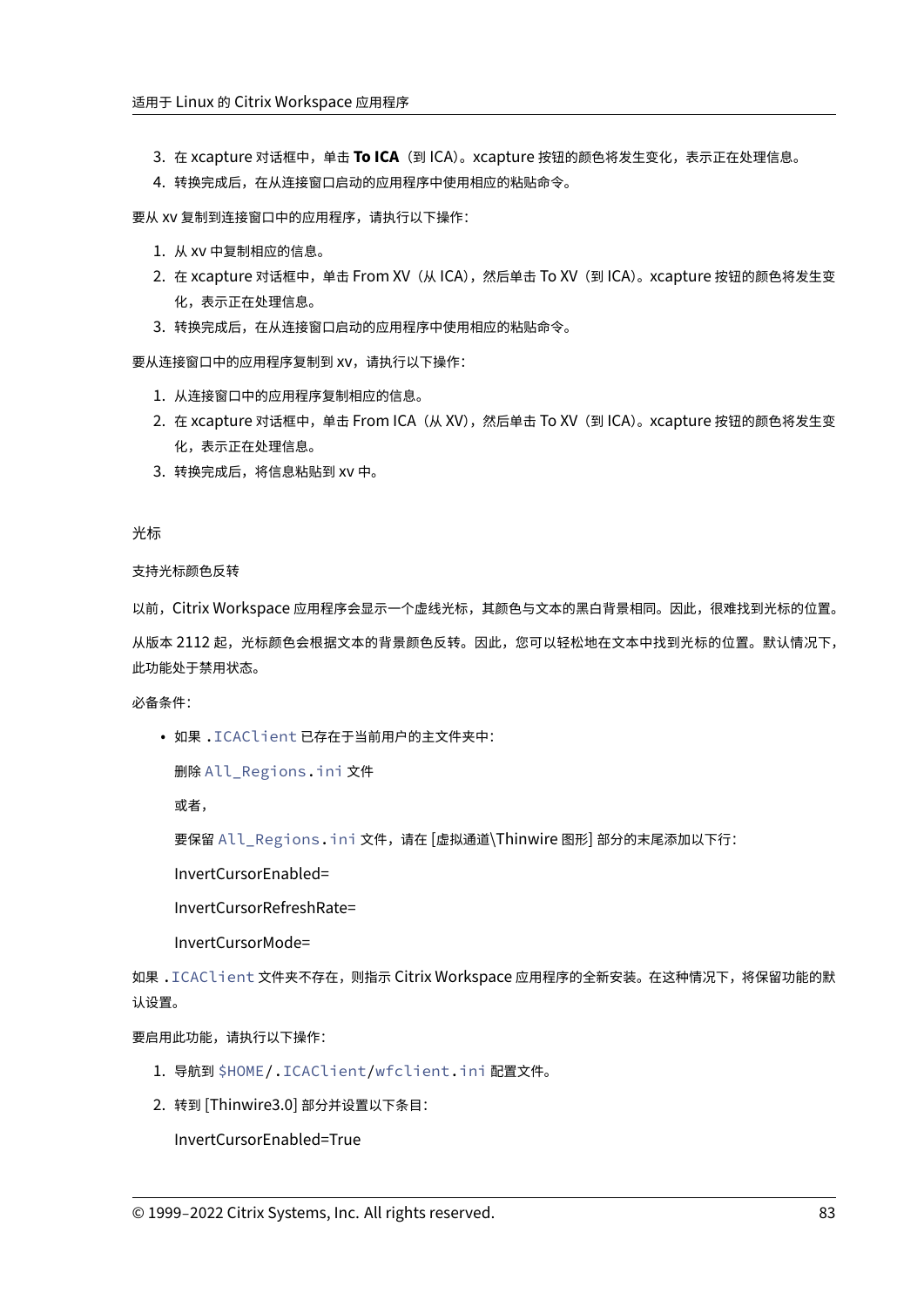3. 在 xcapture 对话框中，单击 **To ICA**（到 ICA）。xcapture 按钮的颜色将发生变化，表示正在处理信息。
4. 转换完成后，在从连接窗口启动的应用程序中使用相应的粘贴命令。

要从 xv 复制到连接窗口中的应用程序，请执行以下操作：

1. 从 xv 中复制相应的信息。
2. 在 xcapture 对话框中，单击 From XV（从 ICA），然后单击 To XV（到 ICA）。xcapture 按钮的颜色将发生变化，表示正在处理信息。
3. 转换完成后，在从连接窗口启动的应用程序中使用相应的粘贴命令。

要从连接窗口中的应用程序复制到 xv，请执行以下操作：

1. 从连接窗口中的应用程序复制相应的信息。
2. 在 xcapture 对话框中，单击 From ICA（从 XV），然后单击 To XV（到 ICA）。xcapture 按钮的颜色将发生变化，表示正在处理信息。
3. 转换完成后，将信息粘贴到 xv 中。

### 光标

#### 支持光标颜色反转

以前，Citrix Workspace 应用程序会显示一个虚线光标，其颜色与文本的黑白背景相同。因此，很难找到光标的位置。

从版本 2112 起，光标颜色会根据文本的背景颜色反转。因此，您可以轻松地在文本中找到光标的位置。默认情况下，此功能处于禁用状态。

必备条件：

- 如果 `.ICAClient` 已存在于当前用户的主文件夹中：

  删除 `All_Regions.ini` 文件

  或者，

  要保留 `All_Regions.ini` 文件，请在 [虚拟通道\Thinwire 图形] 部分的末尾添加以下行：

  InvertCursorEnabled=

  InvertCursorRefreshRate=

  InvertCursorMode=

如果 `.ICAClient` 文件夹不存在，则指示 Citrix Workspace 应用程序的全新安装。在这种情况下，将保留功能的默认设置。

要启用此功能，请执行以下操作：

1. 导航到 `$HOME/.ICAClient/wfclient.ini` 配置文件。
2. 转到 [Thinwire3.0] 部分并设置以下条目：

   InvertCursorEnabled=True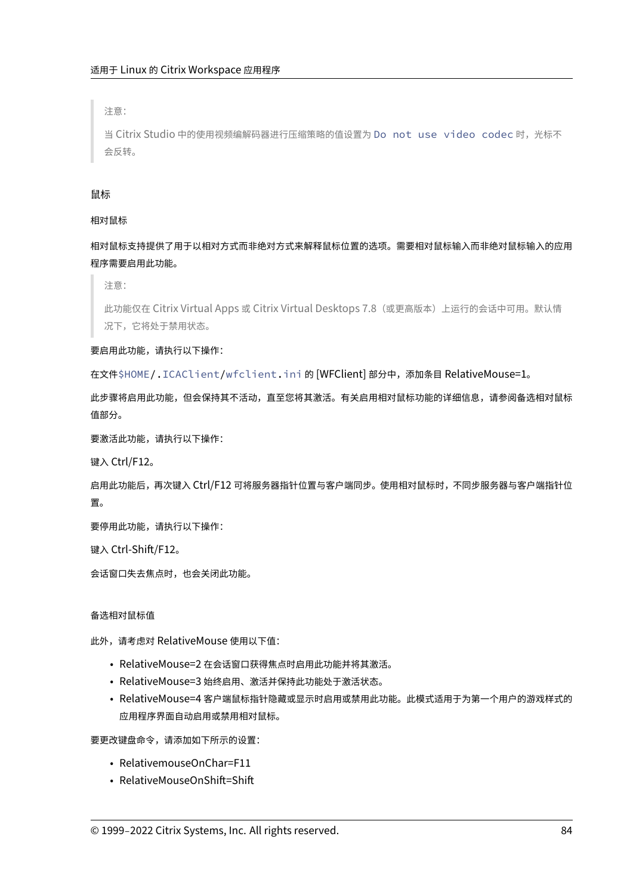> 注意：
>
> 当 Citrix Studio 中的使用视频编解码器进行压缩策略的值设置为 `Do not use video codec` 时，光标不会反转。

### 鼠标

#### 相对鼠标

相对鼠标支持提供了用于以相对方式而非绝对方式来解释鼠标位置的选项。需要相对鼠标输入而非绝对鼠标输入的应用程序需要启用此功能。

> 注意：
>
> 此功能仅在 Citrix Virtual Apps 或 Citrix Virtual Desktops 7.8（或更高版本）上运行的会话中可用。默认情况下，它将处于禁用状态。

要启用此功能，请执行以下操作：

在文件 `$HOME/.ICAClient/wfclient.ini` 的 [WFClient] 部分中，添加条目 RelativeMouse=1。

此步骤将启用此功能，但会保持其不活动，直至您将其激活。有关启用相对鼠标功能的详细信息，请参阅备选相对鼠标值部分。

要激活此功能，请执行以下操作：

键入 Ctrl/F12。

启用此功能后，再次键入 Ctrl/F12 可将服务器指针位置与客户端同步。使用相对鼠标时，不同步服务器与客户端指针位置。

要停用此功能，请执行以下操作：

键入 Ctrl-Shift/F12。

会话窗口失去焦点时，也会关闭此功能。

#### 备选相对鼠标值

此外，请考虑对 RelativeMouse 使用以下值：

- RelativeMouse=2 在会话窗口获得焦点时启用此功能并将其激活。
- RelativeMouse=3 始终启用、激活并保持此功能处于激活状态。
- RelativeMouse=4 客户端鼠标指针隐藏或显示时启用或禁用此功能。此模式适用于为第一个用户的游戏样式的应用程序界面自动启用或禁用相对鼠标。

要更改键盘命令，请添加如下所示的设置：

- RelativemouseOnChar=F11
- RelativeMouseOnShift=Shift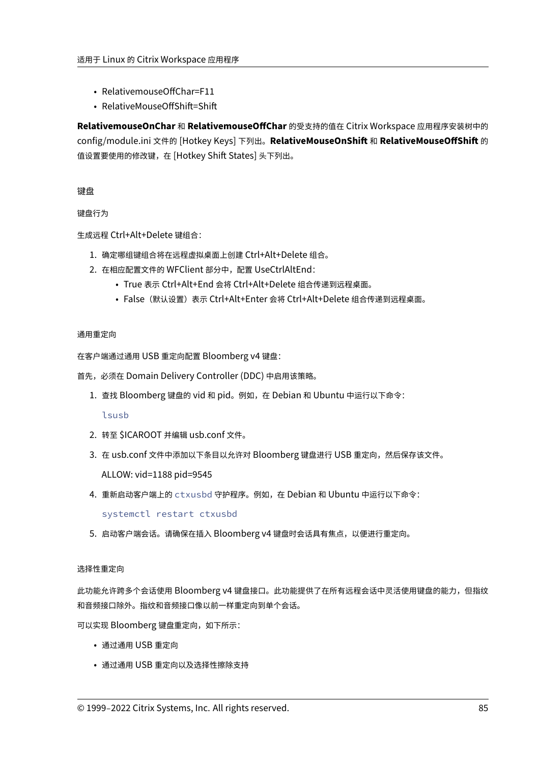- RelativemouseOffChar=F11
- RelativeMouseOffShift=Shift

**RelativemouseOnChar** 和 **RelativemouseOffChar** 的受支持的值在 Citrix Workspace 应用程序安装树中的 config/module.ini 文件的 [Hotkey Keys] 下列出。**RelativeMouseOnShift** 和 **RelativeMouseOffShift** 的值设置要使用的修改键，在 [Hotkey Shift States] 头下列出。

### 键盘

#### 键盘行为

生成远程 Ctrl+Alt+Delete 键组合：

1. 确定哪组键组合将在远程虚拟桌面上创建 Ctrl+Alt+Delete 组合。
2. 在相应配置文件的 WFClient 部分中，配置 UseCtrlAltEnd：
   - True 表示 Ctrl+Alt+End 会将 Ctrl+Alt+Delete 组合传递到远程桌面。
   - False（默认设置）表示 Ctrl+Alt+Enter 会将 Ctrl+Alt+Delete 组合传递到远程桌面。

#### 通用重定向

在客户端通过通用 USB 重定向配置 Bloomberg v4 键盘：

首先，必须在 Domain Delivery Controller (DDC) 中启用该策略。

1. 查找 Bloomberg 键盘的 vid 和 pid。例如，在 Debian 和 Ubuntu 中运行以下命令：

   ```
   lsusb
   ```

2. 转至 $ICAROOT 并编辑 usb.conf 文件。
3. 在 usb.conf 文件中添加以下条目以允许对 Bloomberg 键盘进行 USB 重定向，然后保存该文件。

   ALLOW: vid=1188 pid=9545

4. 重新启动客户端上的 `ctxusbd` 守护程序。例如，在 Debian 和 Ubuntu 中运行以下命令：

   ```
   systemctl restart ctxusbd
   ```

5. 启动客户端会话。请确保在插入 Bloomberg v4 键盘时会话具有焦点，以便进行重定向。

#### 选择性重定向

此功能允许跨多个会话使用 Bloomberg v4 键盘接口。此功能提供了在所有远程会话中灵活使用键盘的能力，但指纹和音频接口除外。指纹和音频接口像以前一样重定向到单个会话。

可以实现 Bloomberg 键盘重定向，如下所示：

- 通过通用 USB 重定向
- 通过通用 USB 重定向以及选择性擦除支持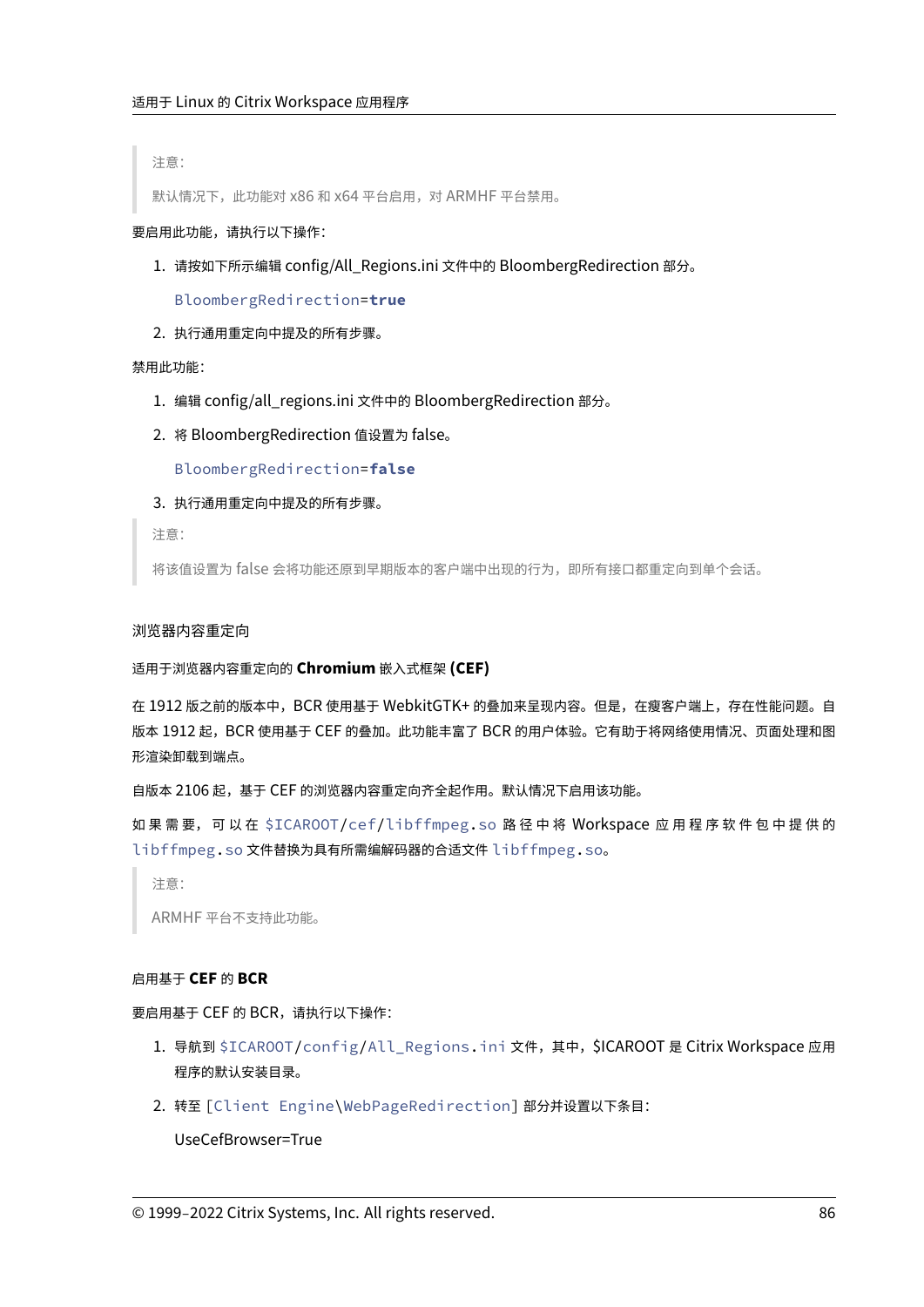> 注意:
>
> 默认情况下，此功能对 x86 和 x64 平台启用，对 ARMHF 平台禁用。

要启用此功能，请执行以下操作:

1. 请按如下所示编辑 config/All_Regions.ini 文件中的 BloombergRedirection 部分。

   ```
   BloombergRedirection=true
   ```

2. 执行通用重定向中提及的所有步骤。

禁用此功能:

1. 编辑 config/all_regions.ini 文件中的 BloombergRedirection 部分。
2. 将 BloombergRedirection 值设置为 false。

   ```
   BloombergRedirection=false
   ```

3. 执行通用重定向中提及的所有步骤。

> 注意:
>
> 将该值设置为 false 会将功能还原到早期版本的客户端中出现的行为，即所有接口都重定向到单个会话。

#### 浏览器内容重定向

##### 适用于浏览器内容重定向的 **Chromium** 嵌入式框架 **(CEF)**

在 1912 版之前的版本中，BCR 使用基于 WebkitGTK+ 的叠加来呈现内容。但是，在瘦客户端上，存在性能问题。自版本 1912 起，BCR 使用基于 CEF 的叠加。此功能丰富了 BCR 的用户体验。它有助于将网络使用情况、页面处理和图形渲染卸载到端点。

自版本 2106 起，基于 CEF 的浏览器内容重定向齐全起作用。默认情况下启用该功能。

如果需要，可以在 `$ICAROOT/cef/libffmpeg.so` 路径中将 Workspace 应用程序软件包中提供的 `libffmpeg.so` 文件替换为具有所需编解码器的合适文件 `libffmpeg.so`。

> 注意:
>
> ARMHF 平台不支持此功能。

##### 启用基于 **CEF** 的 **BCR**

要启用基于 CEF 的 BCR，请执行以下操作:

1. 导航到 `$ICAROOT/config/All_Regions.ini` 文件，其中，$ICAROOT 是 Citrix Workspace 应用程序的默认安装目录。
2. 转至 `[Client Engine\WebPageRedirection]` 部分并设置以下条目:

   UseCefBrowser=True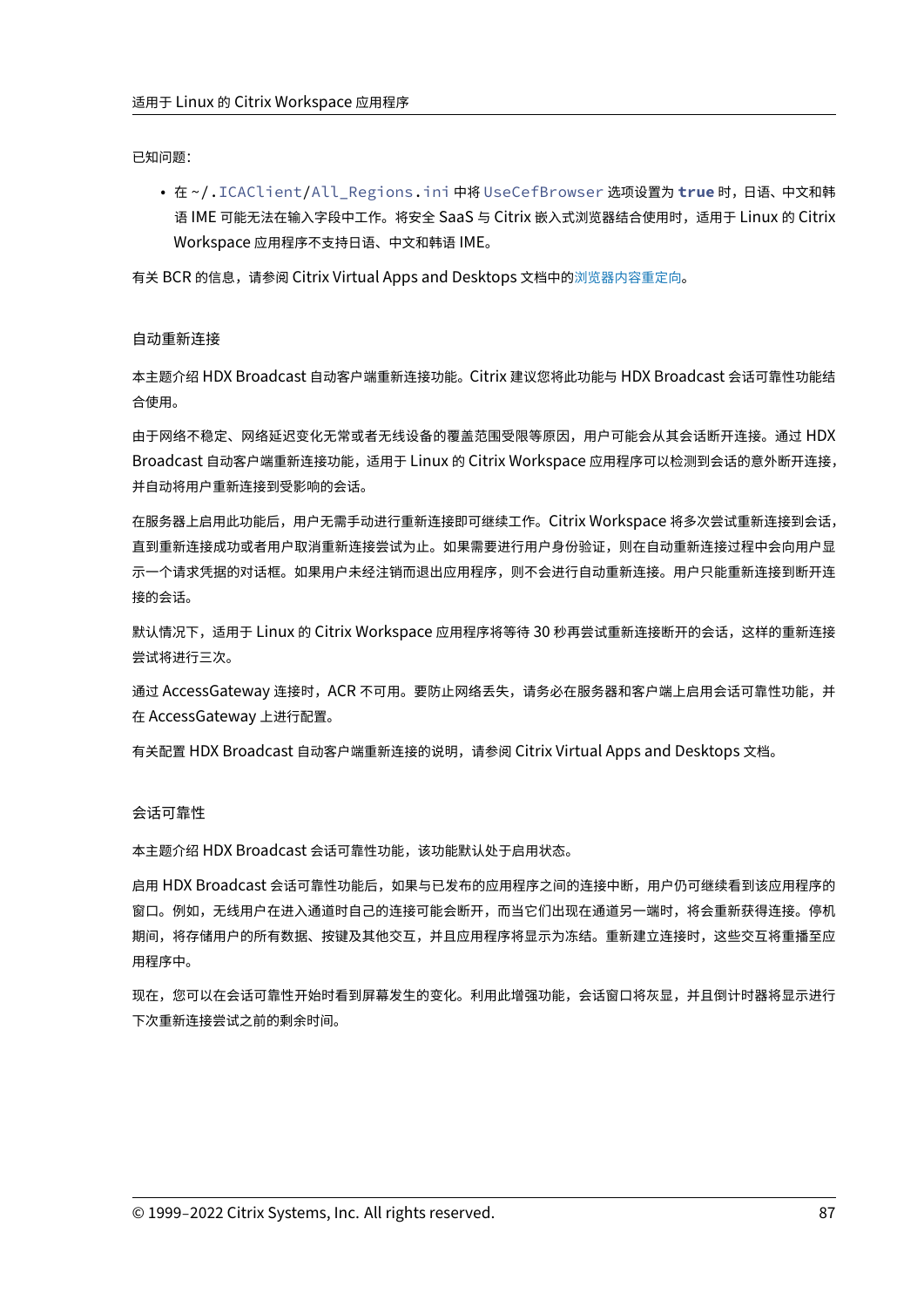已知问题：

- 在 `~/.ICAClient/All_Regions.ini` 中将 `UseCefBrowser` 选项设置为 **`true`** 时，日语、中文和韩语 IME 可能无法在输入字段中工作。将安全 SaaS 与 Citrix 嵌入式浏览器结合使用时，适用于 Linux 的 Citrix Workspace 应用程序不支持日语、中文和韩语 IME。

有关 BCR 的信息，请参阅 Citrix Virtual Apps and Desktops 文档中的浏览器内容重定向。

### 自动重新连接

本主题介绍 HDX Broadcast 自动客户端重新连接功能。Citrix 建议您将此功能与 HDX Broadcast 会话可靠性功能结合使用。

由于网络不稳定、网络延迟变化无常或者无线设备的覆盖范围受限等原因，用户可能会从其会话断开连接。通过 HDX Broadcast 自动客户端重新连接功能，适用于 Linux 的 Citrix Workspace 应用程序可以检测到会话的意外断开连接，并自动将用户重新连接到受影响的会话。

在服务器上启用此功能后，用户无需手动进行重新连接即可继续工作。Citrix Workspace 将多次尝试重新连接到会话，直到重新连接成功或者用户取消重新连接尝试为止。如果需要进行用户身份验证，则在自动重新连接过程中会向用户显示一个请求凭据的对话框。如果用户未经注销而退出应用程序，则不会进行自动重新连接。用户只能重新连接到断开连接的会话。

默认情况下，适用于 Linux 的 Citrix Workspace 应用程序将等待 30 秒再尝试重新连接断开的会话，这样的重新连接尝试将进行三次。

通过 AccessGateway 连接时，ACR 不可用。要防止网络丢失，请务必在服务器和客户端上启用会话可靠性功能，并在 AccessGateway 上进行配置。

有关配置 HDX Broadcast 自动客户端重新连接的说明，请参阅 Citrix Virtual Apps and Desktops 文档。

### 会话可靠性

本主题介绍 HDX Broadcast 会话可靠性功能，该功能默认处于启用状态。

启用 HDX Broadcast 会话可靠性功能后，如果与已发布的应用程序之间的连接中断，用户仍可继续看到该应用程序的窗口。例如，无线用户在进入通道时自己的连接可能会断开，而当它们出现在通道另一端时，将会重新获得连接。停机期间，将存储用户的所有数据、按键及其他交互，并且应用程序将显示为冻结。重新建立连接时，这些交互将重播至应用程序中。

现在，您可以在会话可靠性开始时看到屏幕发生的变化。利用此增强功能，会话窗口将灰显，并且倒计时器将显示进行下次重新连接尝试之前的剩余时间。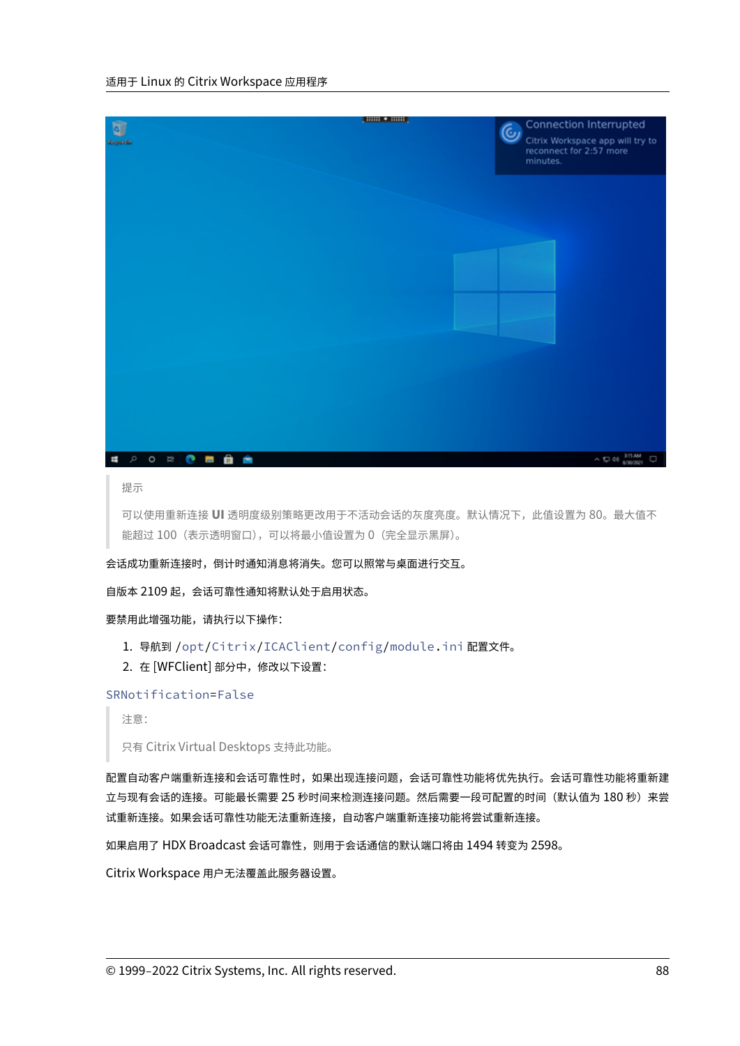> 提示
>
> 可以使用重新连接 **UI** 透明度级别策略更改用于不活动会话的灰度亮度。默认情况下，此值设置为 80。最大值不能超过 100（表示透明窗口），可以将最小值设置为 0（完全显示黑屏）。

会话成功重新连接时，倒计时通知消息将消失。您可以照常与桌面进行交互。

自版本 2109 起，会话可靠性通知将默认处于启用状态。

要禁用此增强功能，请执行以下操作：

1. 导航到 `/opt/Citrix/ICAClient/config/module.ini` 配置文件。
2. 在 [WFClient] 部分中，修改以下设置：

```
SRNotification=False
```

> 注意：
>
> 只有 Citrix Virtual Desktops 支持此功能。

配置自动客户端重新连接和会话可靠性时，如果出现连接问题，会话可靠性功能将优先执行。会话可靠性功能将重新建立与现有会话的连接。可能最长需要 25 秒时间来检测连接问题。然后需要一段可配置的时间（默认值为 180 秒）来尝试重新连接。如果会话可靠性功能无法重新连接，自动客户端重新连接功能将尝试重新连接。

如果启用了 HDX Broadcast 会话可靠性，则用于会话通信的默认端口将由 1494 转变为 2598。

Citrix Workspace 用户无法覆盖此服务器设置。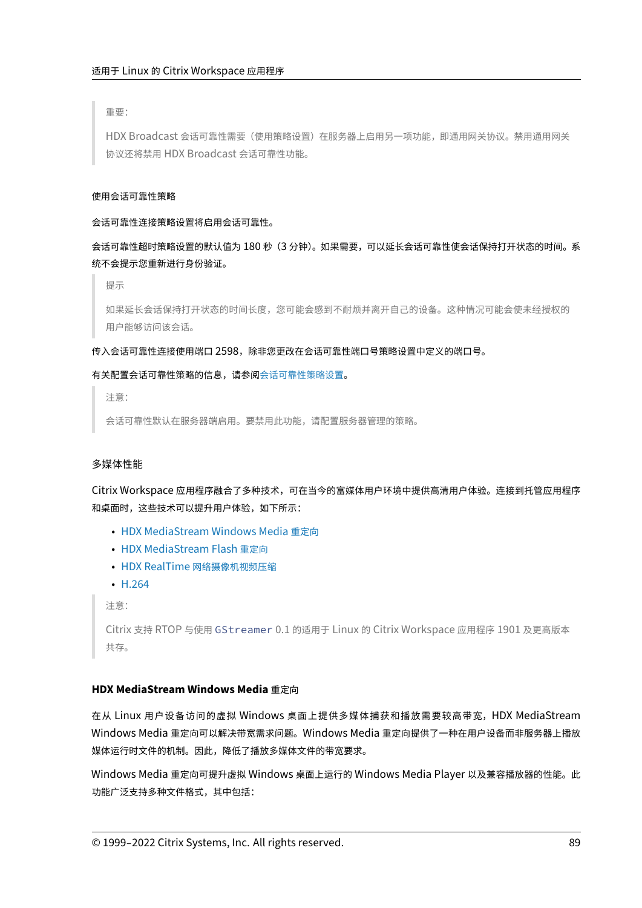> 重要：
>
> HDX Broadcast 会话可靠性需要（使用策略设置）在服务器上启用另一项功能，即通用网关协议。禁用通用网关协议还将禁用 HDX Broadcast 会话可靠性功能。

使用会话可靠性策略

会话可靠性连接策略设置将启用会话可靠性。

会话可靠性超时策略设置的默认值为 180 秒（3 分钟）。如果需要，可以延长会话可靠性使会话保持打开状态的时间。系统不会提示您重新进行身份验证。

> 提示
>
> 如果延长会话保持打开状态的时间长度，您可能会感到不耐烦并离开自己的设备。这种情况可能会使未经授权的用户能够访问该会话。

传入会话可靠性连接使用端口 2598，除非您更改在会话可靠性端口号策略设置中定义的端口号。

有关配置会话可靠性策略的信息，请参阅会话可靠性策略设置。

> 注意：
>
> 会话可靠性默认在服务器端启用。要禁用此功能，请配置服务器管理的策略。

### 多媒体性能

Citrix Workspace 应用程序融合了多种技术，可在当今的富媒体用户环境中提供高清用户体验。连接到托管应用程序和桌面时，这些技术可以提升用户体验，如下所示：

- HDX MediaStream Windows Media 重定向
- HDX MediaStream Flash 重定向
- HDX RealTime 网络摄像机视频压缩
- H.264

> 注意：
>
> Citrix 支持 RTOP 与使用 `GStreamer` 0.1 的适用于 Linux 的 Citrix Workspace 应用程序 1901 及更高版本共存。

#### HDX MediaStream Windows Media 重定向

在从 Linux 用户设备访问的虚拟 Windows 桌面上提供多媒体捕获和播放需要较高带宽，HDX MediaStream Windows Media 重定向可以解决带宽需求问题。Windows Media 重定向提供了一种在用户设备而非服务器上播放媒体运行时文件的机制。因此，降低了播放多媒体文件的带宽要求。

Windows Media 重定向可提升虚拟 Windows 桌面上运行的 Windows Media Player 以及兼容播放器的性能。此功能广泛支持多种文件格式，其中包括：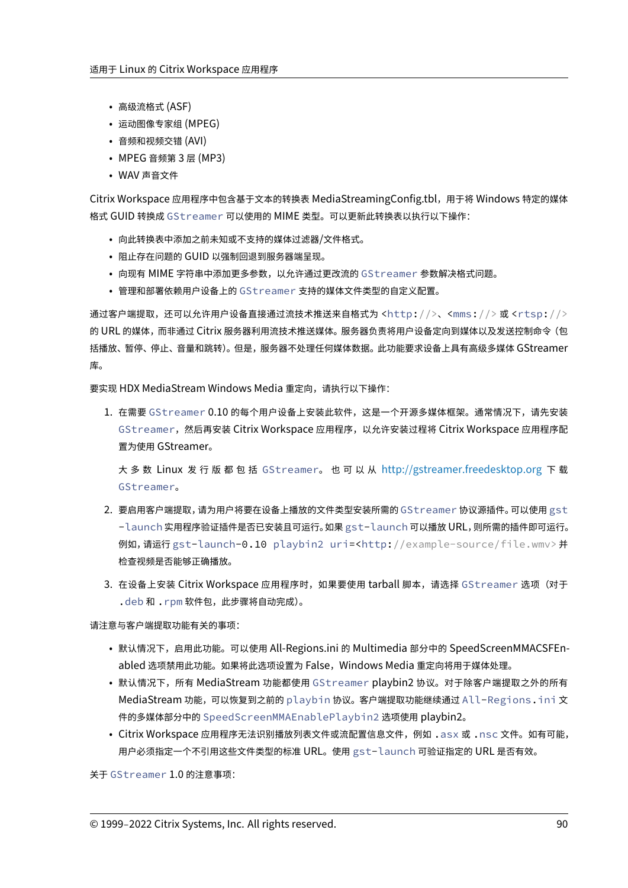- 高级流格式 (ASF)
- 运动图像专家组 (MPEG)
- 音频和视频交错 (AVI)
- MPEG 音频第 3 层 (MP3)
- WAV 声音文件

Citrix Workspace 应用程序中包含基于文本的转换表 MediaStreamingConfig.tbl，用于将 Windows 特定的媒体格式 GUID 转换成 `GStreamer` 可以使用的 MIME 类型。可以更新此转换表以执行以下操作：

- 向此转换表中添加之前未知或不支持的媒体过滤器/文件格式。
- 阻止存在问题的 GUID 以强制回退到服务器端呈现。
- 向现有 MIME 字符串中添加更多参数，以允许通过更改流的 `GStreamer` 参数解决格式问题。
- 管理和部署依赖用户设备上的 `GStreamer` 支持的媒体文件类型的自定义配置。

通过客户端提取，还可以允许用户设备直接通过流技术推送来自格式为 `<http://>`、`<mms://>` 或 `<rtsp://>` 的 URL 的媒体，而非通过 Citrix 服务器利用流技术推送媒体。服务器负责将用户设备定向到媒体以及发送控制命令（包括播放、暂停、停止、音量和跳转）。但是，服务器不处理任何媒体数据。此功能要求设备上具有高级多媒体 GStreamer 库。

要实现 HDX MediaStream Windows Media 重定向，请执行以下操作：

1. 在需要 `GStreamer` 0.10 的每个用户设备上安装此软件，这是一个开源多媒体框架。通常情况下，请先安装 `GStreamer`，然后再安装 Citrix Workspace 应用程序，以允许安装过程将 Citrix Workspace 应用程序配置为使用 GStreamer。

   大多数 Linux 发行版都包括 `GStreamer`。也可以从 http://gstreamer.freedesktop.org 下载 `GStreamer`。

2. 要启用客户端提取，请为用户将要在设备上播放的文件类型安装所需的 `GStreamer` 协议源插件。可以使用 `gst-launch` 实用程序验证插件是否已安装且可运行。如果 `gst-launch` 可以播放 URL，则所需的插件即可运行。例如，请运行 `gst-launch-0.10 playbin2 uri=<http://example-source/file.wmv>` 并检查视频是否能够正确播放。

3. 在设备上安装 Citrix Workspace 应用程序时，如果要使用 tarball 脚本，请选择 `GStreamer` 选项（对于 `.deb` 和 `.rpm` 软件包，此步骤将自动完成）。

请注意与客户端提取功能有关的事项：

- 默认情况下，启用此功能。可以使用 All-Regions.ini 的 Multimedia 部分中的 SpeedScreenMMACSFEnabled 选项禁用此功能。如果将此选项设置为 False，Windows Media 重定向将用于媒体处理。
- 默认情况下，所有 MediaStream 功能都使用 `GStreamer` playbin2 协议。对于除客户端提取之外的所有 MediaStream 功能，可以恢复到之前的 `playbin` 协议。客户端提取功能继续通过 `All-Regions.ini` 文件的多媒体部分中的 `SpeedScreenMMAEnablePlaybin2` 选项使用 playbin2。
- Citrix Workspace 应用程序无法识别播放列表文件或流配置信息文件，例如 `.asx` 或 `.nsc` 文件。如有可能，用户必须指定一个不引用这些文件类型的标准 URL。使用 `gst-launch` 可验证指定的 URL 是否有效。

关于 `GStreamer` 1.0 的注意事项：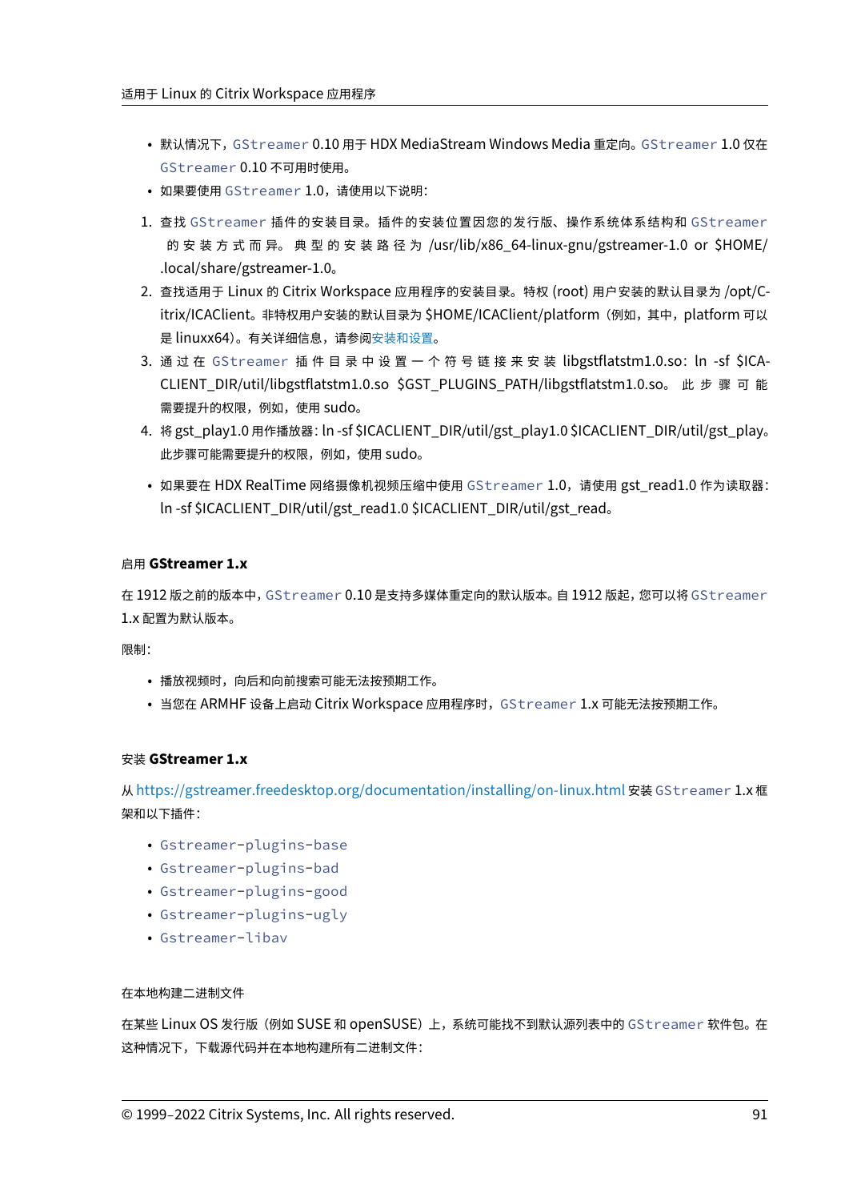- 默认情况下，`GStreamer` 0.10 用于 HDX MediaStream Windows Media 重定向。`GStreamer` 1.0 仅在 `GStreamer` 0.10 不可用时使用。
- 如果要使用 `GStreamer` 1.0，请使用以下说明：

1. 查找 `GStreamer` 插件的安装目录。插件的安装位置因您的发行版、操作系统体系结构和 `GStreamer` 的安装方式而异。典型的安装路径为 /usr/lib/x86_64-linux-gnu/gstreamer-1.0 or $HOME/.local/share/gstreamer-1.0。
2. 查找适用于 Linux 的 Citrix Workspace 应用程序的安装目录。特权 (root) 用户安装的默认目录为 /opt/Citrix/ICAClient。非特权用户安装的默认目录为 $HOME/ICAClient/platform（例如，其中，platform 可以是 linuxx64）。有关详细信息，请参阅安装和设置。
3. 通过在 `GStreamer` 插件目录中设置一个符号链接来安装 libgstflatstm1.0.so：ln -sf $ICACLIENT_DIR/util/libgstflatstm1.0.so $GST_PLUGINS_PATH/libgstflatstm1.0.so。此步骤可能需要提升的权限，例如，使用 sudo。
4. 将 gst_play1.0 用作播放器：ln -sf $ICACLIENT_DIR/util/gst_play1.0 $ICACLIENT_DIR/util/gst_play。此步骤可能需要提升的权限，例如，使用 sudo。

- 如果要在 HDX RealTime 网络摄像机视频压缩中使用 `GStreamer` 1.0，请使用 gst_read1.0 作为读取器：ln -sf $ICACLIENT_DIR/util/gst_read1.0 $ICACLIENT_DIR/util/gst_read。

#### 启用 **GStreamer 1.x**

在 1912 版之前的版本中，`GStreamer` 0.10 是支持多媒体重定向的默认版本。自 1912 版起，您可以将 `GStreamer` 1.x 配置为默认版本。

限制：

- 播放视频时，向后和向前搜索可能无法按预期工作。
- 当您在 ARMHF 设备上启动 Citrix Workspace 应用程序时，`GStreamer` 1.x 可能无法按预期工作。

#### 安装 **GStreamer 1.x**

从 https://gstreamer.freedesktop.org/documentation/installing/on-linux.html 安装 `GStreamer` 1.x 框架和以下插件：

- `Gstreamer-plugins-base`
- `Gstreamer-plugins-bad`
- `Gstreamer-plugins-good`
- `Gstreamer-plugins-ugly`
- `Gstreamer-libav`

在本地构建二进制文件

在某些 Linux OS 发行版（例如 SUSE 和 openSUSE）上，系统可能找不到默认源列表中的 `GStreamer` 软件包。在这种情况下，下载源代码并在本地构建所有二进制文件：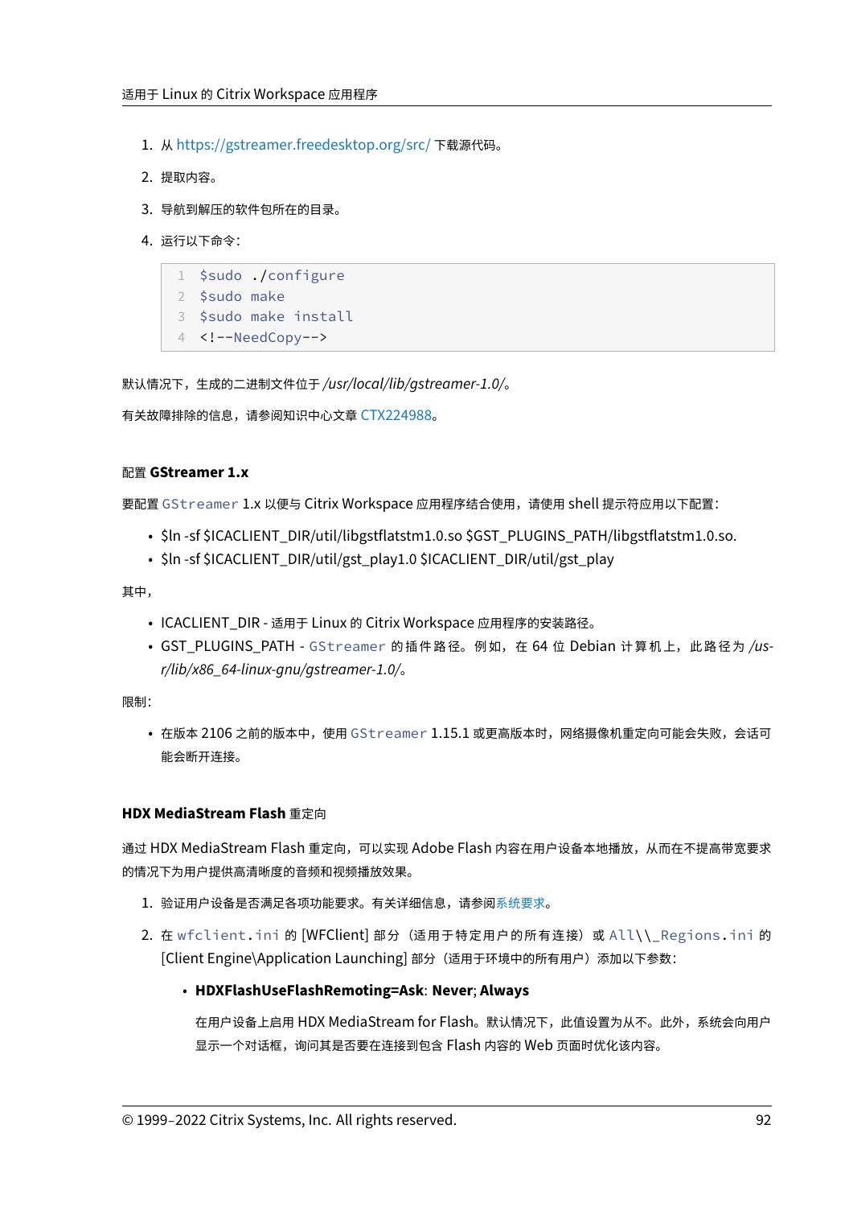1. 从 https://gstreamer.freedesktop.org/src/ 下载源代码。
2. 提取内容。
3. 导航到解压的软件包所在的目录。
4. 运行以下命令：

```
$sudo ./configure
$sudo make
$sudo make install
<!--NeedCopy-->
```

默认情况下，生成的二进制文件位于 */usr/local/lib/gstreamer-1.0/*。

有关故障排除的信息，请参阅知识中心文章 CTX224988。

#### 配置 GStreamer 1.x

要配置 `GStreamer` 1.x 以便与 Citrix Workspace 应用程序结合使用，请使用 shell 提示符应用以下配置：

- $ln -sf $ICACLIENT_DIR/util/libgstflatstm1.0.so $GST_PLUGINS_PATH/libgstflatstm1.0.so.
- $ln -sf $ICACLIENT_DIR/util/gst_play1.0 $ICACLIENT_DIR/util/gst_play

其中，

- ICACLIENT_DIR - 适用于 Linux 的 Citrix Workspace 应用程序的安装路径。
- GST_PLUGINS_PATH - `GStreamer` 的插件路径。例如，在 64 位 Debian 计算机上，此路径为 */usr/lib/x86_64-linux-gnu/gstreamer-1.0/*。

限制：

- 在版本 2106 之前的版本中，使用 `GStreamer` 1.15.1 或更高版本时，网络摄像机重定向可能会失败，会话可能会断开连接。

### HDX MediaStream Flash 重定向

通过 HDX MediaStream Flash 重定向，可以实现 Adobe Flash 内容在用户设备本地播放，从而在不提高带宽要求的情况下为用户提供高清晰度的音频和视频播放效果。

1. 验证用户设备是否满足各项功能要求。有关详细信息，请参阅系统要求。
2. 在 `wfclient.ini` 的 [WFClient] 部分（适用于特定用户的所有连接）或 `All\\_Regions.ini` 的 [Client Engine\Application Launching] 部分（适用于环境中的所有用户）添加以下参数：

   - **HDXFlashUseFlashRemoting=Ask**: **Never**; **Always**

     在用户设备上启用 HDX MediaStream for Flash。默认情况下，此值设置为从不。此外，系统会向用户显示一个对话框，询问其是否要在连接到包含 Flash 内容的 Web 页面时优化该内容。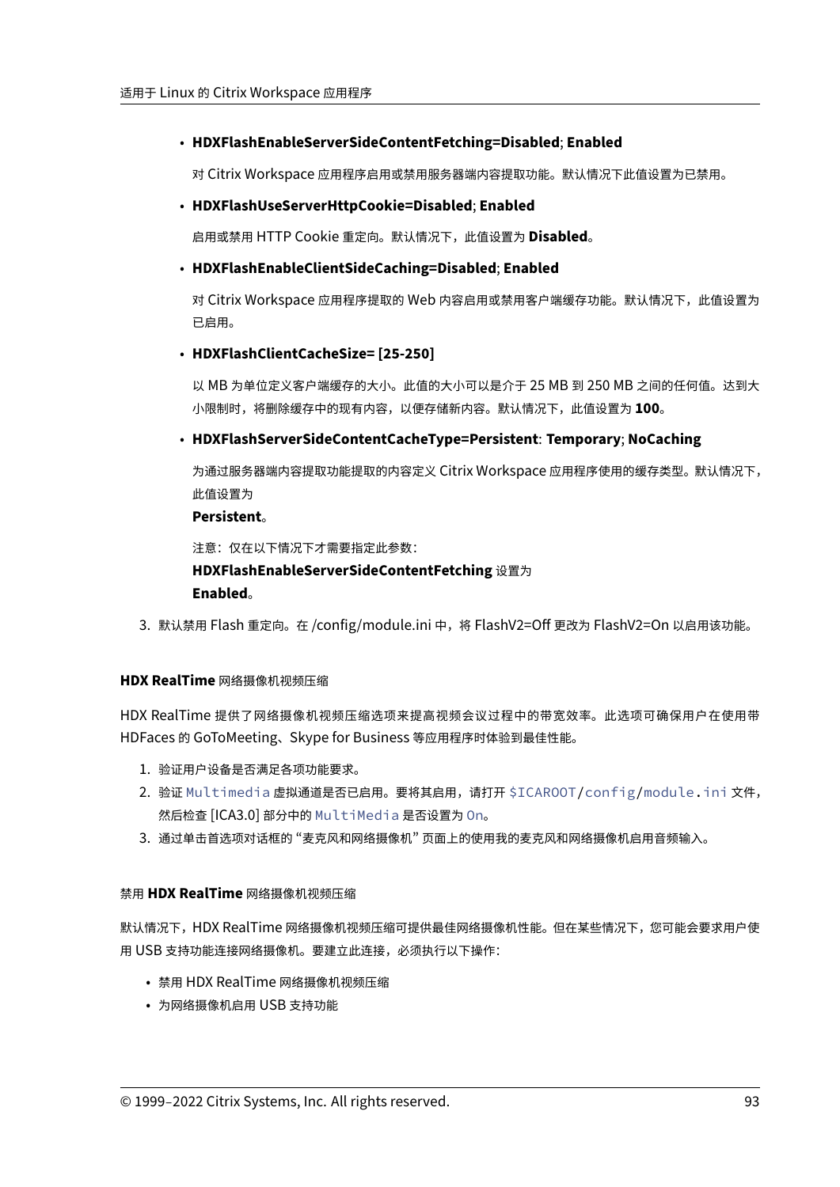- **HDXFlashEnableServerSideContentFetching=Disabled**; **Enabled**

  对 Citrix Workspace 应用程序启用或禁用服务器端内容提取功能。默认情况下此值设置为已禁用。

- **HDXFlashUseServerHttpCookie=Disabled**; **Enabled**

  启用或禁用 HTTP Cookie 重定向。默认情况下，此值设置为 **Disabled**。

- **HDXFlashEnableClientSideCaching=Disabled**; **Enabled**

  对 Citrix Workspace 应用程序提取的 Web 内容启用或禁用客户端缓存功能。默认情况下，此值设置为已启用。

- **HDXFlashClientCacheSize= [25-250]**

  以 MB 为单位定义客户端缓存的大小。此值的大小可以是介于 25 MB 到 250 MB 之间的任何值。达到大小限制时，将删除缓存中的现有内容，以便存储新内容。默认情况下，此值设置为 **100**。

- **HDXFlashServerSideContentCacheType=Persistent**: **Temporary**; **NoCaching**

  为通过服务器端内容提取功能提取的内容定义 Citrix Workspace 应用程序使用的缓存类型。默认情况下，此值设置为

  **Persistent**。

  注意：仅在以下情况下才需要指定此参数：

  **HDXFlashEnableServerSideContentFetching** 设置为

  **Enabled**。

3. 默认禁用 Flash 重定向。在 /config/module.ini 中，将 FlashV2=Off 更改为 FlashV2=On 以启用该功能。

#### **HDX RealTime** 网络摄像机视频压缩

HDX RealTime 提供了网络摄像机视频压缩选项来提高视频会议过程中的带宽效率。此选项可确保用户在使用带 HDFaces 的 GoToMeeting、Skype for Business 等应用程序时体验到最佳性能。

1. 验证用户设备是否满足各项功能要求。
2. 验证 `Multimedia` 虚拟通道是否已启用。要将其启用，请打开 `$ICAROOT`/`config`/`module.ini` 文件，然后检查 [ICA3.0] 部分中的 `MultiMedia` 是否设置为 `On`。
3. 通过单击首选项对话框的 “麦克风和网络摄像机” 页面上的使用我的麦克风和网络摄像机启用音频输入。

##### 禁用 **HDX RealTime** 网络摄像机视频压缩

默认情况下，HDX RealTime 网络摄像机视频压缩可提供最佳网络摄像机性能。但在某些情况下，您可能会要求用户使用 USB 支持功能连接网络摄像机。要建立此连接，必须执行以下操作：

- 禁用 HDX RealTime 网络摄像机视频压缩
- 为网络摄像机启用 USB 支持功能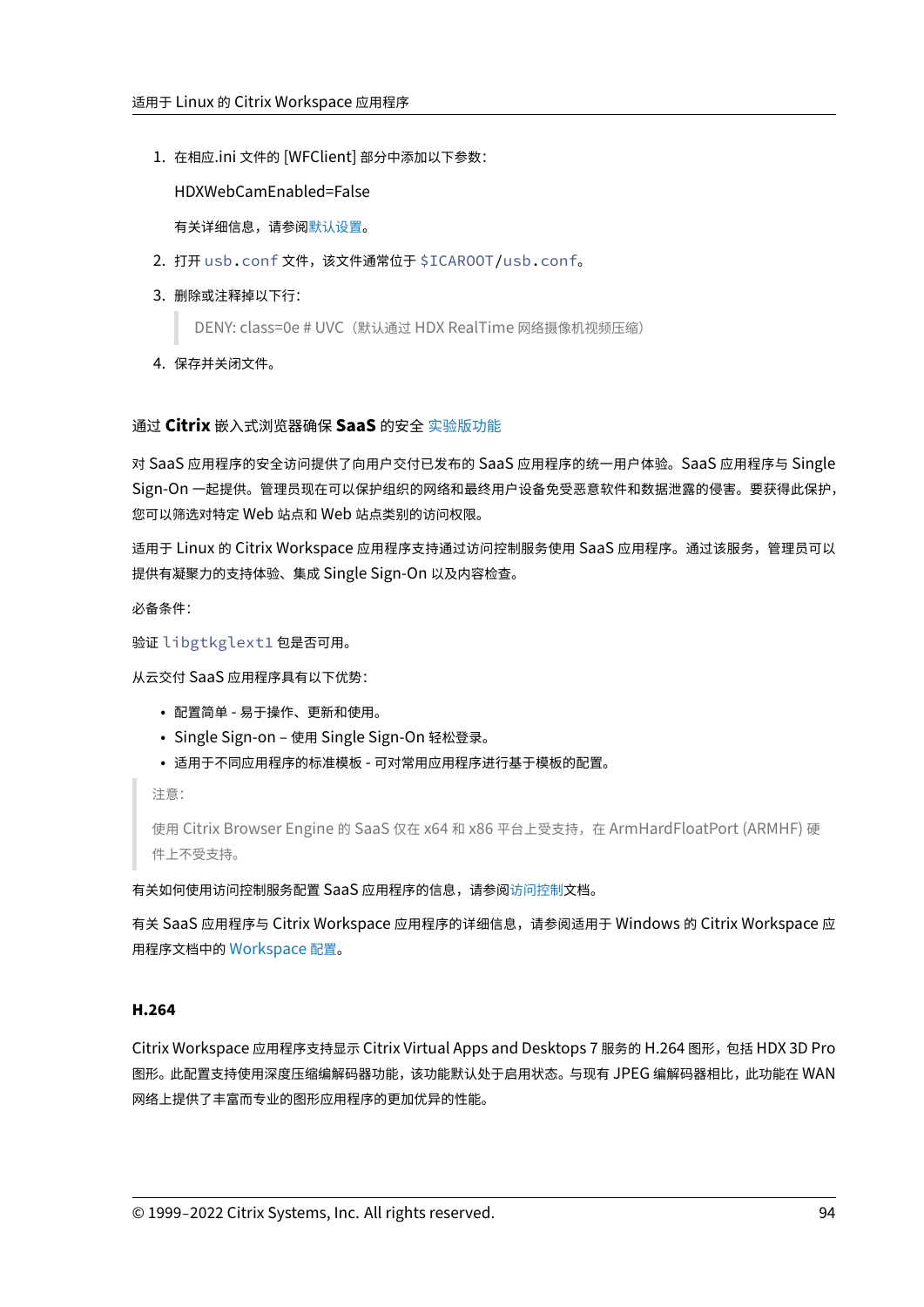1. 在相应.ini 文件的 [WFClient] 部分中添加以下参数：

   HDXWebCamEnabled=False

   有关详细信息，请参阅默认设置。

2. 打开 `usb.conf` 文件，该文件通常位于 `$ICAROOT/usb.conf`。

3. 删除或注释掉以下行：

   > DENY: class=0e # UVC（默认通过 HDX RealTime 网络摄像机视频压缩）

4. 保存并关闭文件。

### 通过 **Citrix** 嵌入式浏览器确保 **SaaS** 的安全 实验版功能

对 SaaS 应用程序的安全访问提供了向用户交付已发布的 SaaS 应用程序的统一用户体验。SaaS 应用程序与 Single Sign-On 一起提供。管理员现在可以保护组织的网络和最终用户设备免受恶意软件和数据泄露的侵害。要获得此保护，您可以筛选对特定 Web 站点和 Web 站点类别的访问权限。

适用于 Linux 的 Citrix Workspace 应用程序支持通过访问控制服务使用 SaaS 应用程序。通过该服务，管理员可以提供有凝聚力的支持体验、集成 Single Sign-On 以及内容检查。

必备条件：

验证 `libgtkglext1` 包是否可用。

从云交付 SaaS 应用程序具有以下优势：

- 配置简单 - 易于操作、更新和使用。
- Single Sign-on – 使用 Single Sign-On 轻松登录。
- 适用于不同应用程序的标准模板 - 可对常用应用程序进行基于模板的配置。

> 注意：
>
> 使用 Citrix Browser Engine 的 SaaS 仅在 x64 和 x86 平台上受支持，在 ArmHardFloatPort (ARMHF) 硬件上不受支持。

有关如何使用访问控制服务配置 SaaS 应用程序的信息，请参阅访问控制文档。

有关 SaaS 应用程序与 Citrix Workspace 应用程序的详细信息，请参阅适用于 Windows 的 Citrix Workspace 应用程序文档中的 Workspace 配置。

#### H.264

Citrix Workspace 应用程序支持显示 Citrix Virtual Apps and Desktops 7 服务的 H.264 图形，包括 HDX 3D Pro 图形。此配置支持使用深度压缩编解码器功能，该功能默认处于启用状态。与现有 JPEG 编解码器相比，此功能在 WAN 网络上提供了丰富而专业的图形应用程序的更加优异的性能。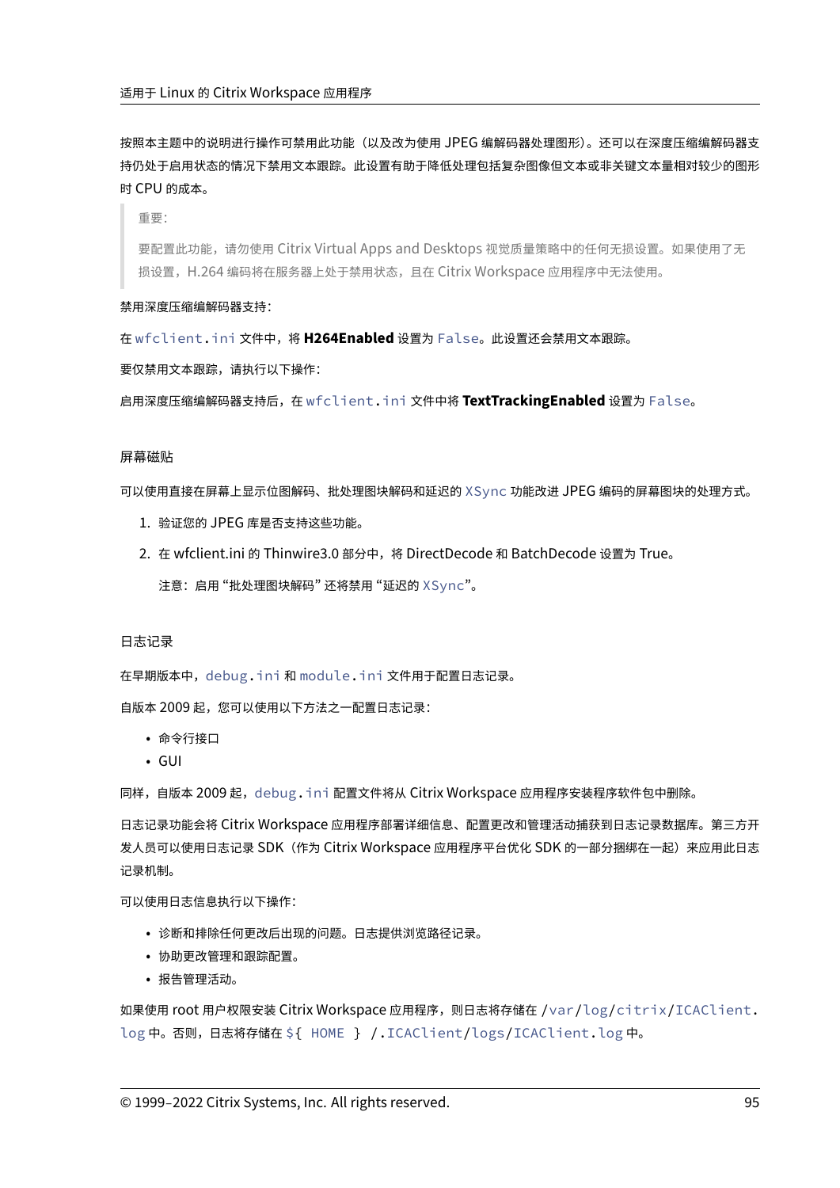按照本主题中的说明进行操作可禁用此功能（以及改为使用 JPEG 编解码器处理图形）。还可以在深度压缩编解码器支持仍处于启用状态的情况下禁用文本跟踪。此设置有助于降低处理包括复杂图像但文本或非关键文本量相对较少的图形时 CPU 的成本。

> 重要：
>
> 要配置此功能，请勿使用 Citrix Virtual Apps and Desktops 视觉质量策略中的任何无损设置。如果使用了无损设置，H.264 编码将在服务器上处于禁用状态，且在 Citrix Workspace 应用程序中无法使用。

禁用深度压缩编解码器支持：

在 `wfclient.ini` 文件中，将 **H264Enabled** 设置为 `False`。此设置还会禁用文本跟踪。

要仅禁用文本跟踪，请执行以下操作：

启用深度压缩编解码器支持后，在 `wfclient.ini` 文件中将 **TextTrackingEnabled** 设置为 `False`。

### 屏幕磁贴

可以使用直接在屏幕上显示位图解码、批处理图块解码和延迟的 `XSync` 功能改进 JPEG 编码的屏幕图块的处理方式。

1. 验证您的 JPEG 库是否支持这些功能。
2. 在 wfclient.ini 的 Thinwire3.0 部分中，将 DirectDecode 和 BatchDecode 设置为 True。

   注意：启用 "批处理图块解码" 还将禁用 "延迟的 `XSync`"。

### 日志记录

在早期版本中，`debug.ini` 和 `module.ini` 文件用于配置日志记录。

自版本 2009 起，您可以使用以下方法之一配置日志记录：

- 命令行接口
- GUI

同样，自版本 2009 起，`debug.ini` 配置文件将从 Citrix Workspace 应用程序安装程序软件包中删除。

日志记录功能会将 Citrix Workspace 应用程序部署详细信息、配置更改和管理活动捕获到日志记录数据库。第三方开发人员可以使用日志记录 SDK（作为 Citrix Workspace 应用程序平台优化 SDK 的一部分捆绑在一起）来应用此日志记录机制。

可以使用日志信息执行以下操作：

- 诊断和排除任何更改后出现的问题。日志提供浏览路径记录。
- 协助更改管理和跟踪配置。
- 报告管理活动。

如果使用 root 用户权限安装 Citrix Workspace 应用程序，则日志将存储在 `/var/log/citrix/ICAClient.log` 中。否则，日志将存储在 `${ HOME } /.ICAClient/logs/ICAClient.log` 中。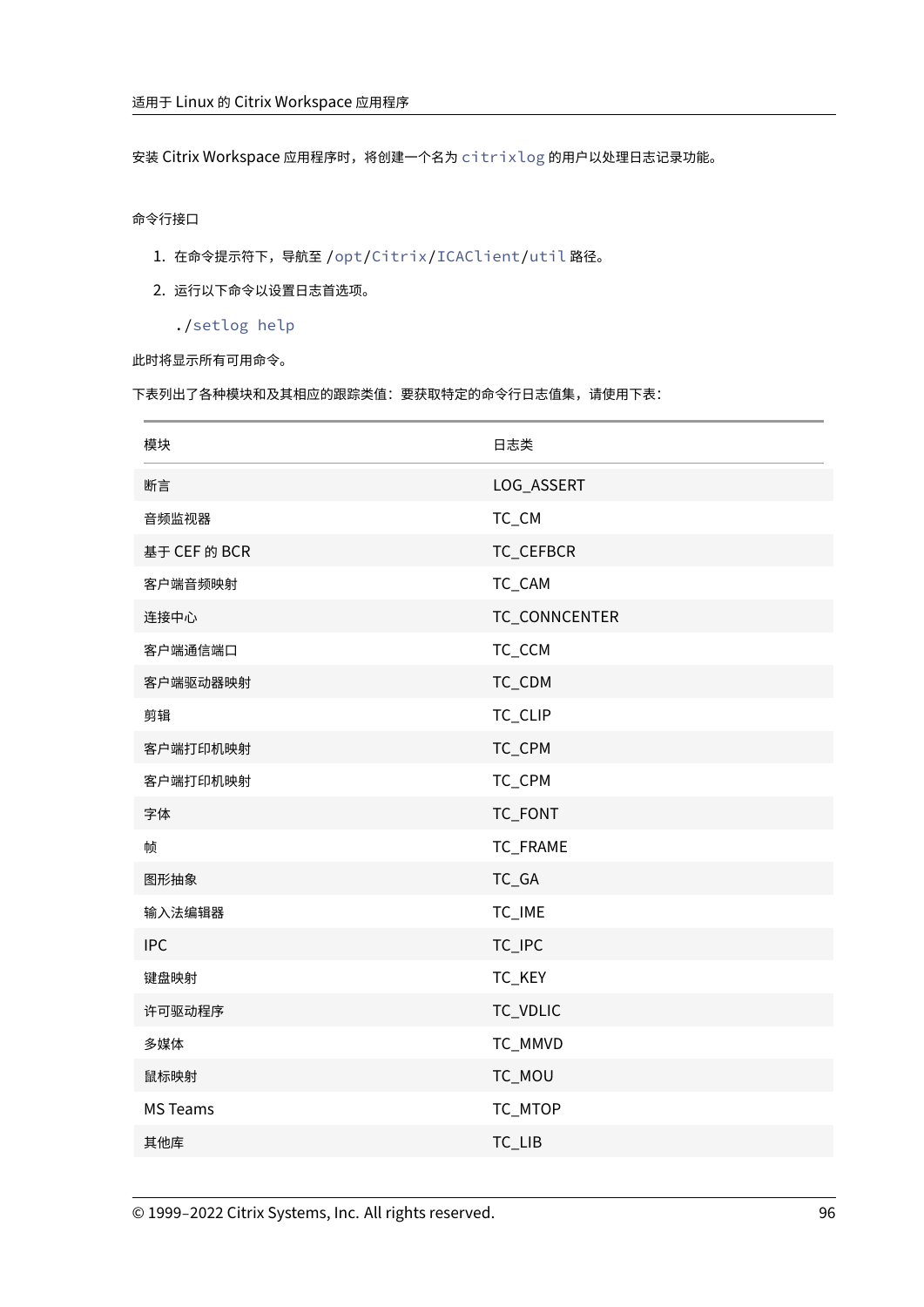安装 Citrix Workspace 应用程序时，将创建一个名为 `citrixlog` 的用户以处理日志记录功能。

命令行接口

1. 在命令提示符下，导航至 /`opt`/`Citrix`/`ICAClient`/`util` 路径。
2. 运行以下命令以设置日志首选项。

   ```
   ./setlog help
   ```

此时将显示所有可用命令。

下表列出了各种模块和及其相应的跟踪类值：要获取特定的命令行日志值集，请使用下表：

| 模块 | 日志类 |
| --- | --- |
| 断言 | LOG_ASSERT |
| 音频监视器 | TC_CM |
| 基于 CEF 的 BCR | TC_CEFBCR |
| 客户端音频映射 | TC_CAM |
| 连接中心 | TC_CONNCENTER |
| 客户端通信端口 | TC_CCM |
| 客户端驱动器映射 | TC_CDM |
| 剪辑 | TC_CLIP |
| 客户端打印机映射 | TC_CPM |
| 客户端打印机映射 | TC_CPM |
| 字体 | TC_FONT |
| 帧 | TC_FRAME |
| 图形抽象 | TC_GA |
| 输入法编辑器 | TC_IME |
| IPC | TC_IPC |
| 键盘映射 | TC_KEY |
| 许可驱动程序 | TC_VDLIC |
| 多媒体 | TC_MMVD |
| 鼠标映射 | TC_MOU |
| MS Teams | TC_MTOP |
| 其他库 | TC_LIB |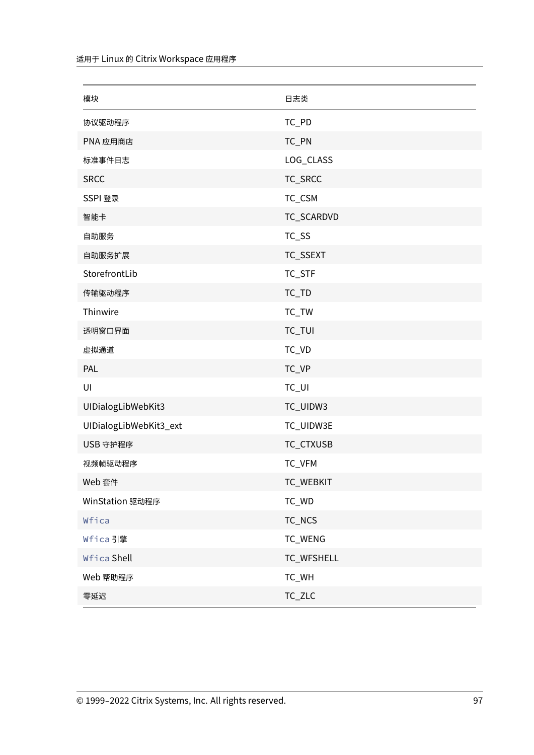| 模块 | 日志类 |
| --- | --- |
| 协议驱动程序 | TC_PD |
| PNA 应用商店 | TC_PN |
| 标准事件日志 | LOG_CLASS |
| SRCC | TC_SRCC |
| SSPI 登录 | TC_CSM |
| 智能卡 | TC_SCARDVD |
| 自助服务 | TC_SS |
| 自助服务扩展 | TC_SSEXT |
| StorefrontLib | TC_STF |
| 传输驱动程序 | TC_TD |
| Thinwire | TC_TW |
| 透明窗口界面 | TC_TUI |
| 虚拟通道 | TC_VD |
| PAL | TC_VP |
| UI | TC_UI |
| UIDialogLibWebKit3 | TC_UIDW3 |
| UIDialogLibWebKit3_ext | TC_UIDW3E |
| USB 守护程序 | TC_CTXUSB |
| 视频帧驱动程序 | TC_VFM |
| Web 套件 | TC_WEBKIT |
| WinStation 驱动程序 | TC_WD |
| `Wfica` | TC_NCS |
| `Wfica` 引擎 | TC_WENG |
| `Wfica` Shell | TC_WFSHELL |
| Web 帮助程序 | TC_WH |
| 零延迟 | TC_ZLC |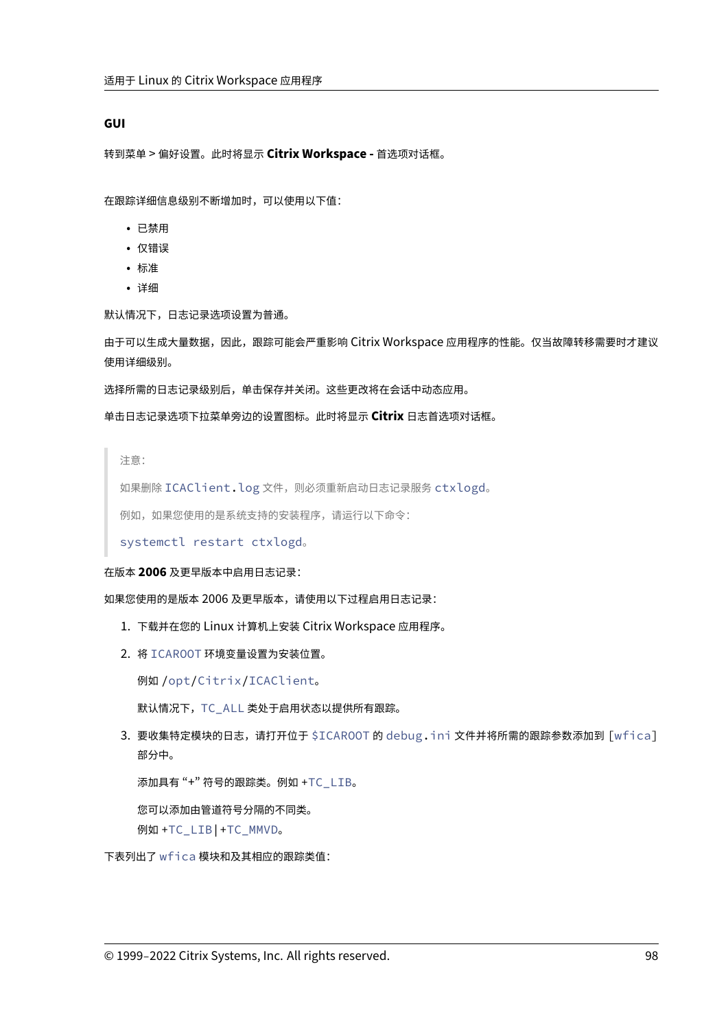### GUI

转到菜单 > 偏好设置。此时将显示 **Citrix Workspace -** 首选项对话框。

在跟踪详细信息级别不断增加时，可以使用以下值：

- 已禁用
- 仅错误
- 标准
- 详细

默认情况下，日志记录选项设置为普通。

由于可以生成大量数据，因此，跟踪可能会严重影响 Citrix Workspace 应用程序的性能。仅当故障转移需要时才建议使用详细级别。

选择所需的日志记录级别后，单击保存并关闭。这些更改将在会话中动态应用。

单击日志记录选项下拉菜单旁边的设置图标。此时将显示 **Citrix** 日志首选项对话框。

> 注意：
>
> 如果删除 `ICAClient.log` 文件，则必须重新启动日志记录服务 `ctxlogd`。
>
> 例如，如果您使用的是系统支持的安装程序，请运行以下命令：
>
> `systemctl restart ctxlogd`。

在版本 **2006** 及更早版本中启用日志记录：

如果您使用的是版本 2006 及更早版本，请使用以下过程启用日志记录：

1. 下载并在您的 Linux 计算机上安装 Citrix Workspace 应用程序。
2. 将 `ICAROOT` 环境变量设置为安装位置。

   例如 /`opt`/`Citrix`/`ICAClient`。

   默认情况下，`TC_ALL` 类处于启用状态以提供所有跟踪。
3. 要收集特定模块的日志，请打开位于 `$ICAROOT` 的 `debug.ini` 文件并将所需的跟踪参数添加到 [`wfica`] 部分中。

   添加具有 “+” 符号的跟踪类。例如 +`TC_LIB`。

   您可以添加由管道符号分隔的不同类。
   例如 +`TC_LIB` | +`TC_MMVD`。

下表列出了 `wfica` 模块和及其相应的跟踪类值：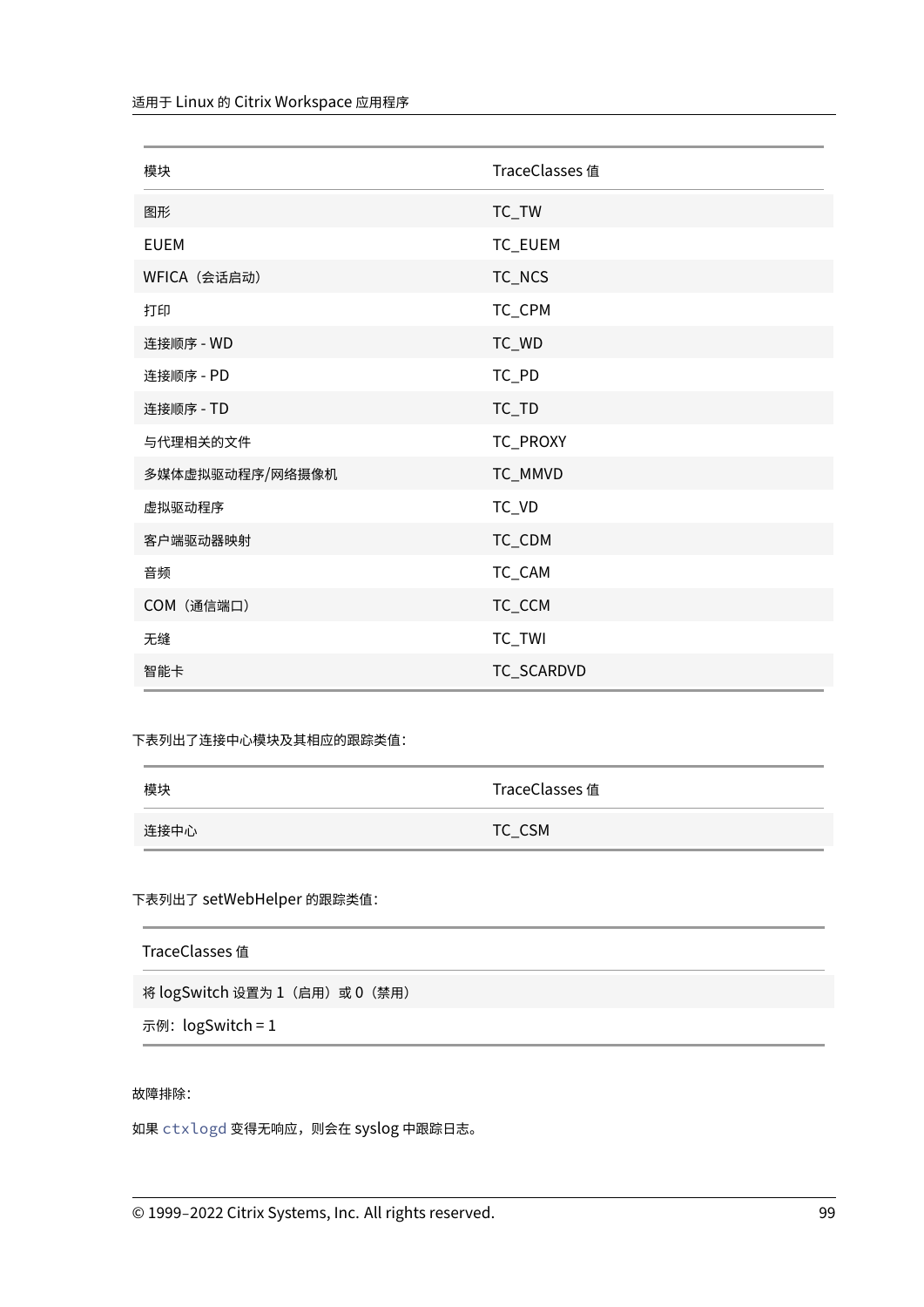| 模块 | TraceClasses 值 |
| --- | --- |
| 图形 | TC_TW |
| EUEM | TC_EUEM |
| WFICA（会话启动） | TC_NCS |
| 打印 | TC_CPM |
| 连接顺序 - WD | TC_WD |
| 连接顺序 - PD | TC_PD |
| 连接顺序 - TD | TC_TD |
| 与代理相关的文件 | TC_PROXY |
| 多媒体虚拟驱动程序/网络摄像机 | TC_MMVD |
| 虚拟驱动程序 | TC_VD |
| 客户端驱动器映射 | TC_CDM |
| 音频 | TC_CAM |
| COM（通信端口） | TC_CCM |
| 无缝 | TC_TWI |
| 智能卡 | TC_SCARDVD |

下表列出了连接中心模块及其相应的跟踪类值：

| 模块 | TraceClasses 值 |
| --- | --- |
| 连接中心 | TC_CSM |

下表列出了 setWebHelper 的跟踪类值：

| TraceClasses 值 |
| --- |
| 将 logSwitch 设置为 1（启用）或 0（禁用） |
| 示例：logSwitch = 1 |

故障排除：

如果 `ctxlogd` 变得无响应，则会在 syslog 中跟踪日志。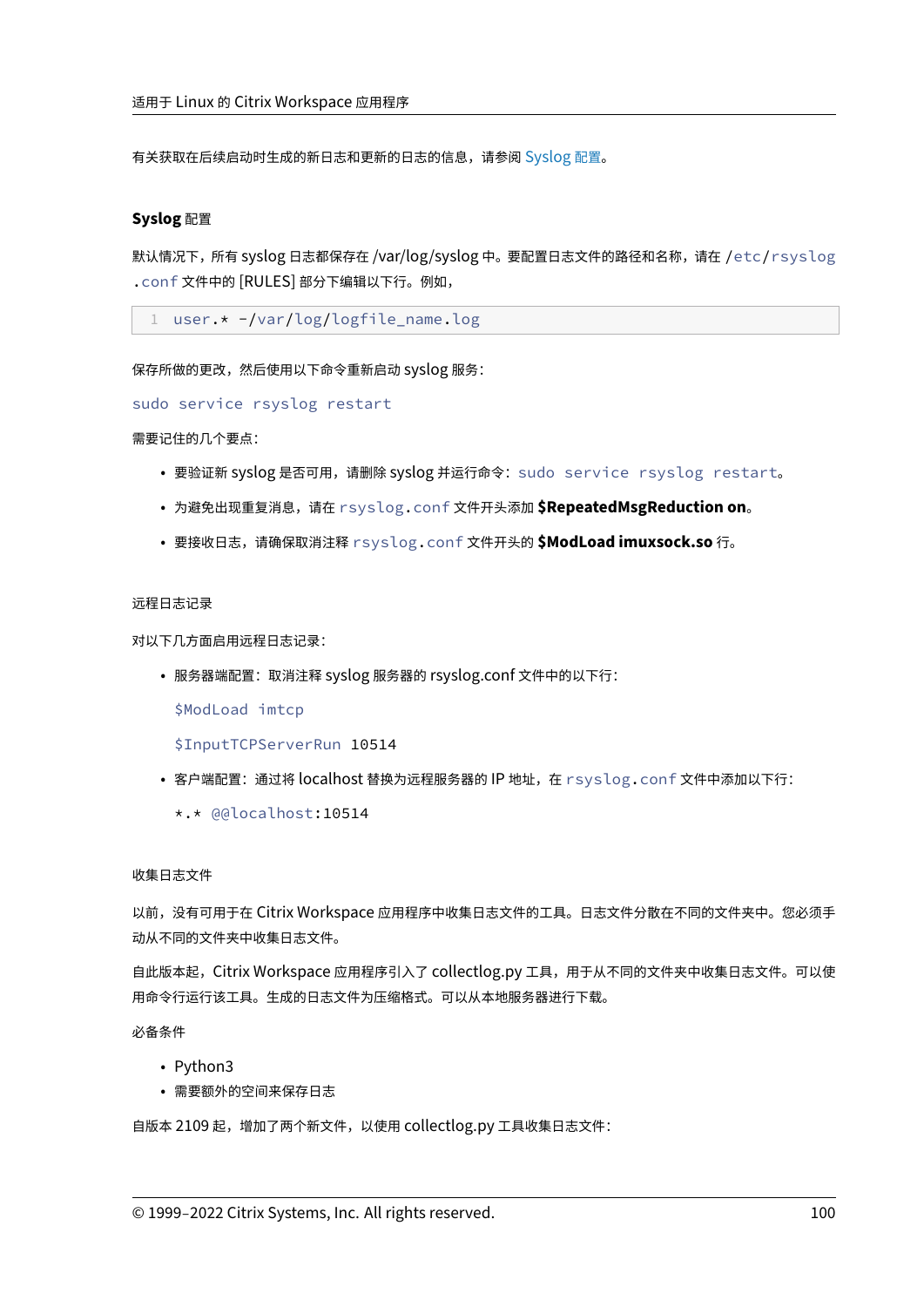有关获取在后续启动时生成的新日志和更新的日志的信息，请参阅 Syslog 配置。

### Syslog 配置

默认情况下，所有 syslog 日志都保存在 /var/log/syslog 中。要配置日志文件的路径和名称，请在 `/etc/rsyslog.conf` 文件中的 [RULES] 部分下编辑以下行。例如，

```
user.* -/var/log/logfile_name.log
```

保存所做的更改，然后使用以下命令重新启动 syslog 服务：

`sudo service rsyslog restart`

需要记住的几个要点：

- 要验证新 syslog 是否可用，请删除 syslog 并运行命令：`sudo service rsyslog restart`。
- 为避免出现重复消息，请在 `rsyslog.conf` 文件开头添加 **$RepeatedMsgReduction on**。
- 要接收日志，请确保取消注释 `rsyslog.conf` 文件开头的 **$ModLoad imuxsock.so** 行。

#### 远程日志记录

对以下几方面启用远程日志记录：

- 服务器端配置：取消注释 syslog 服务器的 rsyslog.conf 文件中的以下行：

  `$ModLoad imtcp`

  `$InputTCPServerRun 10514`

- 客户端配置：通过将 localhost 替换为远程服务器的 IP 地址，在 `rsyslog.conf` 文件中添加以下行：

  `*.* @@localhost:10514`

#### 收集日志文件

以前，没有可用于在 Citrix Workspace 应用程序中收集日志文件的工具。日志文件分散在不同的文件夹中。您必须手动从不同的文件夹中收集日志文件。

自此版本起，Citrix Workspace 应用程序引入了 collectlog.py 工具，用于从不同的文件夹中收集日志文件。可以使用命令行运行该工具。生成的日志文件为压缩格式。可以从本地服务器进行下载。

必备条件

- Python3
- 需要额外的空间来保存日志

自版本 2109 起，增加了两个新文件，以使用 collectlog.py 工具收集日志文件：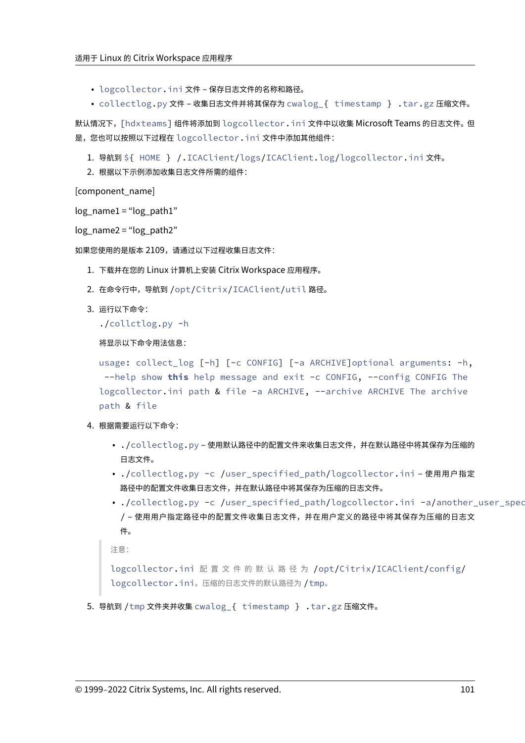- `logcollector.ini` 文件 – 保存日志文件的名称和路径。
- `collectlog.py` 文件 – 收集日志文件并将其保存为 `cwalog_{ timestamp } .tar.gz` 压缩文件。

默认情况下，`[hdxteams]` 组件将添加到 `logcollector.ini` 文件中以收集 Microsoft Teams 的日志文件。但是，您也可以按照以下过程在 `logcollector.ini` 文件中添加其他组件：

1. 导航到 `${ HOME } /.ICAClient/logs/ICAClient.log/logcollector.ini` 文件。
2. 根据以下示例添加收集日志文件所需的组件：

[component_name]

log_name1 = "log_path1"

log_name2 = "log_path2"

如果您使用的是版本 2109，请通过以下过程收集日志文件：

1. 下载并在您的 Linux 计算机上安装 Citrix Workspace 应用程序。
2. 在命令行中，导航到 `/opt/Citrix/ICAClient/util` 路径。
3. 运行以下命令：
   `./collctlog.py -h`

   将显示以下命令用法信息：

   ```
   usage: collect_log [-h] [-c CONFIG] [-a ARCHIVE]optional arguments: -h,
    --help show this help message and exit -c CONFIG, --config CONFIG The
   logcollector.ini path & file -a ARCHIVE, --archive ARCHIVE The archive
   path & file
   ```

4. 根据需要运行以下命令：

   - `./collectlog.py` – 使用默认路径中的配置文件来收集日志文件，并在默认路径中将其保存为压缩的日志文件。
   - `./collectlog.py -c /user_specified_path/logcollector.ini` – 使用用户指定路径中的配置文件收集日志文件，并在默认路径中将其保存为压缩的日志文件。
   - `./collectlog.py -c /user_specified_path/logcollector.ini -a/another_user_spec/` – 使用用户指定路径中的配置文件收集日志文件，并在用户定义的路径中将其保存为压缩的日志文件。

   > 注意：
   >
   > `logcollector.ini` 配置文件的默认路径为 `/opt/Citrix/ICAClient/config/logcollector.ini`。压缩的日志文件的默认路径为 `/tmp`。

5. 导航到 `/tmp` 文件夹并收集 `cwalog_{ timestamp } .tar.gz` 压缩文件。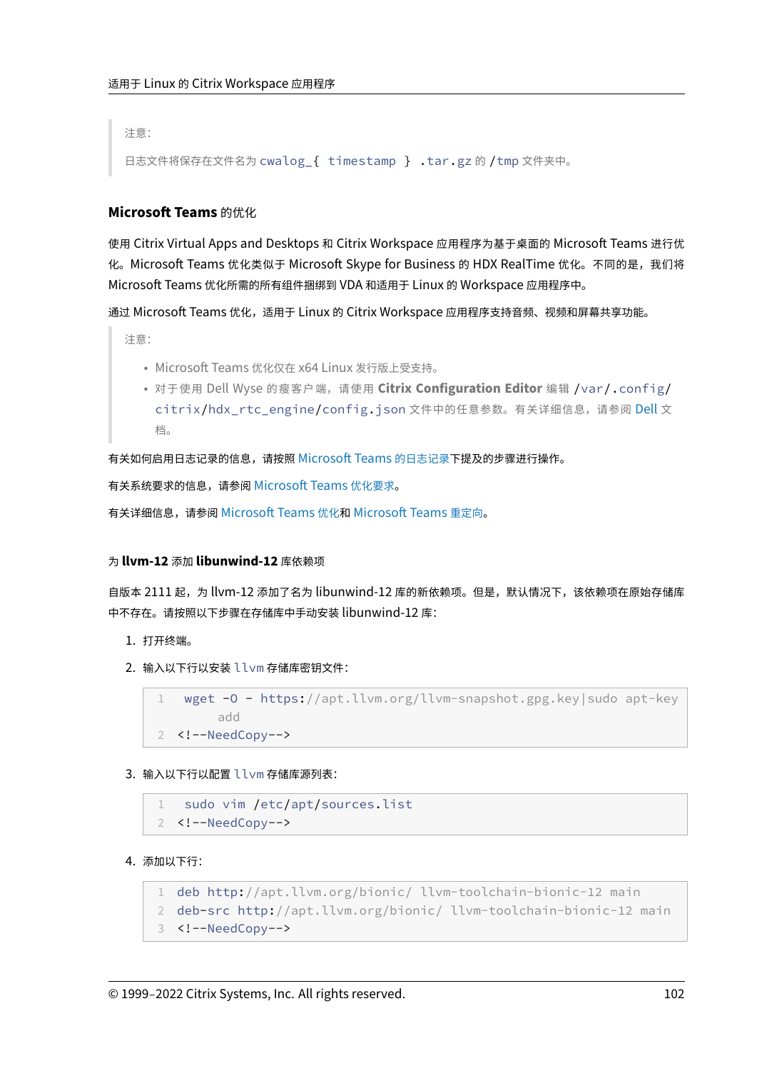> 注意：
>
> 日志文件将保存在文件名为 `cwalog_{ timestamp } .tar.gz` 的 `/tmp` 文件夹中。

### Microsoft Teams 的优化

使用 Citrix Virtual Apps and Desktops 和 Citrix Workspace 应用程序为基于桌面的 Microsoft Teams 进行优化。Microsoft Teams 优化类似于 Microsoft Skype for Business 的 HDX RealTime 优化。不同的是，我们将 Microsoft Teams 优化所需的所有组件捆绑到 VDA 和适用于 Linux 的 Workspace 应用程序中。

通过 Microsoft Teams 优化，适用于 Linux 的 Citrix Workspace 应用程序支持音频、视频和屏幕共享功能。

> 注意：
>
> - Microsoft Teams 优化仅在 x64 Linux 发行版上受支持。
> - 对于使用 Dell Wyse 的瘦客户端，请使用 **Citrix Configuration Editor** 编辑 `/var/.config/citrix/hdx_rtc_engine/config.json` 文件中的任意参数。有关详细信息，请参阅 Dell 文档。

有关如何启用日志记录的信息，请按照 Microsoft Teams 的日志记录下提及的步骤进行操作。

有关系统要求的信息，请参阅 Microsoft Teams 优化要求。

有关详细信息，请参阅 Microsoft Teams 优化和 Microsoft Teams 重定向。

#### 为 **llvm-12** 添加 **libunwind-12** 库依赖项

自版本 2111 起，为 llvm-12 添加了名为 libunwind-12 库的新依赖项。但是，默认情况下，该依赖项在原始存储库中不存在。请按照以下步骤在存储库中手动安装 libunwind-12 库：

1. 打开终端。
2. 输入以下行以安装 `llvm` 存储库密钥文件：

   ```
   wget -O - https://apt.llvm.org/llvm-snapshot.gpg.key|sudo apt-key add
   <!--NeedCopy-->
   ```

3. 输入以下行以配置 `llvm` 存储库源列表：

   ```
   sudo vim /etc/apt/sources.list
   <!--NeedCopy-->
   ```

4. 添加以下行：

   ```
   deb http://apt.llvm.org/bionic/ llvm-toolchain-bionic-12 main
   deb-src http://apt.llvm.org/bionic/ llvm-toolchain-bionic-12 main
   <!--NeedCopy-->
   ```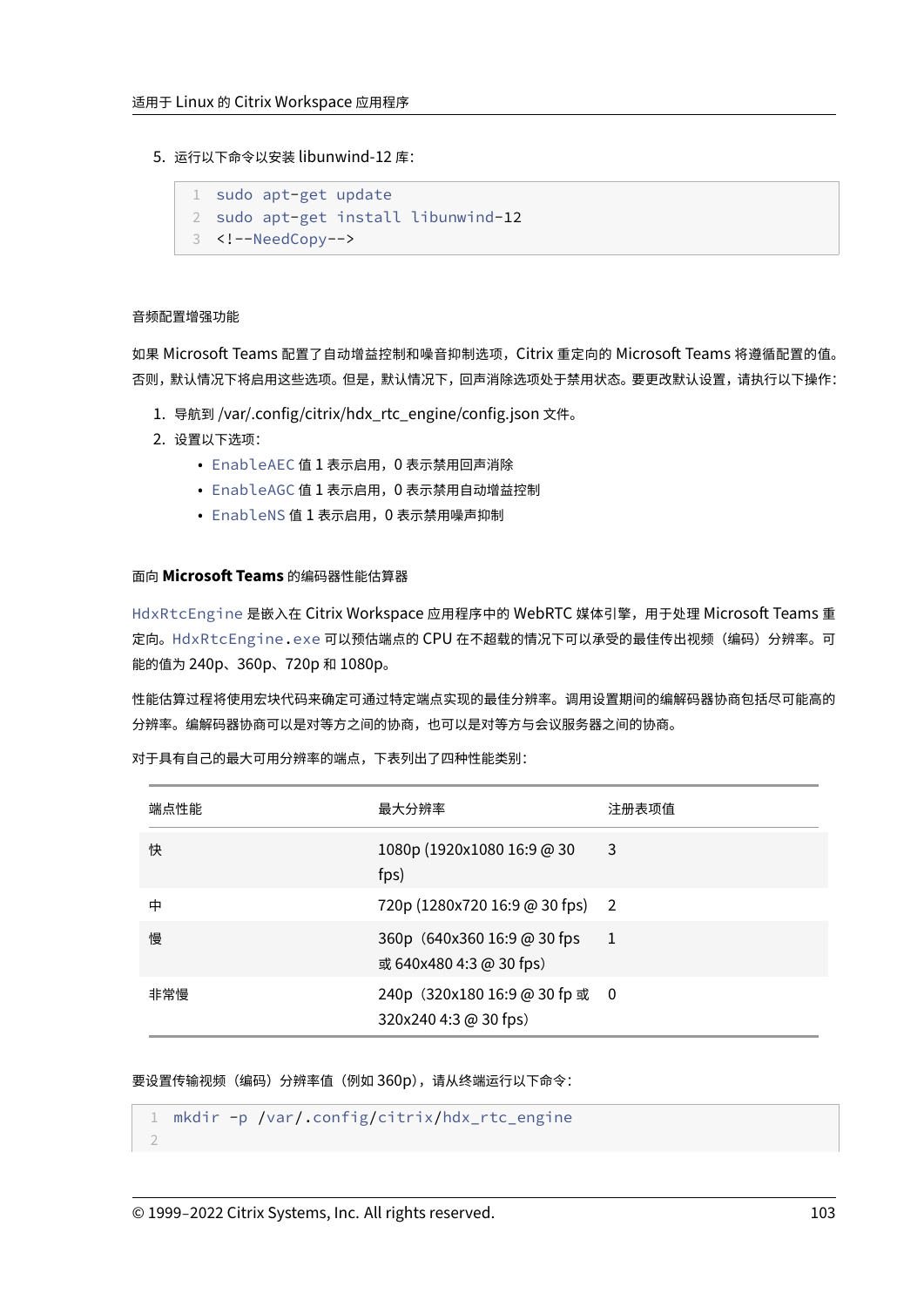5. 运行以下命令以安装 libunwind-12 库：

```
sudo apt-get update
sudo apt-get install libunwind-12
<!--NeedCopy-->
```

#### 音频配置增强功能

如果 Microsoft Teams 配置了自动增益控制和噪音抑制选项，Citrix 重定向的 Microsoft Teams 将遵循配置的值。否则，默认情况下将启用这些选项。但是，默认情况下，回声消除选项处于禁用状态。要更改默认设置，请执行以下操作：

1. 导航到 /var/.config/citrix/hdx_rtc_engine/config.json 文件。
2. 设置以下选项：
   - `EnableAEC` 值 1 表示启用，0 表示禁用回声消除
   - `EnableAGC` 值 1 表示启用，0 表示禁用自动增益控制
   - `EnableNS` 值 1 表示启用，0 表示禁用噪声抑制

#### 面向 **Microsoft Teams** 的编码器性能估算器

`HdxRtcEngine` 是嵌入在 Citrix Workspace 应用程序中的 WebRTC 媒体引擎，用于处理 Microsoft Teams 重定向。`HdxRtcEngine.exe` 可以预估端点的 CPU 在不超载的情况下可以承受的最佳传出视频（编码）分辨率。可能的值为 240p、360p、720p 和 1080p。

性能估算过程将使用宏块代码来确定可通过特定端点实现的最佳分辨率。调用设置期间的编解码器协商包括尽可能高的分辨率。编解码器协商可以是对等方之间的协商，也可以是对等方与会议服务器之间的协商。

对于具有自己的最大可用分辨率的端点，下表列出了四种性能类别：

| 端点性能 | 最大分辨率 | 注册表项值 |
| --- | --- | --- |
| 快 | 1080p (1920x1080 16:9 @ 30 fps) | 3 |
| 中 | 720p (1280x720 16:9 @ 30 fps) | 2 |
| 慢 | 360p（640x360 16:9 @ 30 fps 或 640x480 4:3 @ 30 fps） | 1 |
| 非常慢 | 240p（320x180 16:9 @ 30 fp 或 320x240 4:3 @ 30 fps） | 0 |

要设置传输视频（编码）分辨率值（例如 360p），请从终端运行以下命令：

```
mkdir -p /var/.config/citrix/hdx_rtc_engine

```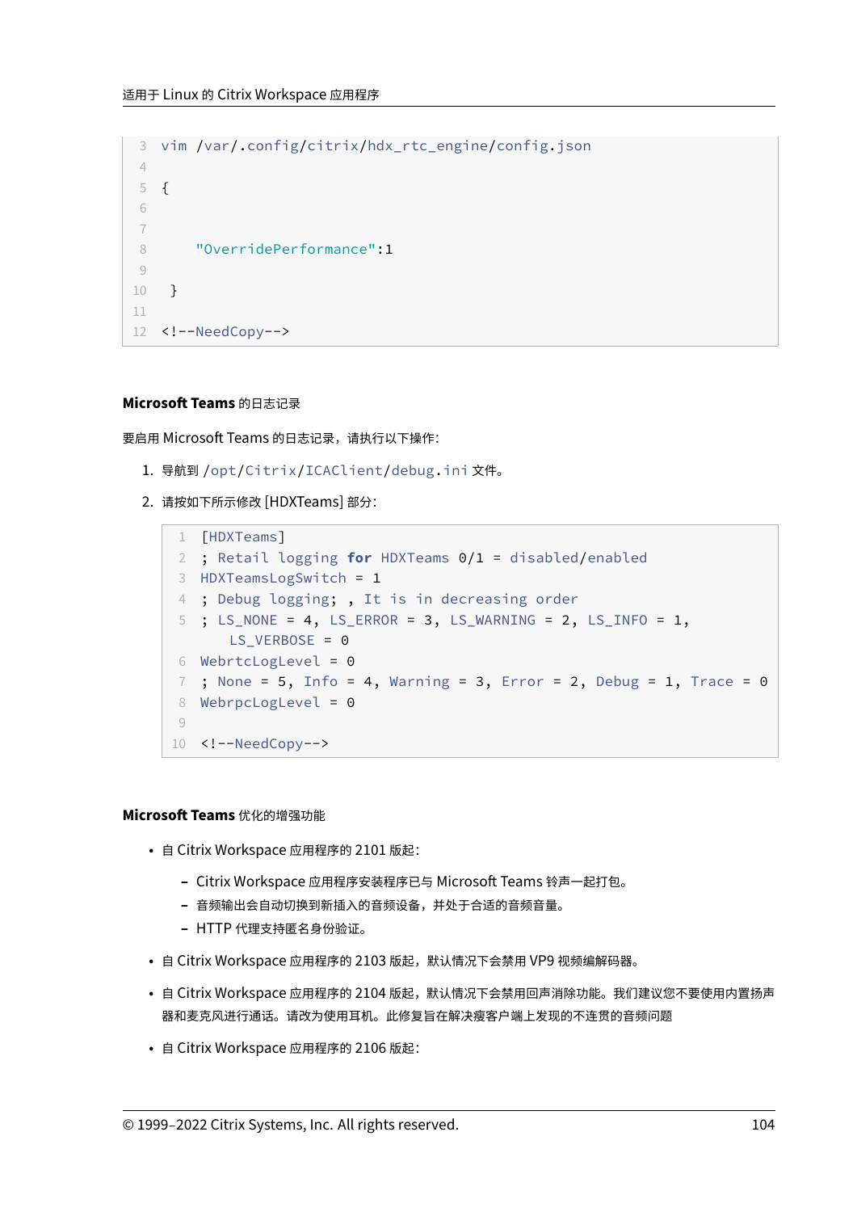```
vim /var/.config/citrix/hdx_rtc_engine/config.json

{


    "OverridePerformance":1

 }

<!--NeedCopy-->
```

**Microsoft Teams** 的日志记录

要启用 Microsoft Teams 的日志记录，请执行以下操作：

1. 导航到 /opt/Citrix/ICAClient/debug.ini 文件。
2. 请按如下所示修改 [HDXTeams] 部分：

```
[HDXTeams]
; Retail logging for HDXTeams 0/1 = disabled/enabled
HDXTeamsLogSwitch = 1
; Debug logging; , It is in decreasing order
; LS_NONE = 4, LS_ERROR = 3, LS_WARNING = 2, LS_INFO = 1,
    LS_VERBOSE = 0
WebrtcLogLevel = 0
; None = 5, Info = 4, Warning = 3, Error = 2, Debug = 1, Trace = 0
WebrpcLogLevel = 0

<!--NeedCopy-->
```

**Microsoft Teams** 优化的增强功能

- 自 Citrix Workspace 应用程序的 2101 版起：
  - Citrix Workspace 应用程序安装程序已与 Microsoft Teams 铃声一起打包。
  - 音频输出会自动切换到新插入的音频设备，并处于合适的音频音量。
  - HTTP 代理支持匿名身份验证。
- 自 Citrix Workspace 应用程序的 2103 版起，默认情况下会禁用 VP9 视频编解码器。
- 自 Citrix Workspace 应用程序的 2104 版起，默认情况下会禁用回声消除功能。我们建议您不要使用内置扬声器和麦克风进行通话。请改为使用耳机。此修复旨在解决瘦客户端上发现的不连贯的音频问题
- 自 Citrix Workspace 应用程序的 2106 版起：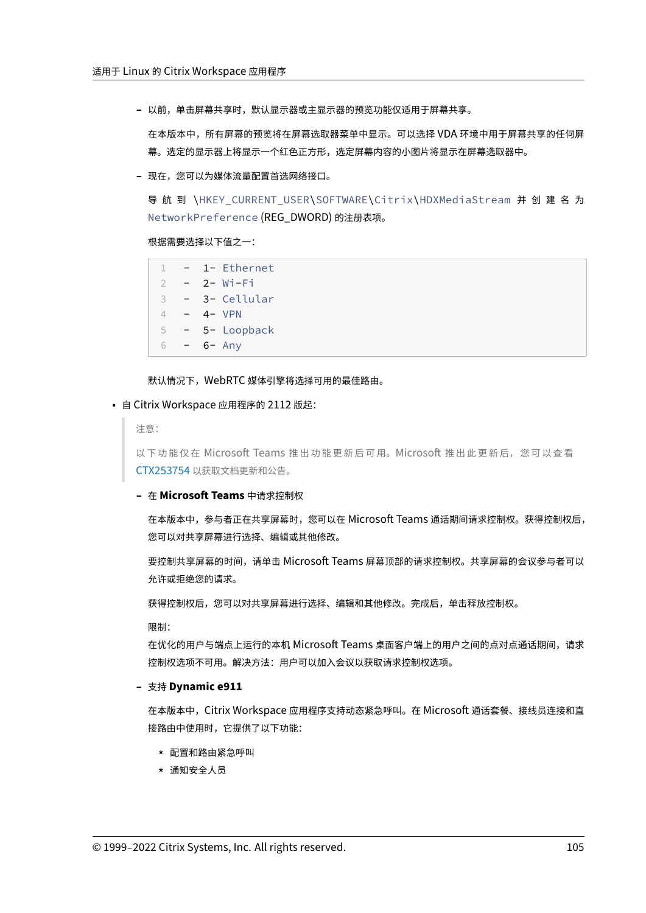- 以前，单击屏幕共享时，默认显示器或主显示器的预览功能仅适用于屏幕共享。

  在本版本中，所有屏幕的预览将在屏幕选取器菜单中显示。可以选择 VDA 环境中用于屏幕共享的任何屏幕。选定的显示器上将显示一个红色正方形，选定屏幕内容的小图片将显示在屏幕选取器中。

- 现在，您可以为媒体流量配置首选网络接口。

  导航到 `\HKEY_CURRENT_USER\SOFTWARE\Citrix\HDXMediaStream` 并创建名为 `NetworkPreference` (REG_DWORD) 的注册表项。

  根据需要选择以下值之一：

  ```
  - 1- Ethernet
  - 2- Wi-Fi
  - 3- Cellular
  - 4- VPN
  - 5- Loopback
  - 6- Any
  ```

  默认情况下，WebRTC 媒体引擎将选择可用的最佳路由。

- 自 Citrix Workspace 应用程序的 2112 版起：

  > 注意：
  >
  > 以下功能仅在 Microsoft Teams 推出功能更新后可用。Microsoft 推出此更新后，您可以查看 CTX253754 以获取文档更新和公告。

  - 在 **Microsoft Teams** 中请求控制权

    在本版本中，参与者正在共享屏幕时，您可以在 Microsoft Teams 通话期间请求控制权。获得控制权后，您可以对共享屏幕进行选择、编辑或其他修改。

    要控制共享屏幕的时间，请单击 Microsoft Teams 屏幕顶部的请求控制权。共享屏幕的会议参与者可以允许或拒绝您的请求。

    获得控制权后，您可以对共享屏幕进行选择、编辑和其他修改。完成后，单击释放控制权。

    限制：
    在优化的用户与端点上运行的本机 Microsoft Teams 桌面客户端上的用户之间的点对点通话期间，请求控制权选项不可用。解决方法：用户可以加入会议以获取请求控制权选项。

  - 支持 **Dynamic e911**

    在本版本中，Citrix Workspace 应用程序支持动态紧急呼叫。在 Microsoft 通话套餐、接线员连接和直接路由中使用时，它提供了以下功能：

    * 配置和路由紧急呼叫
    * 通知安全人员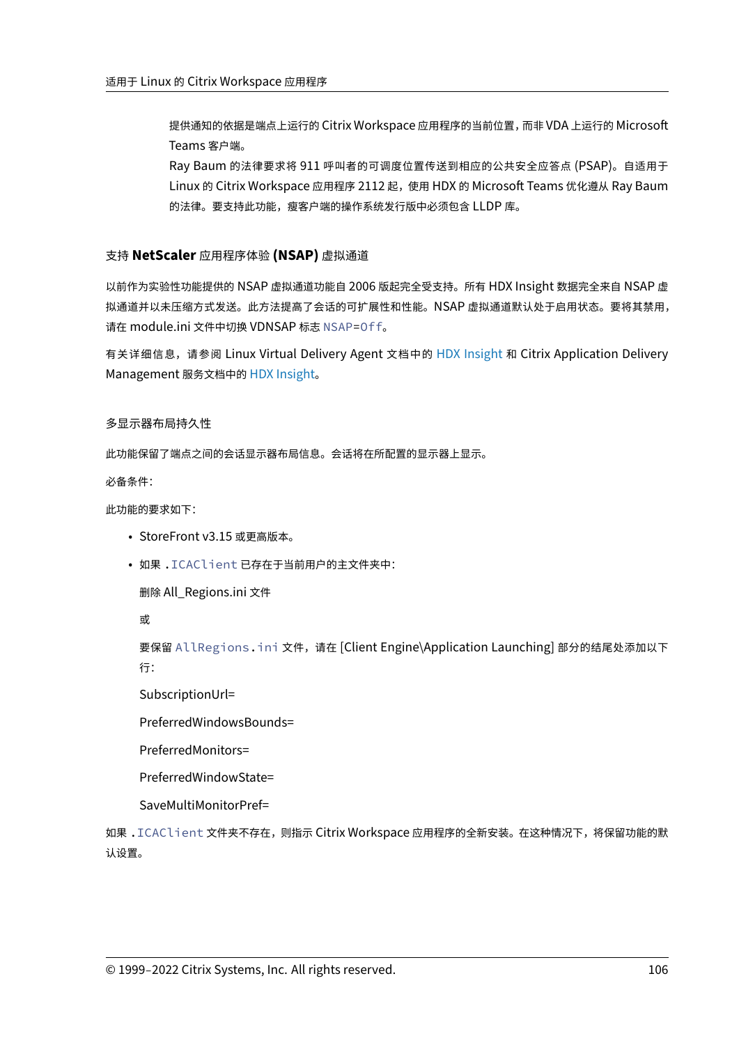提供通知的依据是端点上运行的 Citrix Workspace 应用程序的当前位置，而非 VDA 上运行的 Microsoft Teams 客户端。
Ray Baum 的法律要求将 911 呼叫者的可调度位置传送到相应的公共安全应答点 (PSAP)。自适用于 Linux 的 Citrix Workspace 应用程序 2112 起，使用 HDX 的 Microsoft Teams 优化遵从 Ray Baum 的法律。要支持此功能，瘦客户端的操作系统发行版中必须包含 LLDP 库。

### 支持 **NetScaler** 应用程序体验 **(NSAP)** 虚拟通道

以前作为实验性功能提供的 NSAP 虚拟通道功能自 2006 版起完全受支持。所有 HDX Insight 数据完全来自 NSAP 虚拟通道并以未压缩方式发送。此方法提高了会话的可扩展性和性能。NSAP 虚拟通道默认处于启用状态。要将其禁用，请在 module.ini 文件中切换 VDNSAP 标志 `NSAP=Off`。

有关详细信息，请参阅 Linux Virtual Delivery Agent 文档中的 HDX Insight 和 Citrix Application Delivery Management 服务文档中的 HDX Insight。

### 多显示器布局持久性

此功能保留了端点之间的会话显示器布局信息。会话将在所配置的显示器上显示。

必备条件：

此功能的要求如下：

- StoreFront v3.15 或更高版本。
- 如果 `.ICAClient` 已存在于当前用户的主文件夹中：

  删除 All_Regions.ini 文件

  或

  要保留 `AllRegions.ini` 文件，请在 [Client Engine\Application Launching] 部分的结尾处添加以下行：

  SubscriptionUrl=

  PreferredWindowsBounds=

  PreferredMonitors=

  PreferredWindowState=

  SaveMultiMonitorPref=

如果 `.ICAClient` 文件夹不存在，则指示 Citrix Workspace 应用程序的全新安装。在这种情况下，将保留功能的默认设置。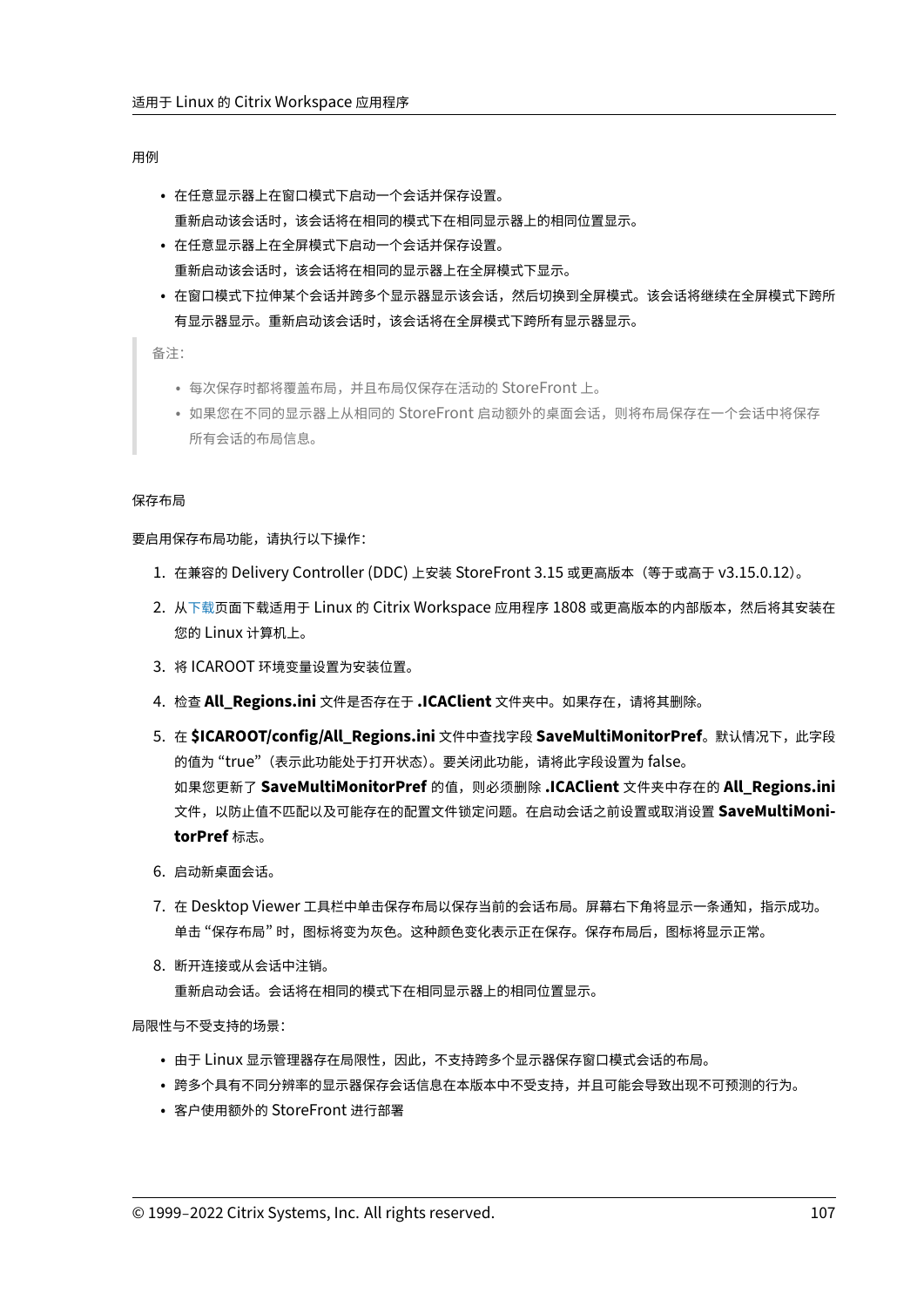用例

- 在任意显示器上在窗口模式下启动一个会话并保存设置。
  重新启动该会话时，该会话将在相同的模式下在相同显示器上的相同位置显示。
- 在任意显示器上在全屏模式下启动一个会话并保存设置。
  重新启动该会话时，该会话将在相同的显示器上在全屏模式下显示。
- 在窗口模式下拉伸某个会话并跨多个显示器显示该会话，然后切换到全屏模式。该会话将继续在全屏模式下跨所有显示器显示。重新启动该会话时，该会话将在全屏模式下跨所有显示器显示。

> 备注：
>
> - 每次保存时都将覆盖布局，并且布局仅保存在活动的 StoreFront 上。
> - 如果您在不同的显示器上从相同的 StoreFront 启动额外的桌面会话，则将布局保存在一个会话中将保存所有会话的布局信息。

保存布局

要启用保存布局功能，请执行以下操作：

1. 在兼容的 Delivery Controller (DDC) 上安装 StoreFront 3.15 或更高版本（等于或高于 v3.15.0.12）。
2. 从下载页面下载适用于 Linux 的 Citrix Workspace 应用程序 1808 或更高版本的内部版本，然后将其安装在您的 Linux 计算机上。
3. 将 ICAROOT 环境变量设置为安装位置。
4. 检查 **All_Regions.ini** 文件是否存在于 **.ICAClient** 文件夹中。如果存在，请将其删除。
5. 在 **$ICAROOT/config/All_Regions.ini** 文件中查找字段 **SaveMultiMonitorPref**。默认情况下，此字段的值为 "true"（表示此功能处于打开状态）。要关闭此功能，请将此字段设置为 false。
   如果您更新了 **SaveMultiMonitorPref** 的值，则必须删除 **.ICAClient** 文件夹中存在的 **All_Regions.ini** 文件，以防止值不匹配以及可能存在的配置文件锁定问题。在启动会话之前设置或取消设置 **SaveMultiMonitorPref** 标志。
6. 启动新桌面会话。
7. 在 Desktop Viewer 工具栏中单击保存布局以保存当前的会话布局。屏幕右下角将显示一条通知，指示成功。
   单击 "保存布局" 时，图标将变为灰色。这种颜色变化表示正在保存。保存布局后，图标将显示正常。
8. 断开连接或从会话中注销。
   重新启动会话。会话将在相同的模式下在相同显示器上的相同位置显示。

局限性与不受支持的场景：

- 由于 Linux 显示管理器存在局限性，因此，不支持跨多个显示器保存窗口模式会话的布局。
- 跨多个具有不同分辨率的显示器保存会话信息在本版本中不受支持，并且可能会导致出现不可预测的行为。
- 客户使用额外的 StoreFront 进行部署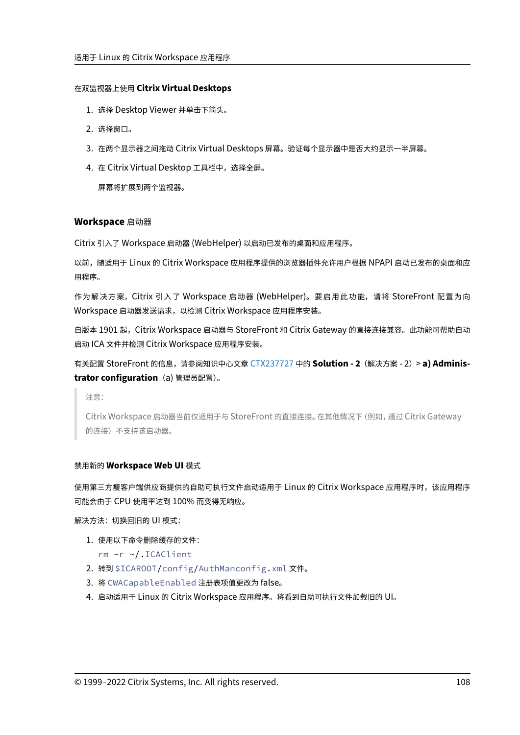#### 在双监视器上使用 **Citrix Virtual Desktops**

1. 选择 Desktop Viewer 并单击下箭头。
2. 选择窗口。
3. 在两个显示器之间拖动 Citrix Virtual Desktops 屏幕。验证每个显示器中是否大约显示一半屏幕。
4. 在 Citrix Virtual Desktop 工具栏中，选择全屏。

   屏幕将扩展到两个监视器。

### **Workspace** 启动器

Citrix 引入了 Workspace 启动器 (WebHelper) 以启动已发布的桌面和应用程序。

以前，随适用于 Linux 的 Citrix Workspace 应用程序提供的浏览器插件允许用户根据 NPAPI 启动已发布的桌面和应用程序。

作为解决方案，Citrix 引入了 Workspace 启动器 (WebHelper)。要启用此功能，请将 StoreFront 配置为向 Workspace 启动器发送请求，以检测 Citrix Workspace 应用程序安装。

自版本 1901 起，Citrix Workspace 启动器与 StoreFront 和 Citrix Gateway 的直接连接兼容。此功能可帮助自动启动 ICA 文件并检测 Citrix Workspace 应用程序安装。

有关配置 StoreFront 的信息，请参阅知识中心文章 CTX237727 中的 **Solution - 2**（解决方案 - 2）> **a) Administrator configuration**（a) 管理员配置）。

> 注意：
>
> Citrix Workspace 启动器当前仅适用于与 StoreFront 的直接连接。在其他情况下（例如，通过 Citrix Gateway 的连接）不支持该启动器。

#### 禁用新的 **Workspace Web UI** 模式

使用第三方瘦客户端供应商提供的自助可执行文件启动适用于 Linux 的 Citrix Workspace 应用程序时，该应用程序可能会由于 CPU 使用率达到 100% 而变得无响应。

解决方法：切换回旧的 UI 模式：

1. 使用以下命令删除缓存的文件：
   ```
   rm -r ~/.ICAClient
   ```
2. 转到 `$ICAROOT/config/AuthManconfig.xml` 文件。
3. 将 `CWACapableEnabled` 注册表项值更改为 false。
4. 启动适用于 Linux 的 Citrix Workspace 应用程序。将看到自助可执行文件加载旧的 UI。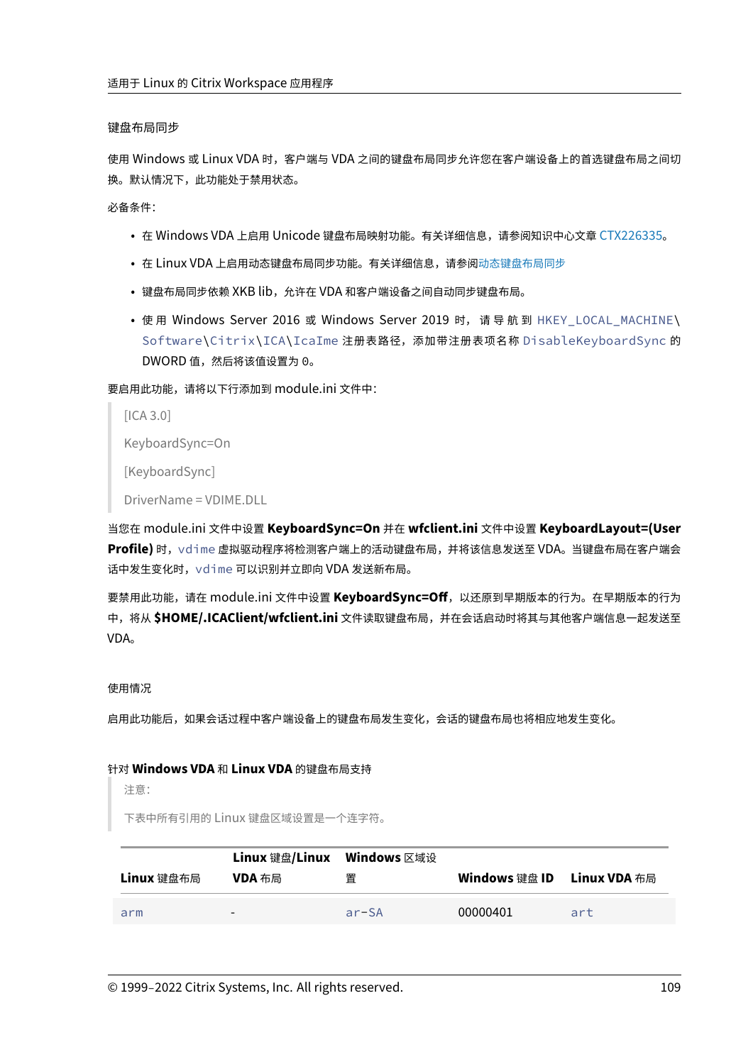#### 键盘布局同步

使用 Windows 或 Linux VDA 时，客户端与 VDA 之间的键盘布局同步允许您在客户端设备上的首选键盘布局之间切换。默认情况下，此功能处于禁用状态。

必备条件：

- 在 Windows VDA 上启用 Unicode 键盘布局映射功能。有关详细信息，请参阅知识中心文章 CTX226335。
- 在 Linux VDA 上启用动态键盘布局同步功能。有关详细信息，请参阅动态键盘布局同步
- 键盘布局同步依赖 XKB lib，允许在 VDA 和客户端设备之间自动同步键盘布局。
- 使用 Windows Server 2016 或 Windows Server 2019 时，请导航到 `HKEY_LOCAL_MACHINE\Software\Citrix\ICA\IcaIme` 注册表路径，添加带注册表项名称 `DisableKeyboardSync` 的 DWORD 值，然后将该值设置为 0。

要启用此功能，请将以下行添加到 module.ini 文件中：

> [ICA 3.0]
>
> KeyboardSync=On
>
> [KeyboardSync]
>
> DriverName = VDIME.DLL

当您在 module.ini 文件中设置 **KeyboardSync=On** 并在 **wfclient.ini** 文件中设置 **KeyboardLayout=(User Profile)** 时，`vdime` 虚拟驱动程序将检测客户端上的活动键盘布局，并将该信息发送至 VDA。当键盘布局在客户端会话中发生变化时，`vdime` 可以识别并立即向 VDA 发送新布局。

要禁用此功能，请在 module.ini 文件中设置 **KeyboardSync=Off**，以还原到早期版本的行为。在早期版本的行为中，将从 **$HOME/.ICAClient/wfclient.ini** 文件读取键盘布局，并在会话启动时将其与其他客户端信息一起发送至 VDA。

#### 使用情况

启用此功能后，如果会话过程中客户端设备上的键盘布局发生变化，会话的键盘布局也将相应地发生变化。

#### 针对 **Windows VDA** 和 **Linux VDA** 的键盘布局支持

> 注意：
>
> 下表中所有引用的 Linux 键盘区域设置是一个连字符。

| **Linux** 键盘布局 | **Linux** 键盘/**Linux VDA** 布局 | **Windows** 区域设置 | **Windows** 键盘 **ID** | **Linux VDA** 布局 |
|---|---|---|---|---|
| `arm` | - | `ar-SA` | 00000401 | `art` |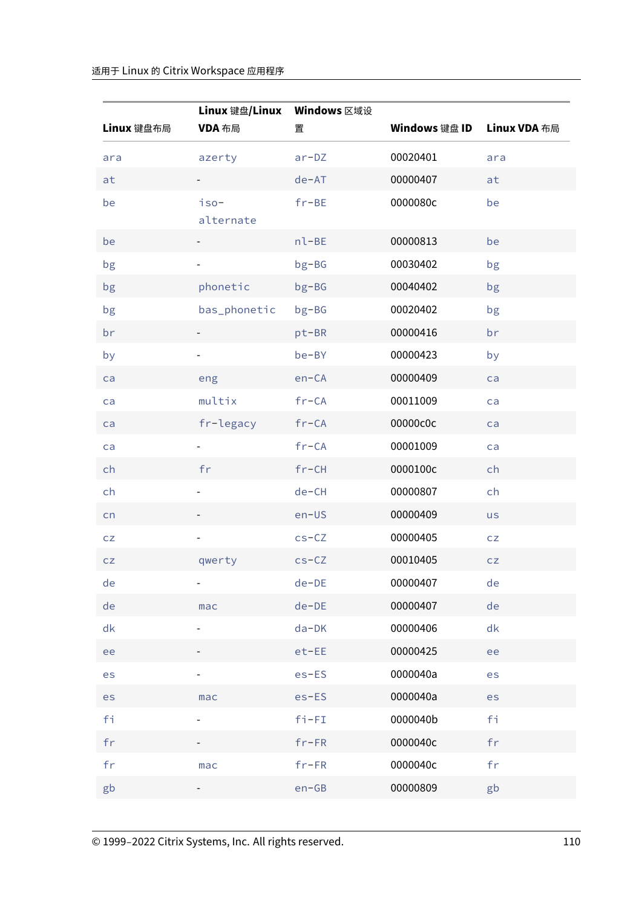| Linux 键盘布局 | Linux 键盘/Linux VDA 布局 | Windows 区域设置 | Windows 键盘 ID | Linux VDA 布局 |
| --- | --- | --- | --- | --- |
| ara | azerty | ar-DZ | 00020401 | ara |
| at | - | de-AT | 00000407 | at |
| be | iso-alternate | fr-BE | 0000080c | be |
| be | - | nl-BE | 00000813 | be |
| bg | - | bg-BG | 00030402 | bg |
| bg | phonetic | bg-BG | 00040402 | bg |
| bg | bas_phonetic | bg-BG | 00020402 | bg |
| br | - | pt-BR | 00000416 | br |
| by | - | be-BY | 00000423 | by |
| ca | eng | en-CA | 00000409 | ca |
| ca | multix | fr-CA | 00011009 | ca |
| ca | fr-legacy | fr-CA | 00000c0c | ca |
| ca | - | fr-CA | 00001009 | ca |
| ch | fr | fr-CH | 0000100c | ch |
| ch | - | de-CH | 00000807 | ch |
| cn | - | en-US | 00000409 | us |
| cz | - | cs-CZ | 00000405 | cz |
| cz | qwerty | cs-CZ | 00010405 | cz |
| de | - | de-DE | 00000407 | de |
| de | mac | de-DE | 00000407 | de |
| dk | - | da-DK | 00000406 | dk |
| ee | - | et-EE | 00000425 | ee |
| es | - | es-ES | 0000040a | es |
| es | mac | es-ES | 0000040a | es |
| fi | - | fi-FI | 0000040b | fi |
| fr | - | fr-FR | 0000040c | fr |
| fr | mac | fr-FR | 0000040c | fr |
| gb | - | en-GB | 00000809 | gb |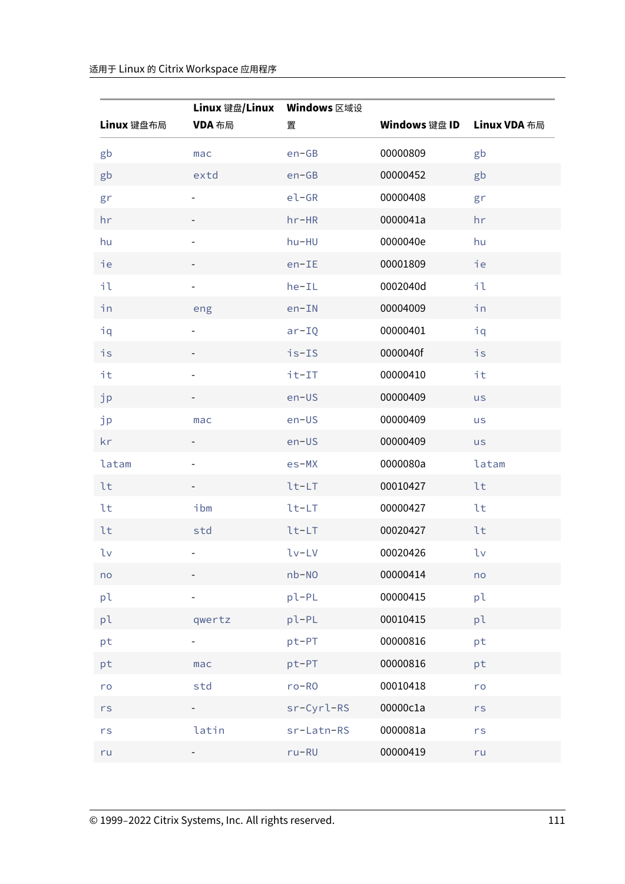| Linux 键盘布局 | Linux 键盘/Linux VDA 布局 | Windows 区域设置 | Windows 键盘 ID | Linux VDA 布局 |
| --- | --- | --- | --- | --- |
| gb | mac | en-GB | 00000809 | gb |
| gb | extd | en-GB | 00000452 | gb |
| gr | - | el-GR | 00000408 | gr |
| hr | - | hr-HR | 0000041a | hr |
| hu | - | hu-HU | 0000040e | hu |
| ie | - | en-IE | 00001809 | ie |
| il | - | he-IL | 0002040d | il |
| in | eng | en-IN | 00004009 | in |
| iq | - | ar-IQ | 00000401 | iq |
| is | - | is-IS | 0000040f | is |
| it | - | it-IT | 00000410 | it |
| jp | - | en-US | 00000409 | us |
| jp | mac | en-US | 00000409 | us |
| kr | - | en-US | 00000409 | us |
| latam | - | es-MX | 0000080a | latam |
| lt | - | lt-LT | 00010427 | lt |
| lt | ibm | lt-LT | 00000427 | lt |
| lt | std | lt-LT | 00020427 | lt |
| lv | - | lv-LV | 00020426 | lv |
| no | - | nb-NO | 00000414 | no |
| pl | - | pl-PL | 00000415 | pl |
| pl | qwertz | pl-PL | 00010415 | pl |
| pt | - | pt-PT | 00000816 | pt |
| pt | mac | pt-PT | 00000816 | pt |
| ro | std | ro-RO | 00010418 | ro |
| rs | - | sr-Cyrl-RS | 00000c1a | rs |
| rs | latin | sr-Latn-RS | 0000081a | rs |
| ru | - | ru-RU | 00000419 | ru |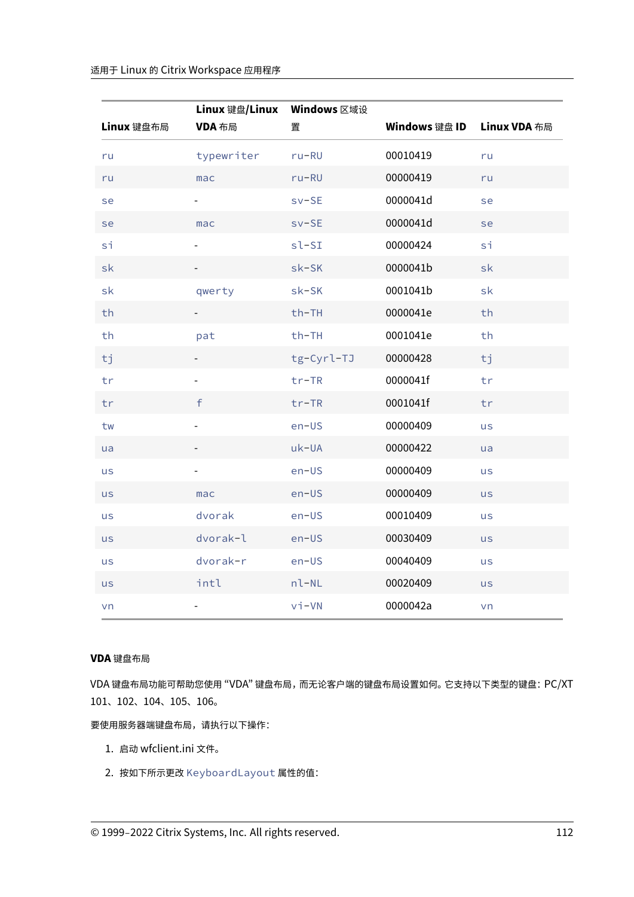| Linux 键盘布局 | Linux 键盘/Linux VDA 布局 | Windows 区域设置 | Windows 键盘 ID | Linux VDA 布局 |
|---|---|---|---|---|
| ru | typewriter | ru-RU | 00010419 | ru |
| ru | mac | ru-RU | 00000419 | ru |
| se | - | sv-SE | 0000041d | se |
| se | mac | sv-SE | 0000041d | se |
| si | - | sl-SI | 00000424 | si |
| sk | - | sk-SK | 0000041b | sk |
| sk | qwerty | sk-SK | 0001041b | sk |
| th | - | th-TH | 0000041e | th |
| th | pat | th-TH | 0001041e | th |
| tj | - | tg-Cyrl-TJ | 00000428 | tj |
| tr | - | tr-TR | 0000041f | tr |
| tr | f | tr-TR | 0001041f | tr |
| tw | - | en-US | 00000409 | us |
| ua | - | uk-UA | 00000422 | ua |
| us | - | en-US | 00000409 | us |
| us | mac | en-US | 00000409 | us |
| us | dvorak | en-US | 00010409 | us |
| us | dvorak-l | en-US | 00030409 | us |
| us | dvorak-r | en-US | 00040409 | us |
| us | intl | nl-NL | 00020409 | us |
| vn | - | vi-VN | 0000042a | vn |

**VDA 键盘布局**

VDA 键盘布局功能可帮助您使用 "VDA" 键盘布局，而无论客户端的键盘布局设置如何。它支持以下类型的键盘：PC/XT 101、102、104、105、106。

要使用服务器端键盘布局，请执行以下操作：

1. 启动 wfclient.ini 文件。
2. 按如下所示更改 `KeyboardLayout` 属性的值：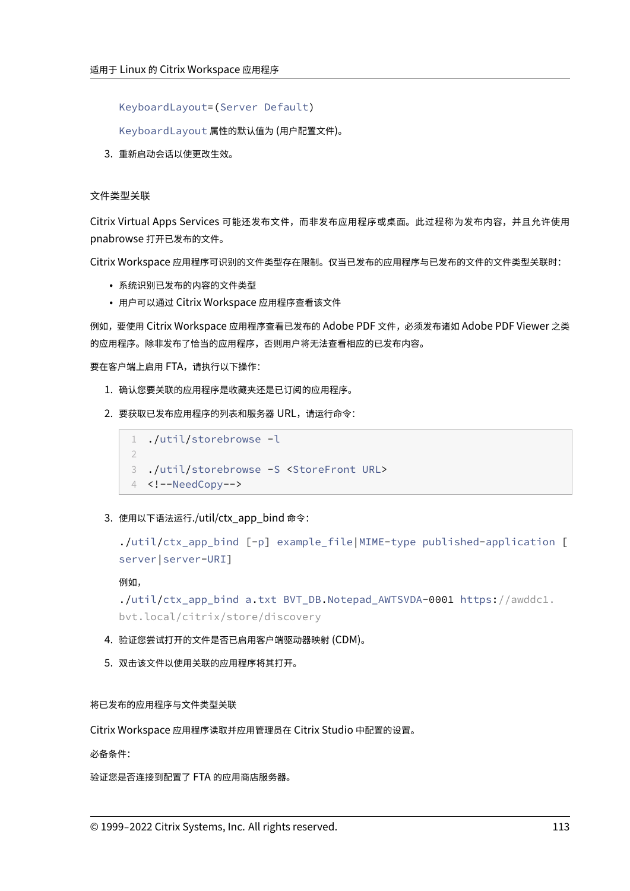```
KeyboardLayout=(Server Default)
```

`KeyboardLayout` 属性的默认值为 (用户配置文件)。

3. 重新启动会话以使更改生效。

### 文件类型关联

Citrix Virtual Apps Services 可能还发布文件，而非发布应用程序或桌面。此过程称为发布内容，并且允许使用 pnabrowse 打开已发布的文件。

Citrix Workspace 应用程序可识别的文件类型存在限制。仅当已发布的应用程序与已发布的文件的文件类型关联时：

- 系统识别已发布的内容的文件类型
- 用户可以通过 Citrix Workspace 应用程序查看该文件

例如，要使用 Citrix Workspace 应用程序查看已发布的 Adobe PDF 文件，必须发布诸如 Adobe PDF Viewer 之类的应用程序。除非发布了恰当的应用程序，否则用户将无法查看相应的已发布内容。

要在客户端上启用 FTA，请执行以下操作：

1. 确认您要关联的应用程序是收藏夹还是已订阅的应用程序。
2. 要获取已发布应用程序的列表和服务器 URL，请运行命令：

```
./util/storebrowse -l

./util/storebrowse -S <StoreFront URL>
<!--NeedCopy-->
```

3. 使用以下语法运行./util/ctx_app_bind 命令：

```
./util/ctx_app_bind [-p] example_file|MIME-type published-application [
server|server-URI]
```

例如，

```
./util/ctx_app_bind a.txt BVT_DB.Notepad_AWTSVDA-0001 https://awddc1.
bvt.local/citrix/store/discovery
```

4. 验证您尝试打开的文件是否已启用客户端驱动器映射 (CDM)。
5. 双击该文件以使用关联的应用程序将其打开。

#### 将已发布的应用程序与文件类型关联

Citrix Workspace 应用程序读取并应用管理员在 Citrix Studio 中配置的设置。

必备条件：

验证您是否连接到配置了 FTA 的应用商店服务器。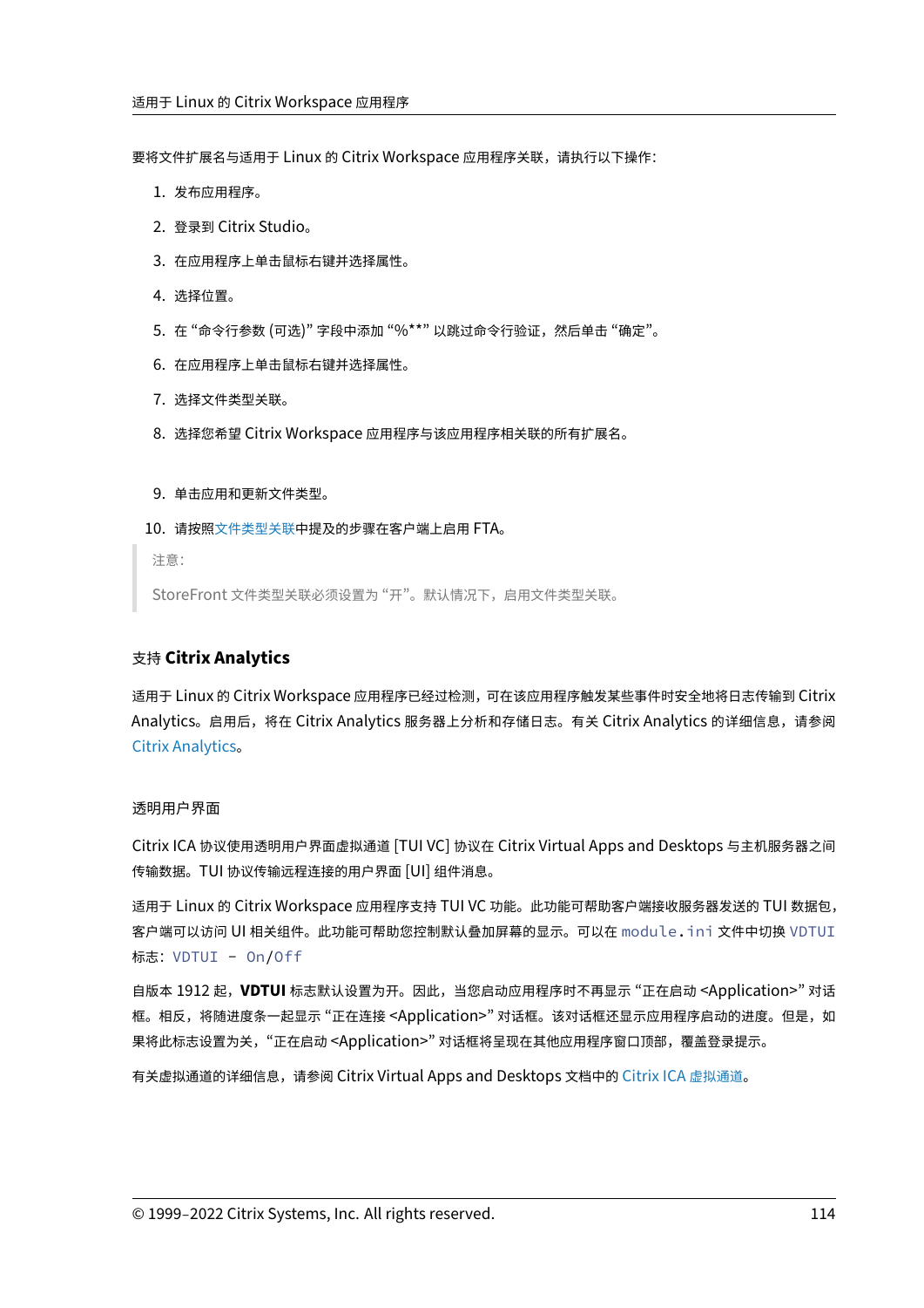要将文件扩展名与适用于 Linux 的 Citrix Workspace 应用程序关联，请执行以下操作：

1. 发布应用程序。
2. 登录到 Citrix Studio。
3. 在应用程序上单击鼠标右键并选择属性。
4. 选择位置。
5. 在 “命令行参数 (可选)” 字段中添加 “%**” 以跳过命令行验证，然后单击 “确定”。
6. 在应用程序上单击鼠标右键并选择属性。
7. 选择文件类型关联。
8. 选择您希望 Citrix Workspace 应用程序与该应用程序相关联的所有扩展名。
9. 单击应用和更新文件类型。
10. 请按照文件类型关联中提及的步骤在客户端上启用 FTA。

> 注意：
>
> StoreFront 文件类型关联必须设置为 “开”。默认情况下，启用文件类型关联。

### 支持 **Citrix Analytics**

适用于 Linux 的 Citrix Workspace 应用程序已经过检测，可在该应用程序触发某些事件时安全地将日志传输到 Citrix Analytics。启用后，将在 Citrix Analytics 服务器上分析和存储日志。有关 Citrix Analytics 的详细信息，请参阅 Citrix Analytics。

#### 透明用户界面

Citrix ICA 协议使用透明用户界面虚拟通道 [TUI VC] 协议在 Citrix Virtual Apps and Desktops 与主机服务器之间传输数据。TUI 协议传输远程连接的用户界面 [UI] 组件消息。

适用于 Linux 的 Citrix Workspace 应用程序支持 TUI VC 功能。此功能可帮助客户端接收服务器发送的 TUI 数据包，客户端可以访问 UI 相关组件。此功能可帮助您控制默认叠加屏幕的显示。可以在 `module.ini` 文件中切换 `VDTUI` 标志：`VDTUI - On`/`Off`

自版本 1912 起，**VDTUI** 标志默认设置为开。因此，当您启动应用程序时不再显示 “正在启动 <Application>” 对话框。相反，将随进度条一起显示 “正在连接 <Application>” 对话框。该对话框还显示应用程序启动的进度。但是，如果将此标志设置为关，“正在启动 <Application>” 对话框将呈现在其他应用程序窗口顶部，覆盖登录提示。

有关虚拟通道的详细信息，请参阅 Citrix Virtual Apps and Desktops 文档中的 Citrix ICA 虚拟通道。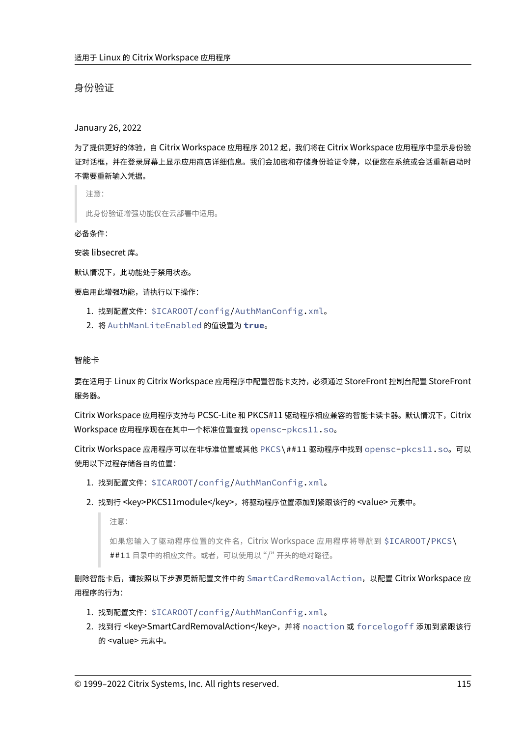## 身份验证

January 26, 2022

为了提供更好的体验，自 Citrix Workspace 应用程序 2012 起，我们将在 Citrix Workspace 应用程序中显示身份验证对话框，并在登录屏幕上显示应用商店详细信息。我们会加密和存储身份验证令牌，以便您在系统或会话重新启动时不需要重新输入凭据。

> 注意：
>
> 此身份验证增强功能仅在云部署中适用。

必备条件：

安装 libsecret 库。

默认情况下，此功能处于禁用状态。

要启用此增强功能，请执行以下操作：

1. 找到配置文件：`$ICAROOT/config/AuthManConfig.xml`。
2. 将 `AuthManLiteEnabled` 的值设置为 **`true`**。

## 智能卡

要在适用于 Linux 的 Citrix Workspace 应用程序中配置智能卡支持，必须通过 StoreFront 控制台配置 StoreFront 服务器。

Citrix Workspace 应用程序支持与 PCSC-Lite 和 PKCS#11 驱动程序相应兼容的智能卡读卡器。默认情况下，Citrix Workspace 应用程序现在在其中一个标准位置查找 `opensc-pkcs11.so`。

Citrix Workspace 应用程序可以在非标准位置或其他 `PKCS\##11` 驱动程序中找到 `opensc-pkcs11.so`。可以使用以下过程存储各自的位置：

1. 找到配置文件：`$ICAROOT/config/AuthManConfig.xml`。
2. 找到行 <key>PKCS11module</key>，将驱动程序位置添加到紧跟该行的 <value> 元素中。

   > 注意：
   >
   > 如果您输入了驱动程序位置的文件名，Citrix Workspace 应用程序将导航到 `$ICAROOT/PKCS\##11` 目录中的相应文件。或者，可以使用以 “/” 开头的绝对路径。

删除智能卡后，请按照以下步骤更新配置文件中的 `SmartCardRemovalAction`，以配置 Citrix Workspace 应用程序的行为：

1. 找到配置文件：`$ICAROOT/config/AuthManConfig.xml`。
2. 找到行 <key>SmartCardRemovalAction</key>，并将 `noaction` 或 `forcelogoff` 添加到紧跟该行的 <value> 元素中。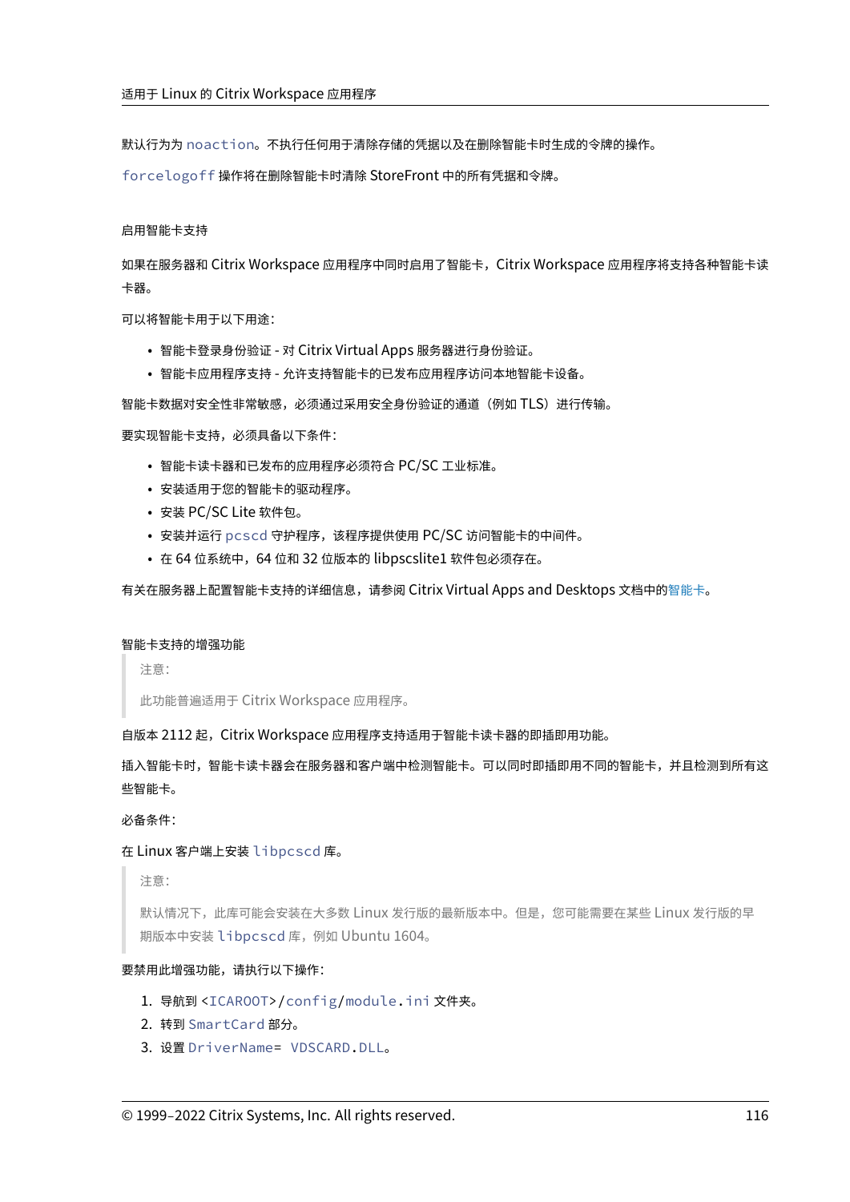默认行为为 `noaction`。不执行任何用于清除存储的凭据以及在删除智能卡时生成的令牌的操作。

`forcelogoff` 操作将在删除智能卡时清除 StoreFront 中的所有凭据和令牌。

#### 启用智能卡支持

如果在服务器和 Citrix Workspace 应用程序中同时启用了智能卡，Citrix Workspace 应用程序将支持各种智能卡读卡器。

可以将智能卡用于以下用途：

- 智能卡登录身份验证 - 对 Citrix Virtual Apps 服务器进行身份验证。
- 智能卡应用程序支持 - 允许支持智能卡的已发布应用程序访问本地智能卡设备。

智能卡数据对安全性非常敏感，必须通过采用安全身份验证的通道（例如 TLS）进行传输。

要实现智能卡支持，必须具备以下条件：

- 智能卡读卡器和已发布的应用程序必须符合 PC/SC 工业标准。
- 安装适用于您的智能卡的驱动程序。
- 安装 PC/SC Lite 软件包。
- 安装并运行 `pcscd` 守护程序，该程序提供使用 PC/SC 访问智能卡的中间件。
- 在 64 位系统中，64 位和 32 位版本的 libpscslite1 软件包必须存在。

有关在服务器上配置智能卡支持的详细信息，请参阅 Citrix Virtual Apps and Desktops 文档中的智能卡。

#### 智能卡支持的增强功能

> 注意：
>
> 此功能普遍适用于 Citrix Workspace 应用程序。

自版本 2112 起，Citrix Workspace 应用程序支持适用于智能卡读卡器的即插即用功能。

插入智能卡时，智能卡读卡器会在服务器和客户端中检测智能卡。可以同时即插即用不同的智能卡，并且检测到所有这些智能卡。

必备条件：

在 Linux 客户端上安装 `libpcscd` 库。

> 注意：
>
> 默认情况下，此库可能会安装在大多数 Linux 发行版的最新版本中。但是，您可能需要在某些 Linux 发行版的早期版本中安装 `libpcscd` 库，例如 Ubuntu 1604。

要禁用此增强功能，请执行以下操作：

1. 导航到 `<ICAROOT>/config/module.ini` 文件夹。
2. 转到 `SmartCard` 部分。
3. 设置 `DriverName= VDSCARD.DLL`。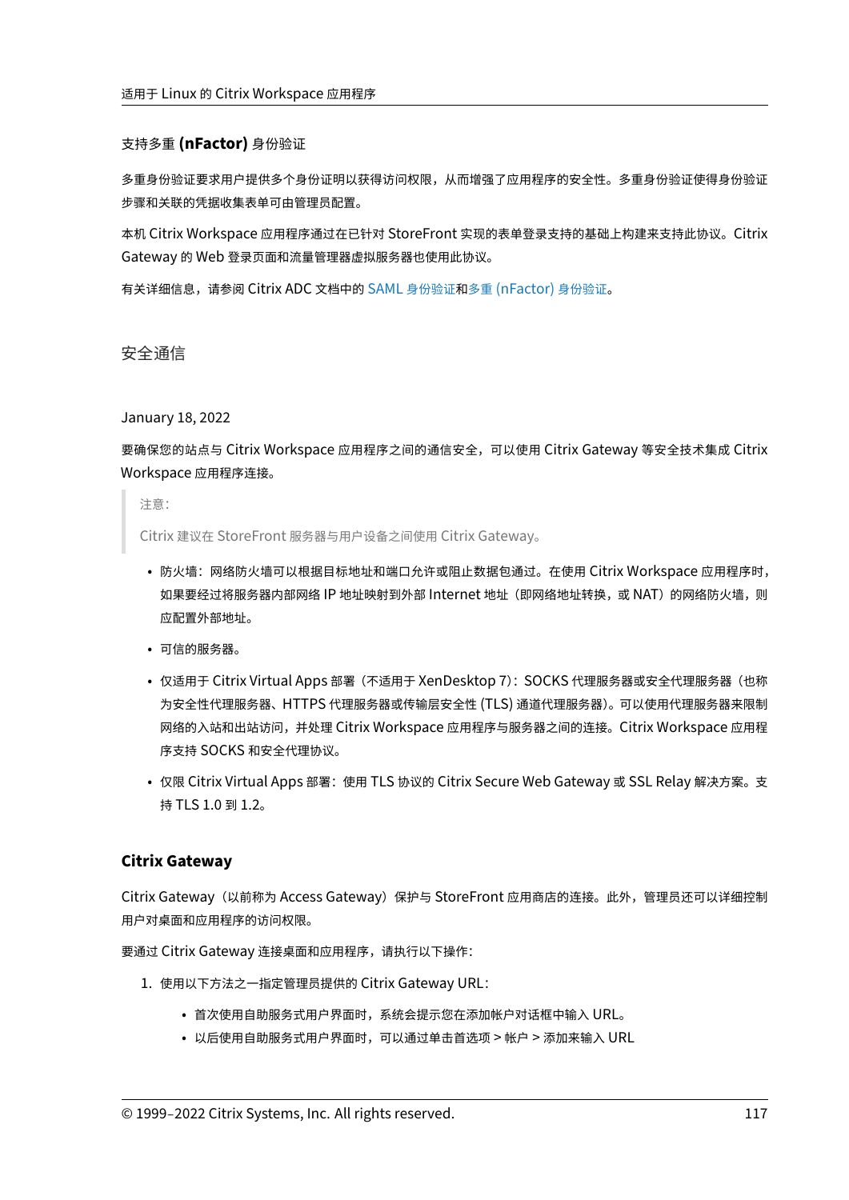### 支持多重 (nFactor) 身份验证

多重身份验证要求用户提供多个身份证明以获得访问权限，从而增强了应用程序的安全性。多重身份验证使得身份验证步骤和关联的凭据收集表单可由管理员配置。

本机 Citrix Workspace 应用程序通过在已针对 StoreFront 实现的表单登录支持的基础上构建来支持此协议。Citrix Gateway 的 Web 登录页面和流量管理器虚拟服务器也使用此协议。

有关详细信息，请参阅 Citrix ADC 文档中的 SAML 身份验证和多重 (nFactor) 身份验证。

## 安全通信

January 18, 2022

要确保您的站点与 Citrix Workspace 应用程序之间的通信安全，可以使用 Citrix Gateway 等安全技术集成 Citrix Workspace 应用程序连接。

> 注意：
>
> Citrix 建议在 StoreFront 服务器与用户设备之间使用 Citrix Gateway。

- 防火墙：网络防火墙可以根据目标地址和端口允许或阻止数据包通过。在使用 Citrix Workspace 应用程序时，如果要经过将服务器内部网络 IP 地址映射到外部 Internet 地址（即网络地址转换，或 NAT）的网络防火墙，则应配置外部地址。
- 可信的服务器。
- 仅适用于 Citrix Virtual Apps 部署（不适用于 XenDesktop 7）：SOCKS 代理服务器或安全代理服务器（也称为安全性代理服务器、HTTPS 代理服务器或传输层安全性 (TLS) 通道代理服务器）。可以使用代理服务器来限制网络的入站和出站访问，并处理 Citrix Workspace 应用程序与服务器之间的连接。Citrix Workspace 应用程序支持 SOCKS 和安全代理协议。
- 仅限 Citrix Virtual Apps 部署：使用 TLS 协议的 Citrix Secure Web Gateway 或 SSL Relay 解决方案。支持 TLS 1.0 到 1.2。

### Citrix Gateway

Citrix Gateway（以前称为 Access Gateway）保护与 StoreFront 应用商店的连接。此外，管理员还可以详细控制用户对桌面和应用程序的访问权限。

要通过 Citrix Gateway 连接桌面和应用程序，请执行以下操作：

1. 使用以下方法之一指定管理员提供的 Citrix Gateway URL：
    - 首次使用自助服务式用户界面时，系统会提示您在添加帐户对话框中输入 URL。
    - 以后使用自助服务式用户界面时，可以通过单击首选项 > 帐户 > 添加来输入 URL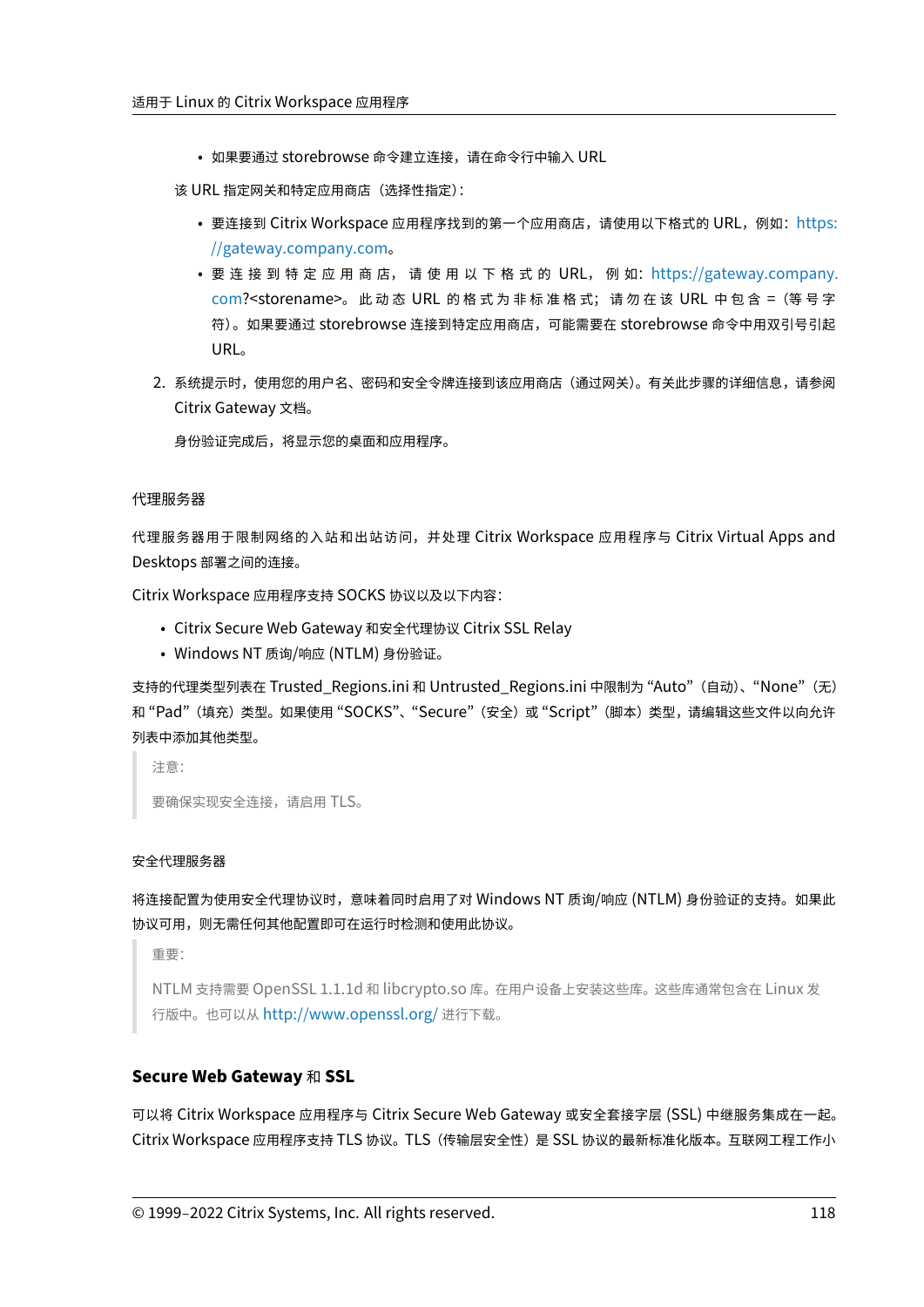- 如果要通过 storebrowse 命令建立连接，请在命令行中输入 URL

该 URL 指定网关和特定应用商店（选择性指定）：

- 要连接到 Citrix Workspace 应用程序找到的第一个应用商店，请使用以下格式的 URL，例如：https://gateway.company.com。
- 要连接到特定应用商店，请使用以下格式的 URL，例如：https://gateway.company.com?<storename>。此动态 URL 的格式为非标准格式；请勿在该 URL 中包含 =（等号字符）。如果要通过 storebrowse 连接到特定应用商店，可能需要在 storebrowse 命令中用双引号引起 URL。

2. 系统提示时，使用您的用户名、密码和安全令牌连接到该应用商店（通过网关）。有关此步骤的详细信息，请参阅 Citrix Gateway 文档。

   身份验证完成后，将显示您的桌面和应用程序。

### 代理服务器

代理服务器用于限制网络的入站和出站访问，并处理 Citrix Workspace 应用程序与 Citrix Virtual Apps and Desktops 部署之间的连接。

Citrix Workspace 应用程序支持 SOCKS 协议以及以下内容：

- Citrix Secure Web Gateway 和安全代理协议 Citrix SSL Relay
- Windows NT 质询/响应 (NTLM) 身份验证。

支持的代理类型列表在 Trusted_Regions.ini 和 Untrusted_Regions.ini 中限制为 “Auto”（自动）、“None”（无）和 “Pad”（填充）类型。如果使用 “SOCKS”、“Secure”（安全）或 “Script”（脚本）类型，请编辑这些文件以向允许列表中添加其他类型。

> 注意：
>
> 要确保实现安全连接，请启用 TLS。

#### 安全代理服务器

将连接配置为使用安全代理协议时，意味着同时启用了对 Windows NT 质询/响应 (NTLM) 身份验证的支持。如果此协议可用，则无需任何其他配置即可在运行时检测和使用此协议。

> 重要：
>
> NTLM 支持需要 OpenSSL 1.1.1d 和 libcrypto.so 库。在用户设备上安装这些库。这些库通常包含在 Linux 发行版中。也可以从 http://www.openssl.org/ 进行下载。

## Secure Web Gateway 和 SSL

可以将 Citrix Workspace 应用程序与 Citrix Secure Web Gateway 或安全套接字层 (SSL) 中继服务集成在一起。Citrix Workspace 应用程序支持 TLS 协议。TLS（传输层安全性）是 SSL 协议的最新标准化版本。互联网工程工作小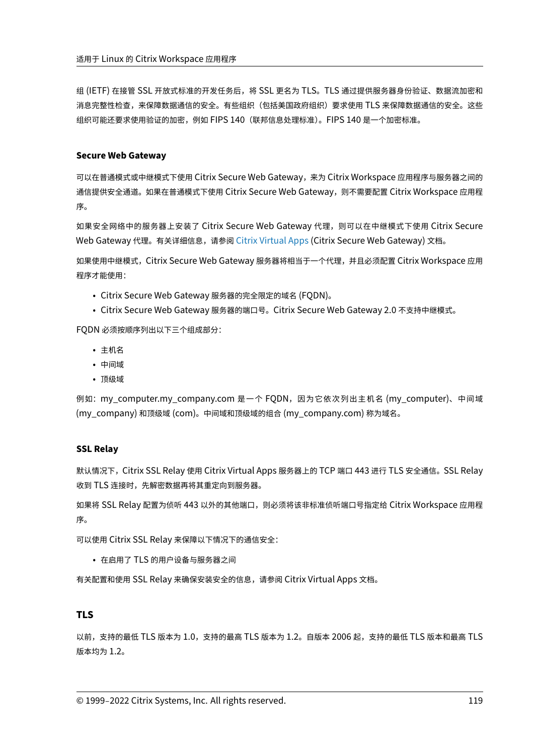组 (IETF) 在接管 SSL 开放式标准的开发任务后，将 SSL 更名为 TLS。TLS 通过提供服务器身份验证、数据流加密和消息完整性检查，来保障数据通信的安全。有些组织（包括美国政府组织）要求使用 TLS 来保障数据通信的安全。这些组织可能还要求使用验证的加密，例如 FIPS 140（联邦信息处理标准）。FIPS 140 是一个加密标准。

#### Secure Web Gateway

可以在普通模式或中继模式下使用 Citrix Secure Web Gateway，来为 Citrix Workspace 应用程序与服务器之间的通信提供安全通道。如果在普通模式下使用 Citrix Secure Web Gateway，则不需要配置 Citrix Workspace 应用程序。

如果安全网络中的服务器上安装了 Citrix Secure Web Gateway 代理，则可以在中继模式下使用 Citrix Secure Web Gateway 代理。有关详细信息，请参阅 Citrix Virtual Apps (Citrix Secure Web Gateway) 文档。

如果使用中继模式，Citrix Secure Web Gateway 服务器将相当于一个代理，并且必须配置 Citrix Workspace 应用程序才能使用：

- Citrix Secure Web Gateway 服务器的完全限定的域名 (FQDN)。
- Citrix Secure Web Gateway 服务器的端口号。Citrix Secure Web Gateway 2.0 不支持中继模式。

FQDN 必须按顺序列出以下三个组成部分：

- 主机名
- 中间域
- 顶级域

例如：my_computer.my_company.com 是一个 FQDN，因为它依次列出主机名 (my_computer)、中间域 (my_company) 和顶级域 (com)。中间域和顶级域的组合 (my_company.com) 称为域名。

#### SSL Relay

默认情况下，Citrix SSL Relay 使用 Citrix Virtual Apps 服务器上的 TCP 端口 443 进行 TLS 安全通信。SSL Relay 收到 TLS 连接时，先解密数据再将其重定向到服务器。

如果将 SSL Relay 配置为侦听 443 以外的其他端口，则必须将该非标准侦听端口号指定给 Citrix Workspace 应用程序。

可以使用 Citrix SSL Relay 来保障以下情况下的通信安全：

- 在启用了 TLS 的用户设备与服务器之间

有关配置和使用 SSL Relay 来确保安装安全的信息，请参阅 Citrix Virtual Apps 文档。

### TLS

以前，支持的最低 TLS 版本为 1.0，支持的最高 TLS 版本为 1.2。自版本 2006 起，支持的最低 TLS 版本和最高 TLS 版本均为 1.2。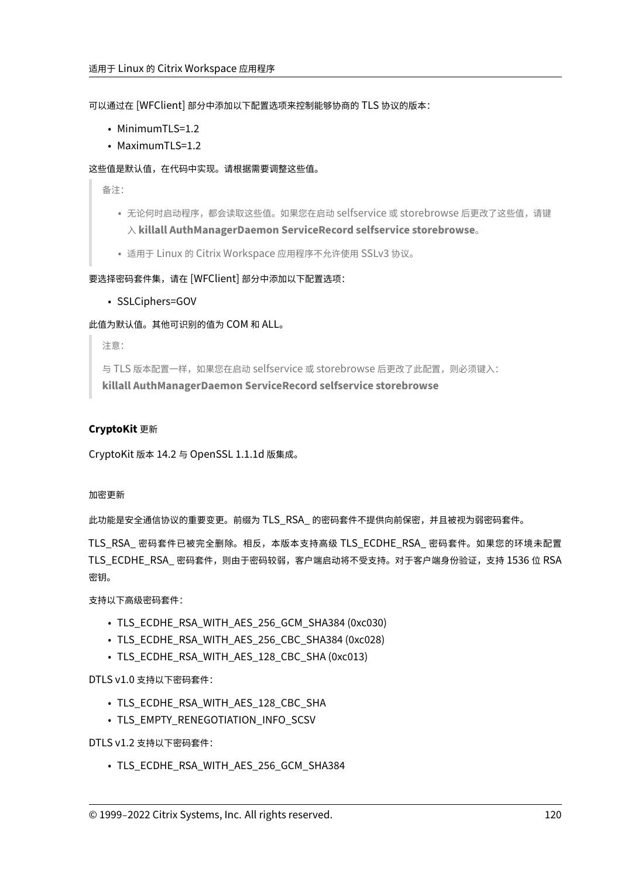可以通过在 [WFClient] 部分中添加以下配置选项来控制能够协商的 TLS 协议的版本：

- MinimumTLS=1.2
- MaximumTLS=1.2

这些值是默认值，在代码中实现。请根据需要调整这些值。

> 备注：
>
> - 无论何时启动程序，都会读取这些值。如果您在启动 selfservice 或 storebrowse 后更改了这些值，请键入 **killall AuthManagerDaemon ServiceRecord selfservice storebrowse**。
> - 适用于 Linux 的 Citrix Workspace 应用程序不允许使用 SSLv3 协议。

要选择密码套件集，请在 [WFClient] 部分中添加以下配置选项：

- SSLCiphers=GOV

此值为默认值。其他可识别的值为 COM 和 ALL。

> 注意：
>
> 与 TLS 版本配置一样，如果您在启动 selfservice 或 storebrowse 后更改了此配置，则必须键入：
> **killall AuthManagerDaemon ServiceRecord selfservice storebrowse**

**CryptoKit 更新**

CryptoKit 版本 14.2 与 OpenSSL 1.1.1d 版集成。

加密更新

此功能是安全通信协议的重要变更。前缀为 TLS_RSA_ 的密码套件不提供向前保密，并且被视为弱密码套件。

TLS_RSA_ 密码套件已被完全删除。相反，本版本支持高级 TLS_ECDHE_RSA_ 密码套件。如果您的环境未配置 TLS_ECDHE_RSA_ 密码套件，则由于密码较弱，客户端启动将不受支持。对于客户端身份验证，支持 1536 位 RSA 密钥。

支持以下高级密码套件：

- TLS_ECDHE_RSA_WITH_AES_256_GCM_SHA384 (0xc030)
- TLS_ECDHE_RSA_WITH_AES_256_CBC_SHA384 (0xc028)
- TLS_ECDHE_RSA_WITH_AES_128_CBC_SHA (0xc013)

DTLS v1.0 支持以下密码套件：

- TLS_ECDHE_RSA_WITH_AES_128_CBC_SHA
- TLS_EMPTY_RENEGOTIATION_INFO_SCSV

DTLS v1.2 支持以下密码套件：

- TLS_ECDHE_RSA_WITH_AES_256_GCM_SHA384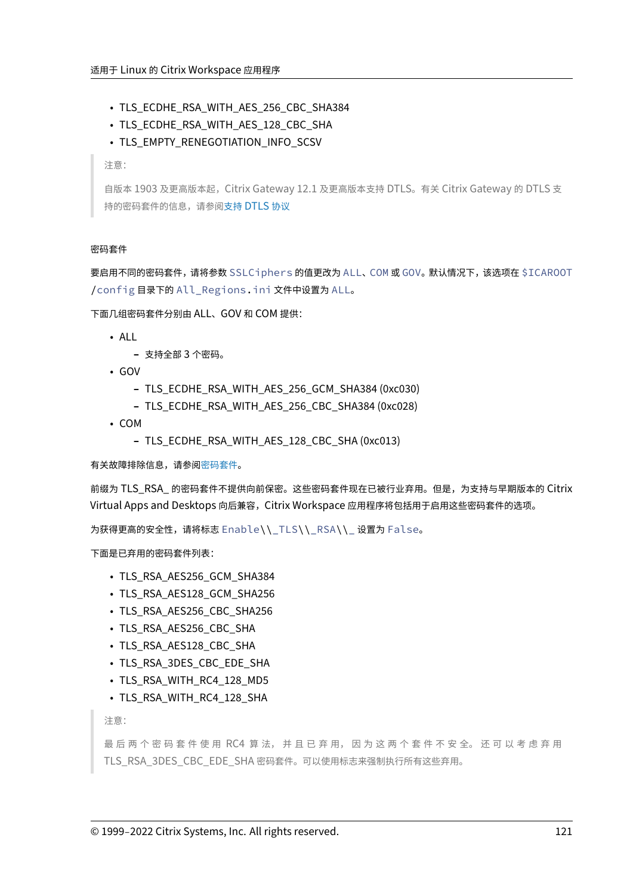- TLS_ECDHE_RSA_WITH_AES_256_CBC_SHA384
- TLS_ECDHE_RSA_WITH_AES_128_CBC_SHA
- TLS_EMPTY_RENEGOTIATION_INFO_SCSV

> 注意：
>
> 自版本 1903 及更高版本起，Citrix Gateway 12.1 及更高版本支持 DTLS。有关 Citrix Gateway 的 DTLS 支持的密码套件的信息，请参阅支持 DTLS 协议

密码套件

要启用不同的密码套件，请将参数 `SSLCiphers` 的值更改为 `ALL`、`COM` 或 `GOV`。默认情况下，该选项在 `$ICAROOT/config` 目录下的 `All_Regions.ini` 文件中设置为 `ALL`。

下面几组密码套件分别由 ALL、GOV 和 COM 提供：

- ALL
  - 支持全部 3 个密码。
- GOV
  - TLS_ECDHE_RSA_WITH_AES_256_GCM_SHA384 (0xc030)
  - TLS_ECDHE_RSA_WITH_AES_256_CBC_SHA384 (0xc028)
- COM
  - TLS_ECDHE_RSA_WITH_AES_128_CBC_SHA (0xc013)

有关故障排除信息，请参阅密码套件。

前缀为 TLS_RSA_ 的密码套件不提供向前保密。这些密码套件现在已被行业弃用。但是，为支持与早期版本的 Citrix Virtual Apps and Desktops 向后兼容，Citrix Workspace 应用程序将包括用于启用这些密码套件的选项。

为获得更高的安全性，请将标志 `Enable\\_TLS\\_RSA\\_` 设置为 `False`。

下面是已弃用的密码套件列表：

- TLS_RSA_AES256_GCM_SHA384
- TLS_RSA_AES128_GCM_SHA256
- TLS_RSA_AES256_CBC_SHA256
- TLS_RSA_AES256_CBC_SHA
- TLS_RSA_AES128_CBC_SHA
- TLS_RSA_3DES_CBC_EDE_SHA
- TLS_RSA_WITH_RC4_128_MD5
- TLS_RSA_WITH_RC4_128_SHA

> 注意：
>
> 最后两个密码套件使用 RC4 算法，并且已弃用，因为这两个套件不安全。还可以考虑弃用 TLS_RSA_3DES_CBC_EDE_SHA 密码套件。可以使用标志来强制执行所有这些弃用。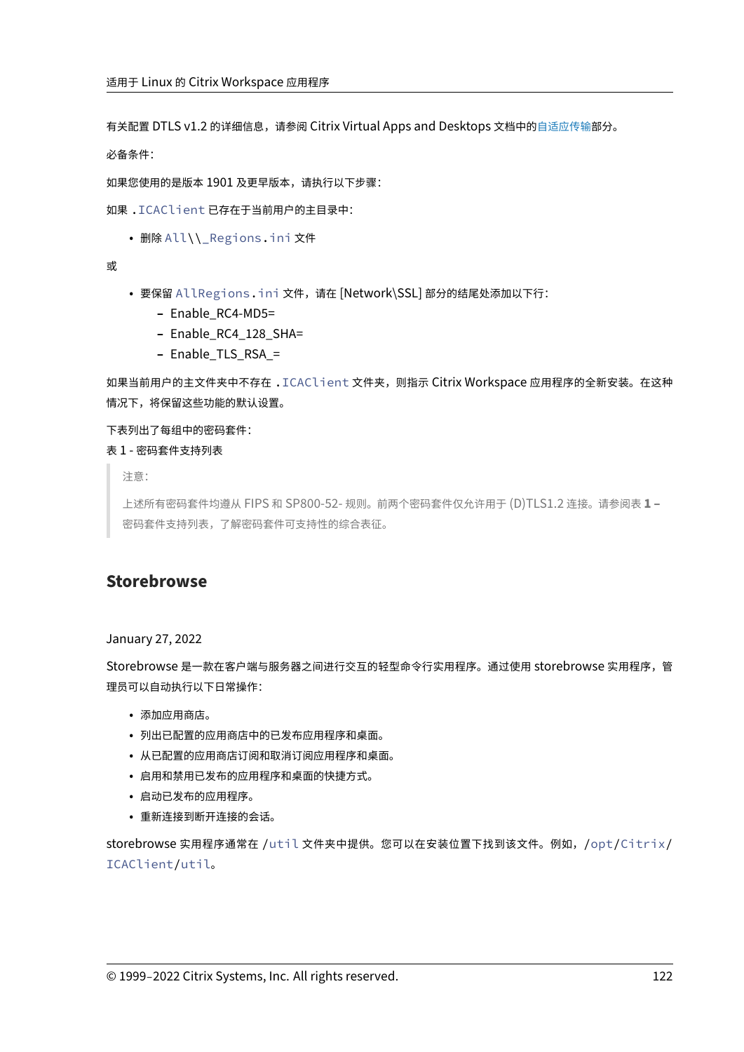有关配置 DTLS v1.2 的详细信息，请参阅 Citrix Virtual Apps and Desktops 文档中的自适应传输部分。

必备条件：

如果您使用的是版本 1901 及更早版本，请执行以下步骤：

如果 `.ICAClient` 已存在于当前用户的主目录中：

- 删除 `All\\_Regions.ini` 文件

或

- 要保留 `AllRegions.ini` 文件，请在 [Network\SSL] 部分的结尾处添加以下行：
  - Enable_RC4-MD5=
  - Enable_RC4_128_SHA=
  - Enable_TLS_RSA_=

如果当前用户的主文件夹中不存在 `.ICAClient` 文件夹，则指示 Citrix Workspace 应用程序的全新安装。在这种情况下，将保留这些功能的默认设置。

下表列出了每组中的密码套件：

表 1 - 密码套件支持列表

> 注意：
>
> 上述所有密码套件均遵从 FIPS 和 SP800-52- 规则。前两个密码套件仅允许用于 (D)TLS1.2 连接。请参阅表 **1 –** 密码套件支持列表，了解密码套件可支持性的综合表征。

## Storebrowse

January 27, 2022

Storebrowse 是一款在客户端与服务器之间进行交互的轻型命令行实用程序。通过使用 storebrowse 实用程序，管理员可以自动执行以下日常操作：

- 添加应用商店。
- 列出已配置的应用商店中的已发布应用程序和桌面。
- 从已配置的应用商店订阅和取消订阅应用程序和桌面。
- 启用和禁用已发布的应用程序和桌面的快捷方式。
- 启动已发布的应用程序。
- 重新连接到断开连接的会话。

storebrowse 实用程序通常在 `/util` 文件夹中提供。您可以在安装位置下找到该文件。例如，`/opt/Citrix/ICAClient/util`。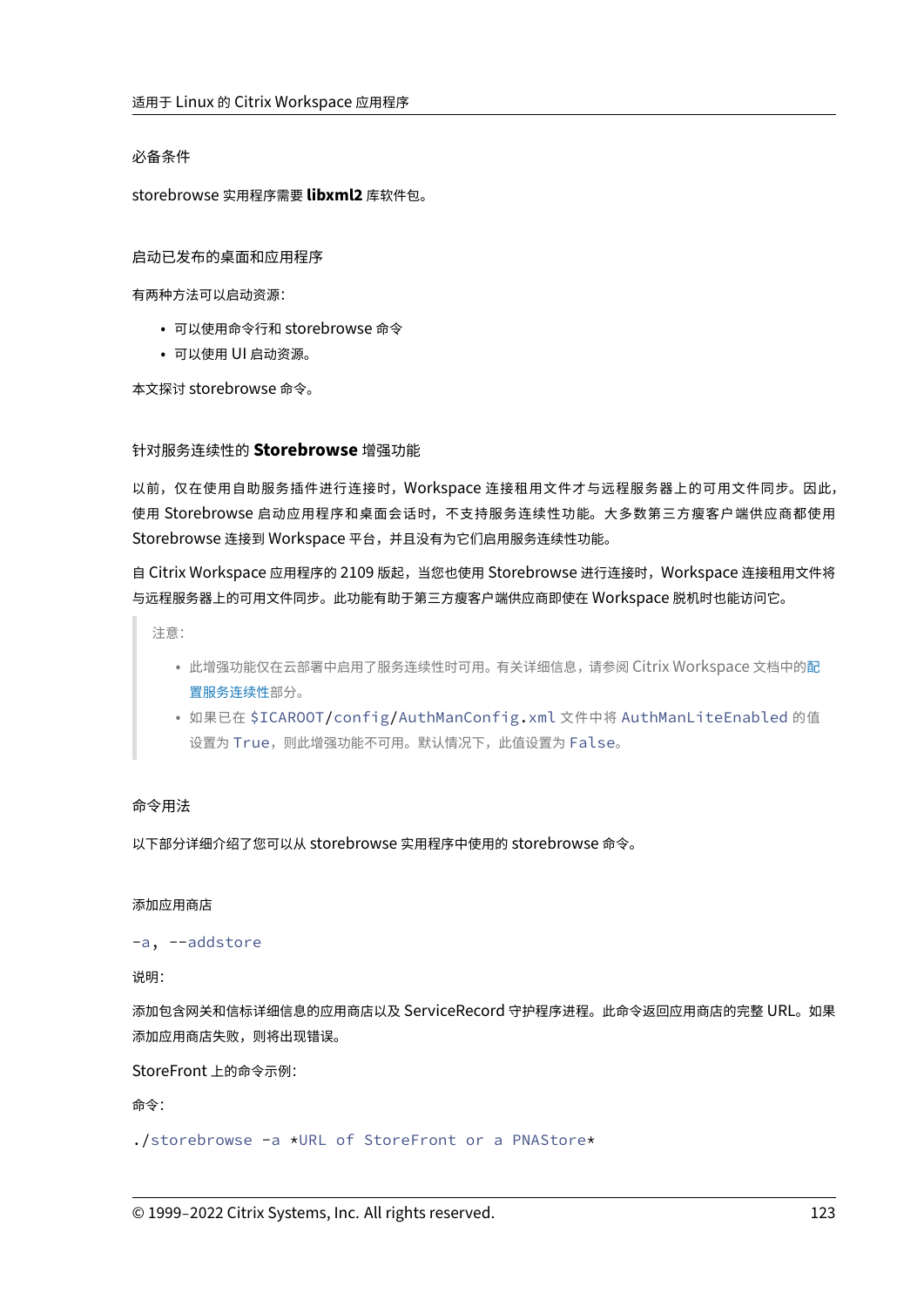#### 必备条件

storebrowse 实用程序需要 **libxml2** 库软件包。

#### 启动已发布的桌面和应用程序

有两种方法可以启动资源：

- 可以使用命令行和 storebrowse 命令
- 可以使用 UI 启动资源。

本文探讨 storebrowse 命令。

#### 针对服务连续性的 **Storebrowse** 增强功能

以前，仅在使用自助服务插件进行连接时，Workspace 连接租用文件才与远程服务器上的可用文件同步。因此，使用 Storebrowse 启动应用程序和桌面会话时，不支持服务连续性功能。大多数第三方瘦客户端供应商都使用 Storebrowse 连接到 Workspace 平台，并且没有为它们启用服务连续性功能。

自 Citrix Workspace 应用程序的 2109 版起，当您也使用 Storebrowse 进行连接时，Workspace 连接租用文件将与远程服务器上的可用文件同步。此功能有助于第三方瘦客户端供应商即使在 Workspace 脱机时也能访问它。

> 注意：
>
> - 此增强功能仅在云部署中启用了服务连续性时可用。有关详细信息，请参阅 Citrix Workspace 文档中的配置服务连续性部分。
> - 如果已在 `$ICAROOT/config/AuthManConfig.xml` 文件中将 `AuthManLiteEnabled` 的值设置为 `True`，则此增强功能不可用。默认情况下，此值设置为 `False`。

#### 命令用法

以下部分详细介绍了您可以从 storebrowse 实用程序中使用的 storebrowse 命令。

##### 添加应用商店

`-a, --addstore`

说明：

添加包含网关和信标详细信息的应用商店以及 ServiceRecord 守护程序进程。此命令返回应用商店的完整 URL。如果添加应用商店失败，则将出现错误。

StoreFront 上的命令示例：

命令：

```
./storebrowse -a *URL of StoreFront or a PNAStore*
```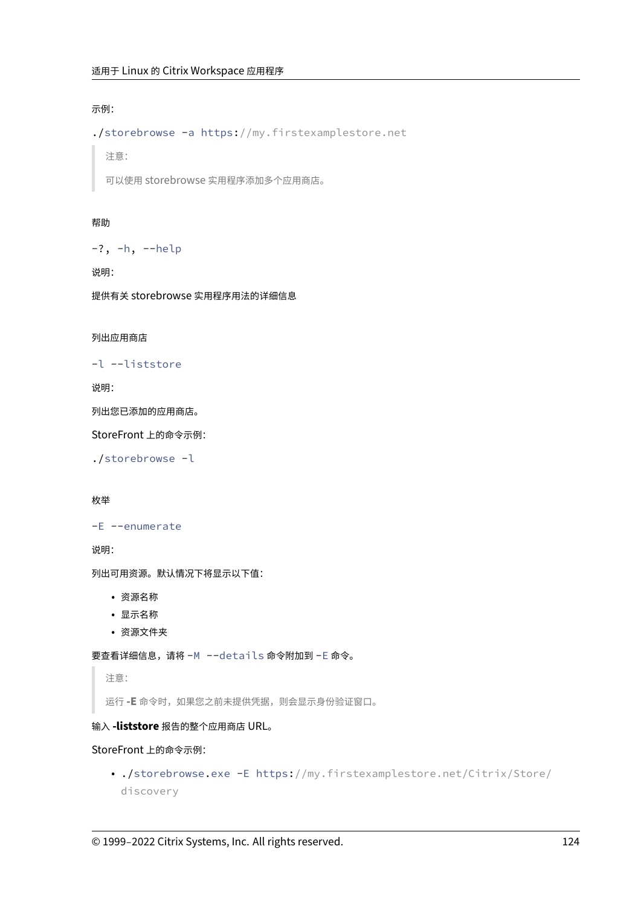示例：

```
./storebrowse -a https://my.firstexamplestore.net
```

> 注意：
>
> 可以使用 storebrowse 实用程序添加多个应用商店。

#### 帮助

```
-?, -h, --help
```

说明：

提供有关 storebrowse 实用程序用法的详细信息

#### 列出应用商店

```
-l --liststore
```

说明：

列出您已添加的应用商店。

StoreFront 上的命令示例：

```
./storebrowse -l
```

#### 枚举

```
-E --enumerate
```

说明：

列出可用资源。默认情况下将显示以下值：

- 资源名称
- 显示名称
- 资源文件夹

要查看详细信息，请将 `-M --details` 命令附加到 `-E` 命令。

> 注意：
>
> 运行 **-E** 命令时，如果您之前未提供凭据，则会显示身份验证窗口。

输入 **-liststore** 报告的整个应用商店 URL。

StoreFront 上的命令示例：

- `./storebrowse.exe -E https://my.firstexamplestore.net/Citrix/Store/discovery`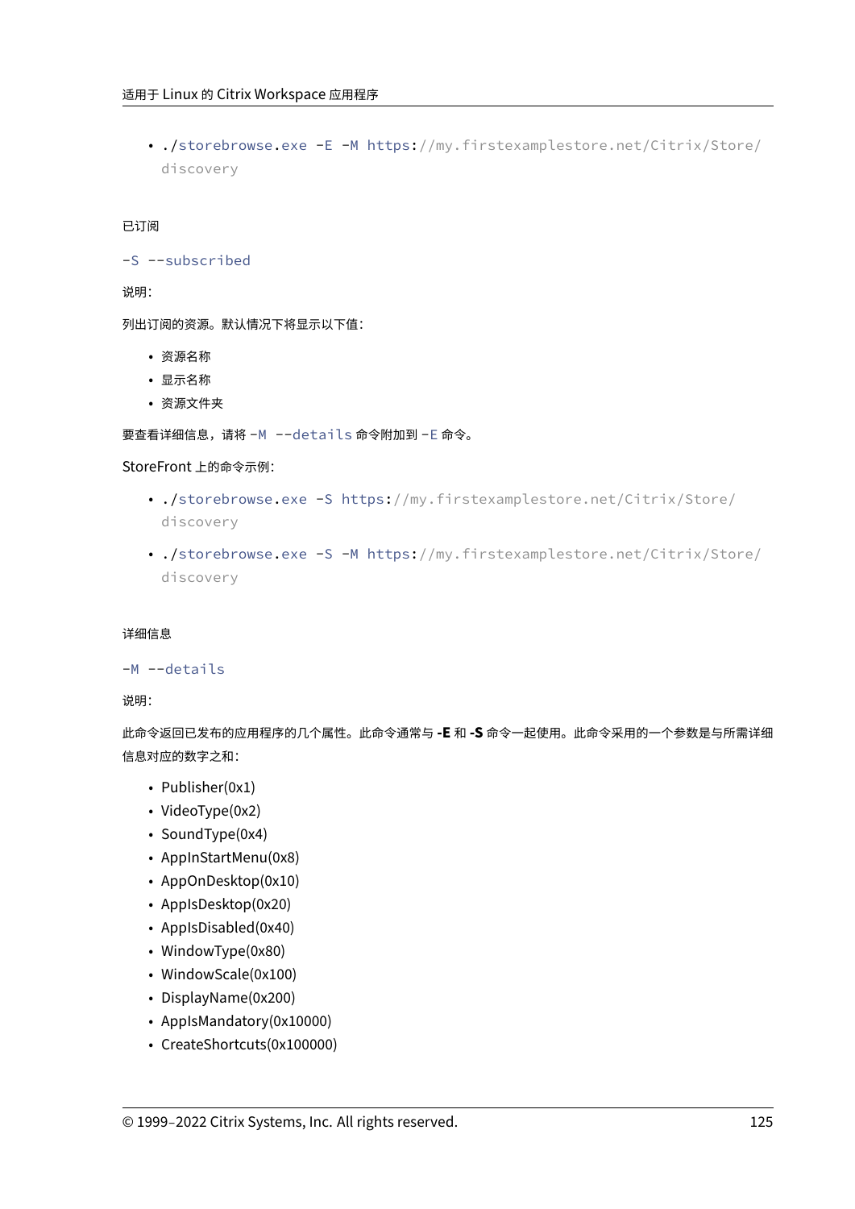- `./storebrowse.exe -E -M https://my.firstexamplestore.net/Citrix/Store/discovery`

已订阅

`-S --subscribed`

说明：

列出订阅的资源。默认情况下将显示以下值：

- 资源名称
- 显示名称
- 资源文件夹

要查看详细信息，请将 `-M --details` 命令附加到 `-E` 命令。

StoreFront 上的命令示例：

- `./storebrowse.exe -S https://my.firstexamplestore.net/Citrix/Store/discovery`
- `./storebrowse.exe -S -M https://my.firstexamplestore.net/Citrix/Store/discovery`

详细信息

`-M --details`

说明：

此命令返回已发布的应用程序的几个属性。此命令通常与 **-E** 和 **-S** 命令一起使用。此命令采用的一个参数是与所需详细信息对应的数字之和：

- Publisher(0x1)
- VideoType(0x2)
- SoundType(0x4)
- AppInStartMenu(0x8)
- AppOnDesktop(0x10)
- AppIsDesktop(0x20)
- AppIsDisabled(0x40)
- WindowType(0x80)
- WindowScale(0x100)
- DisplayName(0x200)
- AppIsMandatory(0x10000)
- CreateShortcuts(0x100000)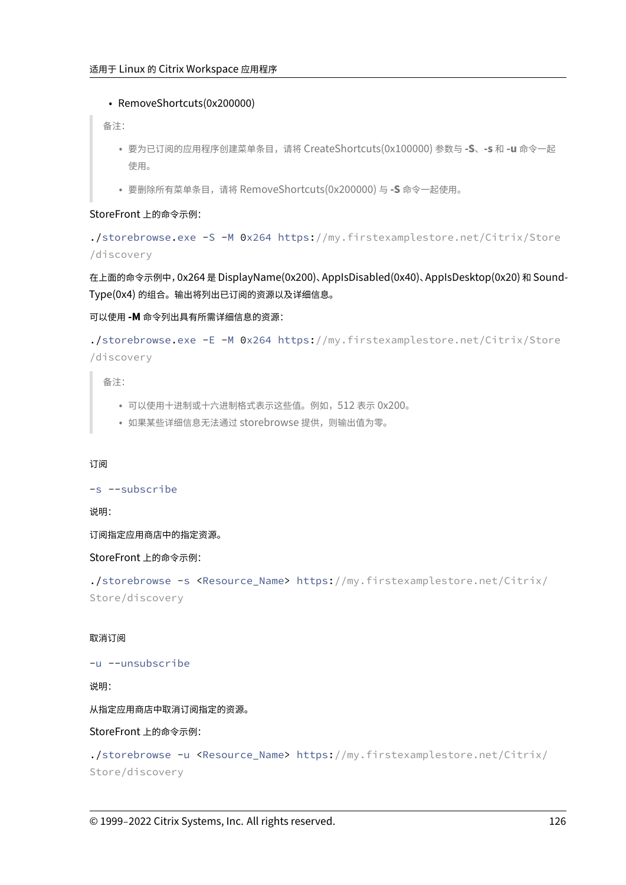- RemoveShortcuts(0x200000)

> 备注：
>
> - 要为已订阅的应用程序创建菜单条目，请将 CreateShortcuts(0x100000) 参数与 **-S**、**-s** 和 **-u** 命令一起使用。
> - 要删除所有菜单条目，请将 RemoveShortcuts(0x200000) 与 **-S** 命令一起使用。

StoreFront 上的命令示例：

```
./storebrowse.exe -S -M 0x264 https://my.firstexamplestore.net/Citrix/Store
/discovery
```

在上面的命令示例中，0x264 是 DisplayName(0x200)、AppIsDisabled(0x40)、AppIsDesktop(0x20) 和 Sound-Type(0x4) 的组合。输出将列出已订阅的资源以及详细信息。

可以使用 **-M** 命令列出具有所需详细信息的资源：

```
./storebrowse.exe -E -M 0x264 https://my.firstexamplestore.net/Citrix/Store
/discovery
```

> 备注：
>
> - 可以使用十进制或十六进制格式表示这些值。例如，512 表示 0x200。
> - 如果某些详细信息无法通过 storebrowse 提供，则输出值为零。

订阅

```
-s --subscribe
```

说明：

订阅指定应用商店中的指定资源。

StoreFront 上的命令示例：

```
./storebrowse -s <Resource_Name> https://my.firstexamplestore.net/Citrix/
Store/discovery
```

取消订阅

```
-u --unsubscribe
```

说明：

从指定应用商店中取消订阅指定的资源。

StoreFront 上的命令示例：

```
./storebrowse -u <Resource_Name> https://my.firstexamplestore.net/Citrix/
Store/discovery
```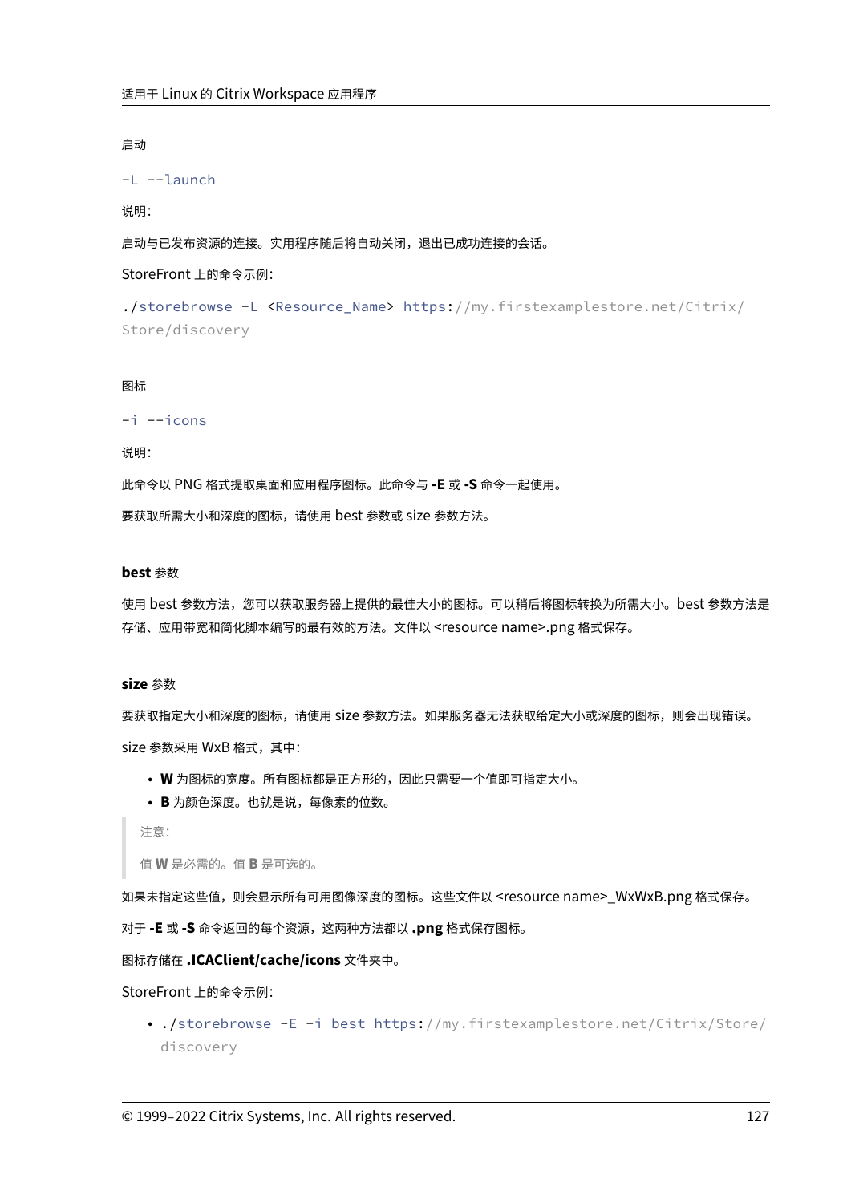启动

```
-L --launch
```

说明：

启动与已发布资源的连接。实用程序随后将自动关闭，退出已成功连接的会话。

StoreFront 上的命令示例：

```
./storebrowse -L <Resource_Name> https://my.firstexamplestore.net/Citrix/Store/discovery
```

图标

```
-i --icons
```

说明：

此命令以 PNG 格式提取桌面和应用程序图标。此命令与 **-E** 或 **-S** 命令一起使用。

要获取所需大小和深度的图标，请使用 best 参数或 size 参数方法。

**best** 参数

使用 best 参数方法，您可以获取服务器上提供的最佳大小的图标。可以稍后将图标转换为所需大小。best 参数方法是存储、应用带宽和简化脚本编写的最有效的方法。文件以 <resource name>.png 格式保存。

**size** 参数

要获取指定大小和深度的图标，请使用 size 参数方法。如果服务器无法获取给定大小或深度的图标，则会出现错误。

size 参数采用 WxB 格式，其中：

- **W** 为图标的宽度。所有图标都是正方形的，因此只需要一个值即可指定大小。
- **B** 为颜色深度。也就是说，每像素的位数。

> 注意：
>
> 值 **W** 是必需的。值 **B** 是可选的。

如果未指定这些值，则会显示所有可用图像深度的图标。这些文件以 <resource name>_WxWxB.png 格式保存。

对于 **-E** 或 **-S** 命令返回的每个资源，这两种方法都以 **.png** 格式保存图标。

图标存储在 **.ICAClient/cache/icons** 文件夹中。

StoreFront 上的命令示例：

- `./storebrowse -E -i best https://my.firstexamplestore.net/Citrix/Store/discovery`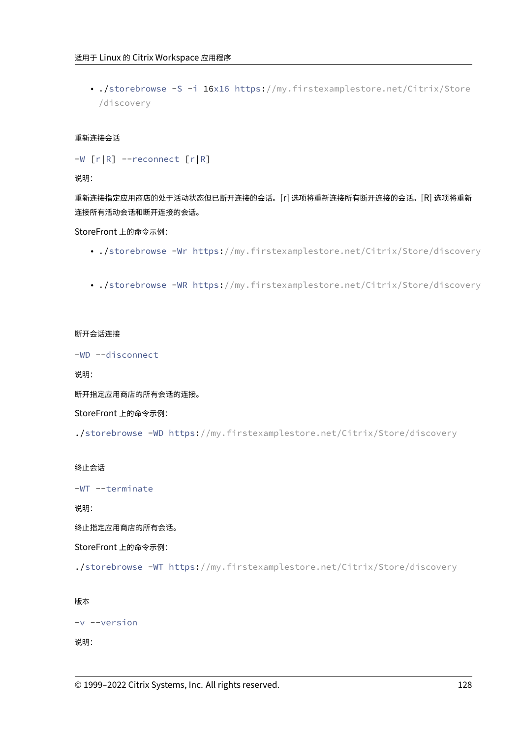- `./storebrowse -S -i 16x16 https://my.firstexamplestore.net/Citrix/Store/discovery`

重新连接会话

`-W [r|R] --reconnect [r|R]`

说明：

重新连接指定应用商店的处于活动状态但已断开连接的会话。[r] 选项将重新连接所有断开连接的会话。[R] 选项将重新连接所有活动会话和断开连接的会话。

StoreFront 上的命令示例：

- `./storebrowse -Wr https://my.firstexamplestore.net/Citrix/Store/discovery`
- `./storebrowse -WR https://my.firstexamplestore.net/Citrix/Store/discovery`

断开会话连接

`-WD --disconnect`

说明：

断开指定应用商店的所有会话的连接。

StoreFront 上的命令示例：

```
./storebrowse -WD https://my.firstexamplestore.net/Citrix/Store/discovery
```

终止会话

`-WT --terminate`

说明：

终止指定应用商店的所有会话。

StoreFront 上的命令示例：

```
./storebrowse -WT https://my.firstexamplestore.net/Citrix/Store/discovery
```

版本

`-v --version`

说明：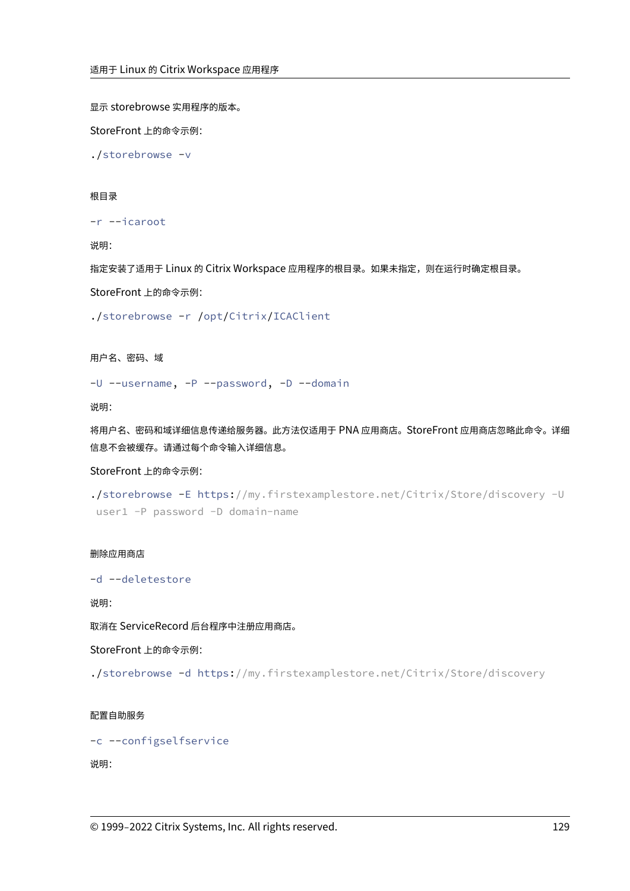显示 storebrowse 实用程序的版本。

StoreFront 上的命令示例：

```
./storebrowse -v
```

#### 根目录

`-r --icaroot`

说明：

指定安装了适用于 Linux 的 Citrix Workspace 应用程序的根目录。如果未指定，则在运行时确定根目录。

StoreFront 上的命令示例：

```
./storebrowse -r /opt/Citrix/ICAClient
```

#### 用户名、密码、域

`-U --username, -P --password, -D --domain`

说明：

将用户名、密码和域详细信息传递给服务器。此方法仅适用于 PNA 应用商店。StoreFront 应用商店忽略此命令。详细信息不会被缓存。请通过每个命令输入详细信息。

StoreFront 上的命令示例：

```
./storebrowse -E https://my.firstexamplestore.net/Citrix/Store/discovery -U
 user1 -P password -D domain-name
```

#### 删除应用商店

`-d --deletestore`

说明：

取消在 ServiceRecord 后台程序中注册应用商店。

StoreFront 上的命令示例：

```
./storebrowse -d https://my.firstexamplestore.net/Citrix/Store/discovery
```

#### 配置自助服务

`-c --configselfservice`

说明：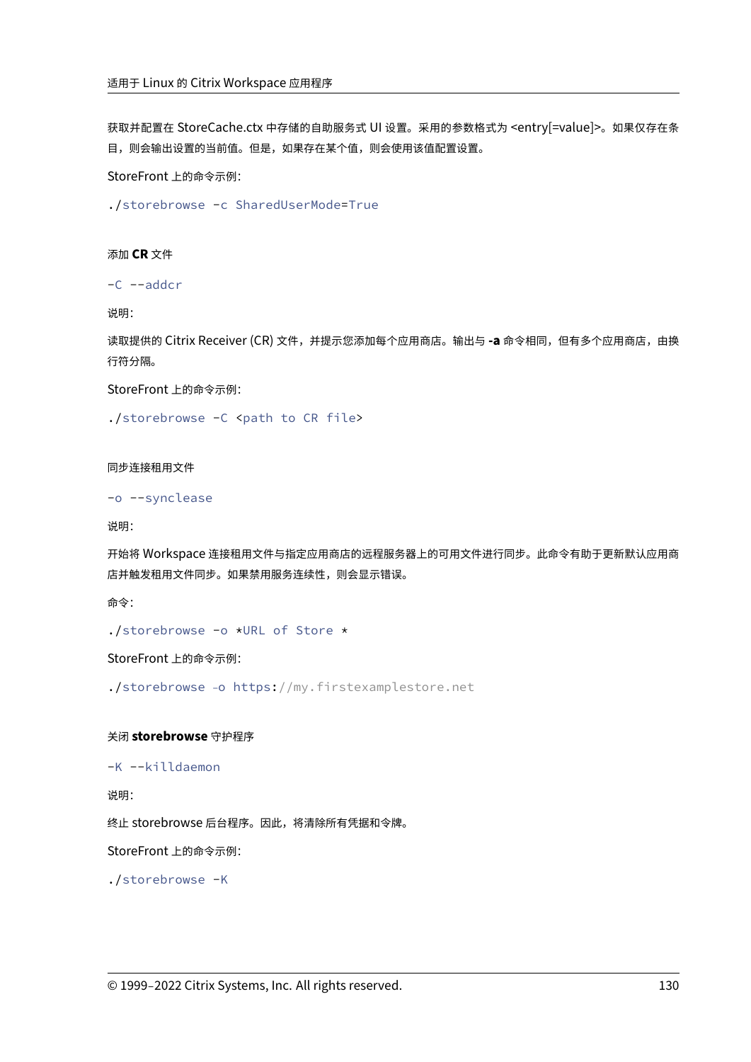获取并配置在 StoreCache.ctx 中存储的自助服务式 UI 设置。采用的参数格式为 <entry[=value]>。如果仅存在条目，则会输出设置的当前值。但是，如果存在某个值，则会使用该值配置设置。

StoreFront 上的命令示例：

```
./storebrowse -c SharedUserMode=True
```

#### 添加 **CR** 文件

```
-C --addcr
```

说明：

读取提供的 Citrix Receiver (CR) 文件，并提示您添加每个应用商店。输出与 **-a** 命令相同，但有多个应用商店，由换行符分隔。

StoreFront 上的命令示例：

```
./storebrowse -C <path to CR file>
```

#### 同步连接租用文件

```
-o --synclease
```

说明：

开始将 Workspace 连接租用文件与指定应用商店的远程服务器上的可用文件进行同步。此命令有助于更新默认应用商店并触发租用文件同步。如果禁用服务连续性，则会显示错误。

命令：

```
./storebrowse -o *URL of Store *
```

StoreFront 上的命令示例：

```
./storebrowse -o https://my.firstexamplestore.net
```

#### 关闭 **storebrowse** 守护程序

```
-K --killdaemon
```

说明：

终止 storebrowse 后台程序。因此，将清除所有凭据和令牌。

StoreFront 上的命令示例：

```
./storebrowse -K
```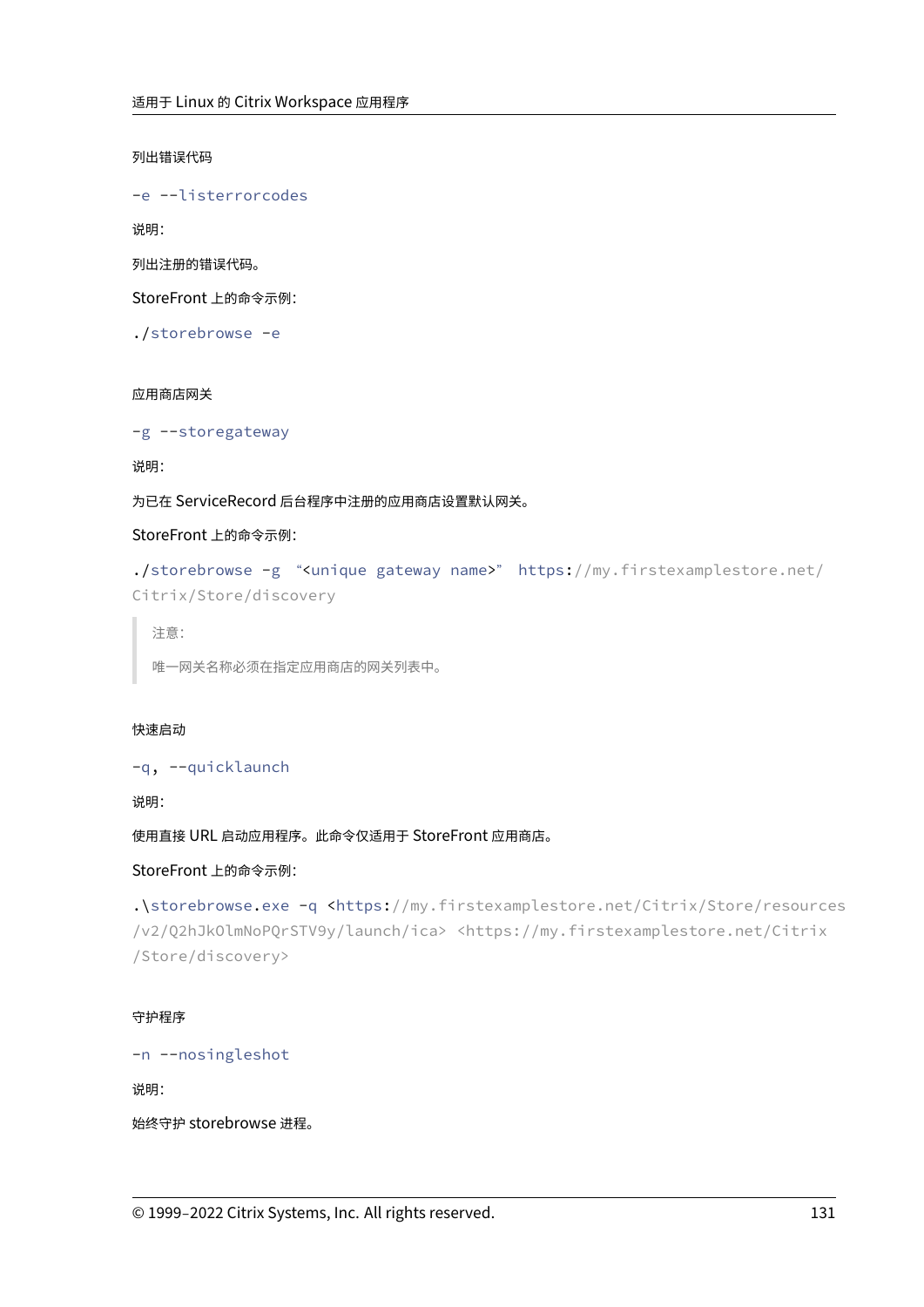#### 列出错误代码

`-e --listerrorcodes`

说明：

列出注册的错误代码。

StoreFront 上的命令示例：

```
./storebrowse -e
```

#### 应用商店网关

`-g --storegateway`

说明：

为已在 ServiceRecord 后台程序中注册的应用商店设置默认网关。

StoreFront 上的命令示例：

```
./storebrowse -g “<unique gateway name>” https://my.firstexamplestore.net/
Citrix/Store/discovery
```

> 注意：
>
> 唯一网关名称必须在指定应用商店的网关列表中。

#### 快速启动

`-q, --quicklaunch`

说明：

使用直接 URL 启动应用程序。此命令仅适用于 StoreFront 应用商店。

StoreFront 上的命令示例：

```
.\storebrowse.exe -q <https://my.firstexamplestore.net/Citrix/Store/resources
/v2/Q2hJkOlmNoPQrSTV9y/launch/ica> <https://my.firstexamplestore.net/Citrix
/Store/discovery>
```

#### 守护程序

`-n --nosingleshot`

说明：

始终守护 storebrowse 进程。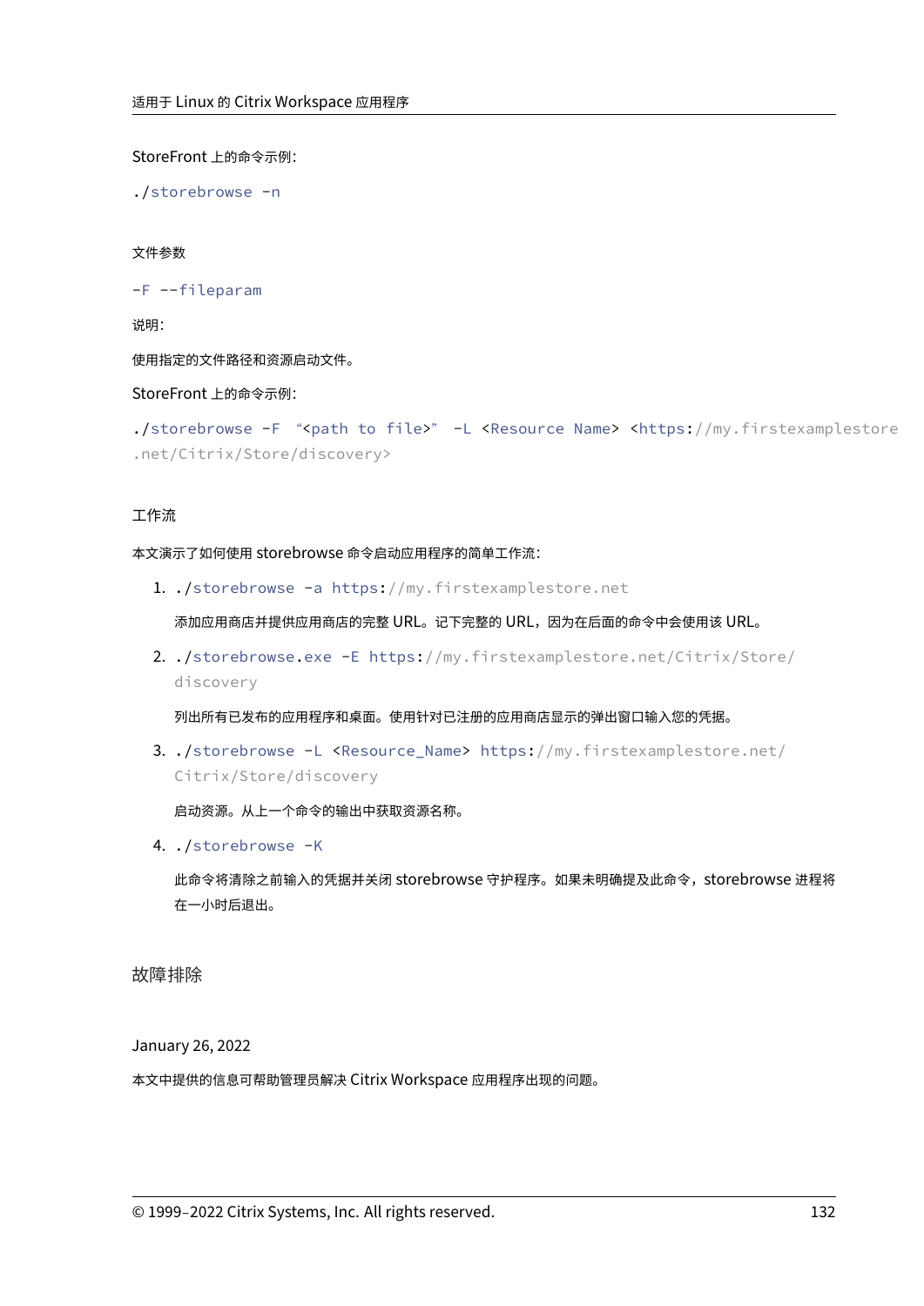StoreFront 上的命令示例：

```
./storebrowse -n
```

#### 文件参数

```
-F --fileparam
```

说明：

使用指定的文件路径和资源启动文件。

StoreFront 上的命令示例：

```
./storebrowse -F "<path to file>" -L <Resource Name> <https://my.firstexamplestore.net/Citrix/Store/discovery>
```

#### 工作流

本文演示了如何使用 storebrowse 命令启动应用程序的简单工作流：

1. `./storebrowse -a https://my.firstexamplestore.net`

   添加应用商店并提供应用商店的完整 URL。记下完整的 URL，因为在后面的命令中会使用该 URL。

2. `./storebrowse.exe -E https://my.firstexamplestore.net/Citrix/Store/discovery`

   列出所有已发布的应用程序和桌面。使用针对已注册的应用商店显示的弹出窗口输入您的凭据。

3. `./storebrowse -L <Resource_Name> https://my.firstexamplestore.net/Citrix/Store/discovery`

   启动资源。从上一个命令的输出中获取资源名称。

4. `./storebrowse -K`

   此命令将清除之前输入的凭据并关闭 storebrowse 守护程序。如果未明确提及此命令，storebrowse 进程将在一小时后退出。

## 故障排除

January 26, 2022

本文中提供的信息可帮助管理员解决 Citrix Workspace 应用程序出现的问题。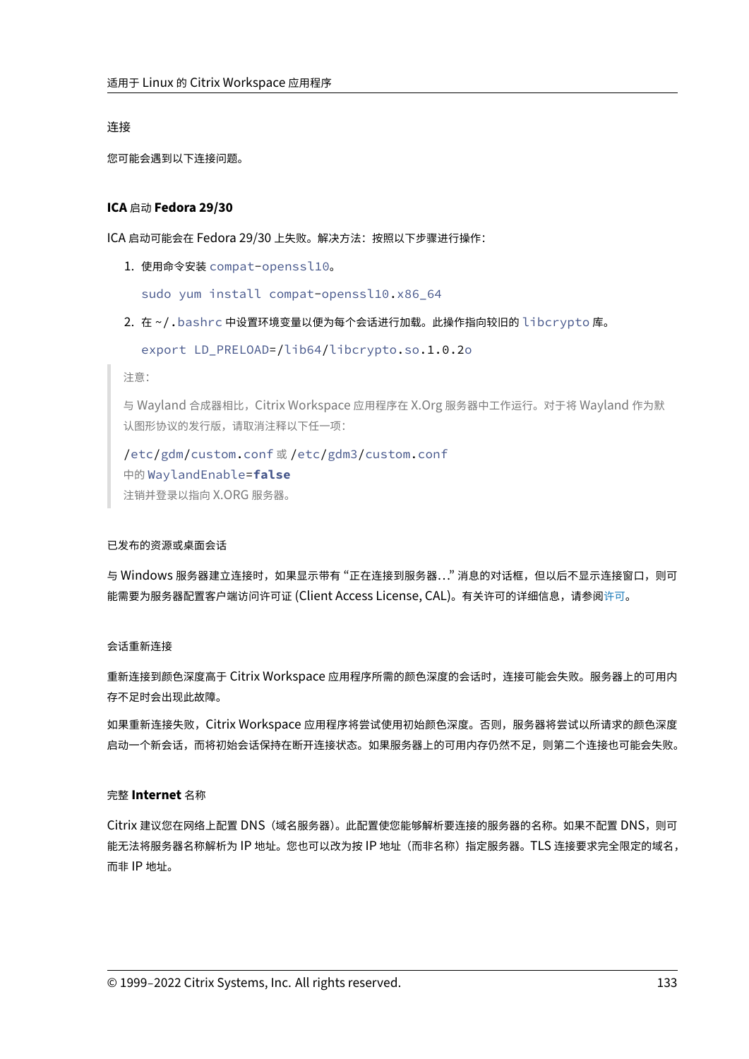### 连接

您可能会遇到以下连接问题。

#### ICA 启动 Fedora 29/30

ICA 启动可能会在 Fedora 29/30 上失败。解决方法：按照以下步骤进行操作：

1. 使用命令安装 `compat-openssl10`。

   ```
   sudo yum install compat-openssl10.x86_64
   ```

2. 在 `~/.bashrc` 中设置环境变量以便为每个会话进行加载。此操作指向较旧的 `libcrypto` 库。

   ```
   export LD_PRELOAD=/lib64/libcrypto.so.1.0.2o
   ```

> 注意：
>
> 与 Wayland 合成器相比，Citrix Workspace 应用程序在 X.Org 服务器中工作运行。对于将 Wayland 作为默认图形协议的发行版，请取消注释以下任一项：
>
> `/etc/gdm/custom.conf` 或 `/etc/gdm3/custom.conf`
> 中的 `WaylandEnable=false`
> 注销并登录以指向 X.ORG 服务器。

#### 已发布的资源或桌面会话

与 Windows 服务器建立连接时，如果显示带有 "正在连接到服务器..." 消息的对话框，但以后不显示连接窗口，则可能需要为服务器配置客户端访问许可证 (Client Access License, CAL)。有关许可的详细信息，请参阅许可。

#### 会话重新连接

重新连接到颜色深度高于 Citrix Workspace 应用程序所需的颜色深度的会话时，连接可能会失败。服务器上的可用内存不足时会出现此故障。

如果重新连接失败，Citrix Workspace 应用程序将尝试使用初始颜色深度。否则，服务器将尝试以所请求的颜色深度启动一个新会话，而将初始会话保持在断开连接状态。如果服务器上的可用内存仍然不足，则第二个连接也可能会失败。

#### 完整 Internet 名称

Citrix 建议您在网络上配置 DNS（域名服务器）。此配置使您能够解析要连接的服务器的名称。如果不配置 DNS，则可能无法将服务器名称解析为 IP 地址。您也可以改为按 IP 地址（而非名称）指定服务器。TLS 连接要求完全限定的域名，而非 IP 地址。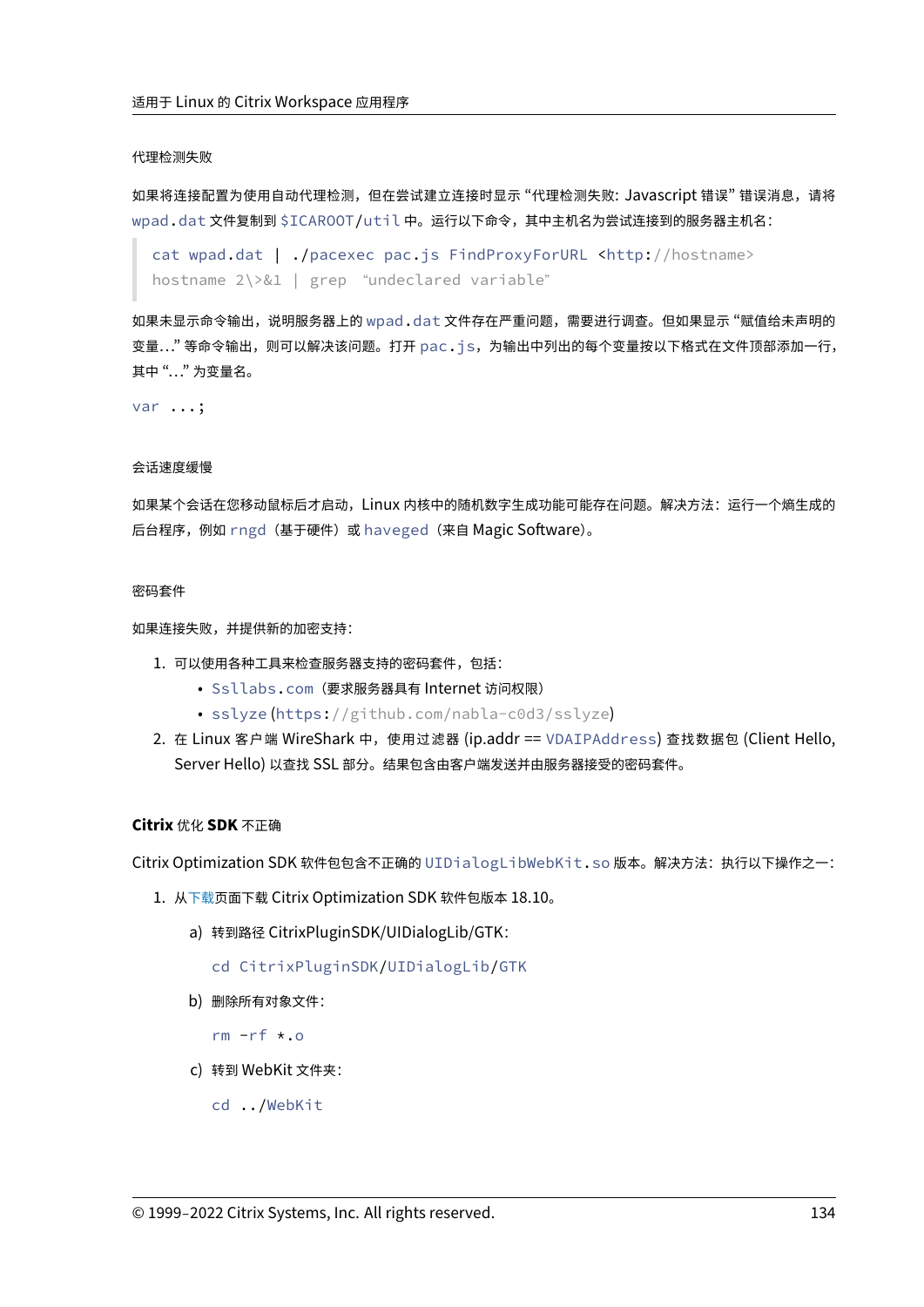#### 代理检测失败

如果将连接配置为使用自动代理检测，但在尝试建立连接时显示 "代理检测失败: Javascript 错误" 错误消息，请将 `wpad.dat` 文件复制到 `$ICAROOT/util` 中。运行以下命令，其中主机名为尝试连接到的服务器主机名：

```
cat wpad.dat | ./pacexec pac.js FindProxyForURL <http://hostname>
hostname 2\>&1 | grep "undeclared variable"
```

如果未显示命令输出，说明服务器上的 `wpad.dat` 文件存在严重问题，需要进行调查。但如果显示 "赋值给未声明的变量..." 等命令输出，则可以解决该问题。打开 `pac.js`，为输出中列出的每个变量按以下格式在文件顶部添加一行，其中 "..." 为变量名。

```
var ...;
```

#### 会话速度缓慢

如果某个会话在您移动鼠标后才启动，Linux 内核中的随机数字生成功能可能存在问题。解决方法：运行一个熵生成的后台程序，例如 `rngd`（基于硬件）或 `haveged`（来自 Magic Software）。

#### 密码套件

如果连接失败，并提供新的加密支持：

1. 可以使用各种工具来检查服务器支持的密码套件，包括：
   - `Ssllabs.com`（要求服务器具有 Internet 访问权限）
   - `sslyze`(`https://github.com/nabla-c0d3/sslyze`)
2. 在 Linux 客户端 WireShark 中，使用过滤器 (ip.addr == `VDAIPAddress`) 查找数据包 (Client Hello, Server Hello) 以查找 SSL 部分。结果包含由客户端发送并由服务器接受的密码套件。

### **Citrix** 优化 **SDK** 不正确

Citrix Optimization SDK 软件包包含不正确的 `UIDialogLibWebKit.so` 版本。解决方法：执行以下操作之一：

1. 从下载页面下载 Citrix Optimization SDK 软件包版本 18.10。
   a) 转到路径 CitrixPluginSDK/UIDialogLib/GTK：

      ```
      cd CitrixPluginSDK/UIDialogLib/GTK
      ```

   b) 删除所有对象文件：

      ```
      rm -rf *.o
      ```

   c) 转到 WebKit 文件夹：

      ```
      cd ../WebKit
      ```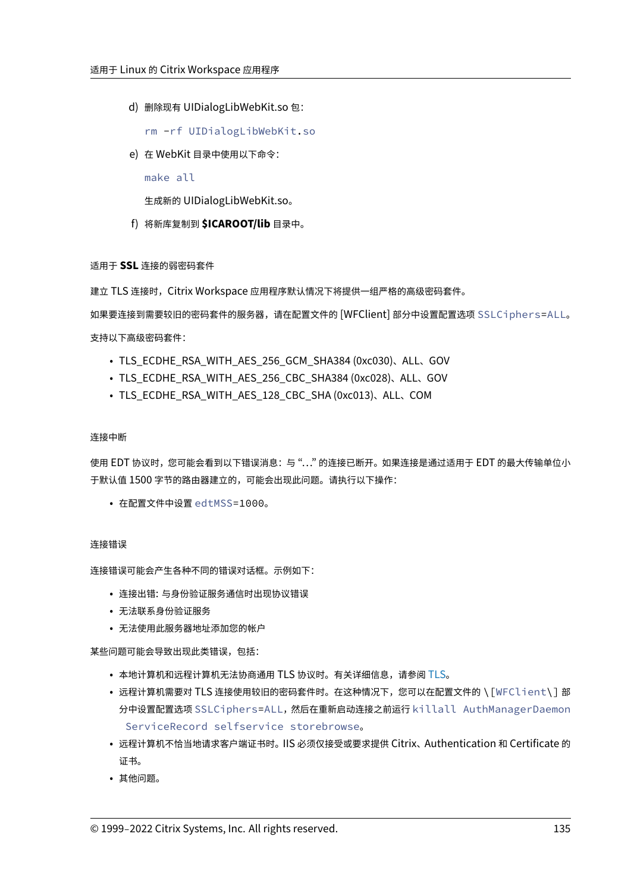d) 删除现有 UIDialogLibWebKit.so 包：

```
rm -rf UIDialogLibWebKit.so
```

e) 在 WebKit 目录中使用以下命令：

```
make all
```

生成新的 UIDialogLibWebKit.so。

f) 将新库复制到 **$ICAROOT/lib** 目录中。

#### 适用于 **SSL** 连接的弱密码套件

建立 TLS 连接时，Citrix Workspace 应用程序默认情况下将提供一组严格的高级密码套件。

如果要连接到需要较旧的密码套件的服务器，请在配置文件的 [WFClient] 部分中设置配置选项 `SSLCiphers=ALL`。

支持以下高级密码套件：

- TLS_ECDHE_RSA_WITH_AES_256_GCM_SHA384 (0xc030)、ALL、GOV
- TLS_ECDHE_RSA_WITH_AES_256_CBC_SHA384 (0xc028)、ALL、GOV
- TLS_ECDHE_RSA_WITH_AES_128_CBC_SHA (0xc013)、ALL、COM

#### 连接中断

使用 EDT 协议时，您可能会看到以下错误消息：与 "…" 的连接已断开。如果连接是通过适用于 EDT 的最大传输单位小于默认值 1500 字节的路由器建立的，可能会出现此问题。请执行以下操作：

- 在配置文件中设置 `edtMSS=1000`。

#### 连接错误

连接错误可能会产生各种不同的错误对话框。示例如下：

- 连接出错：与身份验证服务通信时出现协议错误
- 无法联系身份验证服务
- 无法使用此服务器地址添加您的帐户

某些问题可能会导致出现此类错误，包括：

- 本地计算机和远程计算机无法协商通用 TLS 协议时。有关详细信息，请参阅 TLS。
- 远程计算机需要对 TLS 连接使用较旧的密码套件时。在这种情况下，您可以在配置文件的 \[`WFClient`\] 部分中设置配置选项 `SSLCiphers=ALL`，然后在重新启动连接之前运行 `killall AuthManagerDaemon ServiceRecord selfservice storebrowse`。
- 远程计算机不恰当地请求客户端证书时。IIS 必须仅接受或要求提供 Citrix、Authentication 和 Certificate 的证书。
- 其他问题。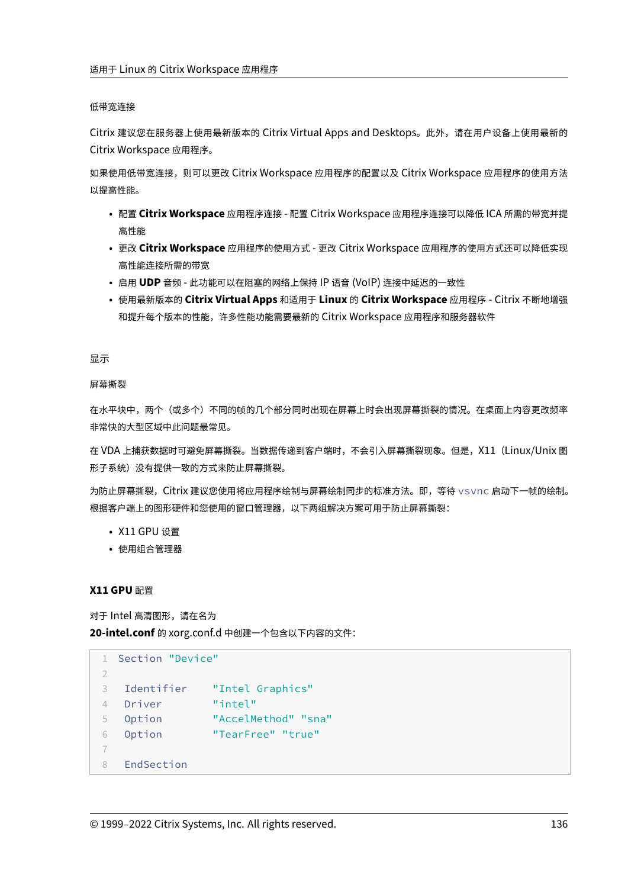低带宽连接

Citrix 建议您在服务器上使用最新版本的 Citrix Virtual Apps and Desktops。此外，请在用户设备上使用最新的 Citrix Workspace 应用程序。

如果使用低带宽连接，则可以更改 Citrix Workspace 应用程序的配置以及 Citrix Workspace 应用程序的使用方法以提高性能。

- 配置 **Citrix Workspace** 应用程序连接 - 配置 Citrix Workspace 应用程序连接可以降低 ICA 所需的带宽并提高性能
- 更改 **Citrix Workspace** 应用程序的使用方式 - 更改 Citrix Workspace 应用程序的使用方式还可以降低实现高性能连接所需的带宽
- 启用 **UDP** 音频 - 此功能可以在阻塞的网络上保持 IP 语音 (VoIP) 连接中延迟的一致性
- 使用最新版本的 **Citrix Virtual Apps** 和适用于 **Linux** 的 **Citrix Workspace** 应用程序 - Citrix 不断地增强和提升每个版本的性能，许多性能功能需要最新的 Citrix Workspace 应用程序和服务器软件

显示

屏幕撕裂

在水平块中，两个（或多个）不同的帧的几个部分同时出现在屏幕上时会出现屏幕撕裂的情况。在桌面上内容更改频率非常快的大型区域中此问题最常见。

在 VDA 上捕获数据时可避免屏幕撕裂。当数据传递到客户端时，不会引入屏幕撕裂现象。但是，X11（Linux/Unix 图形子系统）没有提供一致的方式来防止屏幕撕裂。

为防止屏幕撕裂，Citrix 建议您使用将应用程序绘制与屏幕绘制同步的标准方法。即，等待 `vsvnc` 启动下一帧的绘制。根据客户端上的图形硬件和您使用的窗口管理器，以下两组解决方案可用于防止屏幕撕裂：

- X11 GPU 设置
- 使用组合管理器

**X11 GPU** 配置

对于 Intel 高清图形，请在名为 **20-intel.conf** 的 xorg.conf.d 中创建一个包含以下内容的文件：

```
Section "Device"

 Identifier     "Intel Graphics"
 Driver         "intel"
 Option         "AccelMethod" "sna"
 Option         "TearFree" "true"

 EndSection
```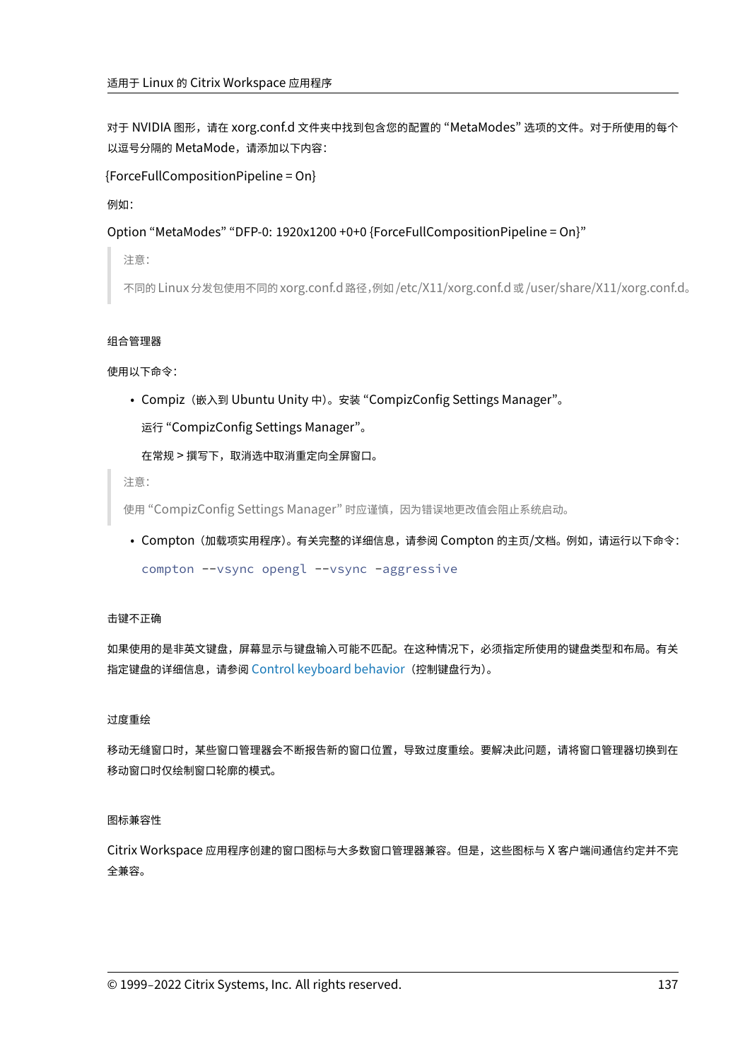对于 NVIDIA 图形，请在 xorg.conf.d 文件夹中找到包含您的配置的 "MetaModes" 选项的文件。对于所使用的每个以逗号分隔的 MetaMode，请添加以下内容：

{ForceFullCompositionPipeline = On}

例如：

Option "MetaModes" "DFP-0: 1920x1200 +0+0 {ForceFullCompositionPipeline = On}"

> 注意：
>
> 不同的 Linux 分发包使用不同的 xorg.conf.d 路径，例如 /etc/X11/xorg.conf.d 或 /user/share/X11/xorg.conf.d。

#### 组合管理器

使用以下命令：

- Compiz（嵌入到 Ubuntu Unity 中）。安装 "CompizConfig Settings Manager"。

  运行 "CompizConfig Settings Manager"。

  在常规 > 撰写下，取消选中取消重定向全屏窗口。

> 注意：
>
> 使用 "CompizConfig Settings Manager" 时应谨慎，因为错误地更改值会阻止系统启动。

- Compton（加载项实用程序）。有关完整的详细信息，请参阅 Compton 的主页/文档。例如，请运行以下命令：

  ```
  compton --vsync opengl --vsync -aggressive
  ```

#### 击键不正确

如果使用的是非英文键盘，屏幕显示与键盘输入可能不匹配。在这种情况下，必须指定所使用的键盘类型和布局。有关指定键盘的详细信息，请参阅 Control keyboard behavior（控制键盘行为）。

#### 过度重绘

移动无缝窗口时，某些窗口管理器会不断报告新的窗口位置，导致过度重绘。要解决此问题，请将窗口管理器切换到在移动窗口时仅绘制窗口轮廓的模式。

#### 图标兼容性

Citrix Workspace 应用程序创建的窗口图标与大多数窗口管理器兼容。但是，这些图标与 X 客户端间通信约定并不完全兼容。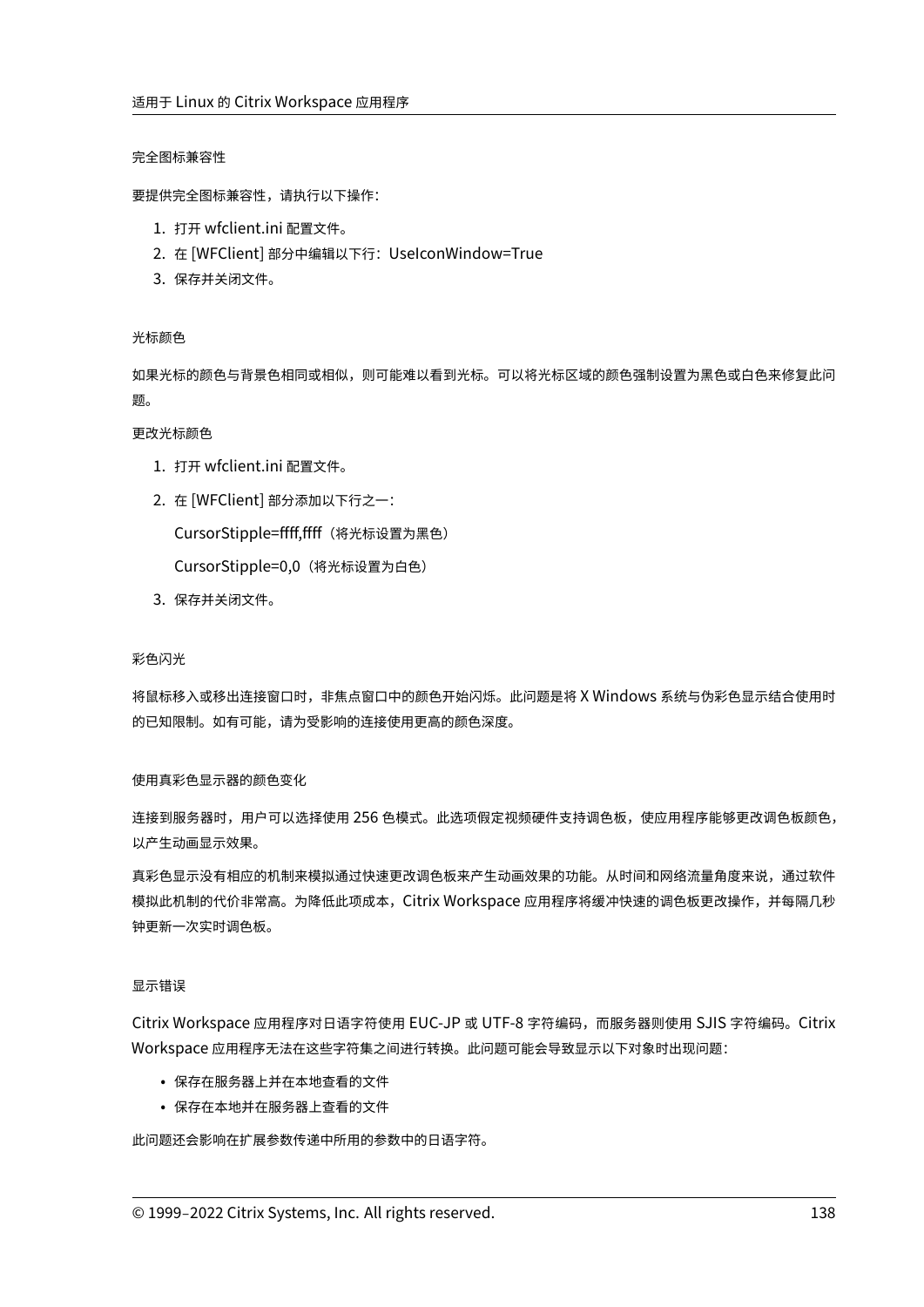完全图标兼容性

要提供完全图标兼容性，请执行以下操作：

1. 打开 wfclient.ini 配置文件。
2. 在 [WFClient] 部分中编辑以下行：UseIconWindow=True
3. 保存并关闭文件。

光标颜色

如果光标的颜色与背景色相同或相似，则可能难以看到光标。可以将光标区域的颜色强制设置为黑色或白色来修复此问题。

更改光标颜色

1. 打开 wfclient.ini 配置文件。
2. 在 [WFClient] 部分添加以下行之一：

   CursorStipple=ffff,ffff（将光标设置为黑色）

   CursorStipple=0,0（将光标设置为白色）

3. 保存并关闭文件。

彩色闪光

将鼠标移入或移出连接窗口时，非焦点窗口中的颜色开始闪烁。此问题是将 X Windows 系统与伪彩色显示结合使用时的已知限制。如有可能，请为受影响的连接使用更高的颜色深度。

使用真彩色显示器的颜色变化

连接到服务器时，用户可以选择使用 256 色模式。此选项假定视频硬件支持调色板，使应用程序能够更改调色板颜色，以产生动画显示效果。

真彩色显示没有相应的机制来模拟通过快速更改调色板来产生动画效果的功能。从时间和网络流量角度来说，通过软件模拟此机制的代价非常高。为降低此项成本，Citrix Workspace 应用程序将缓冲快速的调色板更改操作，并每隔几秒钟更新一次实时调色板。

显示错误

Citrix Workspace 应用程序对日语字符使用 EUC-JP 或 UTF-8 字符编码，而服务器则使用 SJIS 字符编码。Citrix Workspace 应用程序无法在这些字符集之间进行转换。此问题可能会导致显示以下对象时出现问题：

- 保存在服务器上并在本地查看的文件
- 保存在本地并在服务器上查看的文件

此问题还会影响在扩展参数传递中所用的参数中的日语字符。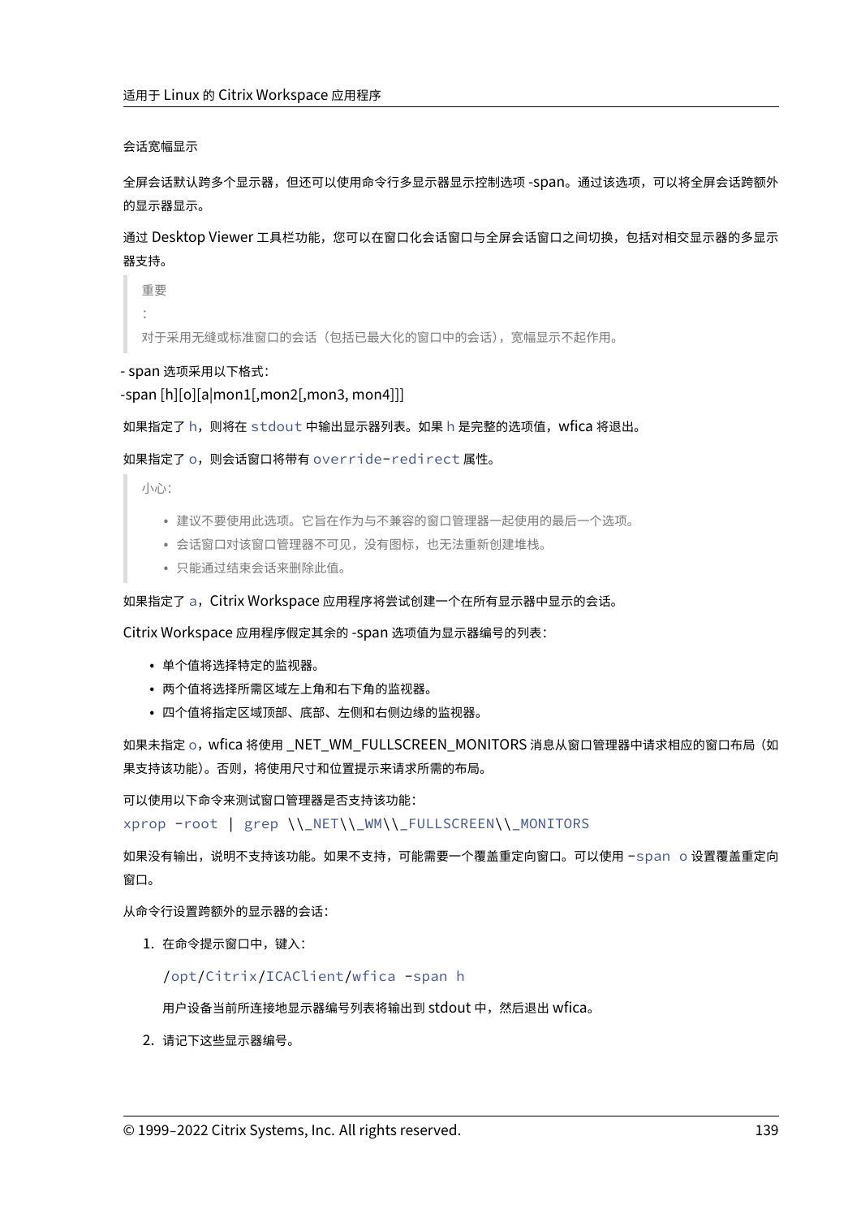会话宽幅显示

全屏会话默认跨多个显示器，但还可以使用命令行多显示器显示控制选项 -span。通过该选项，可以将全屏会话跨额外的显示器显示。

通过 Desktop Viewer 工具栏功能，您可以在窗口化会话窗口与全屏会话窗口之间切换，包括对相交显示器的多显示器支持。

> 重要
>
> :
>
> 对于采用无缝或标准窗口的会话（包括已最大化的窗口中的会话），宽幅显示不起作用。

- span 选项采用以下格式：

-span [h][o][a|mon1[,mon2[,mon3, mon4]]]

如果指定了 `h`，则将在 `stdout` 中输出显示器列表。如果 `h` 是完整的选项值，wfica 将退出。

如果指定了 `o`，则会话窗口将带有 `override-redirect` 属性。

> 小心：
>
> - 建议不要使用此选项。它旨在作为与不兼容的窗口管理器一起使用的最后一个选项。
> - 会话窗口对该窗口管理器不可见，没有图标，也无法重新创建堆栈。
> - 只能通过结束会话来删除此值。

如果指定了 `a`，Citrix Workspace 应用程序将尝试创建一个在所有显示器中显示的会话。

Citrix Workspace 应用程序假定其余的 -span 选项值为显示器编号的列表：

- 单个值将选择特定的监视器。
- 两个值将选择所需区域左上角和右下角的监视器。
- 四个值将指定区域顶部、底部、左侧和右侧边缘的监视器。

如果未指定 `o`，wfica 将使用 _NET_WM_FULLSCREEN_MONITORS 消息从窗口管理器中请求相应的窗口布局（如果支持该功能）。否则，将使用尺寸和位置提示来请求所需的布局。

可以使用以下命令来测试窗口管理器是否支持该功能：

```
xprop -root | grep \\_NET\\_WM\\_FULLSCREEN\\_MONITORS
```

如果没有输出，说明不支持该功能。如果不支持，可能需要一个覆盖重定向窗口。可以使用 `-span o` 设置覆盖重定向窗口。

从命令行设置跨额外的显示器的会话：

1. 在命令提示窗口中，键入：

   ```
   /opt/Citrix/ICAClient/wfica -span h
   ```

   用户设备当前所连接地显示器编号列表将输出到 stdout 中，然后退出 wfica。

2. 请记下这些显示器编号。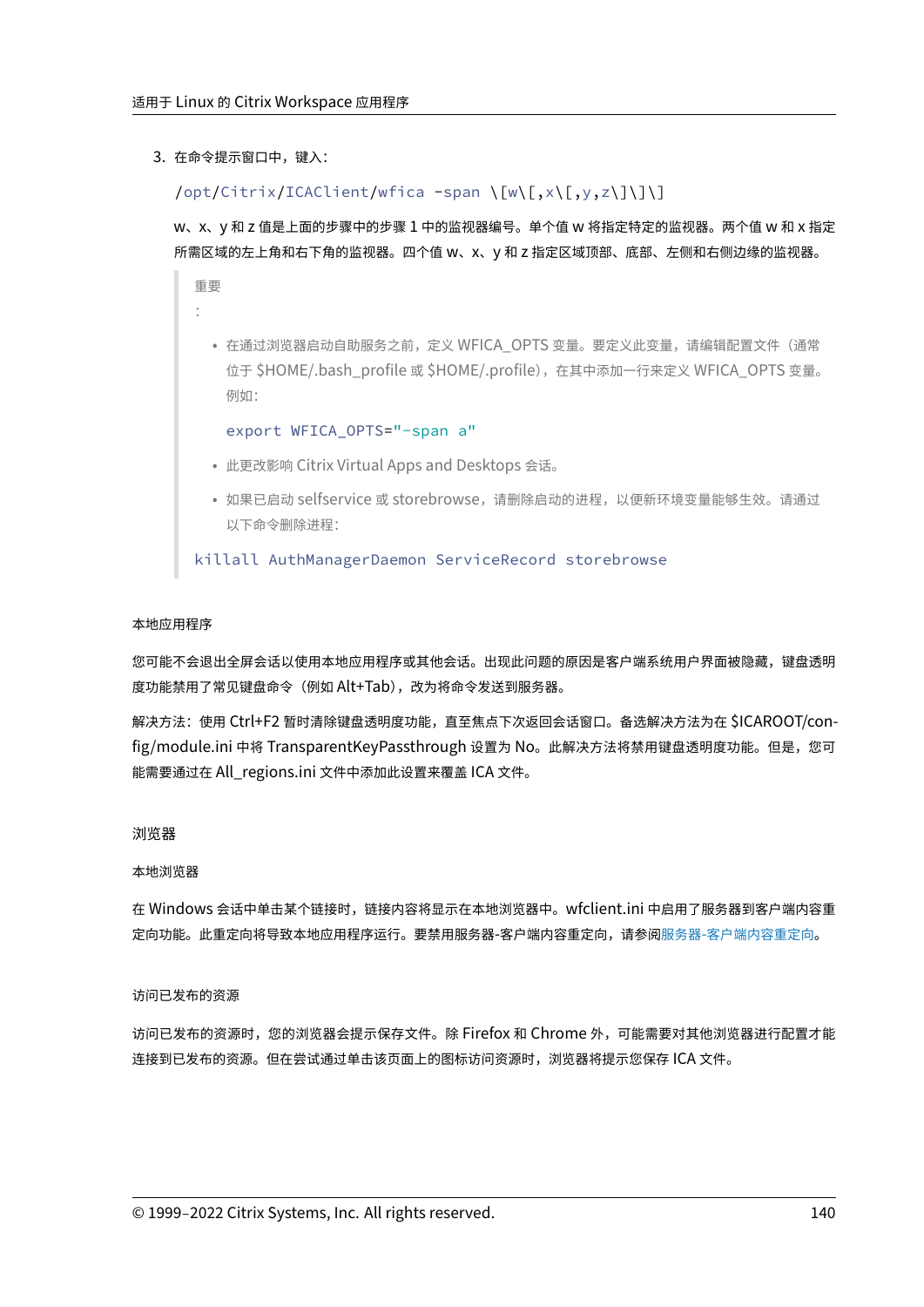3. 在命令提示窗口中，键入：

   ```
   /opt/Citrix/ICAClient/wfica -span \[w\[,x\[,y,z\]\]\]
   ```

   w、x、y 和 z 值是上面的步骤中的步骤 1 中的监视器编号。单个值 w 将指定特定的监视器。两个值 w 和 x 指定所需区域的左上角和右下角的监视器。四个值 w、x、y 和 z 指定区域顶部、底部、左侧和右侧边缘的监视器。

   > 重要
   >
   > :
   >
   > - 在通过浏览器启动自助服务之前，定义 WFICA_OPTS 变量。要定义此变量，请编辑配置文件（通常位于 $HOME/.bash_profile 或 $HOME/.profile），在其中添加一行来定义 WFICA_OPTS 变量。例如：
   >
   >   ```
   >   export WFICA_OPTS="-span a"
   >   ```
   >
   > - 此更改影响 Citrix Virtual Apps and Desktops 会话。
   > - 如果已启动 selfservice 或 storebrowse，请删除启动的进程，以便新环境变量能够生效。请通过以下命令删除进程：
   >
   > ```
   > killall AuthManagerDaemon ServiceRecord storebrowse
   > ```

#### 本地应用程序

您可能不会退出全屏会话以使用本地应用程序或其他会话。出现此问题的原因是客户端系统用户界面被隐藏，键盘透明度功能禁用了常见键盘命令（例如 Alt+Tab），改为将命令发送到服务器。

解决方法：使用 Ctrl+F2 暂时清除键盘透明度功能，直至焦点下次返回会话窗口。备选解决方法为在 $ICAROOT/config/module.ini 中将 TransparentKeyPassthrough 设置为 No。此解决方法将禁用键盘透明度功能。但是，您可能需要通过在 All_regions.ini 文件中添加此设置来覆盖 ICA 文件。

### 浏览器

#### 本地浏览器

在 Windows 会话中单击某个链接时，链接内容将显示在本地浏览器中。wfclient.ini 中启用了服务器到客户端内容重定向功能。此重定向将导致本地应用程序运行。要禁用服务器-客户端内容重定向，请参阅服务器-客户端内容重定向。

#### 访问已发布的资源

访问已发布的资源时，您的浏览器会提示保存文件。除 Firefox 和 Chrome 外，可能需要对其他浏览器进行配置才能连接到已发布的资源。但在尝试通过单击该页面上的图标访问资源时，浏览器将提示您保存 ICA 文件。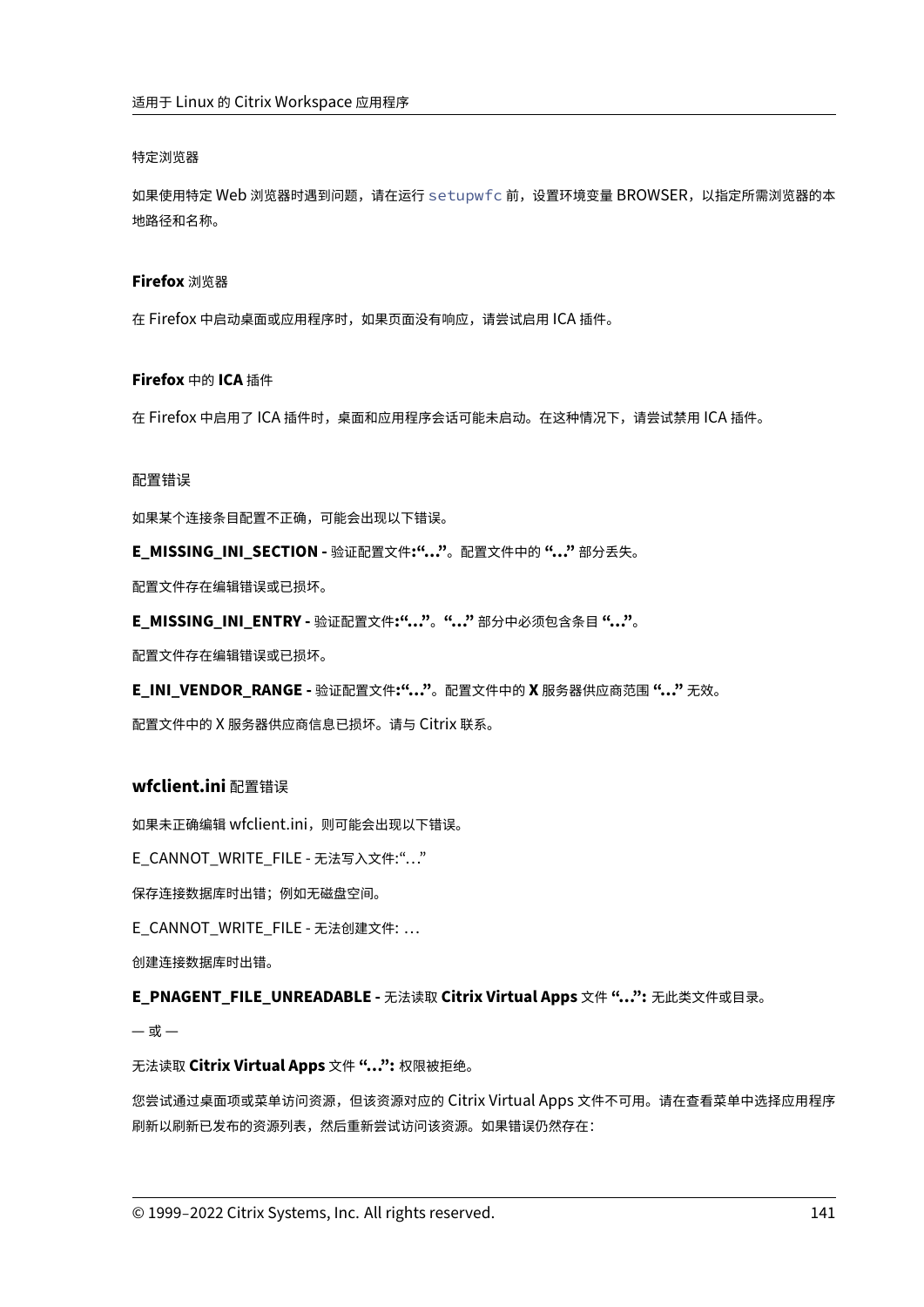特定浏览器

如果使用特定 Web 浏览器时遇到问题，请在运行 `setupwfc` 前，设置环境变量 BROWSER，以指定所需浏览器的本地路径和名称。

**Firefox** 浏览器

在 Firefox 中启动桌面或应用程序时，如果页面没有响应，请尝试启用 ICA 插件。

**Firefox** 中的 **ICA** 插件

在 Firefox 中启用了 ICA 插件时，桌面和应用程序会话可能未启动。在这种情况下，请尝试禁用 ICA 插件。

配置错误

如果某个连接条目配置不正确，可能会出现以下错误。

**E_MISSING_INI_SECTION -** 验证配置文件**:"…"**。配置文件中的 **"…"** 部分丢失。

配置文件存在编辑错误或已损坏。

**E_MISSING_INI_ENTRY -** 验证配置文件**:"…"**。**"…"** 部分中必须包含条目 **"…"**。

配置文件存在编辑错误或已损坏。

**E_INI_VENDOR_RANGE -** 验证配置文件**:"…"**。配置文件中的 **X** 服务器供应商范围 **"…"** 无效。

配置文件中的 X 服务器供应商信息已损坏。请与 Citrix 联系。

### **wfclient.ini** 配置错误

如果未正确编辑 wfclient.ini，则可能会出现以下错误。

E_CANNOT_WRITE_FILE - 无法写入文件:"…"

保存连接数据库时出错；例如无磁盘空间。

E_CANNOT_WRITE_FILE - 无法创建文件: …

创建连接数据库时出错。

**E_PNAGENT_FILE_UNREADABLE -** 无法读取 **Citrix Virtual Apps** 文件 **"…":** 无此类文件或目录。

— 或 —

无法读取 **Citrix Virtual Apps** 文件 **"…":** 权限被拒绝。

您尝试通过桌面项或菜单访问资源，但该资源对应的 Citrix Virtual Apps 文件不可用。请在查看菜单中选择应用程序刷新以刷新已发布的资源列表，然后重新尝试访问该资源。如果错误仍然存在：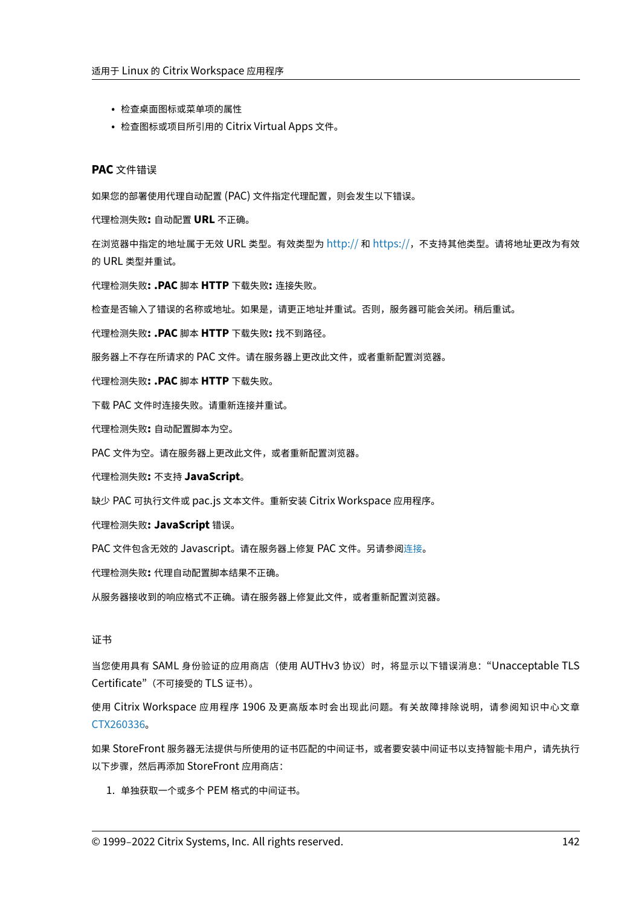- 检查桌面图标或菜单项的属性
- 检查图标或项目所引用的 Citrix Virtual Apps 文件。

### PAC 文件错误

如果您的部署使用代理自动配置 (PAC) 文件指定代理配置，则会发生以下错误。

代理检测失败**:** 自动配置 **URL** 不正确。

在浏览器中指定的地址属于无效 URL 类型。有效类型为 http:// 和 https://，不支持其他类型。请将地址更改为有效的 URL 类型并重试。

代理检测失败**: .PAC** 脚本 **HTTP** 下载失败**:** 连接失败。

检查是否输入了错误的名称或地址。如果是，请更正地址并重试。否则，服务器可能会关闭。稍后重试。

代理检测失败**: .PAC** 脚本 **HTTP** 下载失败**:** 找不到路径。

服务器上不存在所请求的 PAC 文件。请在服务器上更改此文件，或者重新配置浏览器。

代理检测失败**: .PAC** 脚本 **HTTP** 下载失败。

下载 PAC 文件时连接失败。请重新连接并重试。

代理检测失败**:** 自动配置脚本为空。

PAC 文件为空。请在服务器上更改此文件，或者重新配置浏览器。

代理检测失败**:** 不支持 **JavaScript**。

缺少 PAC 可执行文件或 pac.js 文本文件。重新安装 Citrix Workspace 应用程序。

代理检测失败**: JavaScript** 错误。

PAC 文件包含无效的 Javascript。请在服务器上修复 PAC 文件。另请参阅连接。

代理检测失败**:** 代理自动配置脚本结果不正确。

从服务器接收到的响应格式不正确。请在服务器上修复此文件，或者重新配置浏览器。

### 证书

当您使用具有 SAML 身份验证的应用商店（使用 AUTHv3 协议）时，将显示以下错误消息："Unacceptable TLS Certificate"（不可接受的 TLS 证书）。

使用 Citrix Workspace 应用程序 1906 及更高版本时会出现此问题。有关故障排除说明，请参阅知识中心文章 CTX260336。

如果 StoreFront 服务器无法提供与所使用的证书匹配的中间证书，或者要安装中间证书以支持智能卡用户，请先执行以下步骤，然后再添加 StoreFront 应用商店：

1. 单独获取一个或多个 PEM 格式的中间证书。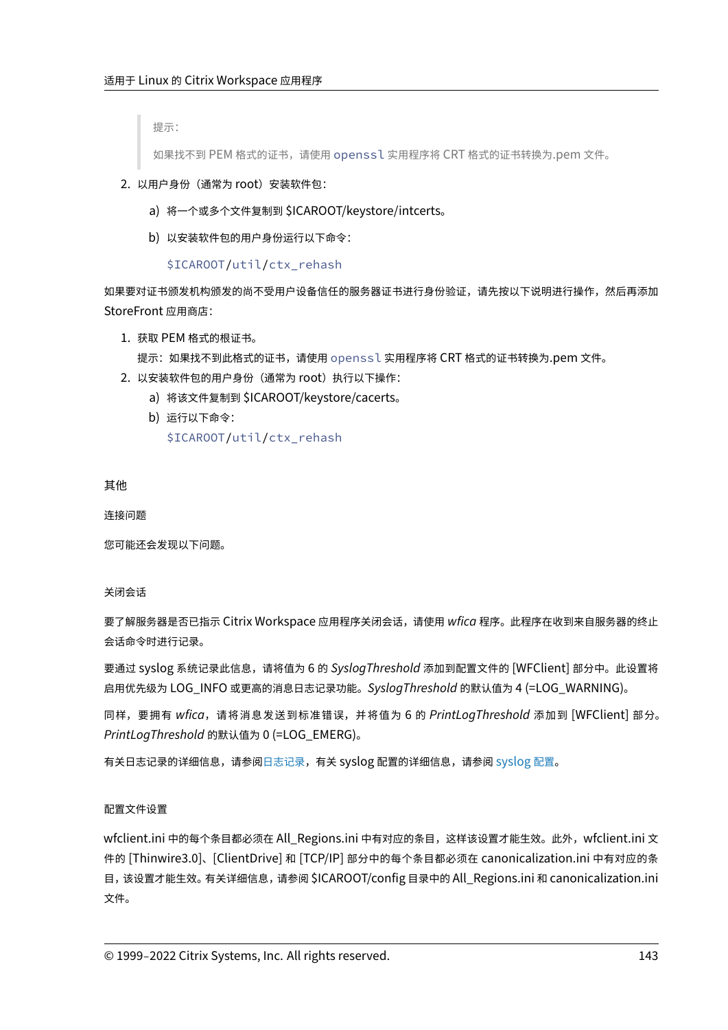> 提示：
>
> 如果找不到 PEM 格式的证书，请使用 `openssl` 实用程序将 CRT 格式的证书转换为.pem 文件。

2. 以用户身份（通常为 root）安装软件包：

   a) 将一个或多个文件复制到 $ICAROOT/keystore/intcerts。

   b) 以安装软件包的用户身份运行以下命令：

   ```
   $ICAROOT/util/ctx_rehash
   ```

如果要对证书颁发机构颁发的尚不受用户设备信任的服务器证书进行身份验证，请先按以下说明进行操作，然后再添加 StoreFront 应用商店：

1. 获取 PEM 格式的根证书。
   提示：如果找不到此格式的证书，请使用 `openssl` 实用程序将 CRT 格式的证书转换为.pem 文件。
2. 以安装软件包的用户身份（通常为 root）执行以下操作：
   a) 将该文件复制到 $ICAROOT/keystore/cacerts。
   b) 运行以下命令：
   ```
   $ICAROOT/util/ctx_rehash
   ```

## 其他

### 连接问题

您可能还会发现以下问题。

#### 关闭会话

要了解服务器是否已指示 Citrix Workspace 应用程序关闭会话，请使用 *wfica* 程序。此程序在收到来自服务器的终止会话命令时进行记录。

要通过 syslog 系统记录此信息，请将值为 6 的 *SyslogThreshold* 添加到配置文件的 [WFClient] 部分中。此设置将启用优先级为 LOG_INFO 或更高的消息日志记录功能。*SyslogThreshold* 的默认值为 4 (=LOG_WARNING)。

同样，要拥有 *wfica*，请将消息发送到标准错误，并将值为 6 的 *PrintLogThreshold* 添加到 [WFClient] 部分。*PrintLogThreshold* 的默认值为 0 (=LOG_EMERG)。

有关日志记录的详细信息，请参阅日志记录，有关 syslog 配置的详细信息，请参阅 syslog 配置。

#### 配置文件设置

wfclient.ini 中的每个条目都必须在 All_Regions.ini 中有对应的条目，这样该设置才能生效。此外，wfclient.ini 文件的 [Thinwire3.0]、[ClientDrive] 和 [TCP/IP] 部分中的每个条目都必须在 canonicalization.ini 中有对应的条目，该设置才能生效。有关详细信息，请参阅 $ICAROOT/config 目录中的 All_Regions.ini 和 canonicalization.ini 文件。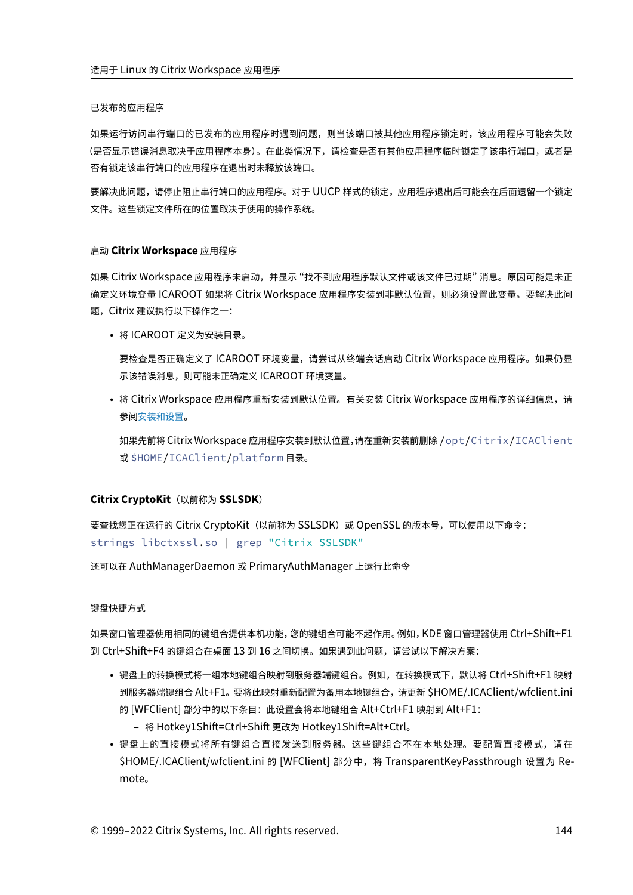已发布的应用程序

如果运行访问串行端口的已发布的应用程序时遇到问题，则当该端口被其他应用程序锁定时，该应用程序可能会失败（是否显示错误消息取决于应用程序本身）。在此类情况下，请检查是否有其他应用程序临时锁定了该串行端口，或者是否有锁定该串行端口的应用程序在退出时未释放该端口。

要解决此问题，请停止阻止串行端口的应用程序。对于 UUCP 样式的锁定，应用程序退出后可能会在后面遗留一个锁定文件。这些锁定文件所在的位置取决于使用的操作系统。

启动 **Citrix Workspace** 应用程序

如果 Citrix Workspace 应用程序未启动，并显示 "找不到应用程序默认文件或该文件已过期" 消息。原因可能是未正确定义环境变量 ICAROOT 如果将 Citrix Workspace 应用程序安装到非默认位置，则必须设置此变量。要解决此问题，Citrix 建议执行以下操作之一：

- 将 ICAROOT 定义为安装目录。

  要检查是否正确定义了 ICAROOT 环境变量，请尝试从终端会话启动 Citrix Workspace 应用程序。如果仍显示该错误消息，则可能未正确定义 ICAROOT 环境变量。

- 将 Citrix Workspace 应用程序重新安装到默认位置。有关安装 Citrix Workspace 应用程序的详细信息，请参阅安装和设置。

  如果先前将 Citrix Workspace 应用程序安装到默认位置，请在重新安装前删除 `/opt/Citrix/ICAClient` 或 `$HOME/ICAClient/platform` 目录。

**Citrix CryptoKit**（以前称为 **SSLSDK**）

要查找您正在运行的 Citrix CryptoKit（以前称为 SSLSDK）或 OpenSSL 的版本号，可以使用以下命令：

```
strings libctxssl.so | grep "Citrix SSLSDK"
```

还可以在 AuthManagerDaemon 或 PrimaryAuthManager 上运行此命令

键盘快捷方式

如果窗口管理器使用相同的键组合提供本机功能，您的键组合可能不起作用。例如，KDE 窗口管理器使用 Ctrl+Shift+F1 到 Ctrl+Shift+F4 的键组合在桌面 13 到 16 之间切换。如果遇到此问题，请尝试以下解决方案：

- 键盘上的转换模式将一组本地键组合映射到服务器端键组合。例如，在转换模式下，默认将 Ctrl+Shift+F1 映射到服务器端键组合 Alt+F1。要将此映射重新配置为备用本地键组合，请更新 $HOME/.ICAClient/wfclient.ini 的 [WFClient] 部分中的以下条目：此设置会将本地键组合 Alt+Ctrl+F1 映射到 Alt+F1：
  - 将 Hotkey1Shift=Ctrl+Shift 更改为 Hotkey1Shift=Alt+Ctrl。
- 键盘上的直接模式将所有键组合直接发送到服务器。这些键组合不在本地处理。要配置直接模式，请在 $HOME/.ICAClient/wfclient.ini 的 [WFClient] 部分中，将 TransparentKeyPassthrough 设置为 Remote。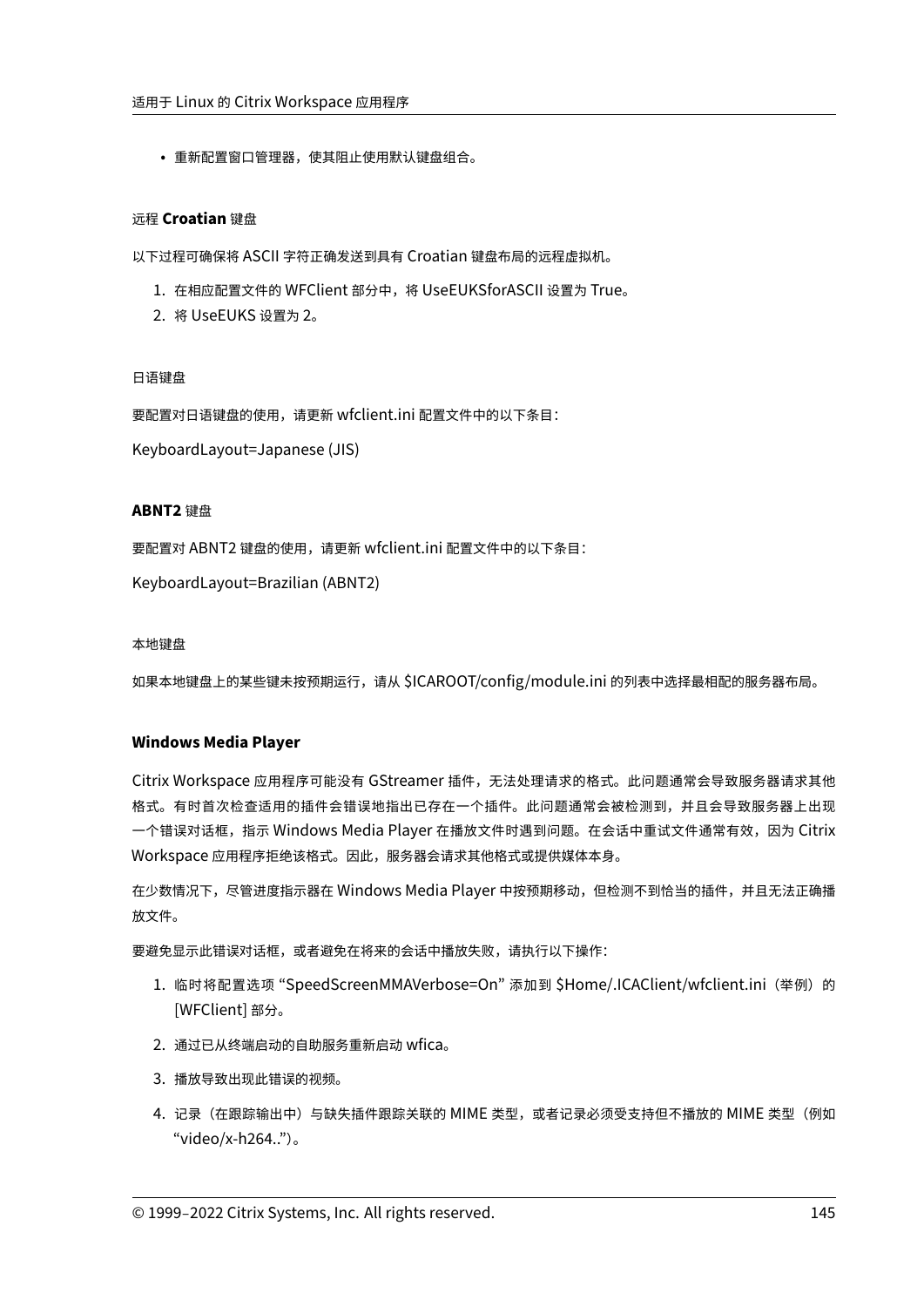- 重新配置窗口管理器，使其阻止使用默认键盘组合。

#### 远程 **Croatian** 键盘

以下过程可确保将 ASCII 字符正确发送到具有 Croatian 键盘布局的远程虚拟机。

1. 在相应配置文件的 WFClient 部分中，将 UseEUKSforASCII 设置为 True。
2. 将 UseEUKS 设置为 2。

#### 日语键盘

要配置对日语键盘的使用，请更新 wfclient.ini 配置文件中的以下条目：

KeyboardLayout=Japanese (JIS)

#### **ABNT2** 键盘

要配置对 ABNT2 键盘的使用，请更新 wfclient.ini 配置文件中的以下条目：

KeyboardLayout=Brazilian (ABNT2)

#### 本地键盘

如果本地键盘上的某些键未按预期运行，请从 $ICAROOT/config/module.ini 的列表中选择最相配的服务器布局。

### **Windows Media Player**

Citrix Workspace 应用程序可能没有 GStreamer 插件，无法处理请求的格式。此问题通常会导致服务器请求其他格式。有时首次检查适用的插件会错误地指出已存在一个插件。此问题通常会被检测到，并且会导致服务器上出现一个错误对话框，指示 Windows Media Player 在播放文件时遇到问题。在会话中重试文件通常有效，因为 Citrix Workspace 应用程序拒绝该格式。因此，服务器会请求其他格式或提供媒体本身。

在少数情况下，尽管进度指示器在 Windows Media Player 中按预期移动，但检测不到恰当的插件，并且无法正确播放文件。

要避免显示此错误对话框，或者避免在将来的会话中播放失败，请执行以下操作：

1. 临时将配置选项 "SpeedScreenMMAVerbose=On" 添加到 $Home/.ICAClient/wfclient.ini（举例）的 [WFClient] 部分。
2. 通过已从终端启动的自助服务重新启动 wfica。
3. 播放导致出现此错误的视频。
4. 记录（在跟踪输出中）与缺失插件跟踪关联的 MIME 类型，或者记录必须受支持但不播放的 MIME 类型（例如 "video/x-h264.."）。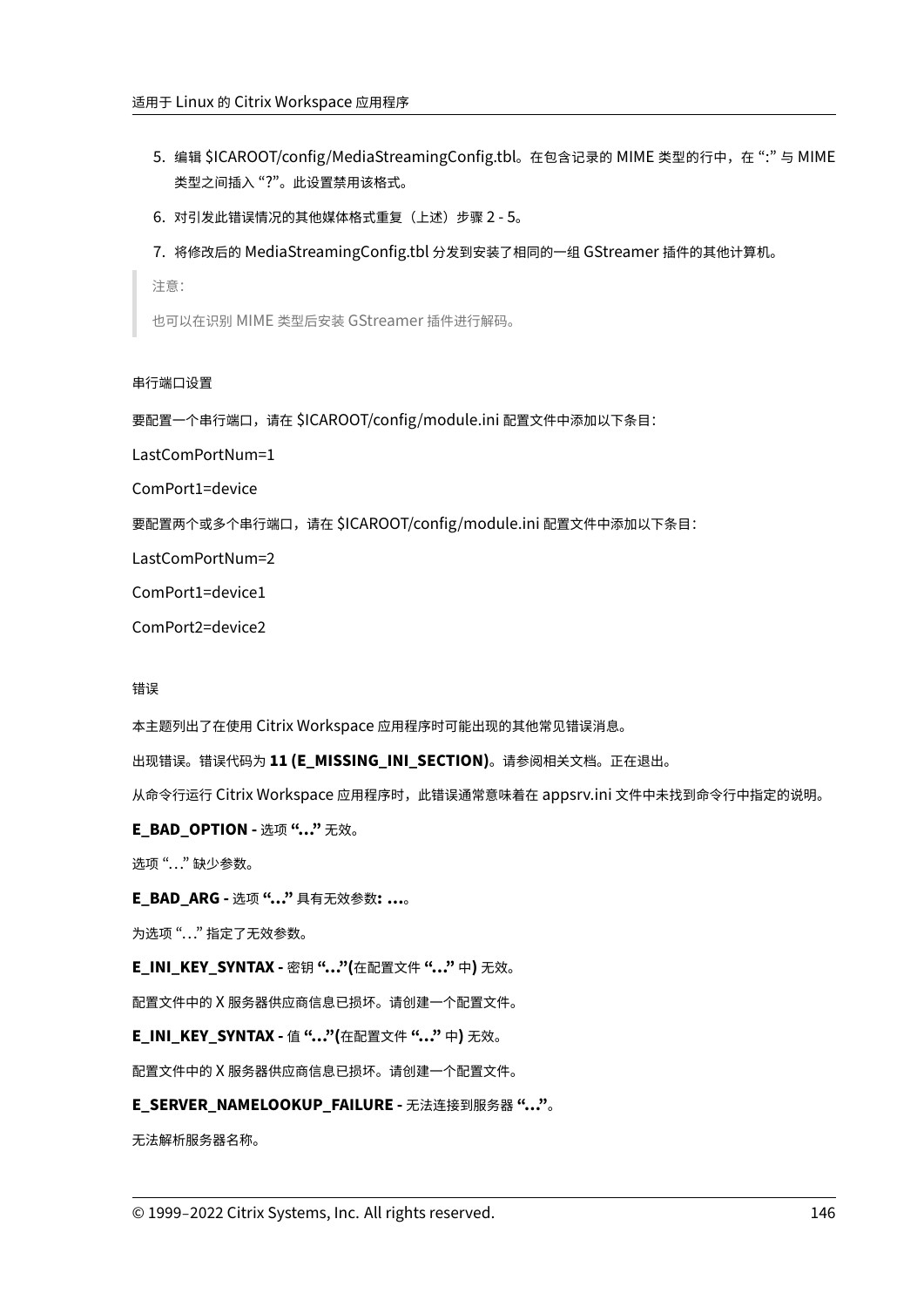5. 编辑 $ICAROOT/config/MediaStreamingConfig.tbl。在包含记录的 MIME 类型的行中，在 ":" 与 MIME 类型之间插入 "?"。此设置禁用该格式。

6. 对引发此错误情况的其他媒体格式重复（上述）步骤 2 - 5。

7. 将修改后的 MediaStreamingConfig.tbl 分发到安装了相同的一组 GStreamer 插件的其他计算机。

> 注意：
>
> 也可以在识别 MIME 类型后安装 GStreamer 插件进行解码。

#### 串行端口设置

要配置一个串行端口，请在 $ICAROOT/config/module.ini 配置文件中添加以下条目：

LastComPortNum=1

ComPort1=device

要配置两个或多个串行端口，请在 $ICAROOT/config/module.ini 配置文件中添加以下条目：

LastComPortNum=2

ComPort1=device1

ComPort2=device2

#### 错误

本主题列出了在使用 Citrix Workspace 应用程序时可能出现的其他常见错误消息。

出现错误。错误代码为 **11 (E_MISSING_INI_SECTION)**。请参阅相关文档。正在退出。

从命令行运行 Citrix Workspace 应用程序时，此错误通常意味着在 appsrv.ini 文件中未找到命令行中指定的说明。

**E_BAD_OPTION -** 选项 **"…"** 无效。

选项 "…" 缺少参数。

**E_BAD_ARG -** 选项 **"…"** 具有无效参数**: …**。

为选项 "…" 指定了无效参数。

**E_INI_KEY_SYNTAX -** 密钥 **"…"(**在配置文件 **"…"** 中**)** 无效。

配置文件中的 X 服务器供应商信息已损坏。请创建一个配置文件。

**E_INI_KEY_SYNTAX -** 值 **"…"(**在配置文件 **"…"** 中**)** 无效。

配置文件中的 X 服务器供应商信息已损坏。请创建一个配置文件。

**E_SERVER_NAMELOOKUP_FAILURE -** 无法连接到服务器 **"…"**。

无法解析服务器名称。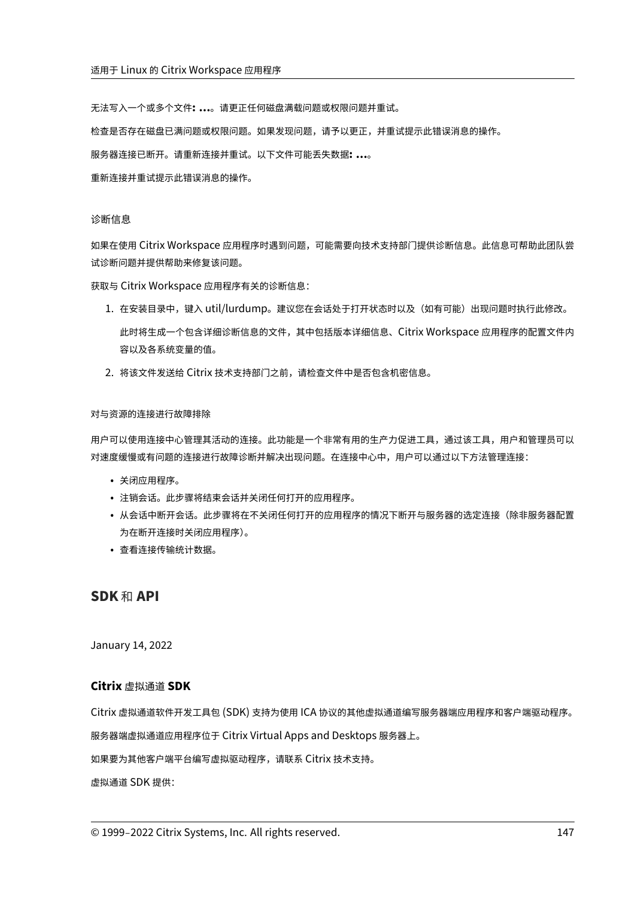无法写入一个或多个文件**: ...**。请更正任何磁盘满载问题或权限问题并重试。

检查是否存在磁盘已满问题或权限问题。如果发现问题，请予以更正，并重试提示此错误消息的操作。

服务器连接已断开。请重新连接并重试。以下文件可能丢失数据**: ...**。

重新连接并重试提示此错误消息的操作。

#### 诊断信息

如果在使用 Citrix Workspace 应用程序时遇到问题，可能需要向技术支持部门提供诊断信息。此信息可帮助此团队尝试诊断问题并提供帮助来修复该问题。

获取与 Citrix Workspace 应用程序有关的诊断信息：

1. 在安装目录中，键入 util/lurdump。建议您在会话处于打开状态时以及（如有可能）出现问题时执行此修改。

   此时将生成一个包含详细诊断信息的文件，其中包括版本详细信息、Citrix Workspace 应用程序的配置文件内容以及各系统变量的值。

2. 将该文件发送给 Citrix 技术支持部门之前，请检查文件中是否包含机密信息。

##### 对与资源的连接进行故障排除

用户可以使用连接中心管理其活动的连接。此功能是一个非常有用的生产力促进工具，通过该工具，用户和管理员可以对速度缓慢或有问题的连接进行故障诊断并解决出现问题。在连接中心中，用户可以通过以下方法管理连接：

- 关闭应用程序。
- 注销会话。此步骤将结束会话并关闭任何打开的应用程序。
- 从会话中断开会话。此步骤将在不关闭任何打开的应用程序的情况下断开与服务器的选定连接（除非服务器配置为在断开连接时关闭应用程序）。
- 查看连接传输统计数据。

## **SDK** 和 **API**

January 14, 2022

### **Citrix** 虚拟通道 **SDK**

Citrix 虚拟通道软件开发工具包 (SDK) 支持为使用 ICA 协议的其他虚拟通道编写服务器端应用程序和客户端驱动程序。

服务器端虚拟通道应用程序位于 Citrix Virtual Apps and Desktops 服务器上。

如果要为其他客户端平台编写虚拟驱动程序，请联系 Citrix 技术支持。

虚拟通道 SDK 提供：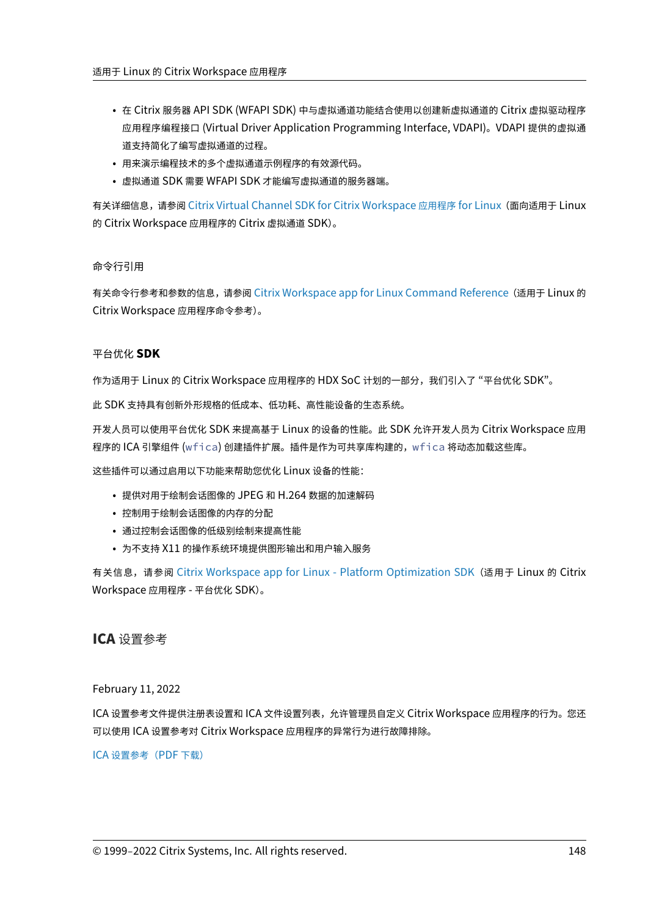- 在 Citrix 服务器 API SDK (WFAPI SDK) 中与虚拟通道功能结合使用以创建新虚拟通道的 Citrix 虚拟驱动程序应用程序编程接口 (Virtual Driver Application Programming Interface, VDAPI)。VDAPI 提供的虚拟通道支持简化了编写虚拟通道的过程。
- 用来演示编程技术的多个虚拟通道示例程序的有效源代码。
- 虚拟通道 SDK 需要 WFAPI SDK 才能编写虚拟通道的服务器端。

有关详细信息，请参阅 Citrix Virtual Channel SDK for Citrix Workspace 应用程序 for Linux（面向适用于 Linux 的 Citrix Workspace 应用程序的 Citrix 虚拟通道 SDK）。

### 命令行引用

有关命令行参考和参数的信息，请参阅 Citrix Workspace app for Linux Command Reference（适用于 Linux 的 Citrix Workspace 应用程序命令参考）。

### 平台优化 **SDK**

作为适用于 Linux 的 Citrix Workspace 应用程序的 HDX SoC 计划的一部分，我们引入了 "平台优化 SDK"。

此 SDK 支持具有创新外形规格的低成本、低功耗、高性能设备的生态系统。

开发人员可以使用平台优化 SDK 来提高基于 Linux 的设备的性能。此 SDK 允许开发人员为 Citrix Workspace 应用程序的 ICA 引擎组件 (`wfica`) 创建插件扩展。插件是作为可共享库构建的，`wfica` 将动态加载这些库。

这些插件可以通过启用以下功能来帮助您优化 Linux 设备的性能：

- 提供对用于绘制会话图像的 JPEG 和 H.264 数据的加速解码
- 控制用于绘制会话图像的内存的分配
- 通过控制会话图像的低级别绘制来提高性能
- 为不支持 X11 的操作系统环境提供图形输出和用户输入服务

有关信息，请参阅 Citrix Workspace app for Linux - Platform Optimization SDK（适用于 Linux 的 Citrix Workspace 应用程序 - 平台优化 SDK）。

## **ICA** 设置参考

February 11, 2022

ICA 设置参考文件提供注册表设置和 ICA 文件设置列表，允许管理员自定义 Citrix Workspace 应用程序的行为。您还可以使用 ICA 设置参考对 Citrix Workspace 应用程序的异常行为进行故障排除。

ICA 设置参考（PDF 下载）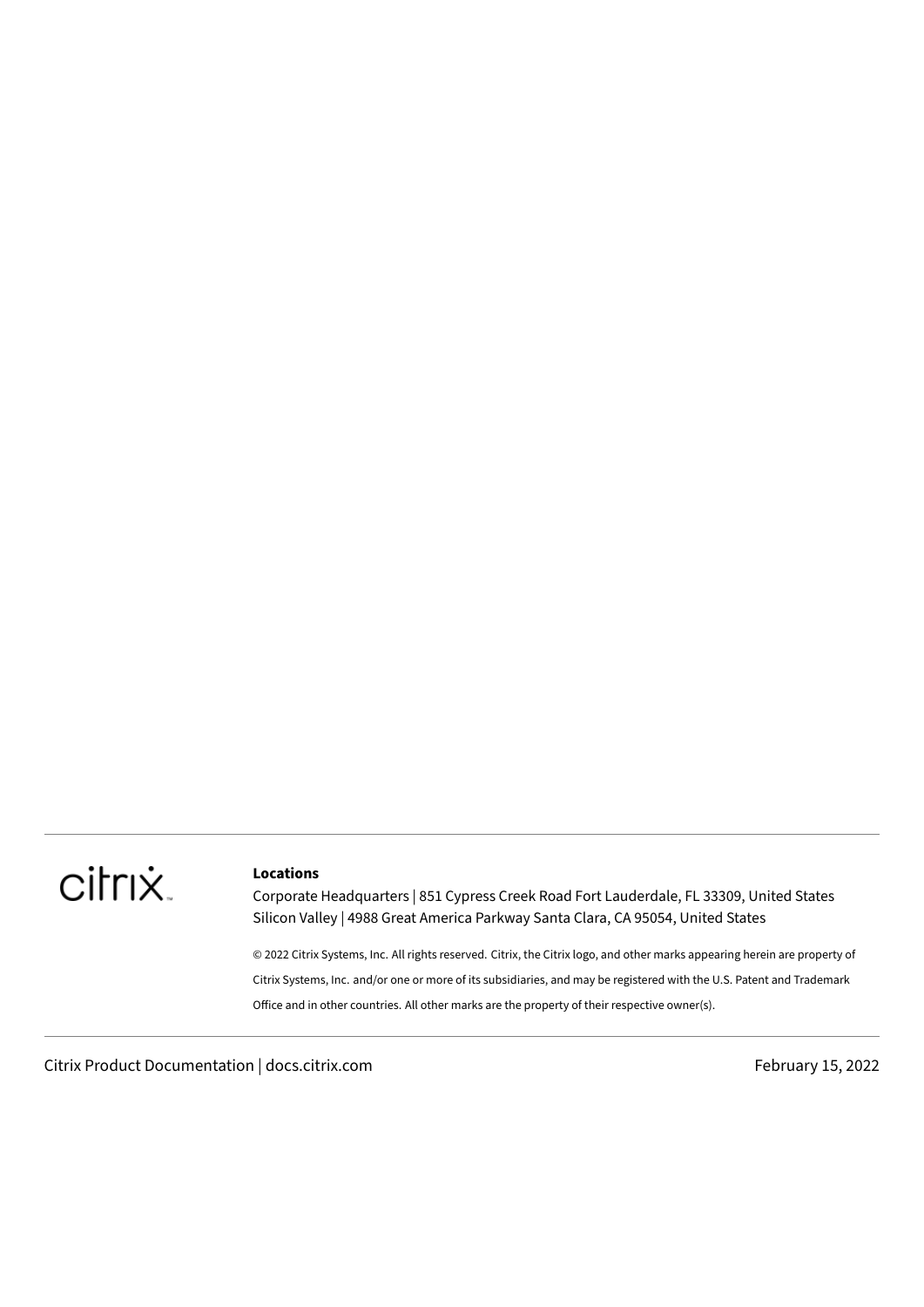**Locations**

Corporate Headquarters | 851 Cypress Creek Road Fort Lauderdale, FL 33309, United States
Silicon Valley | 4988 Great America Parkway Santa Clara, CA 95054, United States

© 2022 Citrix Systems, Inc. All rights reserved. Citrix, the Citrix logo, and other marks appearing herein are property of Citrix Systems, Inc. and/or one or more of its subsidiaries, and may be registered with the U.S. Patent and Trademark Office and in other countries. All other marks are the property of their respective owner(s).